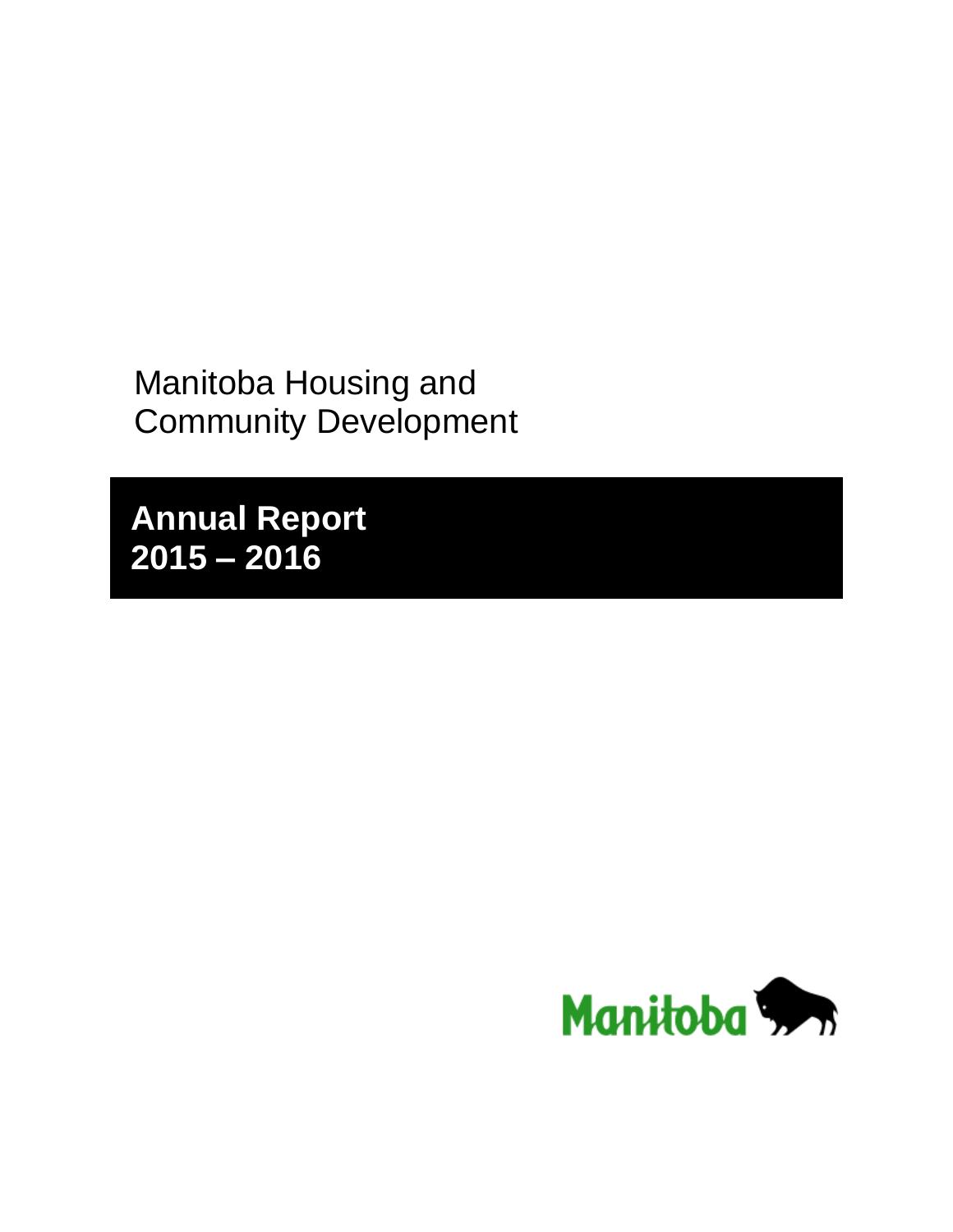Manitoba Housing and
Community Development

# Annual Report
# 2015 – 2016

Manitoba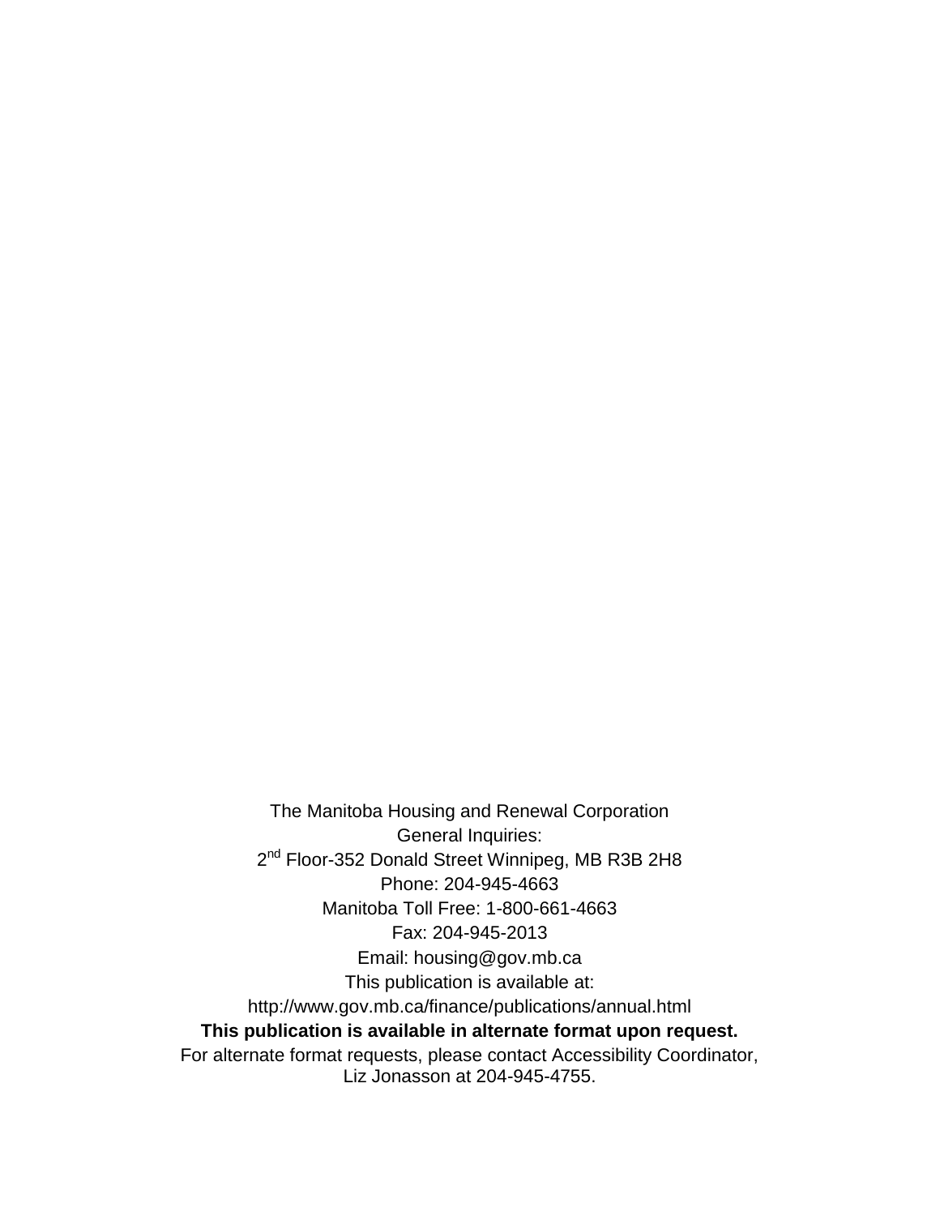The Manitoba Housing and Renewal Corporation

General Inquiries:

2nd Floor-352 Donald Street Winnipeg, MB R3B 2H8

Phone: 204-945-4663

Manitoba Toll Free: 1-800-661-4663

Fax: 204-945-2013

Email: housing@gov.mb.ca

This publication is available at:

http://www.gov.mb.ca/finance/publications/annual.html

**This publication is available in alternate format upon request.**

For alternate format requests, please contact Accessibility Coordinator, Liz Jonasson at 204-945-4755.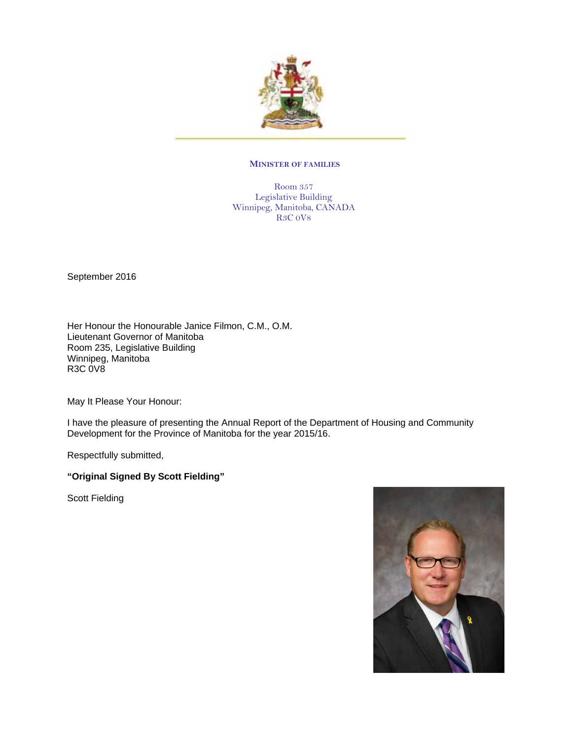**MINISTER OF FAMILIES**

Room 357
Legislative Building
Winnipeg, Manitoba, CANADA
R3C 0V8

September 2016

Her Honour the Honourable Janice Filmon, C.M., O.M.
Lieutenant Governor of Manitoba
Room 235, Legislative Building
Winnipeg, Manitoba
R3C 0V8

May It Please Your Honour:

I have the pleasure of presenting the Annual Report of the Department of Housing and Community Development for the Province of Manitoba for the year 2015/16.

Respectfully submitted,

**"Original Signed By Scott Fielding"**

Scott Fielding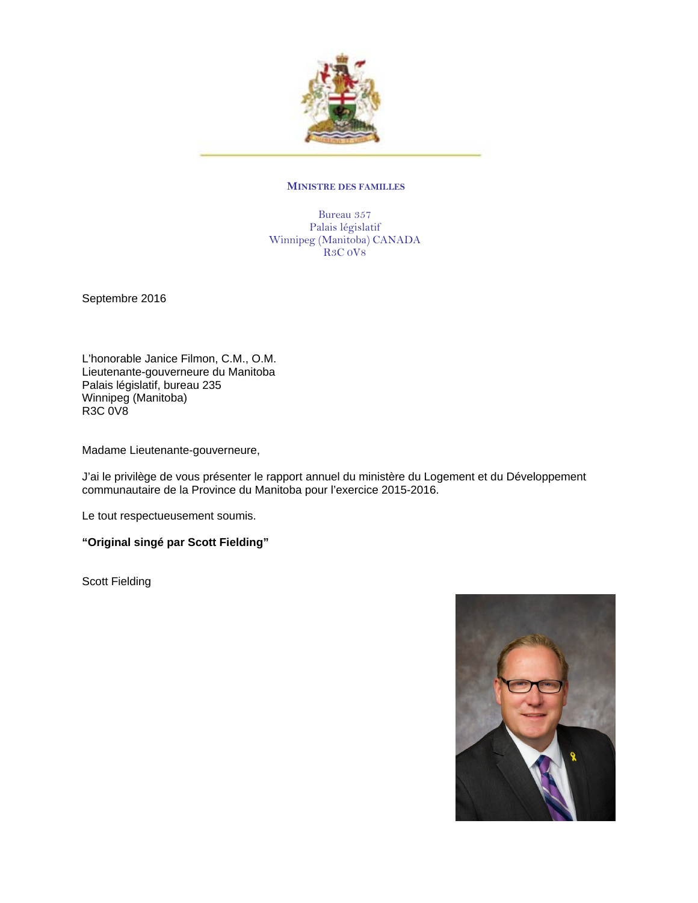**MINISTRE DES FAMILLES**

Bureau 357
Palais législatif
Winnipeg (Manitoba) CANADA
R3C 0V8

Septembre 2016

L'honorable Janice Filmon, C.M., O.M.
Lieutenante-gouverneure du Manitoba
Palais législatif, bureau 235
Winnipeg (Manitoba)
R3C 0V8

Madame Lieutenante-gouverneure,

J'ai le privilège de vous présenter le rapport annuel du ministère du Logement et du Développement communautaire de la Province du Manitoba pour l'exercice 2015-2016.

Le tout respectueusement soumis.

**"Original singé par Scott Fielding"**

Scott Fielding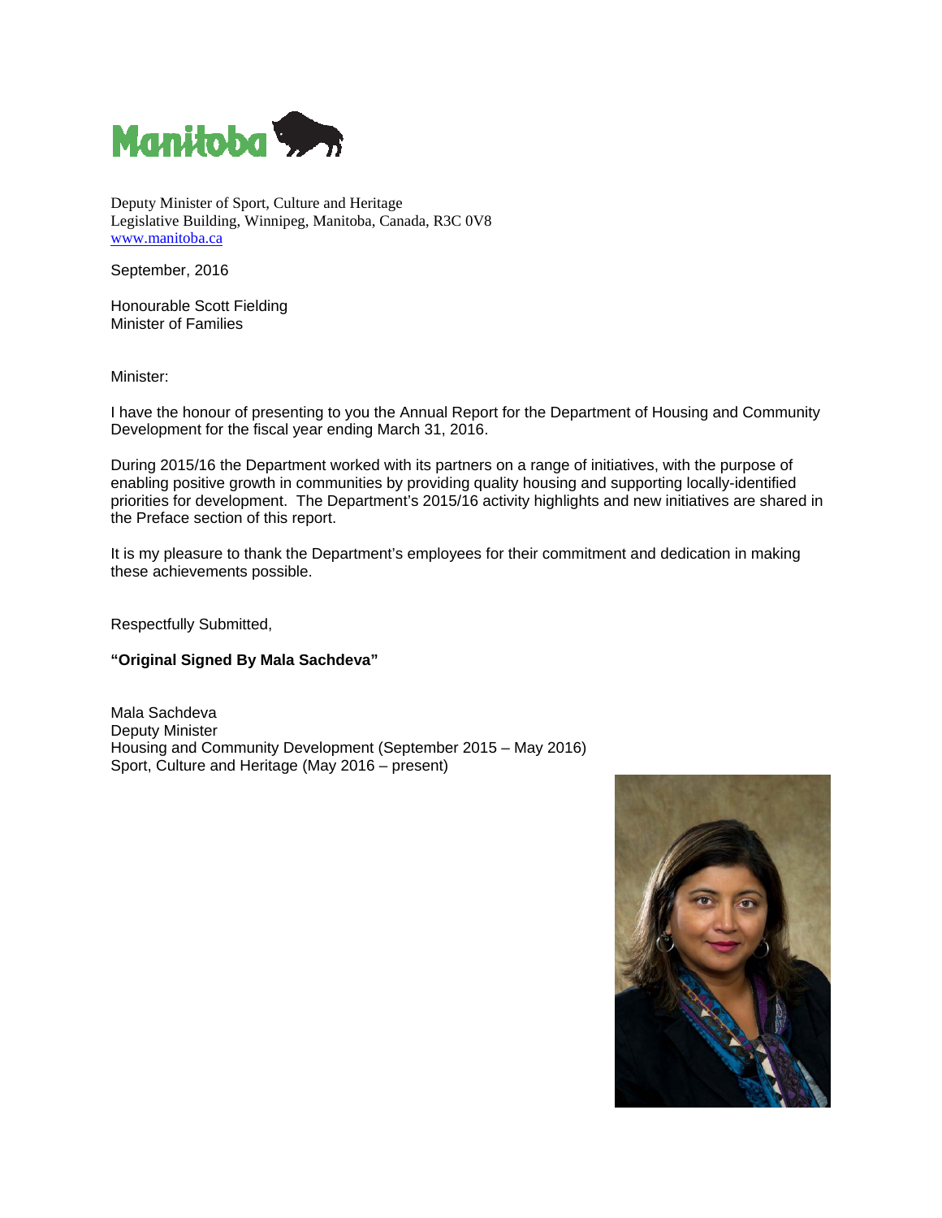Manitoba

Deputy Minister of Sport, Culture and Heritage
Legislative Building, Winnipeg, Manitoba, Canada, R3C 0V8
www.manitoba.ca

September, 2016

Honourable Scott Fielding
Minister of Families

Minister:

I have the honour of presenting to you the Annual Report for the Department of Housing and Community Development for the fiscal year ending March 31, 2016.

During 2015/16 the Department worked with its partners on a range of initiatives, with the purpose of enabling positive growth in communities by providing quality housing and supporting locally-identified priorities for development. The Department's 2015/16 activity highlights and new initiatives are shared in the Preface section of this report.

It is my pleasure to thank the Department's employees for their commitment and dedication in making these achievements possible.

Respectfully Submitted,

**"Original Signed By Mala Sachdeva"**

Mala Sachdeva
Deputy Minister
Housing and Community Development (September 2015 – May 2016)
Sport, Culture and Heritage (May 2016 – present)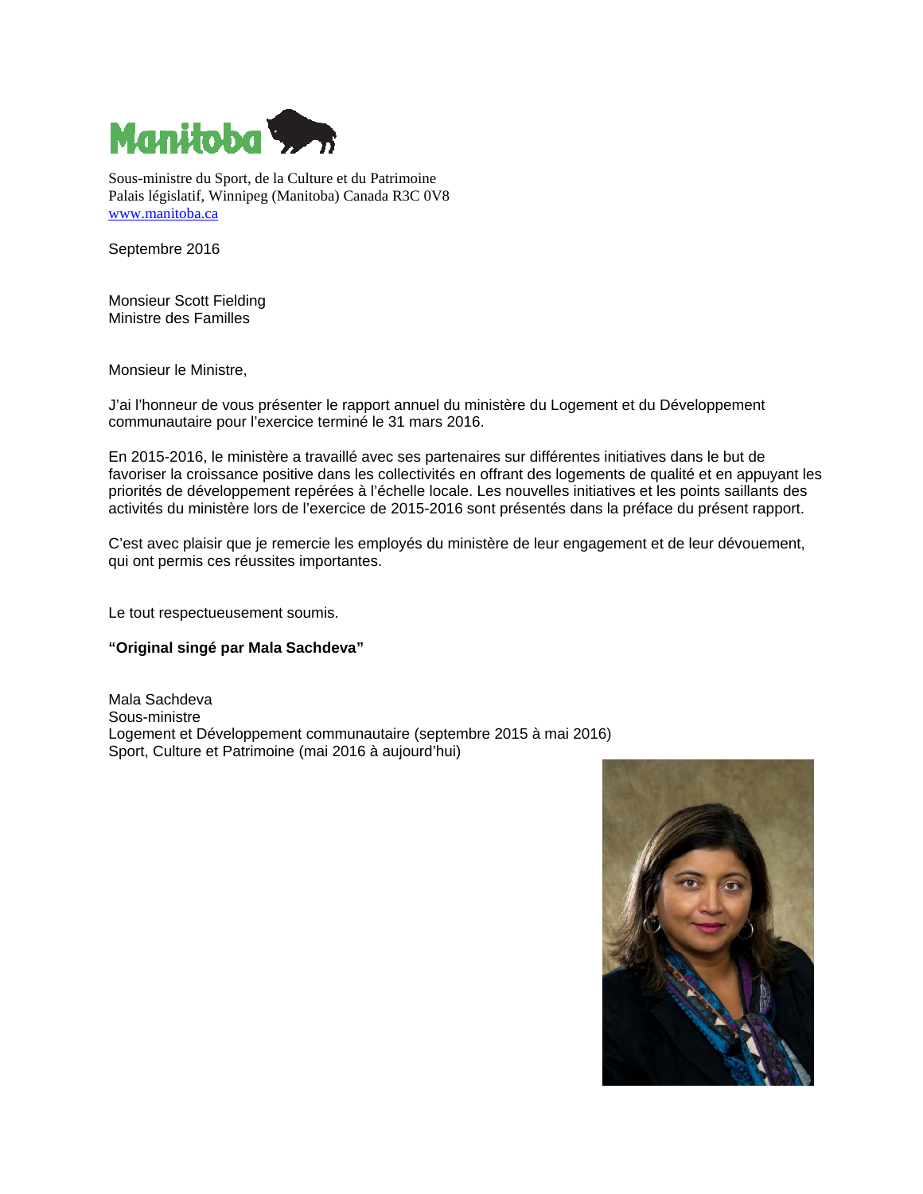Manitoba

Sous-ministre du Sport, de la Culture et du Patrimoine
Palais législatif, Winnipeg (Manitoba) Canada R3C 0V8
www.manitoba.ca

Septembre 2016

Monsieur Scott Fielding
Ministre des Familles

Monsieur le Ministre,

J'ai l'honneur de vous présenter le rapport annuel du ministère du Logement et du Développement communautaire pour l'exercice terminé le 31 mars 2016.

En 2015-2016, le ministère a travaillé avec ses partenaires sur différentes initiatives dans le but de favoriser la croissance positive dans les collectivités en offrant des logements de qualité et en appuyant les priorités de développement repérées à l'échelle locale. Les nouvelles initiatives et les points saillants des activités du ministère lors de l'exercice de 2015-2016 sont présentés dans la préface du présent rapport.

C'est avec plaisir que je remercie les employés du ministère de leur engagement et de leur dévouement, qui ont permis ces réussites importantes.

Le tout respectueusement soumis.

**"Original singé par Mala Sachdeva"**

Mala Sachdeva
Sous-ministre
Logement et Développement communautaire (septembre 2015 à mai 2016)
Sport, Culture et Patrimoine (mai 2016 à aujourd'hui)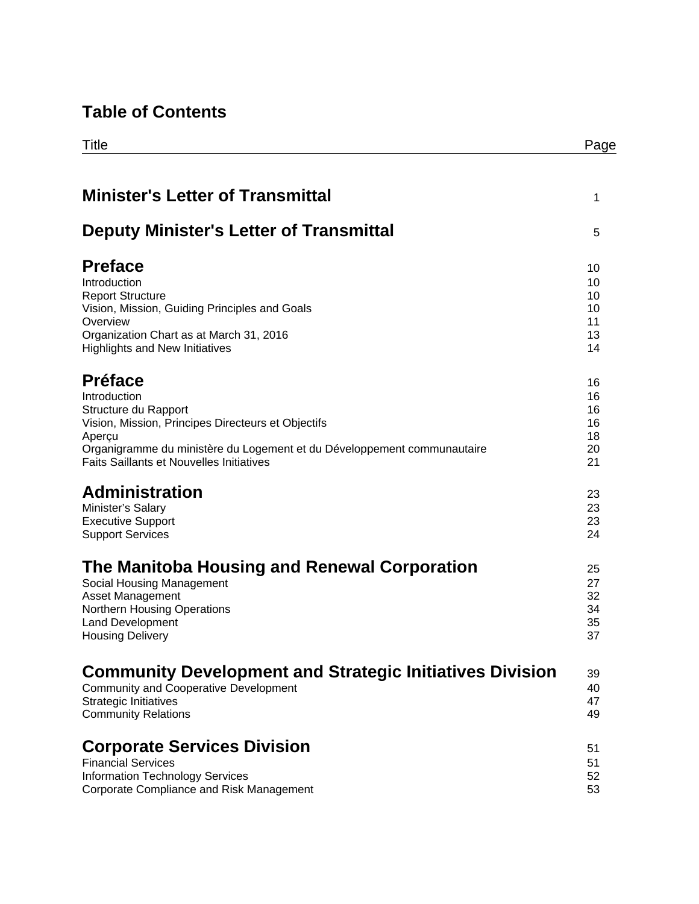# Table of Contents

| Title | Page |
|---|---|
| **Minister's Letter of Transmittal** | 1 |
| **Deputy Minister's Letter of Transmittal** | 5 |
| **Preface** | 10 |
| Introduction | 10 |
| Report Structure | 10 |
| Vision, Mission, Guiding Principles and Goals | 10 |
| Overview | 11 |
| Organization Chart as at March 31, 2016 | 13 |
| Highlights and New Initiatives | 14 |
| **Préface** | 16 |
| Introduction | 16 |
| Structure du Rapport | 16 |
| Vision, Mission, Principes Directeurs et Objectifs | 16 |
| Aperçu | 18 |
| Organigramme du ministère du Logement et du Développement communautaire | 20 |
| Faits Saillants et Nouvelles Initiatives | 21 |
| **Administration** | 23 |
| Minister's Salary | 23 |
| Executive Support | 23 |
| Support Services | 24 |
| **The Manitoba Housing and Renewal Corporation** | 25 |
| Social Housing Management | 27 |
| Asset Management | 32 |
| Northern Housing Operations | 34 |
| Land Development | 35 |
| Housing Delivery | 37 |
| **Community Development and Strategic Initiatives Division** | 39 |
| Community and Cooperative Development | 40 |
| Strategic Initiatives | 47 |
| Community Relations | 49 |
| **Corporate Services Division** | 51 |
| Financial Services | 51 |
| Information Technology Services | 52 |
| Corporate Compliance and Risk Management | 53 |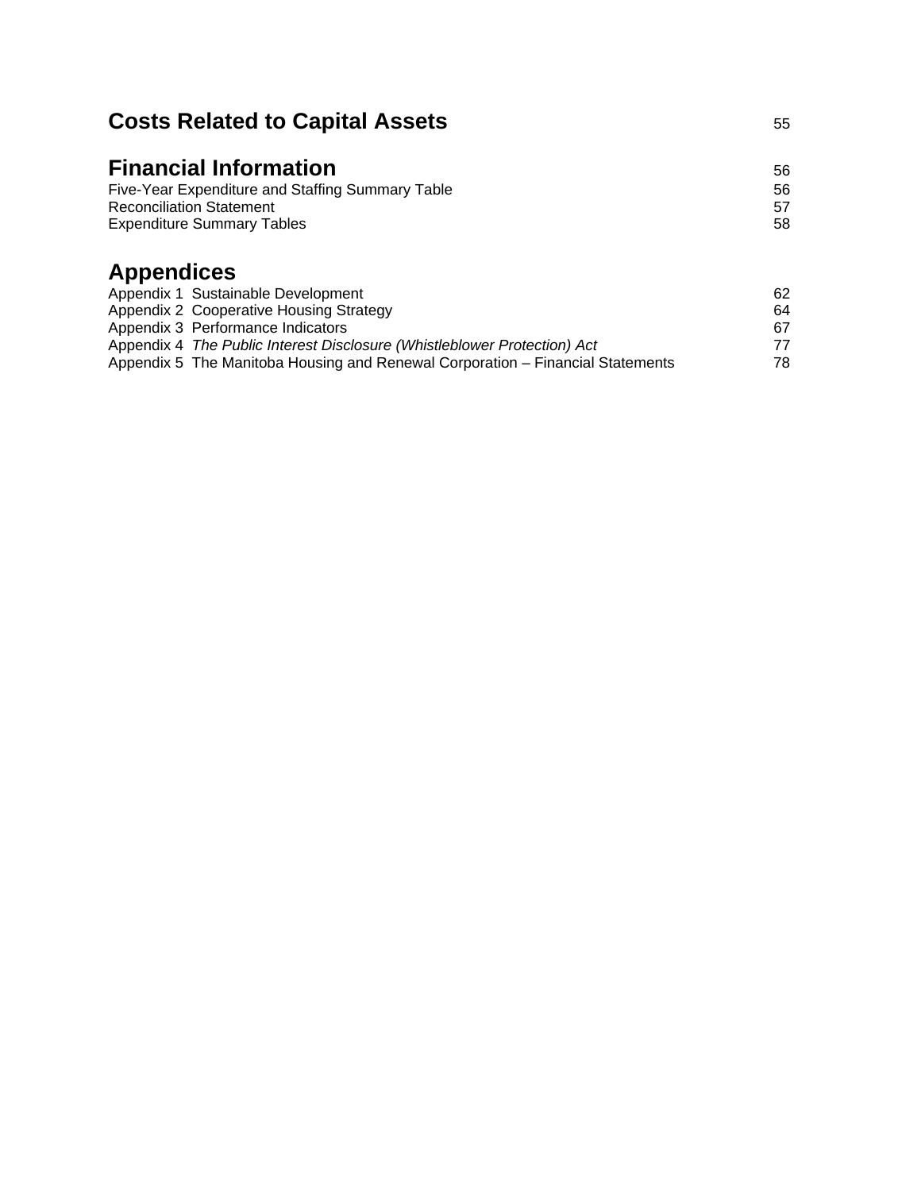## Costs Related to Capital Assets 55

## Financial Information 56

Five-Year Expenditure and Staffing Summary Table 56
Reconciliation Statement 57
Expenditure Summary Tables 58

## Appendices

Appendix 1 Sustainable Development 62
Appendix 2 Cooperative Housing Strategy 64
Appendix 3 Performance Indicators 67
Appendix 4 *The Public Interest Disclosure (Whistleblower Protection) Act* 77
Appendix 5 The Manitoba Housing and Renewal Corporation – Financial Statements 78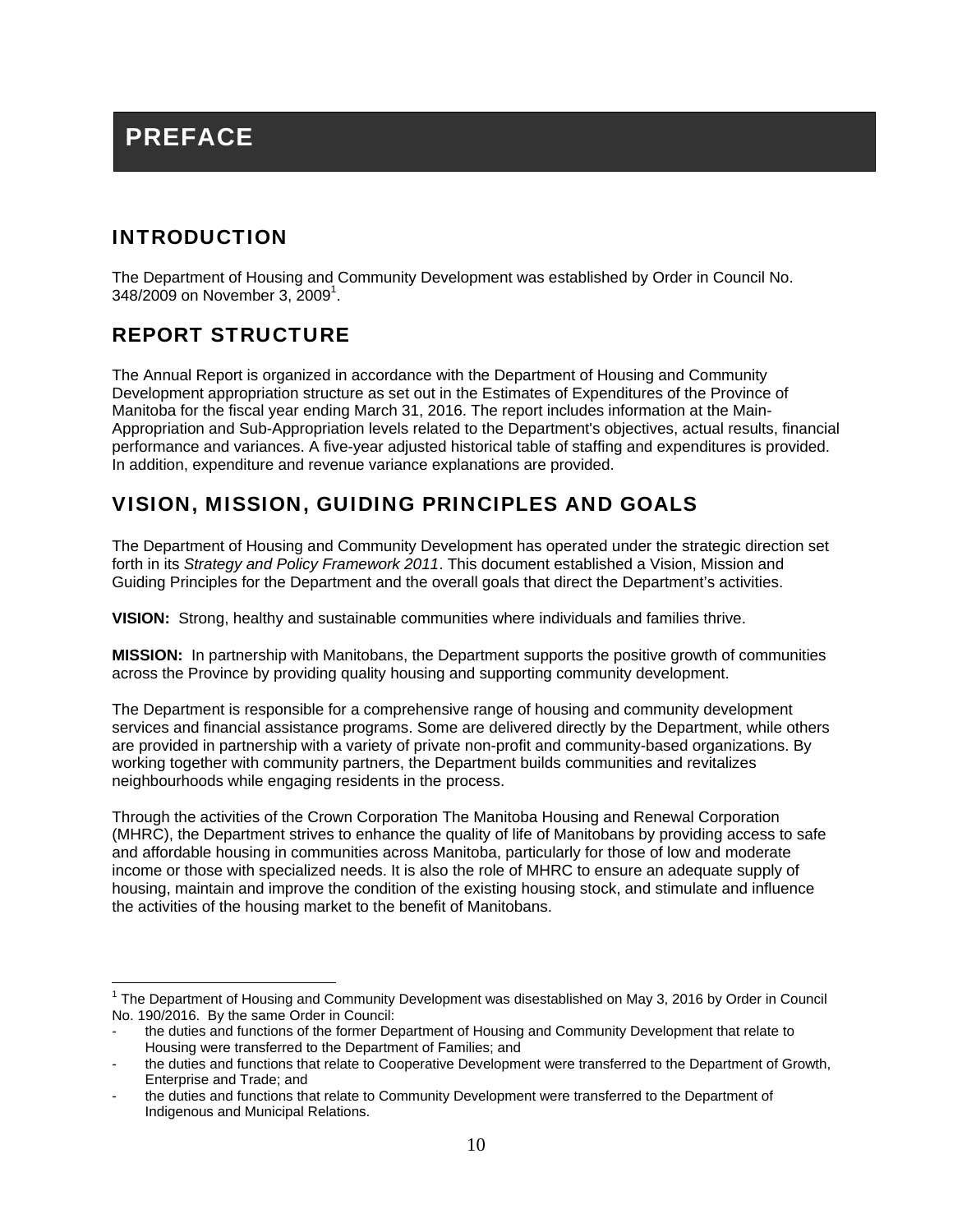# PREFACE

## INTRODUCTION

The Department of Housing and Community Development was established by Order in Council No. 348/2009 on November 3, 2009[1].

## REPORT STRUCTURE

The Annual Report is organized in accordance with the Department of Housing and Community Development appropriation structure as set out in the Estimates of Expenditures of the Province of Manitoba for the fiscal year ending March 31, 2016. The report includes information at the Main-Appropriation and Sub-Appropriation levels related to the Department's objectives, actual results, financial performance and variances. A five-year adjusted historical table of staffing and expenditures is provided. In addition, expenditure and revenue variance explanations are provided.

## VISION, MISSION, GUIDING PRINCIPLES AND GOALS

The Department of Housing and Community Development has operated under the strategic direction set forth in its *Strategy and Policy Framework 2011*. This document established a Vision, Mission and Guiding Principles for the Department and the overall goals that direct the Department's activities.

**VISION:** Strong, healthy and sustainable communities where individuals and families thrive.

**MISSION:** In partnership with Manitobans, the Department supports the positive growth of communities across the Province by providing quality housing and supporting community development.

The Department is responsible for a comprehensive range of housing and community development services and financial assistance programs. Some are delivered directly by the Department, while others are provided in partnership with a variety of private non-profit and community-based organizations. By working together with community partners, the Department builds communities and revitalizes neighbourhoods while engaging residents in the process.

Through the activities of the Crown Corporation The Manitoba Housing and Renewal Corporation (MHRC), the Department strives to enhance the quality of life of Manitobans by providing access to safe and affordable housing in communities across Manitoba, particularly for those of low and moderate income or those with specialized needs. It is also the role of MHRC to ensure an adequate supply of housing, maintain and improve the condition of the existing housing stock, and stimulate and influence the activities of the housing market to the benefit of Manitobans.

---

[1] The Department of Housing and Community Development was disestablished on May 3, 2016 by Order in Council No. 190/2016. By the same Order in Council:

- the duties and functions of the former Department of Housing and Community Development that relate to Housing were transferred to the Department of Families; and
- the duties and functions that relate to Cooperative Development were transferred to the Department of Growth, Enterprise and Trade; and
- the duties and functions that relate to Community Development were transferred to the Department of Indigenous and Municipal Relations.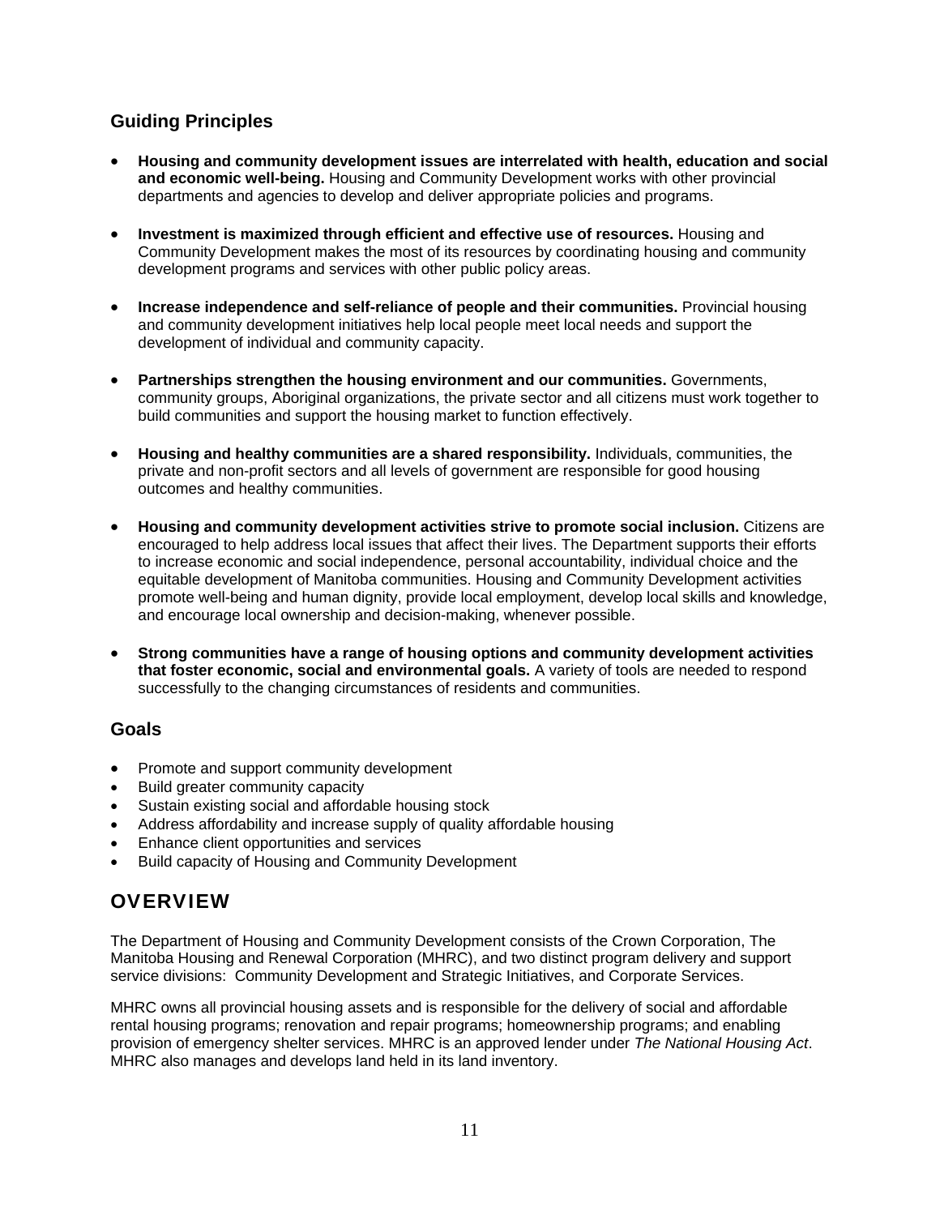## Guiding Principles

- **Housing and community development issues are interrelated with health, education and social and economic well-being.** Housing and Community Development works with other provincial departments and agencies to develop and deliver appropriate policies and programs.
- **Investment is maximized through efficient and effective use of resources.** Housing and Community Development makes the most of its resources by coordinating housing and community development programs and services with other public policy areas.
- **Increase independence and self-reliance of people and their communities.** Provincial housing and community development initiatives help local people meet local needs and support the development of individual and community capacity.
- **Partnerships strengthen the housing environment and our communities.** Governments, community groups, Aboriginal organizations, the private sector and all citizens must work together to build communities and support the housing market to function effectively.
- **Housing and healthy communities are a shared responsibility.** Individuals, communities, the private and non-profit sectors and all levels of government are responsible for good housing outcomes and healthy communities.
- **Housing and community development activities strive to promote social inclusion.** Citizens are encouraged to help address local issues that affect their lives. The Department supports their efforts to increase economic and social independence, personal accountability, individual choice and the equitable development of Manitoba communities. Housing and Community Development activities promote well-being and human dignity, provide local employment, develop local skills and knowledge, and encourage local ownership and decision-making, whenever possible.
- **Strong communities have a range of housing options and community development activities that foster economic, social and environmental goals.** A variety of tools are needed to respond successfully to the changing circumstances of residents and communities.

## Goals

- Promote and support community development
- Build greater community capacity
- Sustain existing social and affordable housing stock
- Address affordability and increase supply of quality affordable housing
- Enhance client opportunities and services
- Build capacity of Housing and Community Development

# OVERVIEW

The Department of Housing and Community Development consists of the Crown Corporation, The Manitoba Housing and Renewal Corporation (MHRC), and two distinct program delivery and support service divisions: Community Development and Strategic Initiatives, and Corporate Services.

MHRC owns all provincial housing assets and is responsible for the delivery of social and affordable rental housing programs; renovation and repair programs; homeownership programs; and enabling provision of emergency shelter services. MHRC is an approved lender under *The National Housing Act*. MHRC also manages and develops land held in its land inventory.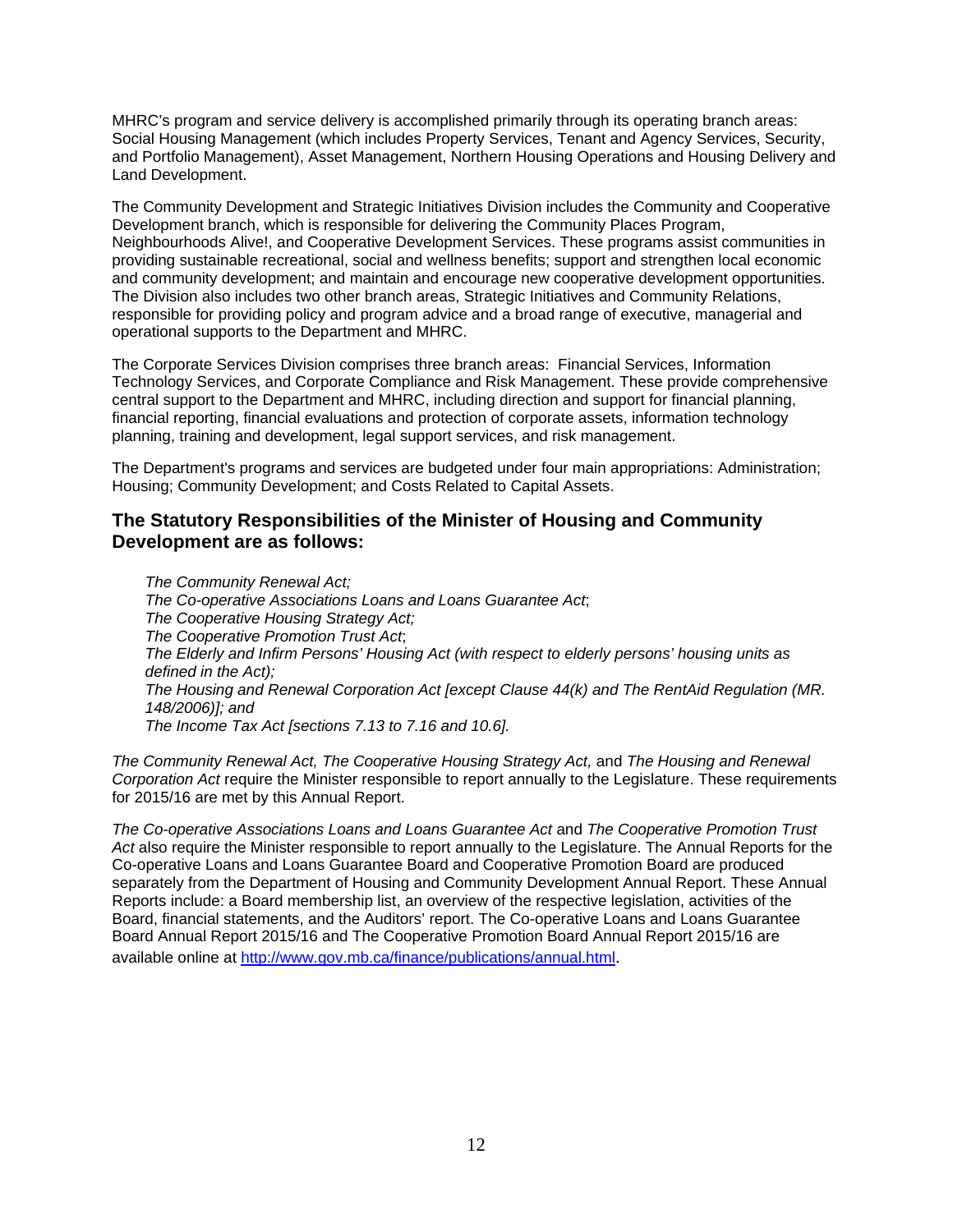MHRC's program and service delivery is accomplished primarily through its operating branch areas: Social Housing Management (which includes Property Services, Tenant and Agency Services, Security, and Portfolio Management), Asset Management, Northern Housing Operations and Housing Delivery and Land Development.

The Community Development and Strategic Initiatives Division includes the Community and Cooperative Development branch, which is responsible for delivering the Community Places Program, Neighbourhoods Alive!, and Cooperative Development Services. These programs assist communities in providing sustainable recreational, social and wellness benefits; support and strengthen local economic and community development; and maintain and encourage new cooperative development opportunities. The Division also includes two other branch areas, Strategic Initiatives and Community Relations, responsible for providing policy and program advice and a broad range of executive, managerial and operational supports to the Department and MHRC.

The Corporate Services Division comprises three branch areas: Financial Services, Information Technology Services, and Corporate Compliance and Risk Management. These provide comprehensive central support to the Department and MHRC, including direction and support for financial planning, financial reporting, financial evaluations and protection of corporate assets, information technology planning, training and development, legal support services, and risk management.

The Department's programs and services are budgeted under four main appropriations: Administration; Housing; Community Development; and Costs Related to Capital Assets.

## The Statutory Responsibilities of the Minister of Housing and Community Development are as follows:

*The Community Renewal Act;*
*The Co-operative Associations Loans and Loans Guarantee Act*;
*The Cooperative Housing Strategy Act;*
*The Cooperative Promotion Trust Act*;
*The Elderly and Infirm Persons' Housing Act (with respect to elderly persons' housing units as defined in the Act);*
*The Housing and Renewal Corporation Act [except Clause 44(k) and The RentAid Regulation (MR. 148/2006)]; and*
*The Income Tax Act [sections 7.13 to 7.16 and 10.6].*

*The Community Renewal Act, The Cooperative Housing Strategy Act,* and *The Housing and Renewal Corporation Act* require the Minister responsible to report annually to the Legislature. These requirements for 2015/16 are met by this Annual Report.

*The Co-operative Associations Loans and Loans Guarantee Act* and *The Cooperative Promotion Trust Act* also require the Minister responsible to report annually to the Legislature. The Annual Reports for the Co-operative Loans and Loans Guarantee Board and Cooperative Promotion Board are produced separately from the Department of Housing and Community Development Annual Report. These Annual Reports include: a Board membership list, an overview of the respective legislation, activities of the Board, financial statements, and the Auditors' report. The Co-operative Loans and Loans Guarantee Board Annual Report 2015/16 and The Cooperative Promotion Board Annual Report 2015/16 are available online at http://www.gov.mb.ca/finance/publications/annual.html.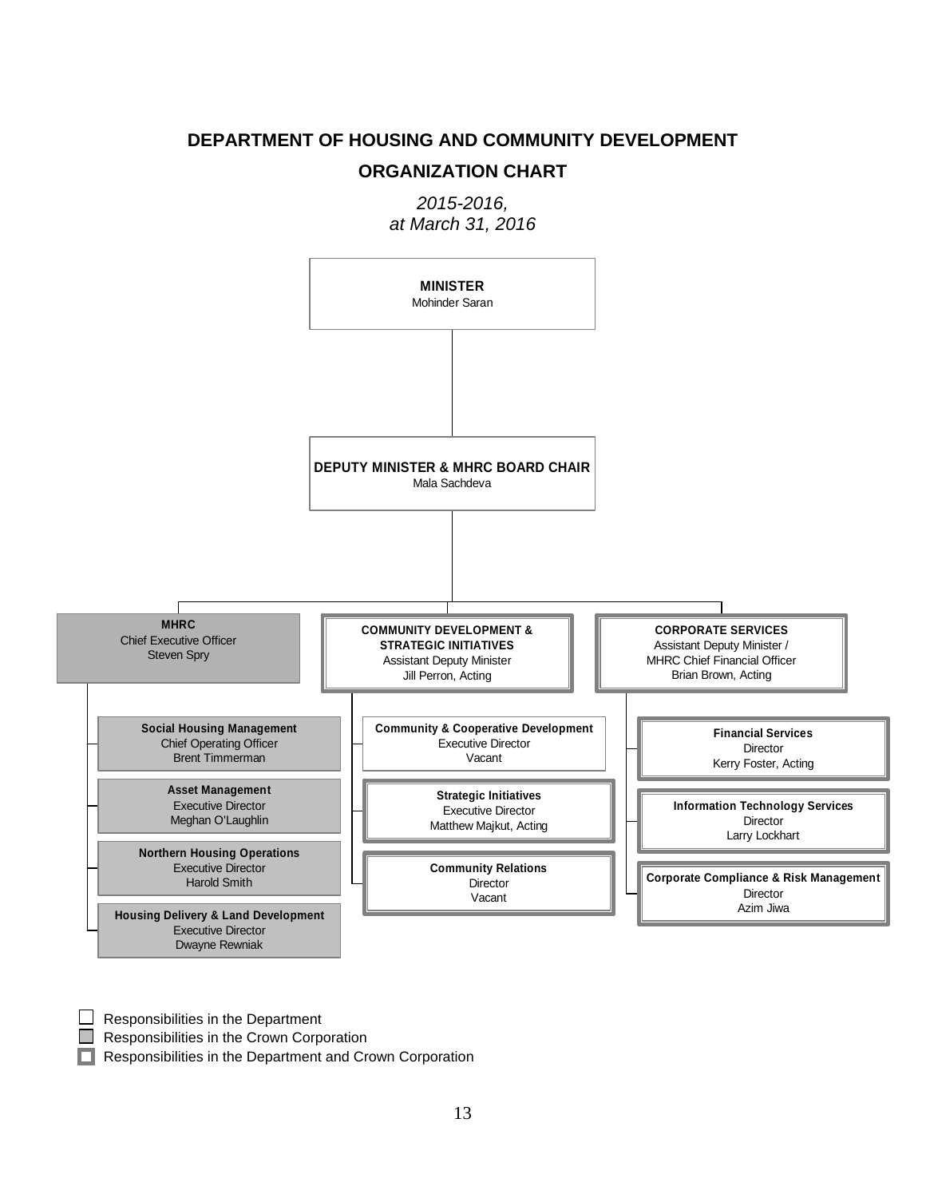# DEPARTMENT OF HOUSING AND COMMUNITY DEVELOPMENT

## ORGANIZATION CHART

*2015-2016, at March 31, 2016*

**MINISTER**
Mohinder Saran

**DEPUTY MINISTER & MHRC BOARD CHAIR**
Mala Sachdeva

**MHRC**
Chief Executive Officer
Steven Spry

- **Social Housing Management** – Chief Operating Officer – Brent Timmerman
- **Asset Management** – Executive Director – Meghan O'Laughlin
- **Northern Housing Operations** – Executive Director – Harold Smith
- **Housing Delivery & Land Development** – Executive Director – Dwayne Rewniak

**COMMUNITY DEVELOPMENT & STRATEGIC INITIATIVES**
Assistant Deputy Minister
Jill Perron, Acting

- **Community & Cooperative Development** – Executive Director – Vacant
- **Strategic Initiatives** – Executive Director – Matthew Majkut, Acting
- **Community Relations** – Director – Vacant

**CORPORATE SERVICES**
Assistant Deputy Minister / MHRC Chief Financial Officer
Brian Brown, Acting

- **Financial Services** – Director – Kerry Foster, Acting
- **Information Technology Services** – Director – Larry Lockhart
- **Corporate Compliance & Risk Management** – Director – Azim Jiwa

Legend:
- Responsibilities in the Department
- Responsibilities in the Crown Corporation
- Responsibilities in the Department and Crown Corporation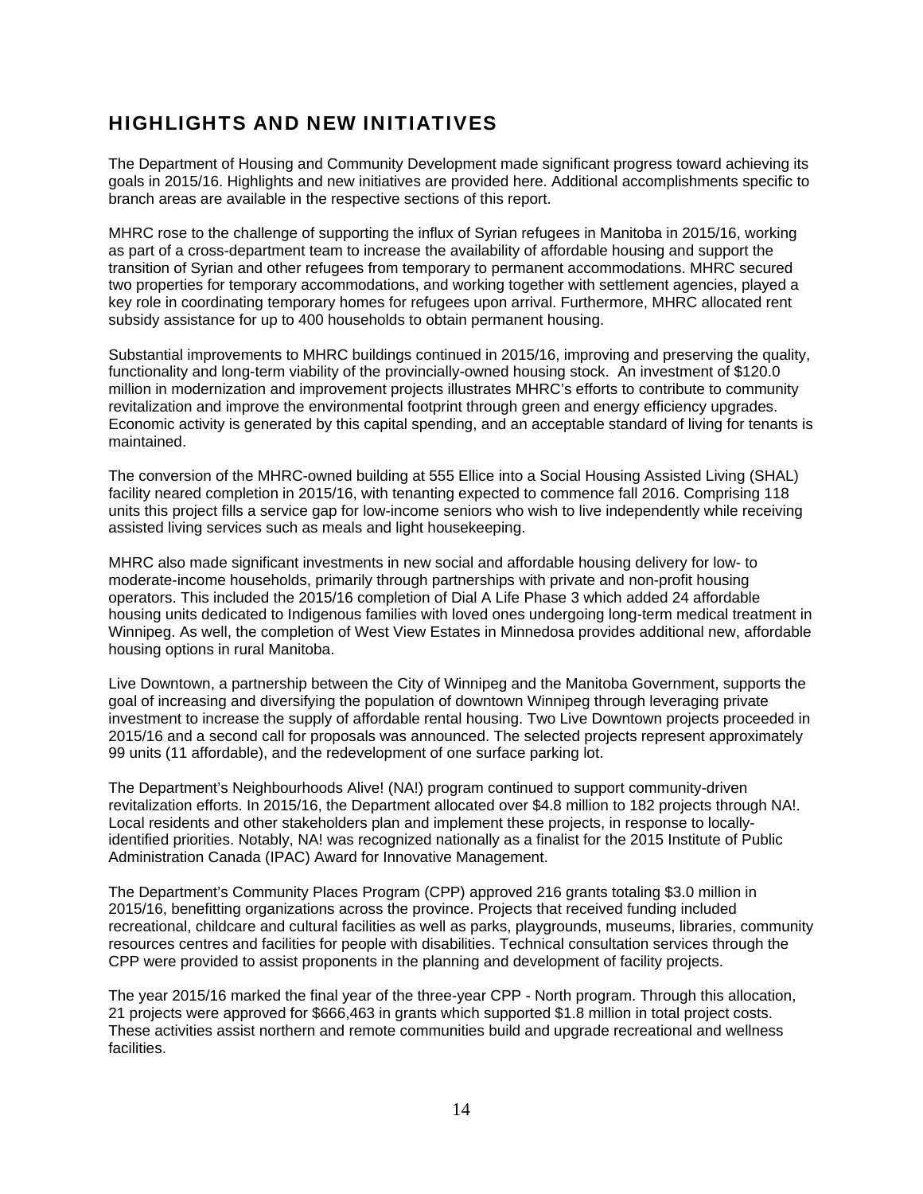## HIGHLIGHTS AND NEW INITIATIVES

The Department of Housing and Community Development made significant progress toward achieving its goals in 2015/16. Highlights and new initiatives are provided here. Additional accomplishments specific to branch areas are available in the respective sections of this report.

MHRC rose to the challenge of supporting the influx of Syrian refugees in Manitoba in 2015/16, working as part of a cross-department team to increase the availability of affordable housing and support the transition of Syrian and other refugees from temporary to permanent accommodations. MHRC secured two properties for temporary accommodations, and working together with settlement agencies, played a key role in coordinating temporary homes for refugees upon arrival. Furthermore, MHRC allocated rent subsidy assistance for up to 400 households to obtain permanent housing.

Substantial improvements to MHRC buildings continued in 2015/16, improving and preserving the quality, functionality and long-term viability of the provincially-owned housing stock. An investment of $120.0 million in modernization and improvement projects illustrates MHRC's efforts to contribute to community revitalization and improve the environmental footprint through green and energy efficiency upgrades. Economic activity is generated by this capital spending, and an acceptable standard of living for tenants is maintained.

The conversion of the MHRC-owned building at 555 Ellice into a Social Housing Assisted Living (SHAL) facility neared completion in 2015/16, with tenanting expected to commence fall 2016. Comprising 118 units this project fills a service gap for low-income seniors who wish to live independently while receiving assisted living services such as meals and light housekeeping.

MHRC also made significant investments in new social and affordable housing delivery for low- to moderate-income households, primarily through partnerships with private and non-profit housing operators. This included the 2015/16 completion of Dial A Life Phase 3 which added 24 affordable housing units dedicated to Indigenous families with loved ones undergoing long-term medical treatment in Winnipeg. As well, the completion of West View Estates in Minnedosa provides additional new, affordable housing options in rural Manitoba.

Live Downtown, a partnership between the City of Winnipeg and the Manitoba Government, supports the goal of increasing and diversifying the population of downtown Winnipeg through leveraging private investment to increase the supply of affordable rental housing. Two Live Downtown projects proceeded in 2015/16 and a second call for proposals was announced. The selected projects represent approximately 99 units (11 affordable), and the redevelopment of one surface parking lot.

The Department's Neighbourhoods Alive! (NA!) program continued to support community-driven revitalization efforts. In 2015/16, the Department allocated over $4.8 million to 182 projects through NA!. Local residents and other stakeholders plan and implement these projects, in response to locally-identified priorities. Notably, NA! was recognized nationally as a finalist for the 2015 Institute of Public Administration Canada (IPAC) Award for Innovative Management.

The Department's Community Places Program (CPP) approved 216 grants totaling $3.0 million in 2015/16, benefitting organizations across the province. Projects that received funding included recreational, childcare and cultural facilities as well as parks, playgrounds, museums, libraries, community resources centres and facilities for people with disabilities. Technical consultation services through the CPP were provided to assist proponents in the planning and development of facility projects.

The year 2015/16 marked the final year of the three-year CPP - North program. Through this allocation, 21 projects were approved for $666,463 in grants which supported $1.8 million in total project costs. These activities assist northern and remote communities build and upgrade recreational and wellness facilities.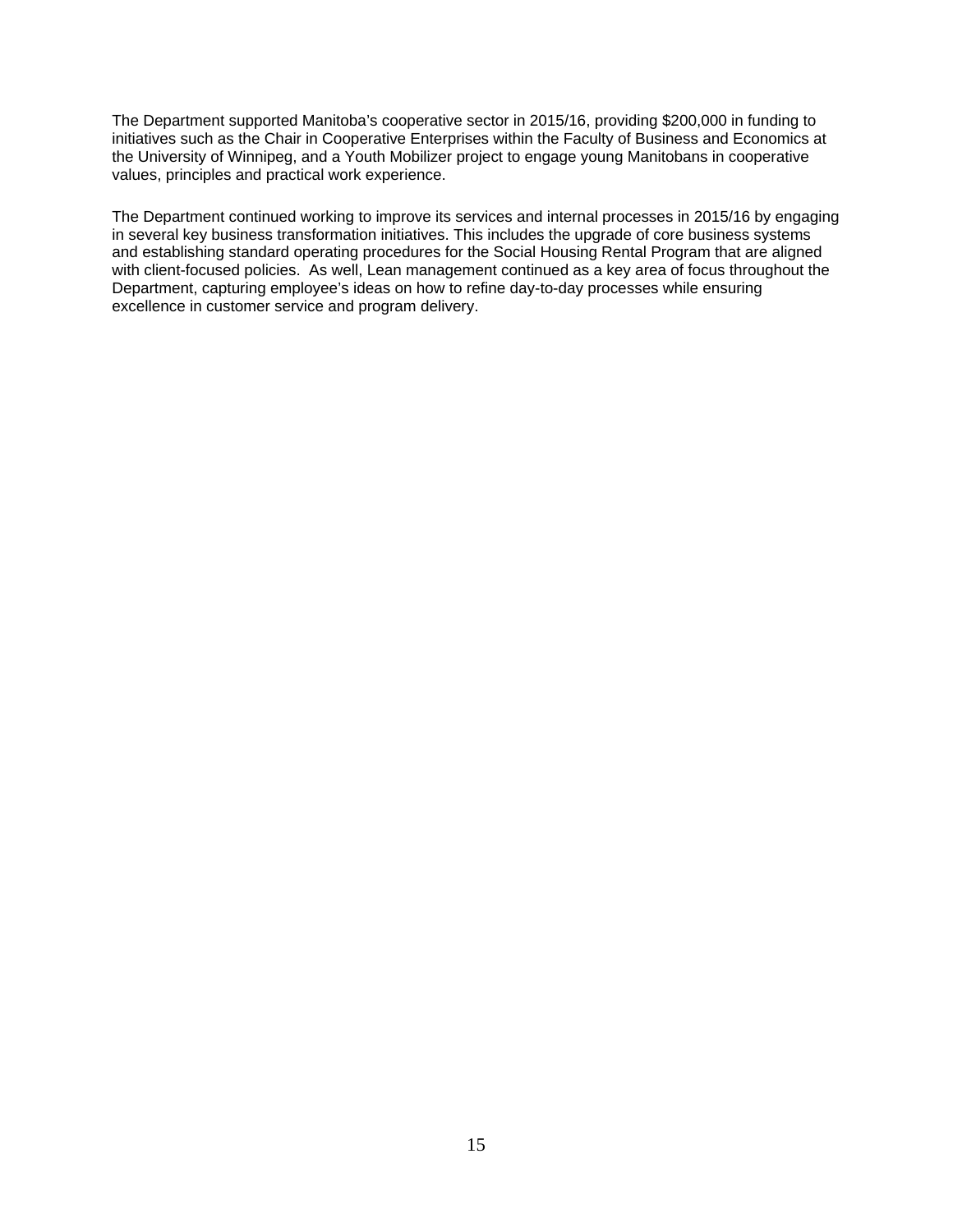The Department supported Manitoba's cooperative sector in 2015/16, providing $200,000 in funding to initiatives such as the Chair in Cooperative Enterprises within the Faculty of Business and Economics at the University of Winnipeg, and a Youth Mobilizer project to engage young Manitobans in cooperative values, principles and practical work experience.

The Department continued working to improve its services and internal processes in 2015/16 by engaging in several key business transformation initiatives. This includes the upgrade of core business systems and establishing standard operating procedures for the Social Housing Rental Program that are aligned with client-focused policies.  As well, Lean management continued as a key area of focus throughout the Department, capturing employee's ideas on how to refine day-to-day processes while ensuring excellence in customer service and program delivery.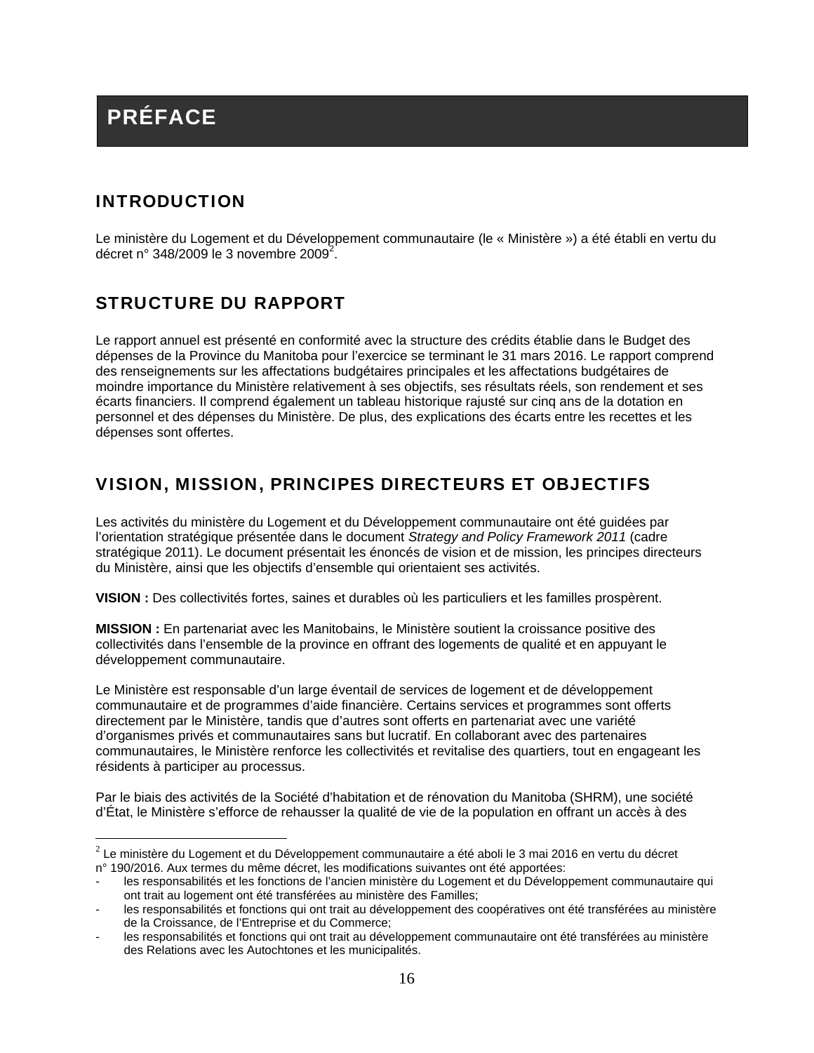# PRÉFACE

## INTRODUCTION

Le ministère du Logement et du Développement communautaire (le « Ministère ») a été établi en vertu du décret n° 348/2009 le 3 novembre 2009[2].

## STRUCTURE DU RAPPORT

Le rapport annuel est présenté en conformité avec la structure des crédits établie dans le Budget des dépenses de la Province du Manitoba pour l'exercice se terminant le 31 mars 2016. Le rapport comprend des renseignements sur les affectations budgétaires principales et les affectations budgétaires de moindre importance du Ministère relativement à ses objectifs, ses résultats réels, son rendement et ses écarts financiers. Il comprend également un tableau historique rajusté sur cinq ans de la dotation en personnel et des dépenses du Ministère. De plus, des explications des écarts entre les recettes et les dépenses sont offertes.

## VISION, MISSION, PRINCIPES DIRECTEURS ET OBJECTIFS

Les activités du ministère du Logement et du Développement communautaire ont été guidées par l'orientation stratégique présentée dans le document *Strategy and Policy Framework 2011* (cadre stratégique 2011). Le document présentait les énoncés de vision et de mission, les principes directeurs du Ministère, ainsi que les objectifs d'ensemble qui orientaient ses activités.

**VISION :** Des collectivités fortes, saines et durables où les particuliers et les familles prospèrent.

**MISSION :** En partenariat avec les Manitobains, le Ministère soutient la croissance positive des collectivités dans l'ensemble de la province en offrant des logements de qualité et en appuyant le développement communautaire.

Le Ministère est responsable d'un large éventail de services de logement et de développement communautaire et de programmes d'aide financière. Certains services et programmes sont offerts directement par le Ministère, tandis que d'autres sont offerts en partenariat avec une variété d'organismes privés et communautaires sans but lucratif. En collaborant avec des partenaires communautaires, le Ministère renforce les collectivités et revitalise des quartiers, tout en engageant les résidents à participer au processus.

Par le biais des activités de la Société d'habitation et de rénovation du Manitoba (SHRM), une société d'État, le Ministère s'efforce de rehausser la qualité de vie de la population en offrant un accès à des

---

[2] Le ministère du Logement et du Développement communautaire a été aboli le 3 mai 2016 en vertu du décret n° 190/2016. Aux termes du même décret, les modifications suivantes ont été apportées:

- les responsabilités et les fonctions de l'ancien ministère du Logement et du Développement communautaire qui ont trait au logement ont été transférées au ministère des Familles;
- les responsabilités et fonctions qui ont trait au développement des coopératives ont été transférées au ministère de la Croissance, de l'Entreprise et du Commerce;
- les responsabilités et fonctions qui ont trait au développement communautaire ont été transférées au ministère des Relations avec les Autochtones et les municipalités.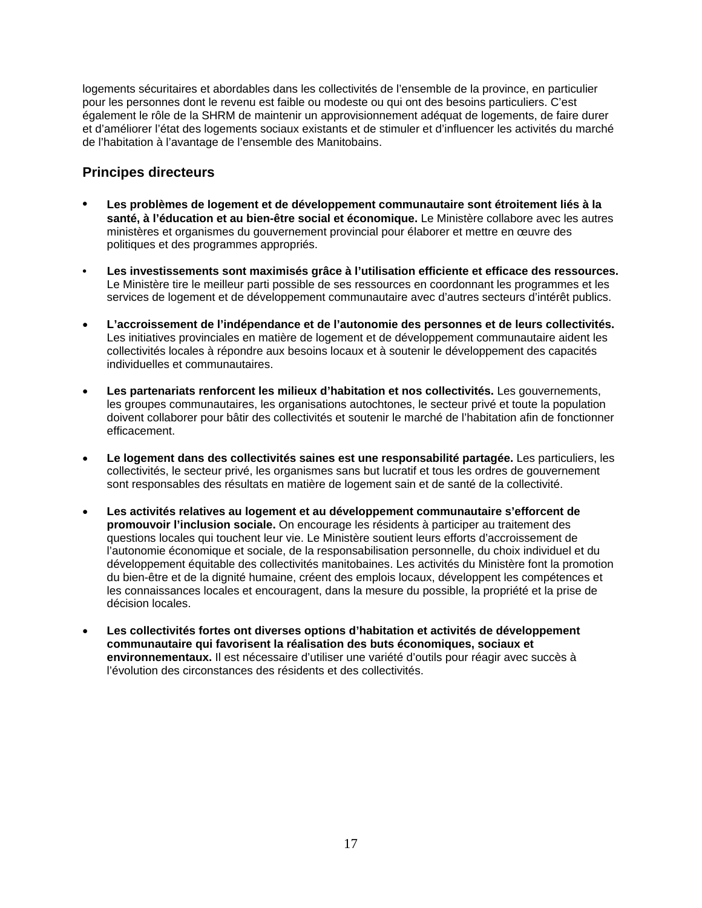logements sécuritaires et abordables dans les collectivités de l'ensemble de la province, en particulier pour les personnes dont le revenu est faible ou modeste ou qui ont des besoins particuliers. C'est également le rôle de la SHRM de maintenir un approvisionnement adéquat de logements, de faire durer et d'améliorer l'état des logements sociaux existants et de stimuler et d'influencer les activités du marché de l'habitation à l'avantage de l'ensemble des Manitobains.

## Principes directeurs

- **Les problèmes de logement et de développement communautaire sont étroitement liés à la santé, à l'éducation et au bien-être social et économique.** Le Ministère collabore avec les autres ministères et organismes du gouvernement provincial pour élaborer et mettre en œuvre des politiques et des programmes appropriés.

- **Les investissements sont maximisés grâce à l'utilisation efficiente et efficace des ressources.** Le Ministère tire le meilleur parti possible de ses ressources en coordonnant les programmes et les services de logement et de développement communautaire avec d'autres secteurs d'intérêt publics.

- **L'accroissement de l'indépendance et de l'autonomie des personnes et de leurs collectivités.** Les initiatives provinciales en matière de logement et de développement communautaire aident les collectivités locales à répondre aux besoins locaux et à soutenir le développement des capacités individuelles et communautaires.

- **Les partenariats renforcent les milieux d'habitation et nos collectivités.** Les gouvernements, les groupes communautaires, les organisations autochtones, le secteur privé et toute la population doivent collaborer pour bâtir des collectivités et soutenir le marché de l'habitation afin de fonctionner efficacement.

- **Le logement dans des collectivités saines est une responsabilité partagée.** Les particuliers, les collectivités, le secteur privé, les organismes sans but lucratif et tous les ordres de gouvernement sont responsables des résultats en matière de logement sain et de santé de la collectivité.

- **Les activités relatives au logement et au développement communautaire s'efforcent de promouvoir l'inclusion sociale.** On encourage les résidents à participer au traitement des questions locales qui touchent leur vie. Le Ministère soutient leurs efforts d'accroissement de l'autonomie économique et sociale, de la responsabilisation personnelle, du choix individuel et du développement équitable des collectivités manitobaines. Les activités du Ministère font la promotion du bien-être et de la dignité humaine, créent des emplois locaux, développent les compétences et les connaissances locales et encouragent, dans la mesure du possible, la propriété et la prise de décision locales.

- **Les collectivités fortes ont diverses options d'habitation et activités de développement communautaire qui favorisent la réalisation des buts économiques, sociaux et environnementaux.** Il est nécessaire d'utiliser une variété d'outils pour réagir avec succès à l'évolution des circonstances des résidents et des collectivités.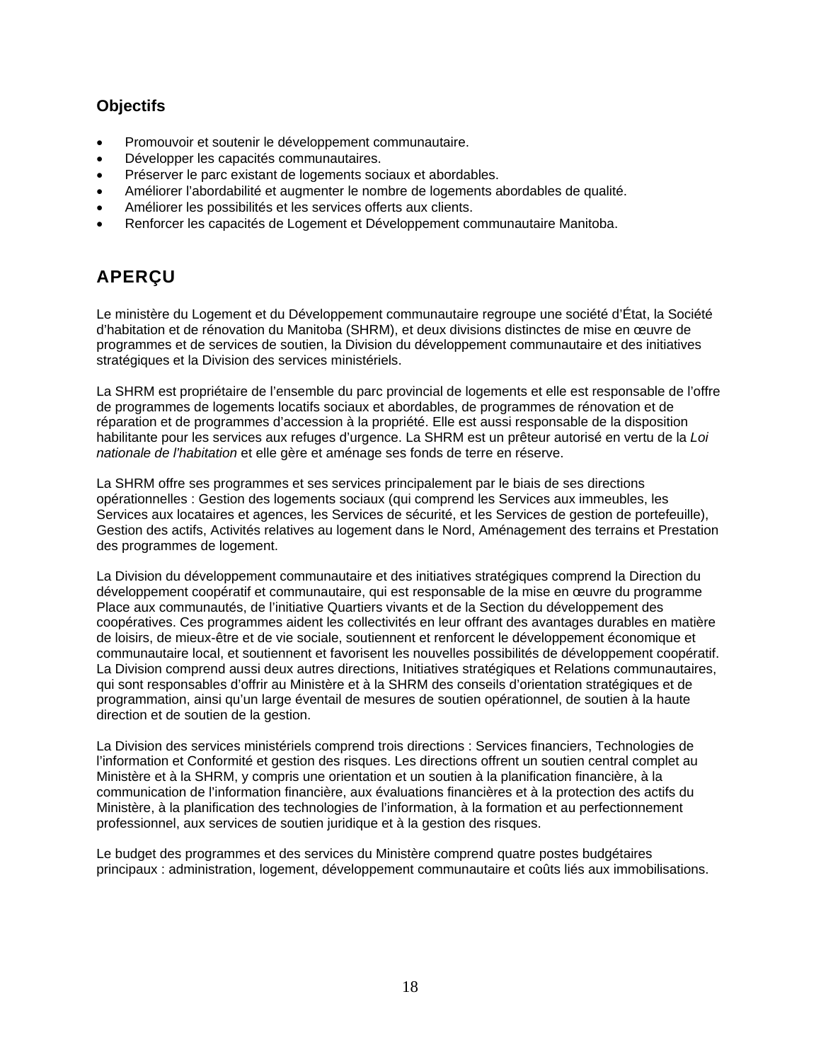### Objectifs

- Promouvoir et soutenir le développement communautaire.
- Développer les capacités communautaires.
- Préserver le parc existant de logements sociaux et abordables.
- Améliorer l'abordabilité et augmenter le nombre de logements abordables de qualité.
- Améliorer les possibilités et les services offerts aux clients.
- Renforcer les capacités de Logement et Développement communautaire Manitoba.

## APERÇU

Le ministère du Logement et du Développement communautaire regroupe une société d'État, la Société d'habitation et de rénovation du Manitoba (SHRM), et deux divisions distinctes de mise en œuvre de programmes et de services de soutien, la Division du développement communautaire et des initiatives stratégiques et la Division des services ministériels.

La SHRM est propriétaire de l'ensemble du parc provincial de logements et elle est responsable de l'offre de programmes de logements locatifs sociaux et abordables, de programmes de rénovation et de réparation et de programmes d'accession à la propriété. Elle est aussi responsable de la disposition habilitante pour les services aux refuges d'urgence. La SHRM est un prêteur autorisé en vertu de la *Loi nationale de l'habitation* et elle gère et aménage ses fonds de terre en réserve.

La SHRM offre ses programmes et ses services principalement par le biais de ses directions opérationnelles : Gestion des logements sociaux (qui comprend les Services aux immeubles, les Services aux locataires et agences, les Services de sécurité, et les Services de gestion de portefeuille), Gestion des actifs, Activités relatives au logement dans le Nord, Aménagement des terrains et Prestation des programmes de logement.

La Division du développement communautaire et des initiatives stratégiques comprend la Direction du développement coopératif et communautaire, qui est responsable de la mise en œuvre du programme Place aux communautés, de l'initiative Quartiers vivants et de la Section du développement des coopératives. Ces programmes aident les collectivités en leur offrant des avantages durables en matière de loisirs, de mieux-être et de vie sociale, soutiennent et renforcent le développement économique et communautaire local, et soutiennent et favorisent les nouvelles possibilités de développement coopératif. La Division comprend aussi deux autres directions, Initiatives stratégiques et Relations communautaires, qui sont responsables d'offrir au Ministère et à la SHRM des conseils d'orientation stratégiques et de programmation, ainsi qu'un large éventail de mesures de soutien opérationnel, de soutien à la haute direction et de soutien de la gestion.

La Division des services ministériels comprend trois directions : Services financiers, Technologies de l'information et Conformité et gestion des risques. Les directions offrent un soutien central complet au Ministère et à la SHRM, y compris une orientation et un soutien à la planification financière, à la communication de l'information financière, aux évaluations financières et à la protection des actifs du Ministère, à la planification des technologies de l'information, à la formation et au perfectionnement professionnel, aux services de soutien juridique et à la gestion des risques.

Le budget des programmes et des services du Ministère comprend quatre postes budgétaires principaux : administration, logement, développement communautaire et coûts liés aux immobilisations.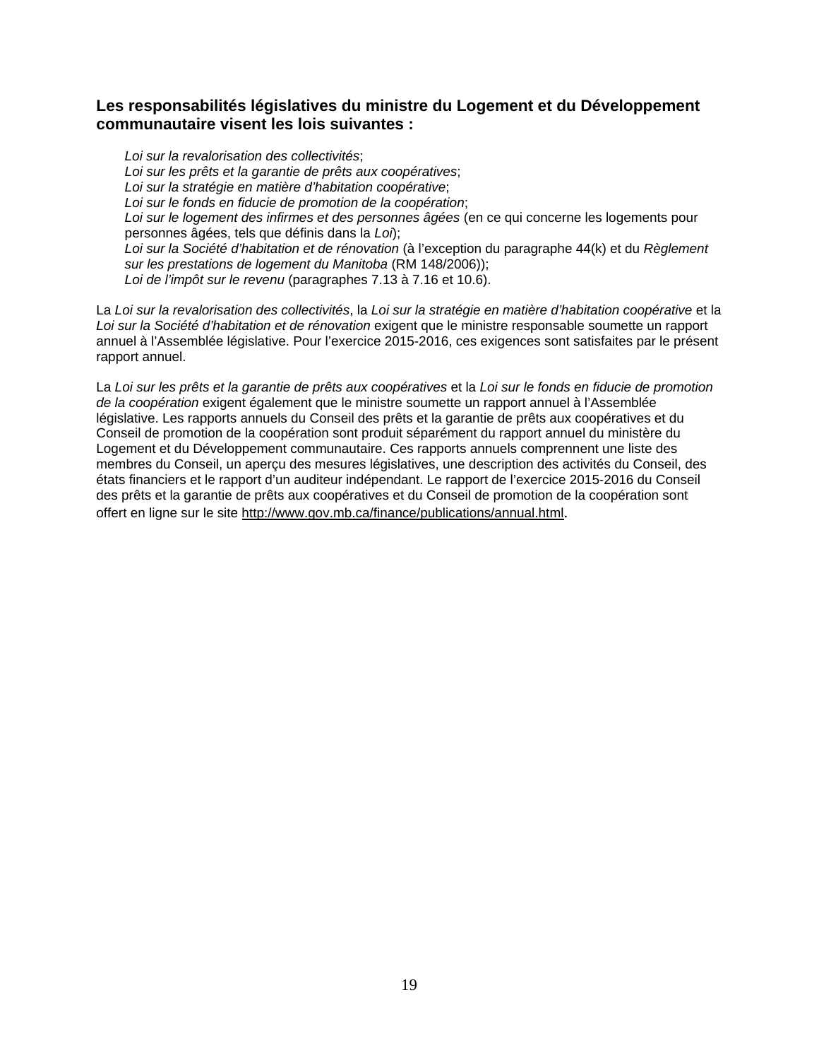**Les responsabilités législatives du ministre du Logement et du Développement communautaire visent les lois suivantes :**

*Loi sur la revalorisation des collectivités*;
*Loi sur les prêts et la garantie de prêts aux coopératives*;
*Loi sur la stratégie en matière d'habitation coopérative*;
*Loi sur le fonds en fiducie de promotion de la coopération*;
*Loi sur le logement des infirmes et des personnes âgées* (en ce qui concerne les logements pour personnes âgées, tels que définis dans la *Loi*);
*Loi sur la Société d'habitation et de rénovation* (à l'exception du paragraphe 44(k) et du *Règlement sur les prestations de logement du Manitoba* (RM 148/2006));
*Loi de l'impôt sur le revenu* (paragraphes 7.13 à 7.16 et 10.6).

La *Loi sur la revalorisation des collectivités*, la *Loi sur la stratégie en matière d'habitation coopérative* et la *Loi sur la Société d'habitation et de rénovation* exigent que le ministre responsable soumette un rapport annuel à l'Assemblée législative. Pour l'exercice 2015-2016, ces exigences sont satisfaites par le présent rapport annuel.

La *Loi sur les prêts et la garantie de prêts aux coopératives* et la *Loi sur le fonds en fiducie de promotion de la coopération* exigent également que le ministre soumette un rapport annuel à l'Assemblée législative. Les rapports annuels du Conseil des prêts et la garantie de prêts aux coopératives et du Conseil de promotion de la coopération sont produit séparément du rapport annuel du ministère du Logement et du Développement communautaire. Ces rapports annuels comprennent une liste des membres du Conseil, un aperçu des mesures législatives, une description des activités du Conseil, des états financiers et le rapport d'un auditeur indépendant. Le rapport de l'exercice 2015-2016 du Conseil des prêts et la garantie de prêts aux coopératives et du Conseil de promotion de la coopération sont offert en ligne sur le site http://www.gov.mb.ca/finance/publications/annual.html.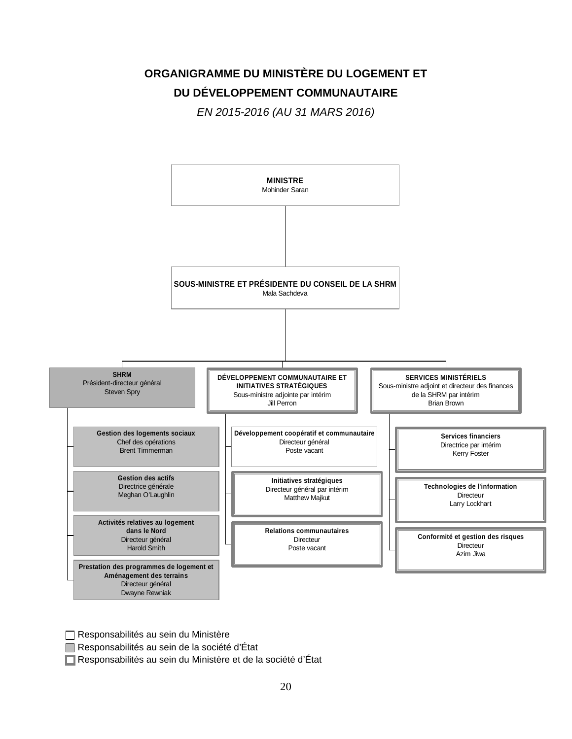# ORGANIGRAMME DU MINISTÈRE DU LOGEMENT ET DU DÉVELOPPEMENT COMMUNAUTAIRE

*EN 2015-2016 (AU 31 MARS 2016)*

**MINISTRE**
Mohinder Saran

**SOUS-MINISTRE ET PRÉSIDENTE DU CONSEIL DE LA SHRM**
Mala Sachdeva

**SHRM**
Président-directeur général
Steven Spry

- **Gestion des logements sociaux**
  Chef des opérations
  Brent Timmerman
- **Gestion des actifs**
  Directrice générale
  Meghan O'Laughlin
- **Activités relatives au logement dans le Nord**
  Directeur général
  Harold Smith
- **Prestation des programmes de logement et Aménagement des terrains**
  Directeur général
  Dwayne Rewniak

**DÉVELOPPEMENT COMMUNAUTAIRE ET INITIATIVES STRATÉGIQUES**
Sous-ministre adjointe par intérim
Jill Perron

- **Développement coopératif et communautaire**
  Directeur général
  Poste vacant
- **Initiatives stratégiques**
  Directeur général par intérim
  Matthew Majkut
- **Relations communautaires**
  Directeur
  Poste vacant

**SERVICES MINISTÉRIELS**
Sous-ministre adjoint et directeur des finances de la SHRM par intérim
Brian Brown

- **Services financiers**
  Directrice par intérim
  Kerry Foster
- **Technologies de l'information**
  Directeur
  Larry Lockhart
- **Conformité et gestion des risques**
  Directeur
  Azim Jiwa

Responsabilités au sein du Ministère

Responsabilités au sein de la société d'État

Responsabilités au sein du Ministère et de la société d'État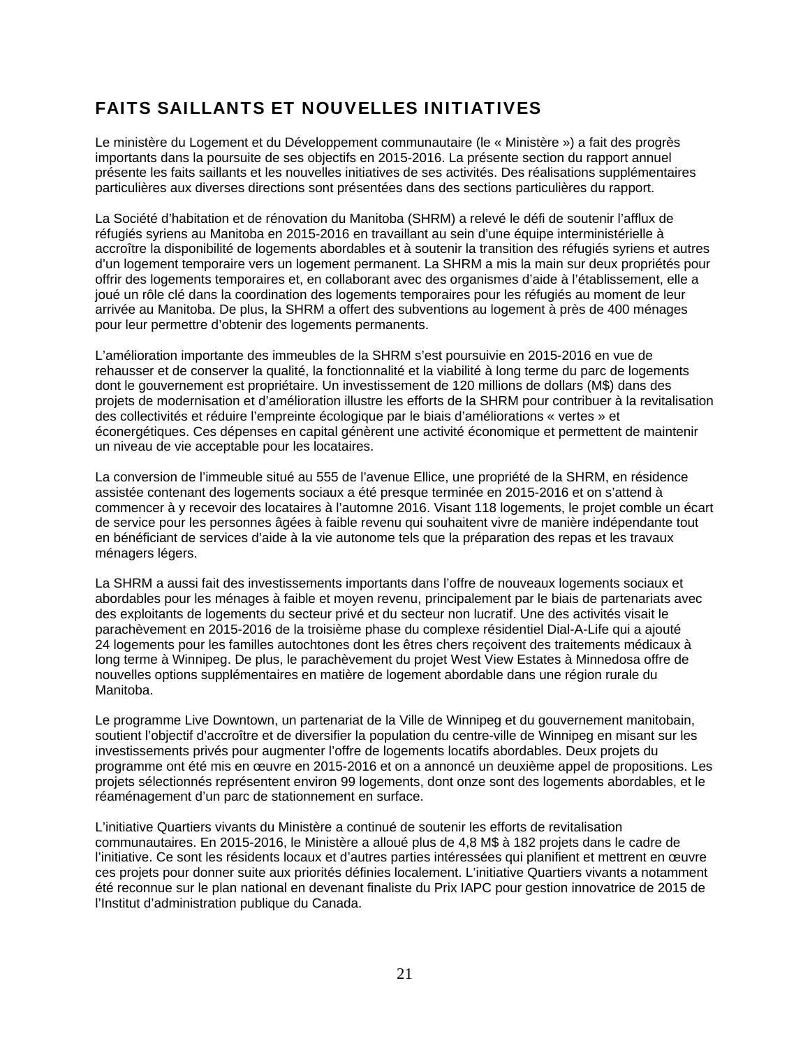## FAITS SAILLANTS ET NOUVELLES INITIATIVES

Le ministère du Logement et du Développement communautaire (le « Ministère ») a fait des progrès importants dans la poursuite de ses objectifs en 2015-2016. La présente section du rapport annuel présente les faits saillants et les nouvelles initiatives de ses activités. Des réalisations supplémentaires particulières aux diverses directions sont présentées dans des sections particulières du rapport.

La Société d'habitation et de rénovation du Manitoba (SHRM) a relevé le défi de soutenir l'afflux de réfugiés syriens au Manitoba en 2015-2016 en travaillant au sein d'une équipe interministérielle à accroître la disponibilité de logements abordables et à soutenir la transition des réfugiés syriens et autres d'un logement temporaire vers un logement permanent. La SHRM a mis la main sur deux propriétés pour offrir des logements temporaires et, en collaborant avec des organismes d'aide à l'établissement, elle a joué un rôle clé dans la coordination des logements temporaires pour les réfugiés au moment de leur arrivée au Manitoba. De plus, la SHRM a offert des subventions au logement à près de 400 ménages pour leur permettre d'obtenir des logements permanents.

L'amélioration importante des immeubles de la SHRM s'est poursuivie en 2015-2016 en vue de rehausser et de conserver la qualité, la fonctionnalité et la viabilité à long terme du parc de logements dont le gouvernement est propriétaire. Un investissement de 120 millions de dollars (M$) dans des projets de modernisation et d'amélioration illustre les efforts de la SHRM pour contribuer à la revitalisation des collectivités et réduire l'empreinte écologique par le biais d'améliorations « vertes » et éconergétiques. Ces dépenses en capital génèrent une activité économique et permettent de maintenir un niveau de vie acceptable pour les locataires.

La conversion de l'immeuble situé au 555 de l'avenue Ellice, une propriété de la SHRM, en résidence assistée contenant des logements sociaux a été presque terminée en 2015-2016 et on s'attend à commencer à y recevoir des locataires à l'automne 2016. Visant 118 logements, le projet comble un écart de service pour les personnes âgées à faible revenu qui souhaitent vivre de manière indépendante tout en bénéficiant de services d'aide à la vie autonome tels que la préparation des repas et les travaux ménagers légers.

La SHRM a aussi fait des investissements importants dans l'offre de nouveaux logements sociaux et abordables pour les ménages à faible et moyen revenu, principalement par le biais de partenariats avec des exploitants de logements du secteur privé et du secteur non lucratif. Une des activités visait le parachèvement en 2015-2016 de la troisième phase du complexe résidentiel Dial-A-Life qui a ajouté 24 logements pour les familles autochtones dont les êtres chers reçoivent des traitements médicaux à long terme à Winnipeg. De plus, le parachèvement du projet West View Estates à Minnedosa offre de nouvelles options supplémentaires en matière de logement abordable dans une région rurale du Manitoba.

Le programme Live Downtown, un partenariat de la Ville de Winnipeg et du gouvernement manitobain, soutient l'objectif d'accroître et de diversifier la population du centre-ville de Winnipeg en misant sur les investissements privés pour augmenter l'offre de logements locatifs abordables. Deux projets du programme ont été mis en œuvre en 2015-2016 et on a annoncé un deuxième appel de propositions. Les projets sélectionnés représentent environ 99 logements, dont onze sont des logements abordables, et le réaménagement d'un parc de stationnement en surface.

L'initiative Quartiers vivants du Ministère a continué de soutenir les efforts de revitalisation communautaires. En 2015-2016, le Ministère a alloué plus de 4,8 M$ à 182 projets dans le cadre de l'initiative. Ce sont les résidents locaux et d'autres parties intéressées qui planifient et mettrent en œuvre ces projets pour donner suite aux priorités définies localement. L'initiative Quartiers vivants a notamment été reconnue sur le plan national en devenant finaliste du Prix IAPC pour gestion innovatrice de 2015 de l'Institut d'administration publique du Canada.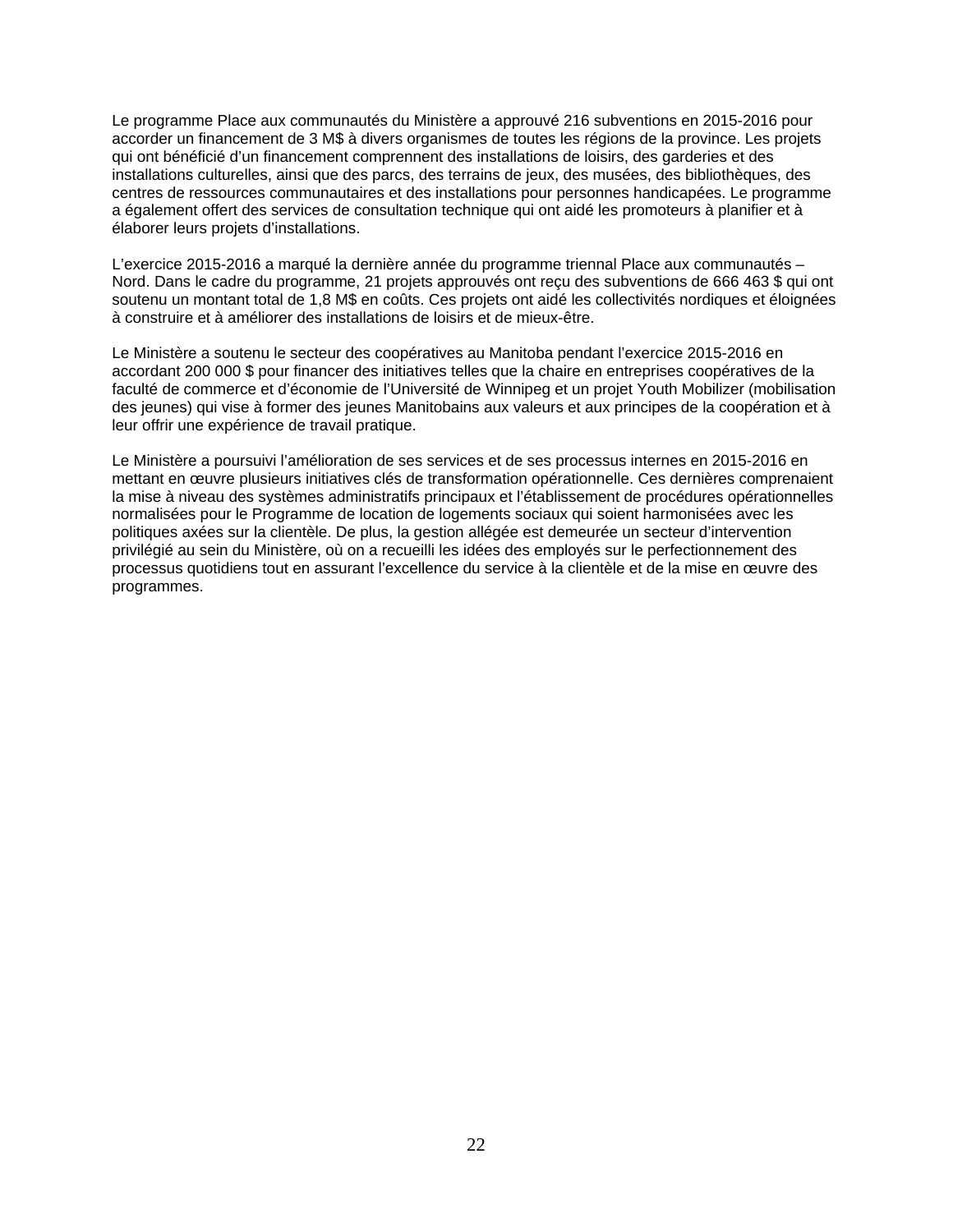Le programme Place aux communautés du Ministère a approuvé 216 subventions en 2015-2016 pour accorder un financement de 3 M$ à divers organismes de toutes les régions de la province. Les projets qui ont bénéficié d'un financement comprennent des installations de loisirs, des garderies et des installations culturelles, ainsi que des parcs, des terrains de jeux, des musées, des bibliothèques, des centres de ressources communautaires et des installations pour personnes handicapées. Le programme a également offert des services de consultation technique qui ont aidé les promoteurs à planifier et à élaborer leurs projets d'installations.

L'exercice 2015-2016 a marqué la dernière année du programme triennal Place aux communautés – Nord. Dans le cadre du programme, 21 projets approuvés ont reçu des subventions de 666 463 $ qui ont soutenu un montant total de 1,8 M$ en coûts. Ces projets ont aidé les collectivités nordiques et éloignées à construire et à améliorer des installations de loisirs et de mieux-être.

Le Ministère a soutenu le secteur des coopératives au Manitoba pendant l'exercice 2015-2016 en accordant 200 000 $ pour financer des initiatives telles que la chaire en entreprises coopératives de la faculté de commerce et d'économie de l'Université de Winnipeg et un projet Youth Mobilizer (mobilisation des jeunes) qui vise à former des jeunes Manitobains aux valeurs et aux principes de la coopération et à leur offrir une expérience de travail pratique.

Le Ministère a poursuivi l'amélioration de ses services et de ses processus internes en 2015-2016 en mettant en œuvre plusieurs initiatives clés de transformation opérationnelle. Ces dernières comprenaient la mise à niveau des systèmes administratifs principaux et l'établissement de procédures opérationnelles normalisées pour le Programme de location de logements sociaux qui soient harmonisées avec les politiques axées sur la clientèle. De plus, la gestion allégée est demeurée un secteur d'intervention privilégié au sein du Ministère, où on a recueilli les idées des employés sur le perfectionnement des processus quotidiens tout en assurant l'excellence du service à la clientèle et de la mise en œuvre des programmes.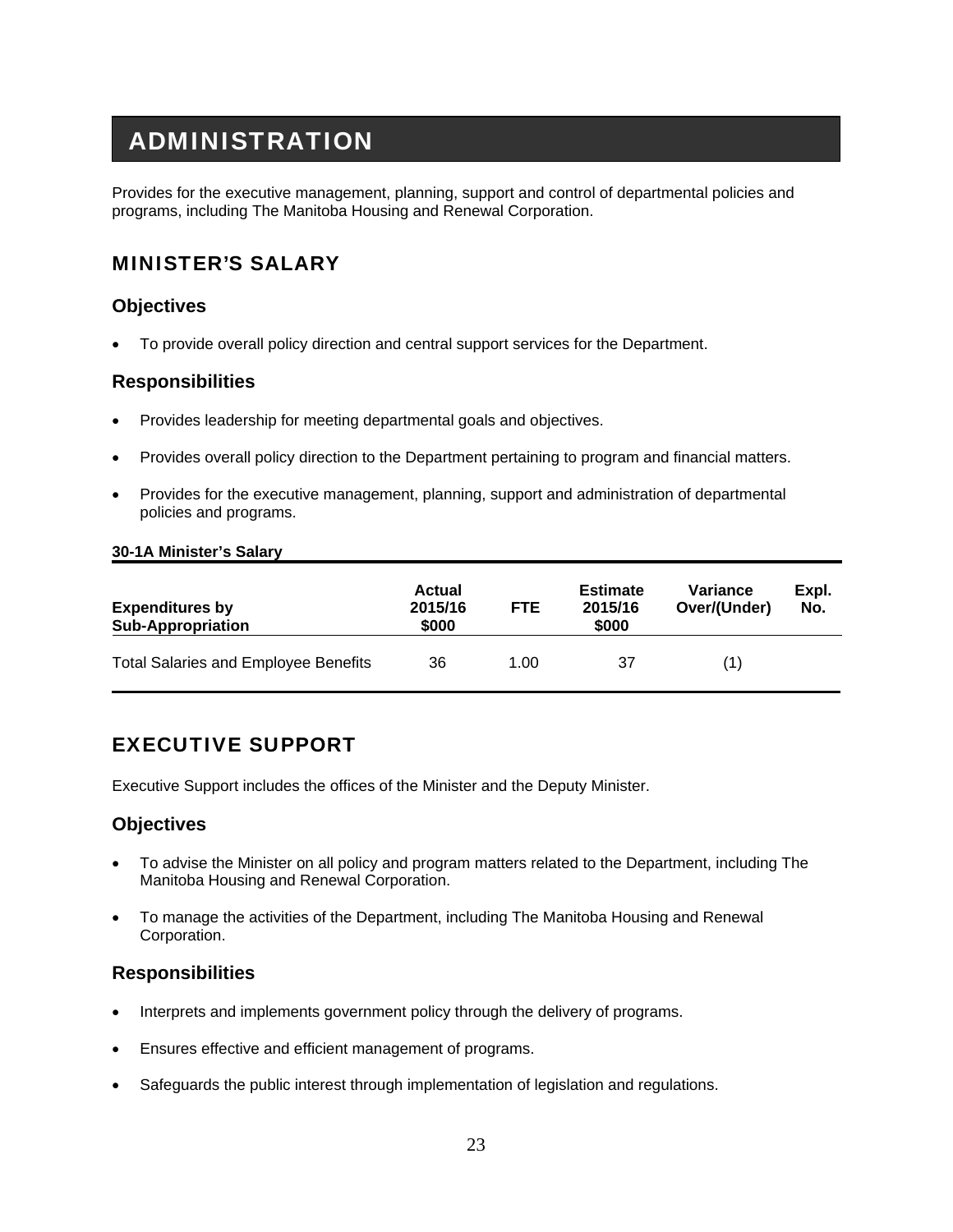# ADMINISTRATION

Provides for the executive management, planning, support and control of departmental policies and programs, including The Manitoba Housing and Renewal Corporation.

## MINISTER'S SALARY

### Objectives

- To provide overall policy direction and central support services for the Department.

### Responsibilities

- Provides leadership for meeting departmental goals and objectives.
- Provides overall policy direction to the Department pertaining to program and financial matters.
- Provides for the executive management, planning, support and administration of departmental policies and programs.

**30-1A Minister's Salary**

| Expenditures by Sub-Appropriation | Actual 2015/16 $000 | FTE | Estimate 2015/16 $000 | Variance Over/(Under) | Expl. No. |
|---|---|---|---|---|---|
| Total Salaries and Employee Benefits | 36 | 1.00 | 37 | (1) | |

## EXECUTIVE SUPPORT

Executive Support includes the offices of the Minister and the Deputy Minister.

### Objectives

- To advise the Minister on all policy and program matters related to the Department, including The Manitoba Housing and Renewal Corporation.
- To manage the activities of the Department, including The Manitoba Housing and Renewal Corporation.

### Responsibilities

- Interprets and implements government policy through the delivery of programs.
- Ensures effective and efficient management of programs.
- Safeguards the public interest through implementation of legislation and regulations.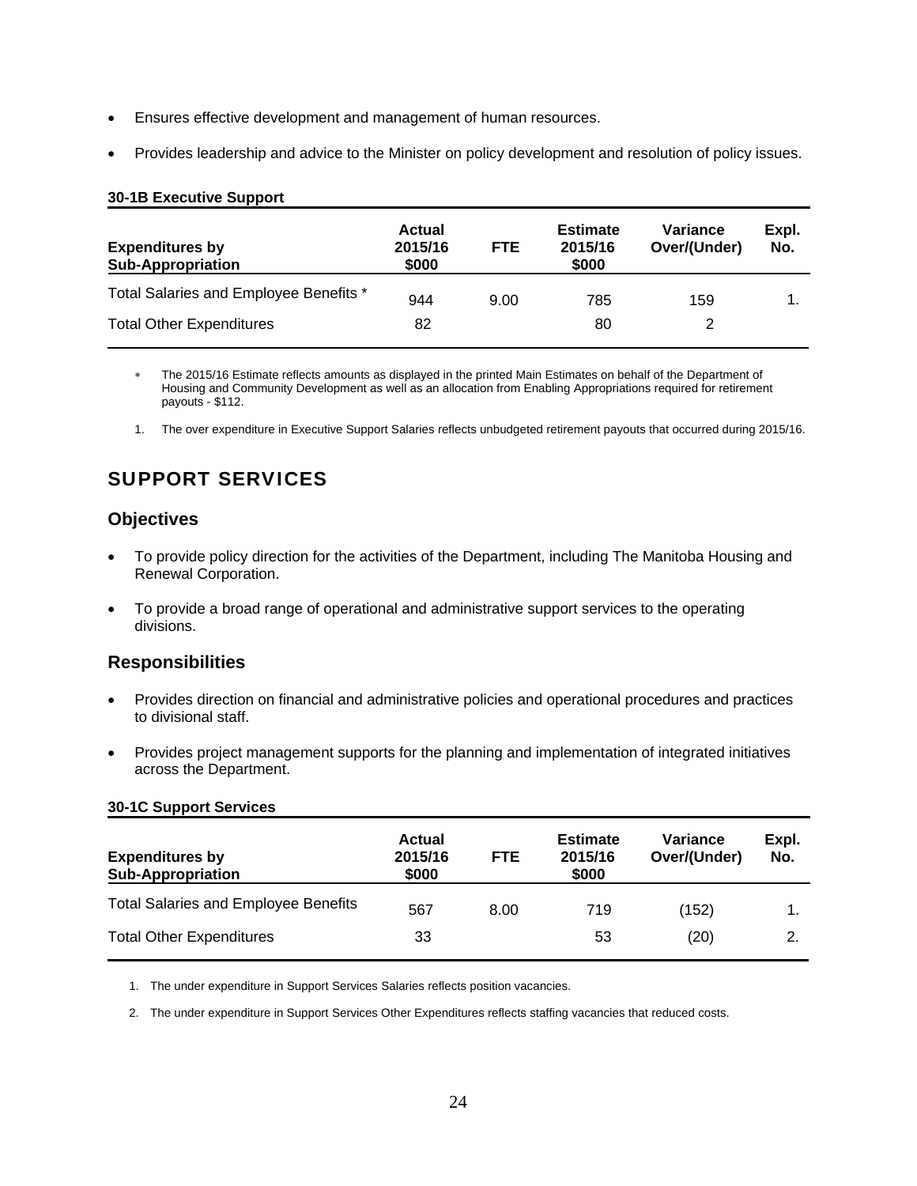- Ensures effective development and management of human resources.
- Provides leadership and advice to the Minister on policy development and resolution of policy issues.

**30-1B Executive Support**

| Expenditures by Sub-Appropriation | Actual 2015/16 $000 | FTE | Estimate 2015/16 $000 | Variance Over/(Under) | Expl. No. |
|---|---|---|---|---|---|
| Total Salaries and Employee Benefits * | 944 | 9.00 | 785 | 159 | 1. |
| Total Other Expenditures | 82 | | 80 | 2 | |

* The 2015/16 Estimate reflects amounts as displayed in the printed Main Estimates on behalf of the Department of Housing and Community Development as well as an allocation from Enabling Appropriations required for retirement payouts - $112.

1. The over expenditure in Executive Support Salaries reflects unbudgeted retirement payouts that occurred during 2015/16.

## SUPPORT SERVICES

### Objectives

- To provide policy direction for the activities of the Department, including The Manitoba Housing and Renewal Corporation.
- To provide a broad range of operational and administrative support services to the operating divisions.

### Responsibilities

- Provides direction on financial and administrative policies and operational procedures and practices to divisional staff.
- Provides project management supports for the planning and implementation of integrated initiatives across the Department.

**30-1C Support Services**

| Expenditures by Sub-Appropriation | Actual 2015/16 $000 | FTE | Estimate 2015/16 $000 | Variance Over/(Under) | Expl. No. |
|---|---|---|---|---|---|
| Total Salaries and Employee Benefits | 567 | 8.00 | 719 | (152) | 1. |
| Total Other Expenditures | 33 | | 53 | (20) | 2. |

1. The under expenditure in Support Services Salaries reflects position vacancies.

2. The under expenditure in Support Services Other Expenditures reflects staffing vacancies that reduced costs.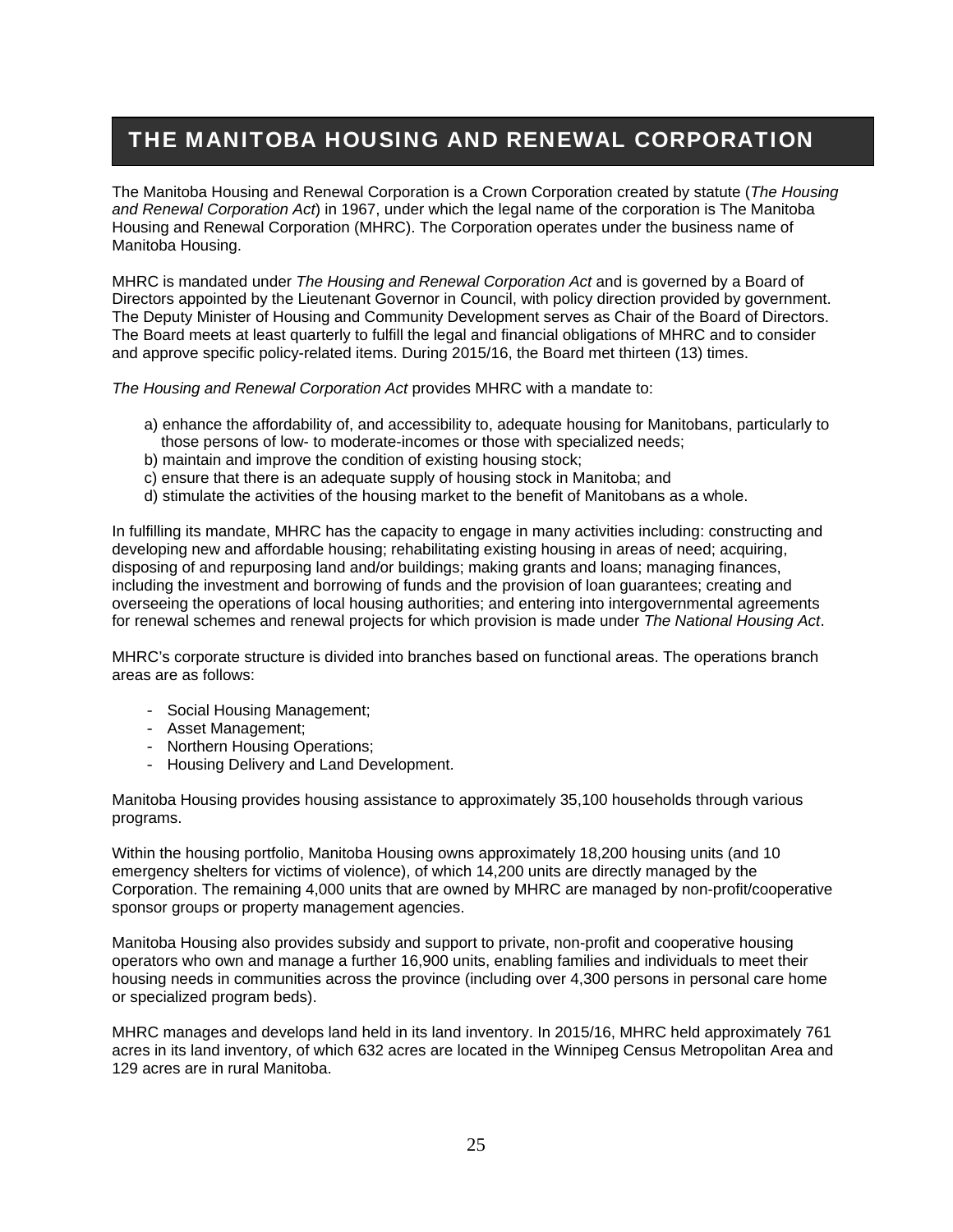# THE MANITOBA HOUSING AND RENEWAL CORPORATION

The Manitoba Housing and Renewal Corporation is a Crown Corporation created by statute (*The Housing and Renewal Corporation Act*) in 1967, under which the legal name of the corporation is The Manitoba Housing and Renewal Corporation (MHRC). The Corporation operates under the business name of Manitoba Housing.

MHRC is mandated under *The Housing and Renewal Corporation Act* and is governed by a Board of Directors appointed by the Lieutenant Governor in Council, with policy direction provided by government. The Deputy Minister of Housing and Community Development serves as Chair of the Board of Directors. The Board meets at least quarterly to fulfill the legal and financial obligations of MHRC and to consider and approve specific policy-related items. During 2015/16, the Board met thirteen (13) times.

*The Housing and Renewal Corporation Act* provides MHRC with a mandate to:

a) enhance the affordability of, and accessibility to, adequate housing for Manitobans, particularly to those persons of low- to moderate-incomes or those with specialized needs;
b) maintain and improve the condition of existing housing stock;
c) ensure that there is an adequate supply of housing stock in Manitoba; and
d) stimulate the activities of the housing market to the benefit of Manitobans as a whole.

In fulfilling its mandate, MHRC has the capacity to engage in many activities including: constructing and developing new and affordable housing; rehabilitating existing housing in areas of need; acquiring, disposing of and repurposing land and/or buildings; making grants and loans; managing finances, including the investment and borrowing of funds and the provision of loan guarantees; creating and overseeing the operations of local housing authorities; and entering into intergovernmental agreements for renewal schemes and renewal projects for which provision is made under *The National Housing Act*.

MHRC's corporate structure is divided into branches based on functional areas. The operations branch areas are as follows:

- Social Housing Management;
- Asset Management;
- Northern Housing Operations;
- Housing Delivery and Land Development.

Manitoba Housing provides housing assistance to approximately 35,100 households through various programs.

Within the housing portfolio, Manitoba Housing owns approximately 18,200 housing units (and 10 emergency shelters for victims of violence), of which 14,200 units are directly managed by the Corporation. The remaining 4,000 units that are owned by MHRC are managed by non-profit/cooperative sponsor groups or property management agencies.

Manitoba Housing also provides subsidy and support to private, non-profit and cooperative housing operators who own and manage a further 16,900 units, enabling families and individuals to meet their housing needs in communities across the province (including over 4,300 persons in personal care home or specialized program beds).

MHRC manages and develops land held in its land inventory. In 2015/16, MHRC held approximately 761 acres in its land inventory, of which 632 acres are located in the Winnipeg Census Metropolitan Area and 129 acres are in rural Manitoba.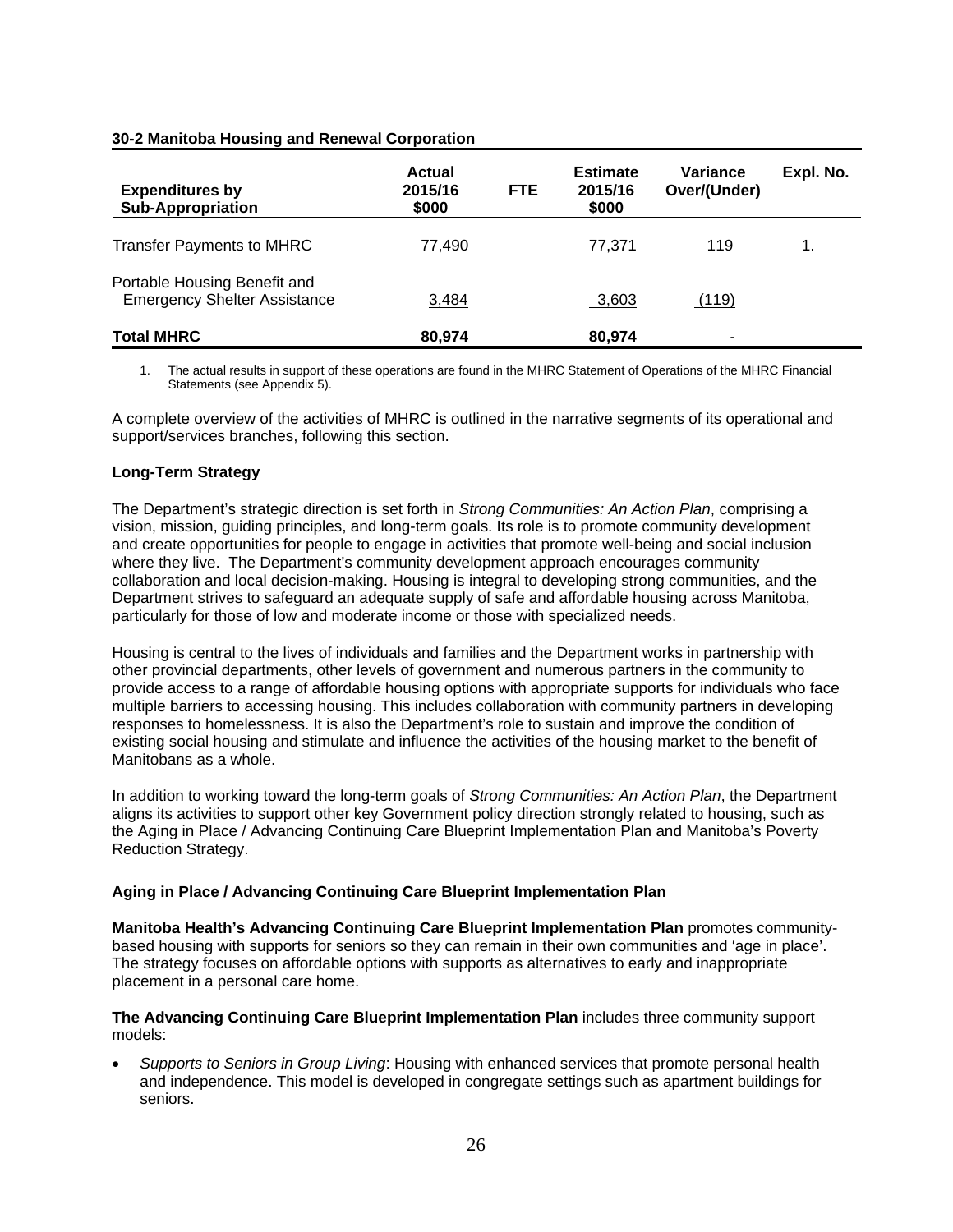**30-2 Manitoba Housing and Renewal Corporation**

| Expenditures by Sub-Appropriation | Actual 2015/16 $000 | FTE | Estimate 2015/16 $000 | Variance Over/(Under) | Expl. No. |
|---|---|---|---|---|---|
| Transfer Payments to MHRC | 77,490 | | 77,371 | 119 | 1. |
| Portable Housing Benefit and Emergency Shelter Assistance | 3,484 | | 3,603 | (119) | |
| **Total MHRC** | **80,974** | | **80,974** | - | |

1. The actual results in support of these operations are found in the MHRC Statement of Operations of the MHRC Financial Statements (see Appendix 5).

A complete overview of the activities of MHRC is outlined in the narrative segments of its operational and support/services branches, following this section.

**Long-Term Strategy**

The Department's strategic direction is set forth in *Strong Communities: An Action Plan*, comprising a vision, mission, guiding principles, and long-term goals. Its role is to promote community development and create opportunities for people to engage in activities that promote well-being and social inclusion where they live. The Department's community development approach encourages community collaboration and local decision-making. Housing is integral to developing strong communities, and the Department strives to safeguard an adequate supply of safe and affordable housing across Manitoba, particularly for those of low and moderate income or those with specialized needs.

Housing is central to the lives of individuals and families and the Department works in partnership with other provincial departments, other levels of government and numerous partners in the community to provide access to a range of affordable housing options with appropriate supports for individuals who face multiple barriers to accessing housing. This includes collaboration with community partners in developing responses to homelessness. It is also the Department's role to sustain and improve the condition of existing social housing and stimulate and influence the activities of the housing market to the benefit of Manitobans as a whole.

In addition to working toward the long-term goals of *Strong Communities: An Action Plan*, the Department aligns its activities to support other key Government policy direction strongly related to housing, such as the Aging in Place / Advancing Continuing Care Blueprint Implementation Plan and Manitoba's Poverty Reduction Strategy.

**Aging in Place / Advancing Continuing Care Blueprint Implementation Plan**

**Manitoba Health's Advancing Continuing Care Blueprint Implementation Plan** promotes community-based housing with supports for seniors so they can remain in their own communities and 'age in place'. The strategy focuses on affordable options with supports as alternatives to early and inappropriate placement in a personal care home.

**The Advancing Continuing Care Blueprint Implementation Plan** includes three community support models:

- *Supports to Seniors in Group Living*: Housing with enhanced services that promote personal health and independence. This model is developed in congregate settings such as apartment buildings for seniors.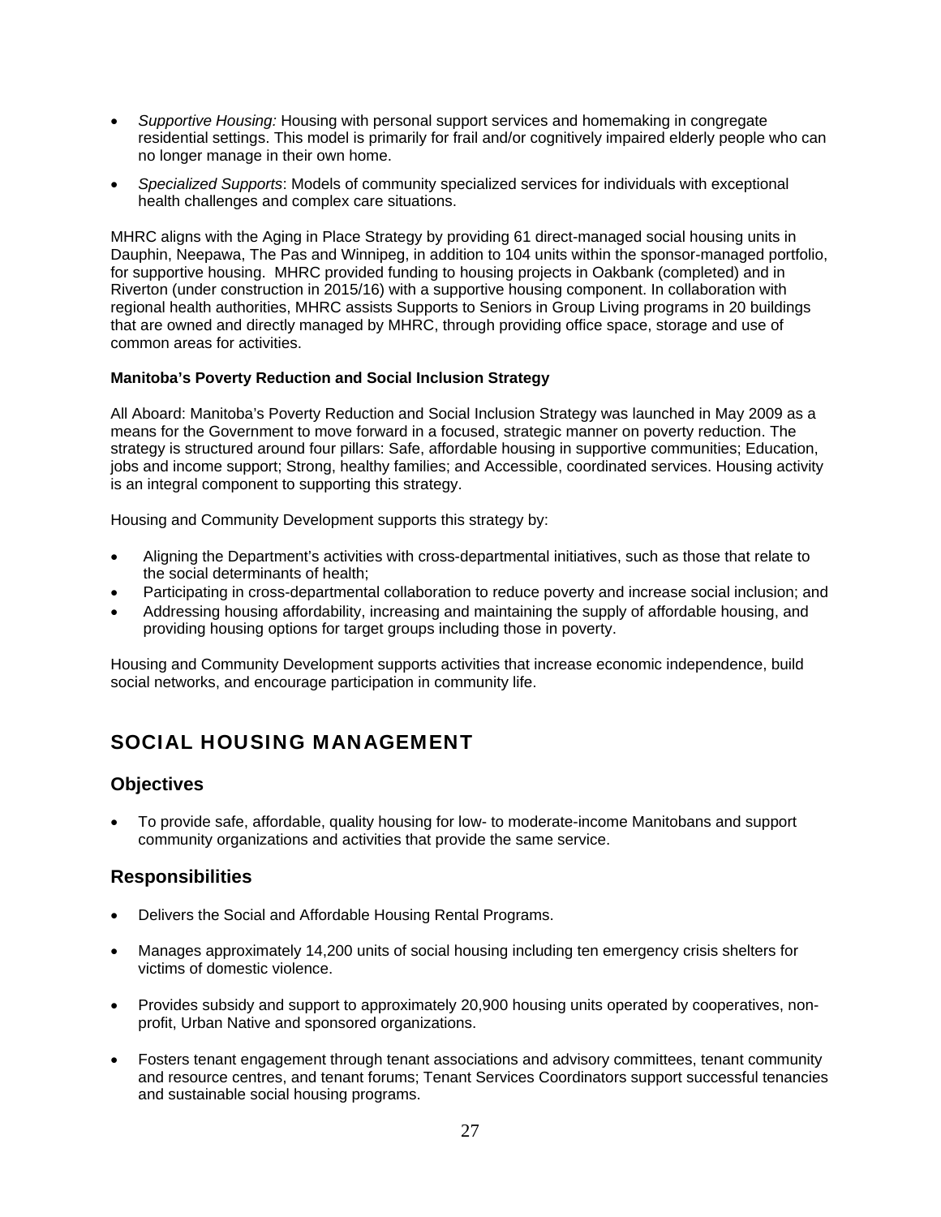- *Supportive Housing:* Housing with personal support services and homemaking in congregate residential settings. This model is primarily for frail and/or cognitively impaired elderly people who can no longer manage in their own home.

- *Specialized Supports*: Models of community specialized services for individuals with exceptional health challenges and complex care situations.

MHRC aligns with the Aging in Place Strategy by providing 61 direct-managed social housing units in Dauphin, Neepawa, The Pas and Winnipeg, in addition to 104 units within the sponsor-managed portfolio, for supportive housing. MHRC provided funding to housing projects in Oakbank (completed) and in Riverton (under construction in 2015/16) with a supportive housing component. In collaboration with regional health authorities, MHRC assists Supports to Seniors in Group Living programs in 20 buildings that are owned and directly managed by MHRC, through providing office space, storage and use of common areas for activities.

**Manitoba's Poverty Reduction and Social Inclusion Strategy**

All Aboard: Manitoba's Poverty Reduction and Social Inclusion Strategy was launched in May 2009 as a means for the Government to move forward in a focused, strategic manner on poverty reduction. The strategy is structured around four pillars: Safe, affordable housing in supportive communities; Education, jobs and income support; Strong, healthy families; and Accessible, coordinated services. Housing activity is an integral component to supporting this strategy.

Housing and Community Development supports this strategy by:

- Aligning the Department's activities with cross-departmental initiatives, such as those that relate to the social determinants of health;
- Participating in cross-departmental collaboration to reduce poverty and increase social inclusion; and
- Addressing housing affordability, increasing and maintaining the supply of affordable housing, and providing housing options for target groups including those in poverty.

Housing and Community Development supports activities that increase economic independence, build social networks, and encourage participation in community life.

## SOCIAL HOUSING MANAGEMENT

### Objectives

- To provide safe, affordable, quality housing for low- to moderate-income Manitobans and support community organizations and activities that provide the same service.

### Responsibilities

- Delivers the Social and Affordable Housing Rental Programs.

- Manages approximately 14,200 units of social housing including ten emergency crisis shelters for victims of domestic violence.

- Provides subsidy and support to approximately 20,900 housing units operated by cooperatives, non-profit, Urban Native and sponsored organizations.

- Fosters tenant engagement through tenant associations and advisory committees, tenant community and resource centres, and tenant forums; Tenant Services Coordinators support successful tenancies and sustainable social housing programs.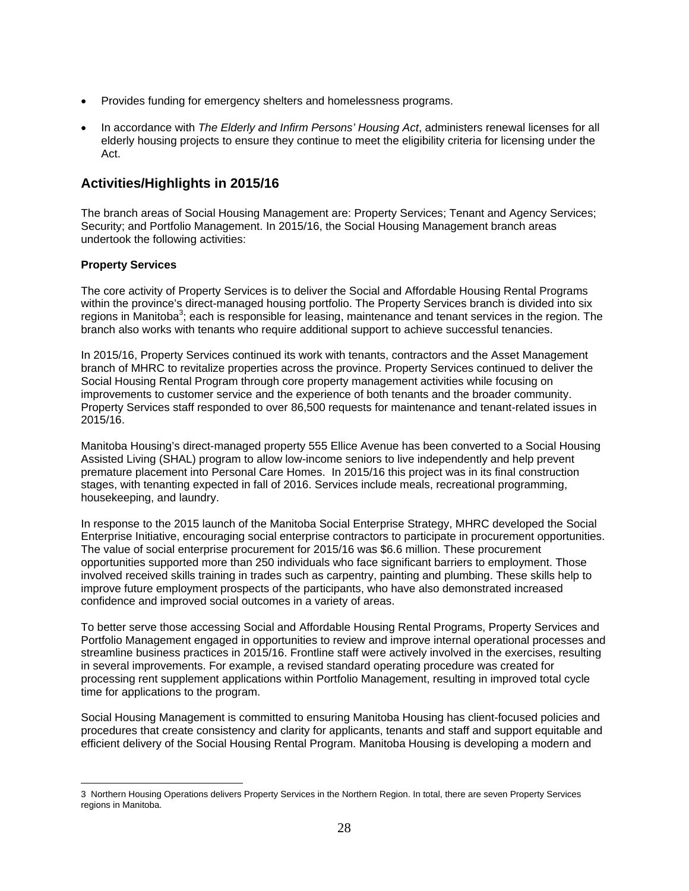- Provides funding for emergency shelters and homelessness programs.
- In accordance with *The Elderly and Infirm Persons' Housing Act*, administers renewal licenses for all elderly housing projects to ensure they continue to meet the eligibility criteria for licensing under the Act.

## Activities/Highlights in 2015/16

The branch areas of Social Housing Management are: Property Services; Tenant and Agency Services; Security; and Portfolio Management. In 2015/16, the Social Housing Management branch areas undertook the following activities:

**Property Services**

The core activity of Property Services is to deliver the Social and Affordable Housing Rental Programs within the province's direct-managed housing portfolio. The Property Services branch is divided into six regions in Manitoba[3]; each is responsible for leasing, maintenance and tenant services in the region. The branch also works with tenants who require additional support to achieve successful tenancies.

In 2015/16, Property Services continued its work with tenants, contractors and the Asset Management branch of MHRC to revitalize properties across the province. Property Services continued to deliver the Social Housing Rental Program through core property management activities while focusing on improvements to customer service and the experience of both tenants and the broader community. Property Services staff responded to over 86,500 requests for maintenance and tenant-related issues in 2015/16.

Manitoba Housing's direct-managed property 555 Ellice Avenue has been converted to a Social Housing Assisted Living (SHAL) program to allow low-income seniors to live independently and help prevent premature placement into Personal Care Homes. In 2015/16 this project was in its final construction stages, with tenanting expected in fall of 2016. Services include meals, recreational programming, housekeeping, and laundry.

In response to the 2015 launch of the Manitoba Social Enterprise Strategy, MHRC developed the Social Enterprise Initiative, encouraging social enterprise contractors to participate in procurement opportunities. The value of social enterprise procurement for 2015/16 was $6.6 million. These procurement opportunities supported more than 250 individuals who face significant barriers to employment. Those involved received skills training in trades such as carpentry, painting and plumbing. These skills help to improve future employment prospects of the participants, who have also demonstrated increased confidence and improved social outcomes in a variety of areas.

To better serve those accessing Social and Affordable Housing Rental Programs, Property Services and Portfolio Management engaged in opportunities to review and improve internal operational processes and streamline business practices in 2015/16. Frontline staff were actively involved in the exercises, resulting in several improvements. For example, a revised standard operating procedure was created for processing rent supplement applications within Portfolio Management, resulting in improved total cycle time for applications to the program.

Social Housing Management is committed to ensuring Manitoba Housing has client-focused policies and procedures that create consistency and clarity for applicants, tenants and staff and support equitable and efficient delivery of the Social Housing Rental Program. Manitoba Housing is developing a modern and

3 Northern Housing Operations delivers Property Services in the Northern Region. In total, there are seven Property Services regions in Manitoba.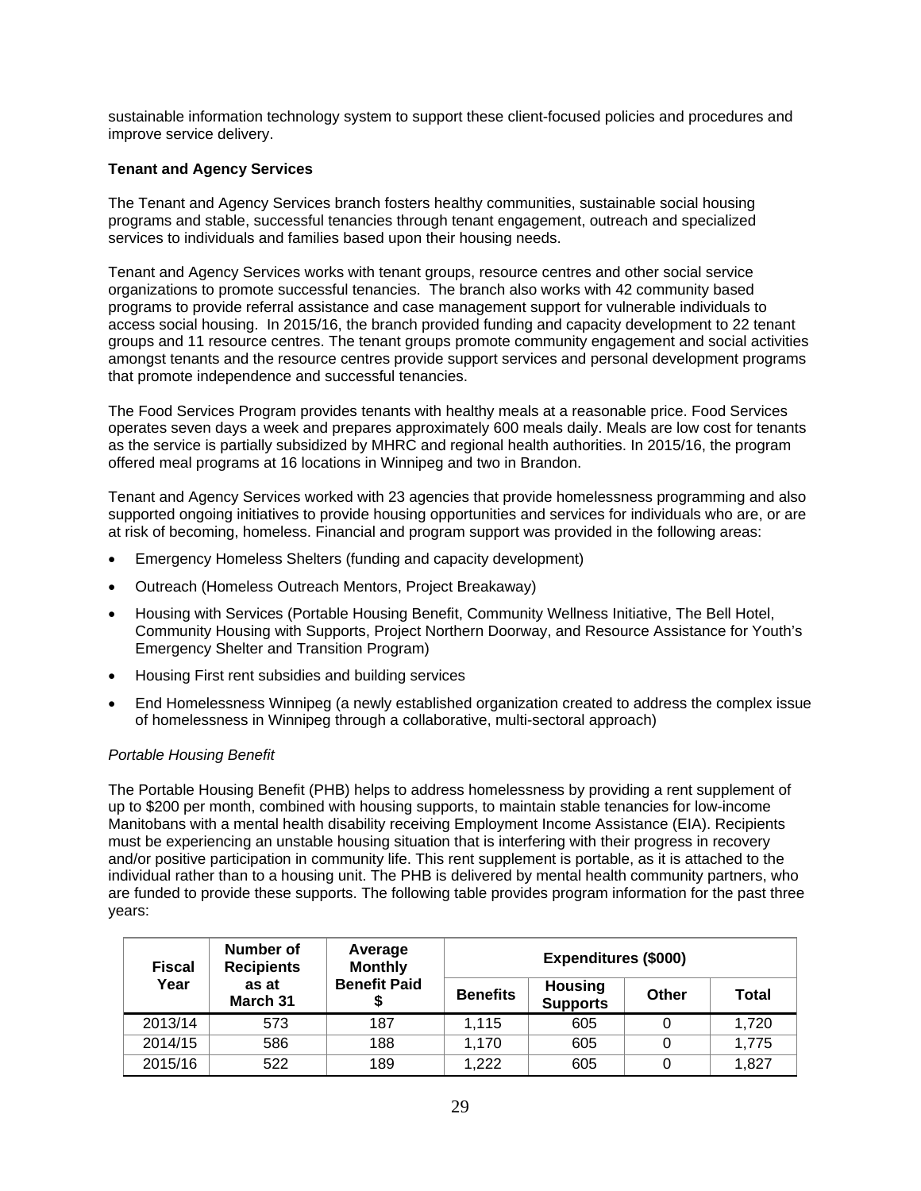sustainable information technology system to support these client-focused policies and procedures and improve service delivery.

**Tenant and Agency Services**

The Tenant and Agency Services branch fosters healthy communities, sustainable social housing programs and stable, successful tenancies through tenant engagement, outreach and specialized services to individuals and families based upon their housing needs.

Tenant and Agency Services works with tenant groups, resource centres and other social service organizations to promote successful tenancies. The branch also works with 42 community based programs to provide referral assistance and case management support for vulnerable individuals to access social housing. In 2015/16, the branch provided funding and capacity development to 22 tenant groups and 11 resource centres. The tenant groups promote community engagement and social activities amongst tenants and the resource centres provide support services and personal development programs that promote independence and successful tenancies.

The Food Services Program provides tenants with healthy meals at a reasonable price. Food Services operates seven days a week and prepares approximately 600 meals daily. Meals are low cost for tenants as the service is partially subsidized by MHRC and regional health authorities. In 2015/16, the program offered meal programs at 16 locations in Winnipeg and two in Brandon.

Tenant and Agency Services worked with 23 agencies that provide homelessness programming and also supported ongoing initiatives to provide housing opportunities and services for individuals who are, or are at risk of becoming, homeless. Financial and program support was provided in the following areas:

- Emergency Homeless Shelters (funding and capacity development)
- Outreach (Homeless Outreach Mentors, Project Breakaway)
- Housing with Services (Portable Housing Benefit, Community Wellness Initiative, The Bell Hotel, Community Housing with Supports, Project Northern Doorway, and Resource Assistance for Youth's Emergency Shelter and Transition Program)
- Housing First rent subsidies and building services
- End Homelessness Winnipeg (a newly established organization created to address the complex issue of homelessness in Winnipeg through a collaborative, multi-sectoral approach)

*Portable Housing Benefit*

The Portable Housing Benefit (PHB) helps to address homelessness by providing a rent supplement of up to $200 per month, combined with housing supports, to maintain stable tenancies for low-income Manitobans with a mental health disability receiving Employment Income Assistance (EIA). Recipients must be experiencing an unstable housing situation that is interfering with their progress in recovery and/or positive participation in community life. This rent supplement is portable, as it is attached to the individual rather than to a housing unit. The PHB is delivered by mental health community partners, who are funded to provide these supports. The following table provides program information for the past three years:

| Fiscal Year | Number of Recipients as at March 31 | Average Monthly Benefit Paid $ | Expenditures ($000) | | | |
|---|---|---|---|---|---|---|
| | | | Benefits | Housing Supports | Other | Total |
| 2013/14 | 573 | 187 | 1,115 | 605 | 0 | 1,720 |
| 2014/15 | 586 | 188 | 1,170 | 605 | 0 | 1,775 |
| 2015/16 | 522 | 189 | 1,222 | 605 | 0 | 1,827 |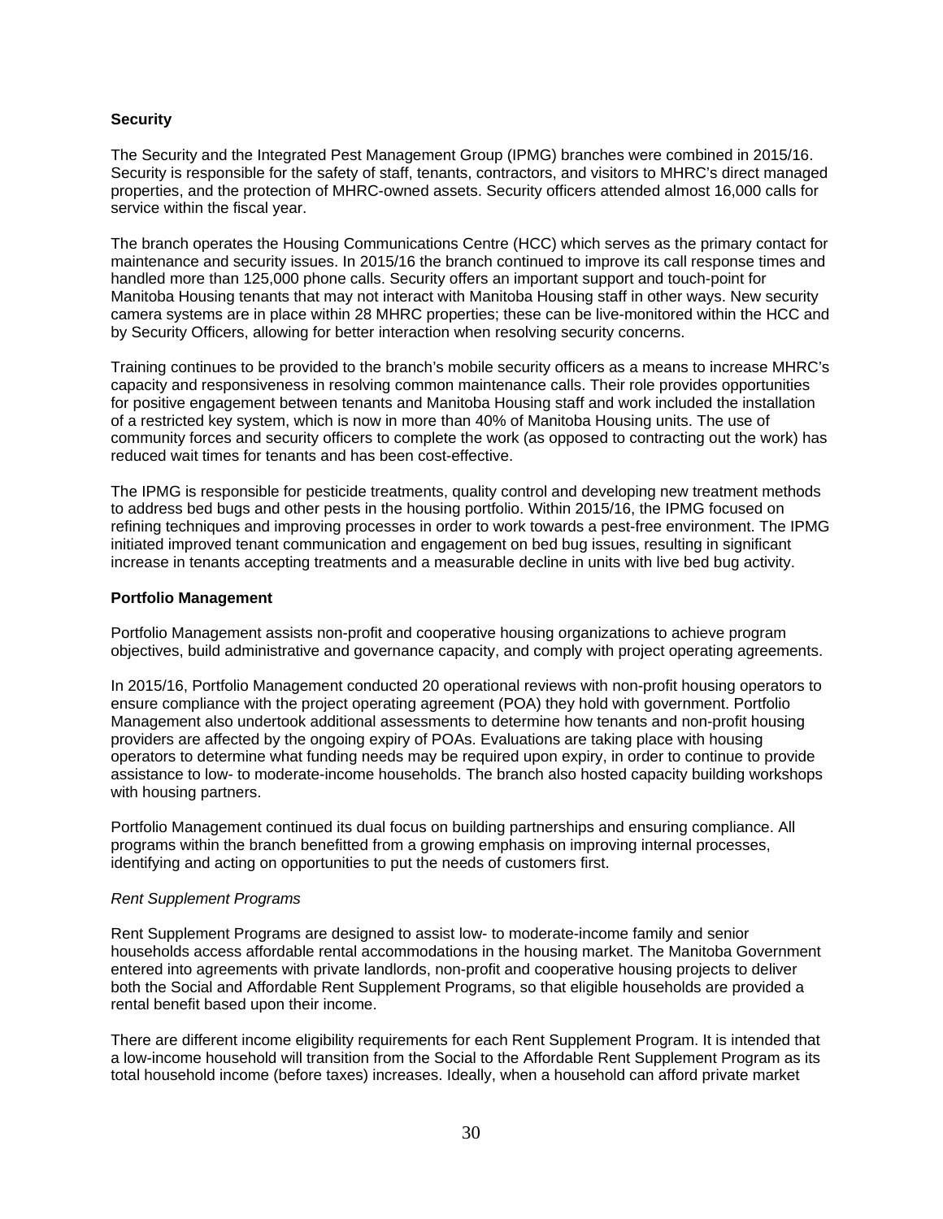### Security

The Security and the Integrated Pest Management Group (IPMG) branches were combined in 2015/16. Security is responsible for the safety of staff, tenants, contractors, and visitors to MHRC's direct managed properties, and the protection of MHRC-owned assets. Security officers attended almost 16,000 calls for service within the fiscal year.

The branch operates the Housing Communications Centre (HCC) which serves as the primary contact for maintenance and security issues. In 2015/16 the branch continued to improve its call response times and handled more than 125,000 phone calls. Security offers an important support and touch-point for Manitoba Housing tenants that may not interact with Manitoba Housing staff in other ways. New security camera systems are in place within 28 MHRC properties; these can be live-monitored within the HCC and by Security Officers, allowing for better interaction when resolving security concerns.

Training continues to be provided to the branch's mobile security officers as a means to increase MHRC's capacity and responsiveness in resolving common maintenance calls. Their role provides opportunities for positive engagement between tenants and Manitoba Housing staff and work included the installation of a restricted key system, which is now in more than 40% of Manitoba Housing units. The use of community forces and security officers to complete the work (as opposed to contracting out the work) has reduced wait times for tenants and has been cost-effective.

The IPMG is responsible for pesticide treatments, quality control and developing new treatment methods to address bed bugs and other pests in the housing portfolio. Within 2015/16, the IPMG focused on refining techniques and improving processes in order to work towards a pest-free environment. The IPMG initiated improved tenant communication and engagement on bed bug issues, resulting in significant increase in tenants accepting treatments and a measurable decline in units with live bed bug activity.

### Portfolio Management

Portfolio Management assists non-profit and cooperative housing organizations to achieve program objectives, build administrative and governance capacity, and comply with project operating agreements.

In 2015/16, Portfolio Management conducted 20 operational reviews with non-profit housing operators to ensure compliance with the project operating agreement (POA) they hold with government. Portfolio Management also undertook additional assessments to determine how tenants and non-profit housing providers are affected by the ongoing expiry of POAs. Evaluations are taking place with housing operators to determine what funding needs may be required upon expiry, in order to continue to provide assistance to low- to moderate-income households. The branch also hosted capacity building workshops with housing partners.

Portfolio Management continued its dual focus on building partnerships and ensuring compliance. All programs within the branch benefitted from a growing emphasis on improving internal processes, identifying and acting on opportunities to put the needs of customers first.

*Rent Supplement Programs*

Rent Supplement Programs are designed to assist low- to moderate-income family and senior households access affordable rental accommodations in the housing market. The Manitoba Government entered into agreements with private landlords, non-profit and cooperative housing projects to deliver both the Social and Affordable Rent Supplement Programs, so that eligible households are provided a rental benefit based upon their income.

There are different income eligibility requirements for each Rent Supplement Program. It is intended that a low-income household will transition from the Social to the Affordable Rent Supplement Program as its total household income (before taxes) increases. Ideally, when a household can afford private market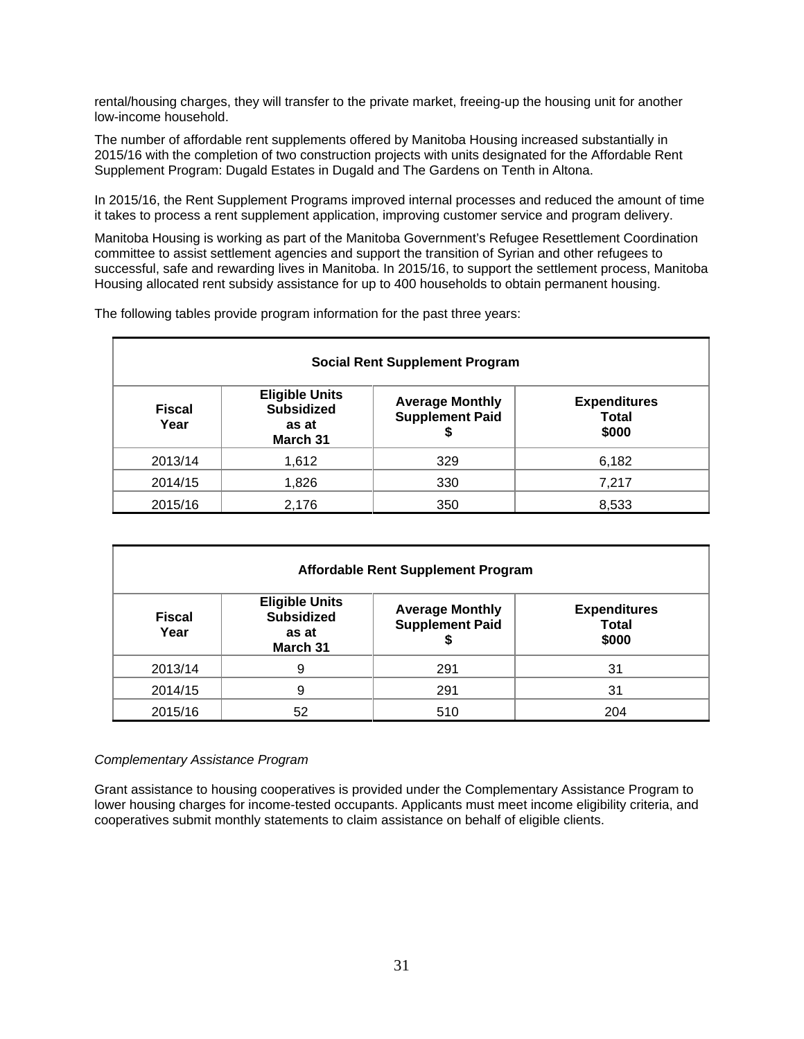rental/housing charges, they will transfer to the private market, freeing-up the housing unit for another low-income household.

The number of affordable rent supplements offered by Manitoba Housing increased substantially in 2015/16 with the completion of two construction projects with units designated for the Affordable Rent Supplement Program: Dugald Estates in Dugald and The Gardens on Tenth in Altona.

In 2015/16, the Rent Supplement Programs improved internal processes and reduced the amount of time it takes to process a rent supplement application, improving customer service and program delivery.

Manitoba Housing is working as part of the Manitoba Government's Refugee Resettlement Coordination committee to assist settlement agencies and support the transition of Syrian and other refugees to successful, safe and rewarding lives in Manitoba. In 2015/16, to support the settlement process, Manitoba Housing allocated rent subsidy assistance for up to 400 households to obtain permanent housing.

The following tables provide program information for the past three years:

**Social Rent Supplement Program**

| Fiscal Year | Eligible Units Subsidized as at March 31 | Average Monthly Supplement Paid $ | Expenditures Total $000 |
|---|---|---|---|
| 2013/14 | 1,612 | 329 | 6,182 |
| 2014/15 | 1,826 | 330 | 7,217 |
| 2015/16 | 2,176 | 350 | 8,533 |

**Affordable Rent Supplement Program**

| Fiscal Year | Eligible Units Subsidized as at March 31 | Average Monthly Supplement Paid $ | Expenditures Total $000 |
|---|---|---|---|
| 2013/14 | 9 | 291 | 31 |
| 2014/15 | 9 | 291 | 31 |
| 2015/16 | 52 | 510 | 204 |

*Complementary Assistance Program*

Grant assistance to housing cooperatives is provided under the Complementary Assistance Program to lower housing charges for income-tested occupants. Applicants must meet income eligibility criteria, and cooperatives submit monthly statements to claim assistance on behalf of eligible clients.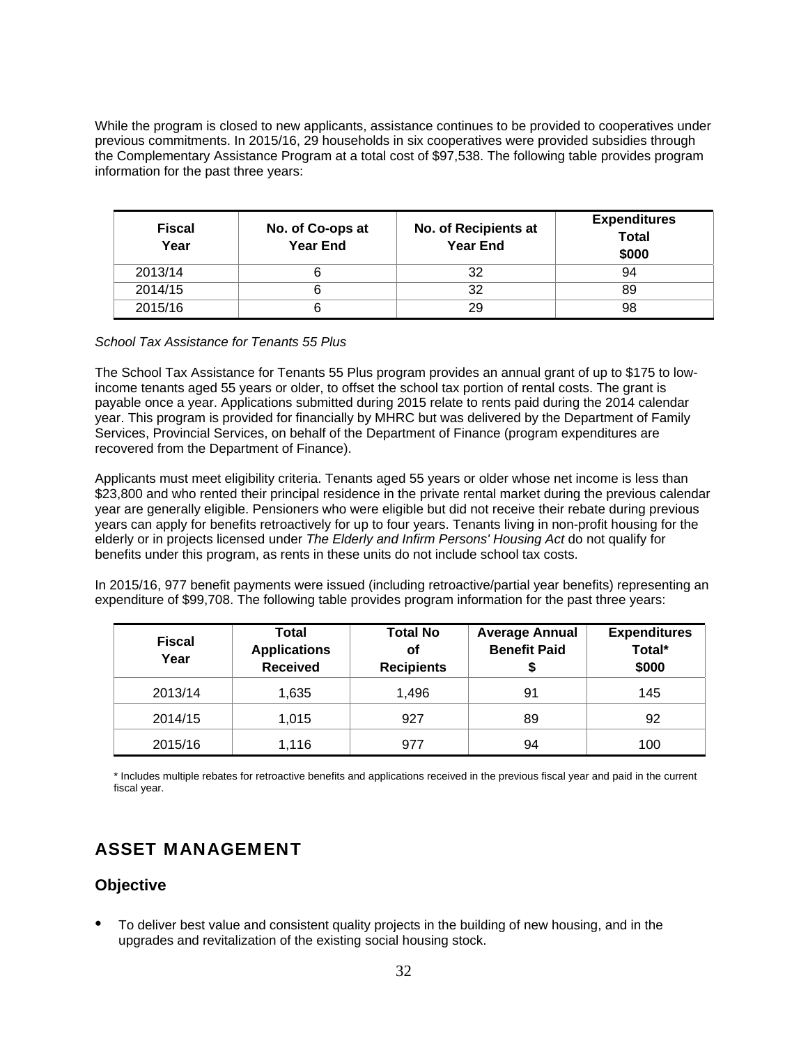While the program is closed to new applicants, assistance continues to be provided to cooperatives under previous commitments. In 2015/16, 29 households in six cooperatives were provided subsidies through the Complementary Assistance Program at a total cost of $97,538. The following table provides program information for the past three years:

| Fiscal Year | No. of Co-ops at Year End | No. of Recipients at Year End | Expenditures Total $000 |
|---|---|---|---|
| 2013/14 | 6 | 32 | 94 |
| 2014/15 | 6 | 32 | 89 |
| 2015/16 | 6 | 29 | 98 |

*School Tax Assistance for Tenants 55 Plus*

The School Tax Assistance for Tenants 55 Plus program provides an annual grant of up to $175 to low-income tenants aged 55 years or older, to offset the school tax portion of rental costs. The grant is payable once a year. Applications submitted during 2015 relate to rents paid during the 2014 calendar year. This program is provided for financially by MHRC but was delivered by the Department of Family Services, Provincial Services, on behalf of the Department of Finance (program expenditures are recovered from the Department of Finance).

Applicants must meet eligibility criteria. Tenants aged 55 years or older whose net income is less than $23,800 and who rented their principal residence in the private rental market during the previous calendar year are generally eligible. Pensioners who were eligible but did not receive their rebate during previous years can apply for benefits retroactively for up to four years. Tenants living in non-profit housing for the elderly or in projects licensed under *The Elderly and Infirm Persons' Housing Act* do not qualify for benefits under this program, as rents in these units do not include school tax costs.

In 2015/16, 977 benefit payments were issued (including retroactive/partial year benefits) representing an expenditure of $99,708. The following table provides program information for the past three years:

| Fiscal Year | Total Applications Received | Total No of Recipients | Average Annual Benefit Paid $ | Expenditures Total* $000 |
|---|---|---|---|---|
| 2013/14 | 1,635 | 1,496 | 91 | 145 |
| 2014/15 | 1,015 | 927 | 89 | 92 |
| 2015/16 | 1,116 | 977 | 94 | 100 |

\* Includes multiple rebates for retroactive benefits and applications received in the previous fiscal year and paid in the current fiscal year.

## ASSET MANAGEMENT

### Objective

- To deliver best value and consistent quality projects in the building of new housing, and in the upgrades and revitalization of the existing social housing stock.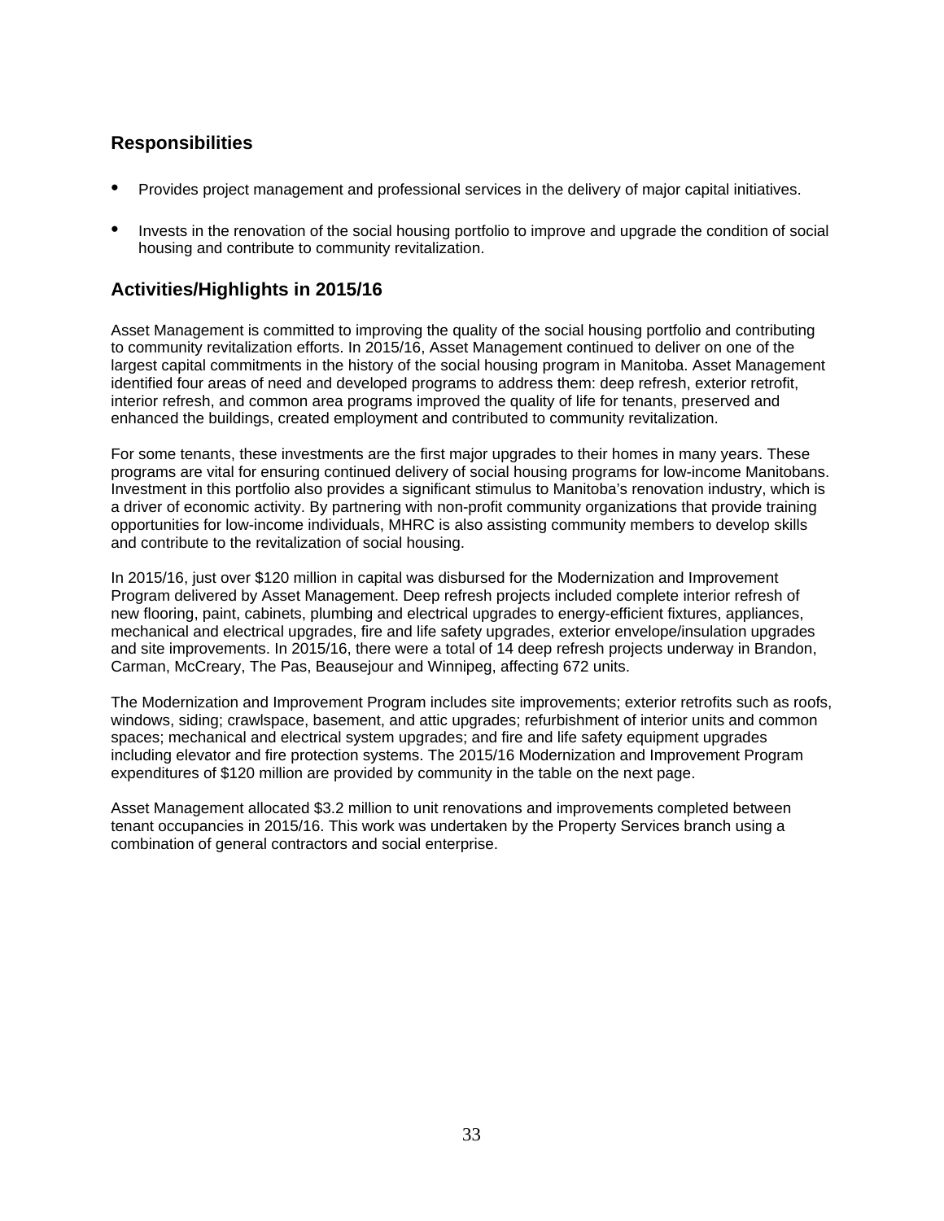## Responsibilities

- Provides project management and professional services in the delivery of major capital initiatives.
- Invests in the renovation of the social housing portfolio to improve and upgrade the condition of social housing and contribute to community revitalization.

## Activities/Highlights in 2015/16

Asset Management is committed to improving the quality of the social housing portfolio and contributing to community revitalization efforts. In 2015/16, Asset Management continued to deliver on one of the largest capital commitments in the history of the social housing program in Manitoba. Asset Management identified four areas of need and developed programs to address them: deep refresh, exterior retrofit, interior refresh, and common area programs improved the quality of life for tenants, preserved and enhanced the buildings, created employment and contributed to community revitalization.

For some tenants, these investments are the first major upgrades to their homes in many years. These programs are vital for ensuring continued delivery of social housing programs for low-income Manitobans. Investment in this portfolio also provides a significant stimulus to Manitoba's renovation industry, which is a driver of economic activity. By partnering with non-profit community organizations that provide training opportunities for low-income individuals, MHRC is also assisting community members to develop skills and contribute to the revitalization of social housing.

In 2015/16, just over $120 million in capital was disbursed for the Modernization and Improvement Program delivered by Asset Management. Deep refresh projects included complete interior refresh of new flooring, paint, cabinets, plumbing and electrical upgrades to energy-efficient fixtures, appliances, mechanical and electrical upgrades, fire and life safety upgrades, exterior envelope/insulation upgrades and site improvements. In 2015/16, there were a total of 14 deep refresh projects underway in Brandon, Carman, McCreary, The Pas, Beausejour and Winnipeg, affecting 672 units.

The Modernization and Improvement Program includes site improvements; exterior retrofits such as roofs, windows, siding; crawlspace, basement, and attic upgrades; refurbishment of interior units and common spaces; mechanical and electrical system upgrades; and fire and life safety equipment upgrades including elevator and fire protection systems. The 2015/16 Modernization and Improvement Program expenditures of $120 million are provided by community in the table on the next page.

Asset Management allocated $3.2 million to unit renovations and improvements completed between tenant occupancies in 2015/16. This work was undertaken by the Property Services branch using a combination of general contractors and social enterprise.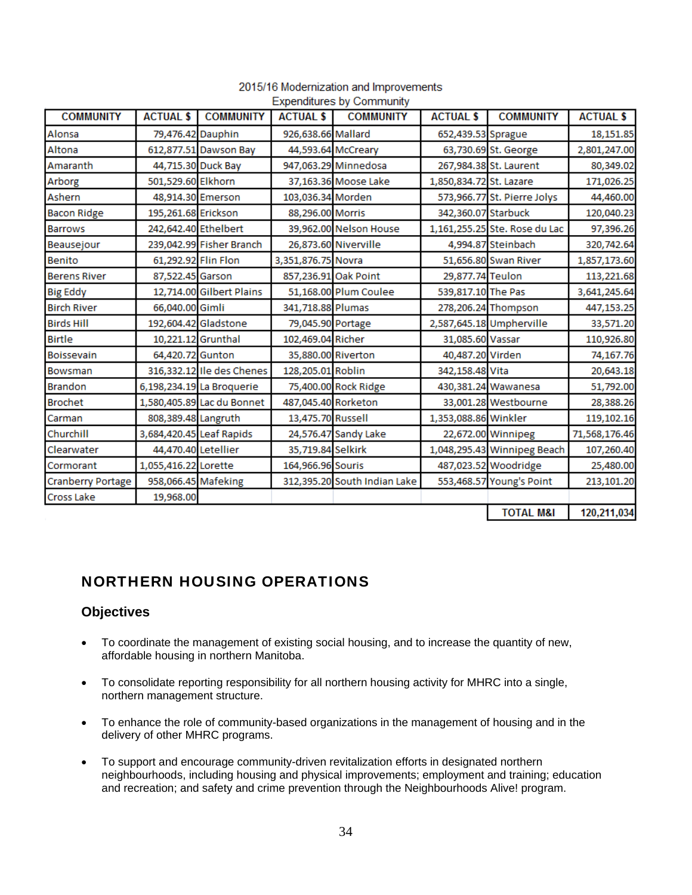2015/16 Modernization and Improvements
Expenditures by Community

| COMMUNITY | ACTUAL $ | COMMUNITY | ACTUAL $ | COMMUNITY | ACTUAL $ | COMMUNITY | ACTUAL $ |
|---|---|---|---|---|---|---|---|
| Alonsa | 79,476.42 | Dauphin | 926,638.66 | Mallard | 652,439.53 | Sprague | 18,151.85 |
| Altona | 612,877.51 | Dawson Bay | 44,593.64 | McCreary | 63,730.69 | St. George | 2,801,247.00 |
| Amaranth | 44,715.30 | Duck Bay | 947,063.29 | Minnedosa | 267,984.38 | St. Laurent | 80,349.02 |
| Arborg | 501,529.60 | Elkhorn | 37,163.36 | Moose Lake | 1,850,834.72 | St. Lazare | 171,026.25 |
| Ashern | 48,914.30 | Emerson | 103,036.34 | Morden | 573,966.77 | St. Pierre Jolys | 44,460.00 |
| Bacon Ridge | 195,261.68 | Erickson | 88,296.00 | Morris | 342,360.07 | Starbuck | 120,040.23 |
| Barrows | 242,642.40 | Ethelbert | 39,962.00 | Nelson House | 1,161,255.25 | Ste. Rose du Lac | 97,396.26 |
| Beausejour | 239,042.99 | Fisher Branch | 26,873.60 | Niverville | 4,994.87 | Steinbach | 320,742.64 |
| Benito | 61,292.92 | Flin Flon | 3,351,876.75 | Novra | 51,656.80 | Swan River | 1,857,173.60 |
| Berens River | 87,522.45 | Garson | 857,236.91 | Oak Point | 29,877.74 | Teulon | 113,221.68 |
| Big Eddy | 12,714.00 | Gilbert Plains | 51,168.00 | Plum Coulee | 539,817.10 | The Pas | 3,641,245.64 |
| Birch River | 66,040.00 | Gimli | 341,718.88 | Plumas | 278,206.24 | Thompson | 447,153.25 |
| Birds Hill | 192,604.42 | Gladstone | 79,045.90 | Portage | 2,587,645.18 | Umpherville | 33,571.20 |
| Birtle | 10,221.12 | Grunthal | 102,469.04 | Richer | 31,085.60 | Vassar | 110,926.80 |
| Boissevain | 64,420.72 | Gunton | 35,880.00 | Riverton | 40,487.20 | Virden | 74,167.76 |
| Bowsman | 316,332.12 | Ile des Chenes | 128,205.01 | Roblin | 342,158.48 | Vita | 20,643.18 |
| Brandon | 6,198,234.19 | La Broquerie | 75,400.00 | Rock Ridge | 430,381.24 | Wawanesa | 51,792.00 |
| Brochet | 1,580,405.89 | Lac du Bonnet | 487,045.40 | Rorketon | 33,001.28 | Westbourne | 28,388.26 |
| Carman | 808,389.48 | Langruth | 13,475.70 | Russell | 1,353,088.86 | Winkler | 119,102.16 |
| Churchill | 3,684,420.45 | Leaf Rapids | 24,576.47 | Sandy Lake | 22,672.00 | Winnipeg | 71,568,176.46 |
| Clearwater | 44,470.40 | Letellier | 35,719.84 | Selkirk | 1,048,295.43 | Winnipeg Beach | 107,260.40 |
| Cormorant | 1,055,416.22 | Lorette | 164,966.96 | Souris | 487,023.52 | Woodridge | 25,480.00 |
| Cranberry Portage | 958,066.45 | Mafeking | 312,395.20 | South Indian Lake | 553,468.57 | Young's Point | 213,101.20 |
| Cross Lake | 19,968.00 | | | | | | |
| | | | | | | TOTAL M&I | 120,211,034 |

## NORTHERN HOUSING OPERATIONS

### Objectives

- To coordinate the management of existing social housing, and to increase the quantity of new, affordable housing in northern Manitoba.
- To consolidate reporting responsibility for all northern housing activity for MHRC into a single, northern management structure.
- To enhance the role of community-based organizations in the management of housing and in the delivery of other MHRC programs.
- To support and encourage community-driven revitalization efforts in designated northern neighbourhoods, including housing and physical improvements; employment and training; education and recreation; and safety and crime prevention through the Neighbourhoods Alive! program.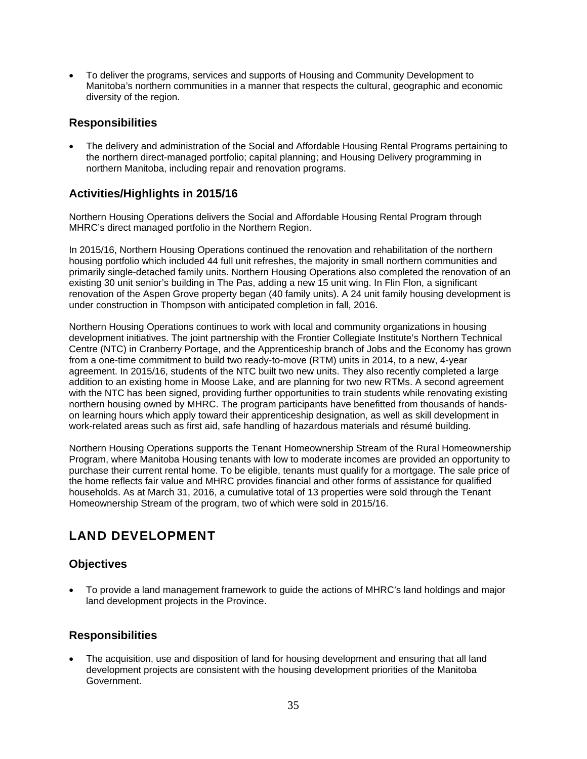- To deliver the programs, services and supports of Housing and Community Development to Manitoba's northern communities in a manner that respects the cultural, geographic and economic diversity of the region.

### Responsibilities

- The delivery and administration of the Social and Affordable Housing Rental Programs pertaining to the northern direct-managed portfolio; capital planning; and Housing Delivery programming in northern Manitoba, including repair and renovation programs.

### Activities/Highlights in 2015/16

Northern Housing Operations delivers the Social and Affordable Housing Rental Program through MHRC's direct managed portfolio in the Northern Region.

In 2015/16, Northern Housing Operations continued the renovation and rehabilitation of the northern housing portfolio which included 44 full unit refreshes, the majority in small northern communities and primarily single-detached family units. Northern Housing Operations also completed the renovation of an existing 30 unit senior's building in The Pas, adding a new 15 unit wing. In Flin Flon, a significant renovation of the Aspen Grove property began (40 family units). A 24 unit family housing development is under construction in Thompson with anticipated completion in fall, 2016.

Northern Housing Operations continues to work with local and community organizations in housing development initiatives. The joint partnership with the Frontier Collegiate Institute's Northern Technical Centre (NTC) in Cranberry Portage, and the Apprenticeship branch of Jobs and the Economy has grown from a one-time commitment to build two ready-to-move (RTM) units in 2014, to a new, 4-year agreement. In 2015/16, students of the NTC built two new units. They also recently completed a large addition to an existing home in Moose Lake, and are planning for two new RTMs. A second agreement with the NTC has been signed, providing further opportunities to train students while renovating existing northern housing owned by MHRC. The program participants have benefitted from thousands of hands-on learning hours which apply toward their apprenticeship designation, as well as skill development in work-related areas such as first aid, safe handling of hazardous materials and résumé building.

Northern Housing Operations supports the Tenant Homeownership Stream of the Rural Homeownership Program, where Manitoba Housing tenants with low to moderate incomes are provided an opportunity to purchase their current rental home. To be eligible, tenants must qualify for a mortgage. The sale price of the home reflects fair value and MHRC provides financial and other forms of assistance for qualified households. As at March 31, 2016, a cumulative total of 13 properties were sold through the Tenant Homeownership Stream of the program, two of which were sold in 2015/16.

## LAND DEVELOPMENT

### Objectives

- To provide a land management framework to guide the actions of MHRC's land holdings and major land development projects in the Province.

### Responsibilities

- The acquisition, use and disposition of land for housing development and ensuring that all land development projects are consistent with the housing development priorities of the Manitoba Government.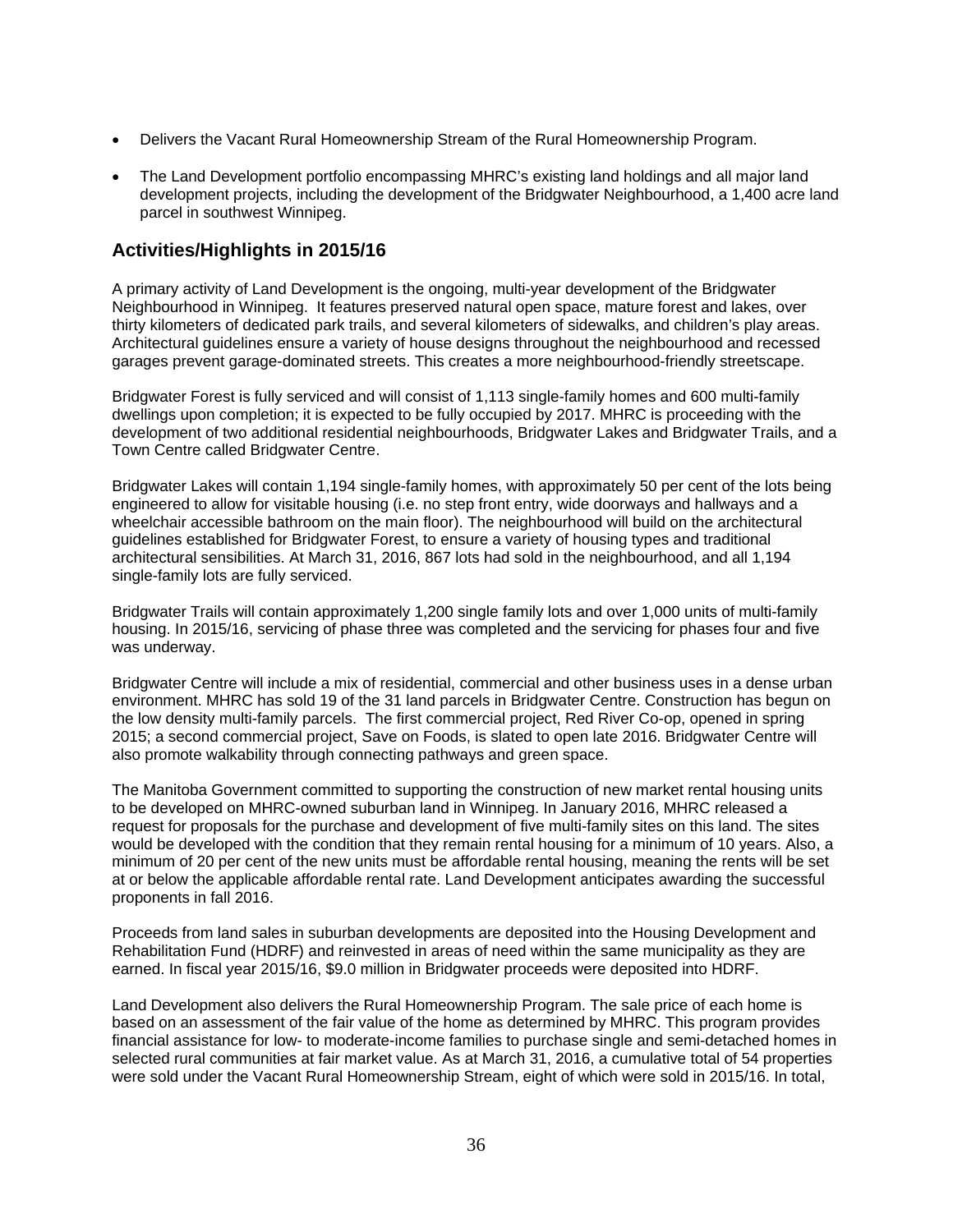- Delivers the Vacant Rural Homeownership Stream of the Rural Homeownership Program.
- The Land Development portfolio encompassing MHRC's existing land holdings and all major land development projects, including the development of the Bridgwater Neighbourhood, a 1,400 acre land parcel in southwest Winnipeg.

## Activities/Highlights in 2015/16

A primary activity of Land Development is the ongoing, multi-year development of the Bridgwater Neighbourhood in Winnipeg. It features preserved natural open space, mature forest and lakes, over thirty kilometers of dedicated park trails, and several kilometers of sidewalks, and children's play areas. Architectural guidelines ensure a variety of house designs throughout the neighbourhood and recessed garages prevent garage-dominated streets. This creates a more neighbourhood-friendly streetscape.

Bridgwater Forest is fully serviced and will consist of 1,113 single-family homes and 600 multi-family dwellings upon completion; it is expected to be fully occupied by 2017. MHRC is proceeding with the development of two additional residential neighbourhoods, Bridgwater Lakes and Bridgwater Trails, and a Town Centre called Bridgwater Centre.

Bridgwater Lakes will contain 1,194 single-family homes, with approximately 50 per cent of the lots being engineered to allow for visitable housing (i.e. no step front entry, wide doorways and hallways and a wheelchair accessible bathroom on the main floor). The neighbourhood will build on the architectural guidelines established for Bridgwater Forest, to ensure a variety of housing types and traditional architectural sensibilities. At March 31, 2016, 867 lots had sold in the neighbourhood, and all 1,194 single-family lots are fully serviced.

Bridgwater Trails will contain approximately 1,200 single family lots and over 1,000 units of multi-family housing. In 2015/16, servicing of phase three was completed and the servicing for phases four and five was underway.

Bridgwater Centre will include a mix of residential, commercial and other business uses in a dense urban environment. MHRC has sold 19 of the 31 land parcels in Bridgwater Centre. Construction has begun on the low density multi-family parcels. The first commercial project, Red River Co-op, opened in spring 2015; a second commercial project, Save on Foods, is slated to open late 2016. Bridgwater Centre will also promote walkability through connecting pathways and green space.

The Manitoba Government committed to supporting the construction of new market rental housing units to be developed on MHRC-owned suburban land in Winnipeg. In January 2016, MHRC released a request for proposals for the purchase and development of five multi-family sites on this land. The sites would be developed with the condition that they remain rental housing for a minimum of 10 years. Also, a minimum of 20 per cent of the new units must be affordable rental housing, meaning the rents will be set at or below the applicable affordable rental rate. Land Development anticipates awarding the successful proponents in fall 2016.

Proceeds from land sales in suburban developments are deposited into the Housing Development and Rehabilitation Fund (HDRF) and reinvested in areas of need within the same municipality as they are earned. In fiscal year 2015/16, $9.0 million in Bridgwater proceeds were deposited into HDRF.

Land Development also delivers the Rural Homeownership Program. The sale price of each home is based on an assessment of the fair value of the home as determined by MHRC. This program provides financial assistance for low- to moderate-income families to purchase single and semi-detached homes in selected rural communities at fair market value. As at March 31, 2016, a cumulative total of 54 properties were sold under the Vacant Rural Homeownership Stream, eight of which were sold in 2015/16. In total,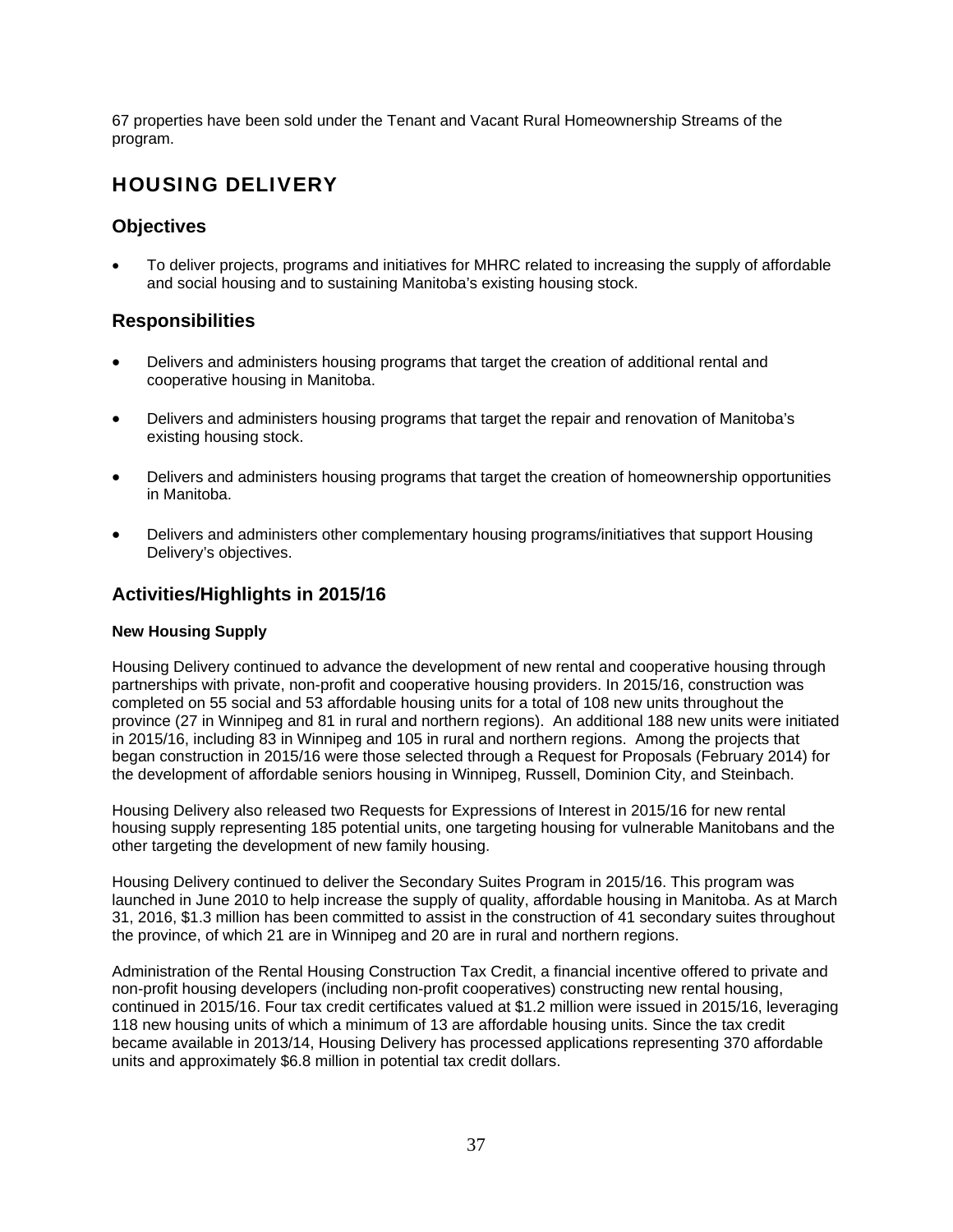67 properties have been sold under the Tenant and Vacant Rural Homeownership Streams of the program.

# HOUSING DELIVERY

## Objectives

- To deliver projects, programs and initiatives for MHRC related to increasing the supply of affordable and social housing and to sustaining Manitoba's existing housing stock.

## Responsibilities

- Delivers and administers housing programs that target the creation of additional rental and cooperative housing in Manitoba.
- Delivers and administers housing programs that target the repair and renovation of Manitoba's existing housing stock.
- Delivers and administers housing programs that target the creation of homeownership opportunities in Manitoba.
- Delivers and administers other complementary housing programs/initiatives that support Housing Delivery's objectives.

## Activities/Highlights in 2015/16

**New Housing Supply**

Housing Delivery continued to advance the development of new rental and cooperative housing through partnerships with private, non-profit and cooperative housing providers. In 2015/16, construction was completed on 55 social and 53 affordable housing units for a total of 108 new units throughout the province (27 in Winnipeg and 81 in rural and northern regions). An additional 188 new units were initiated in 2015/16, including 83 in Winnipeg and 105 in rural and northern regions. Among the projects that began construction in 2015/16 were those selected through a Request for Proposals (February 2014) for the development of affordable seniors housing in Winnipeg, Russell, Dominion City, and Steinbach.

Housing Delivery also released two Requests for Expressions of Interest in 2015/16 for new rental housing supply representing 185 potential units, one targeting housing for vulnerable Manitobans and the other targeting the development of new family housing.

Housing Delivery continued to deliver the Secondary Suites Program in 2015/16. This program was launched in June 2010 to help increase the supply of quality, affordable housing in Manitoba. As at March 31, 2016, $1.3 million has been committed to assist in the construction of 41 secondary suites throughout the province, of which 21 are in Winnipeg and 20 are in rural and northern regions.

Administration of the Rental Housing Construction Tax Credit, a financial incentive offered to private and non-profit housing developers (including non-profit cooperatives) constructing new rental housing, continued in 2015/16. Four tax credit certificates valued at $1.2 million were issued in 2015/16, leveraging 118 new housing units of which a minimum of 13 are affordable housing units. Since the tax credit became available in 2013/14, Housing Delivery has processed applications representing 370 affordable units and approximately $6.8 million in potential tax credit dollars.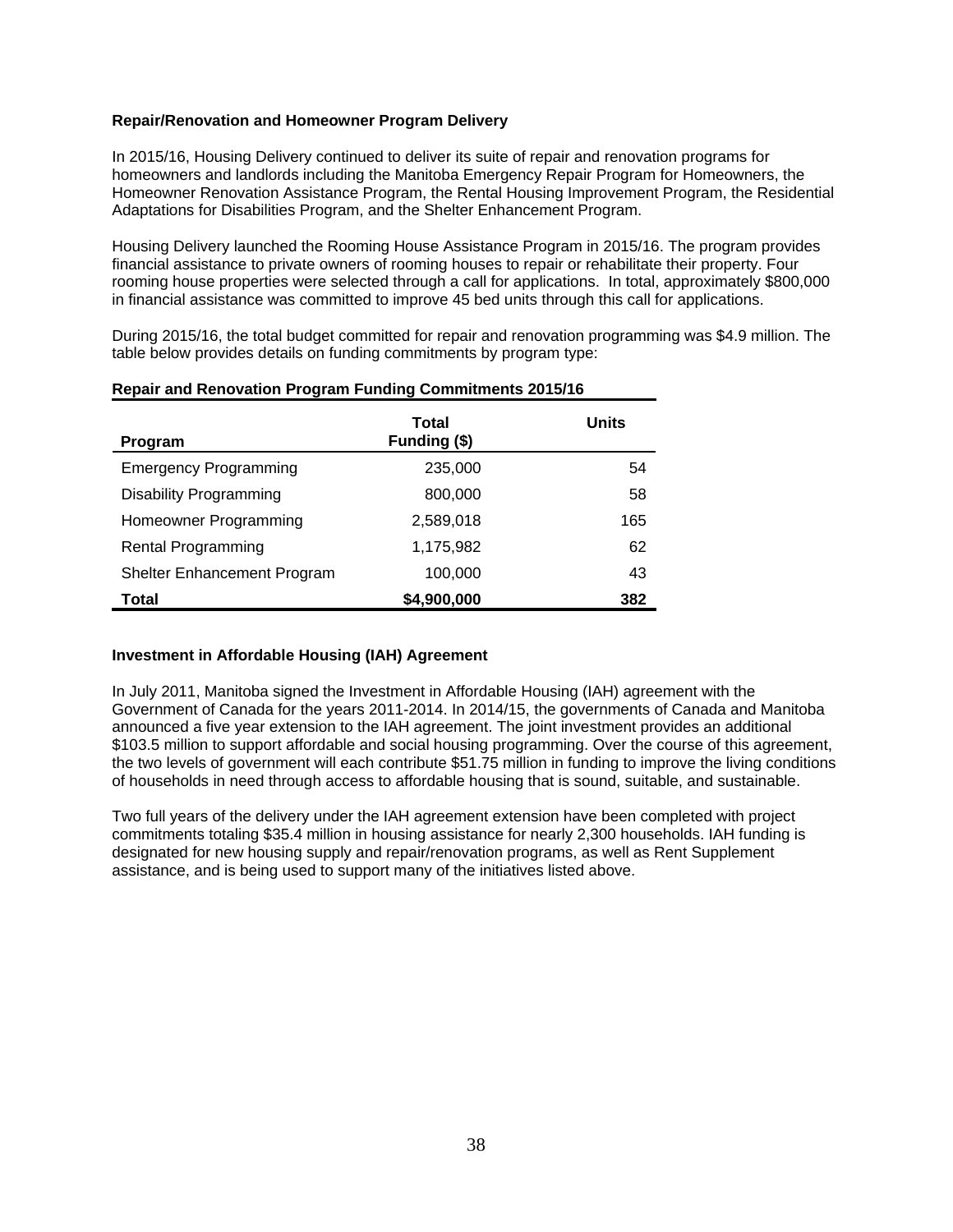**Repair/Renovation and Homeowner Program Delivery**

In 2015/16, Housing Delivery continued to deliver its suite of repair and renovation programs for homeowners and landlords including the Manitoba Emergency Repair Program for Homeowners, the Homeowner Renovation Assistance Program, the Rental Housing Improvement Program, the Residential Adaptations for Disabilities Program, and the Shelter Enhancement Program.

Housing Delivery launched the Rooming House Assistance Program in 2015/16. The program provides financial assistance to private owners of rooming houses to repair or rehabilitate their property. Four rooming house properties were selected through a call for applications. In total, approximately $800,000 in financial assistance was committed to improve 45 bed units through this call for applications.

During 2015/16, the total budget committed for repair and renovation programming was $4.9 million. The table below provides details on funding commitments by program type:

**Repair and Renovation Program Funding Commitments 2015/16**

| Program | Total Funding ($) | Units |
|---|---|---|
| Emergency Programming | 235,000 | 54 |
| Disability Programming | 800,000 | 58 |
| Homeowner Programming | 2,589,018 | 165 |
| Rental Programming | 1,175,982 | 62 |
| Shelter Enhancement Program | 100,000 | 43 |
| **Total** | **$4,900,000** | **382** |

**Investment in Affordable Housing (IAH) Agreement**

In July 2011, Manitoba signed the Investment in Affordable Housing (IAH) agreement with the Government of Canada for the years 2011-2014. In 2014/15, the governments of Canada and Manitoba announced a five year extension to the IAH agreement. The joint investment provides an additional $103.5 million to support affordable and social housing programming. Over the course of this agreement, the two levels of government will each contribute $51.75 million in funding to improve the living conditions of households in need through access to affordable housing that is sound, suitable, and sustainable.

Two full years of the delivery under the IAH agreement extension have been completed with project commitments totaling $35.4 million in housing assistance for nearly 2,300 households. IAH funding is designated for new housing supply and repair/renovation programs, as well as Rent Supplement assistance, and is being used to support many of the initiatives listed above.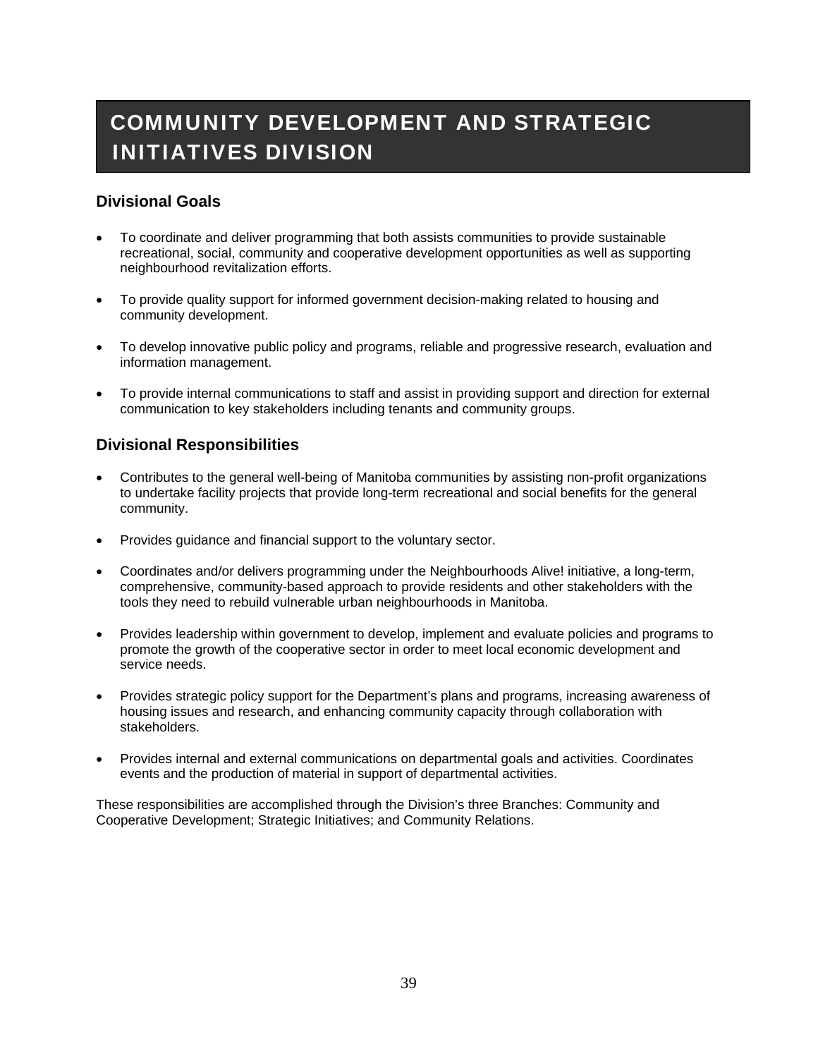# COMMUNITY DEVELOPMENT AND STRATEGIC INITIATIVES DIVISION

## Divisional Goals

- To coordinate and deliver programming that both assists communities to provide sustainable recreational, social, community and cooperative development opportunities as well as supporting neighbourhood revitalization efforts.
- To provide quality support for informed government decision-making related to housing and community development.
- To develop innovative public policy and programs, reliable and progressive research, evaluation and information management.
- To provide internal communications to staff and assist in providing support and direction for external communication to key stakeholders including tenants and community groups.

## Divisional Responsibilities

- Contributes to the general well-being of Manitoba communities by assisting non-profit organizations to undertake facility projects that provide long-term recreational and social benefits for the general community.
- Provides guidance and financial support to the voluntary sector.
- Coordinates and/or delivers programming under the Neighbourhoods Alive! initiative, a long-term, comprehensive, community-based approach to provide residents and other stakeholders with the tools they need to rebuild vulnerable urban neighbourhoods in Manitoba.
- Provides leadership within government to develop, implement and evaluate policies and programs to promote the growth of the cooperative sector in order to meet local economic development and service needs.
- Provides strategic policy support for the Department's plans and programs, increasing awareness of housing issues and research, and enhancing community capacity through collaboration with stakeholders.
- Provides internal and external communications on departmental goals and activities. Coordinates events and the production of material in support of departmental activities.

These responsibilities are accomplished through the Division's three Branches: Community and Cooperative Development; Strategic Initiatives; and Community Relations.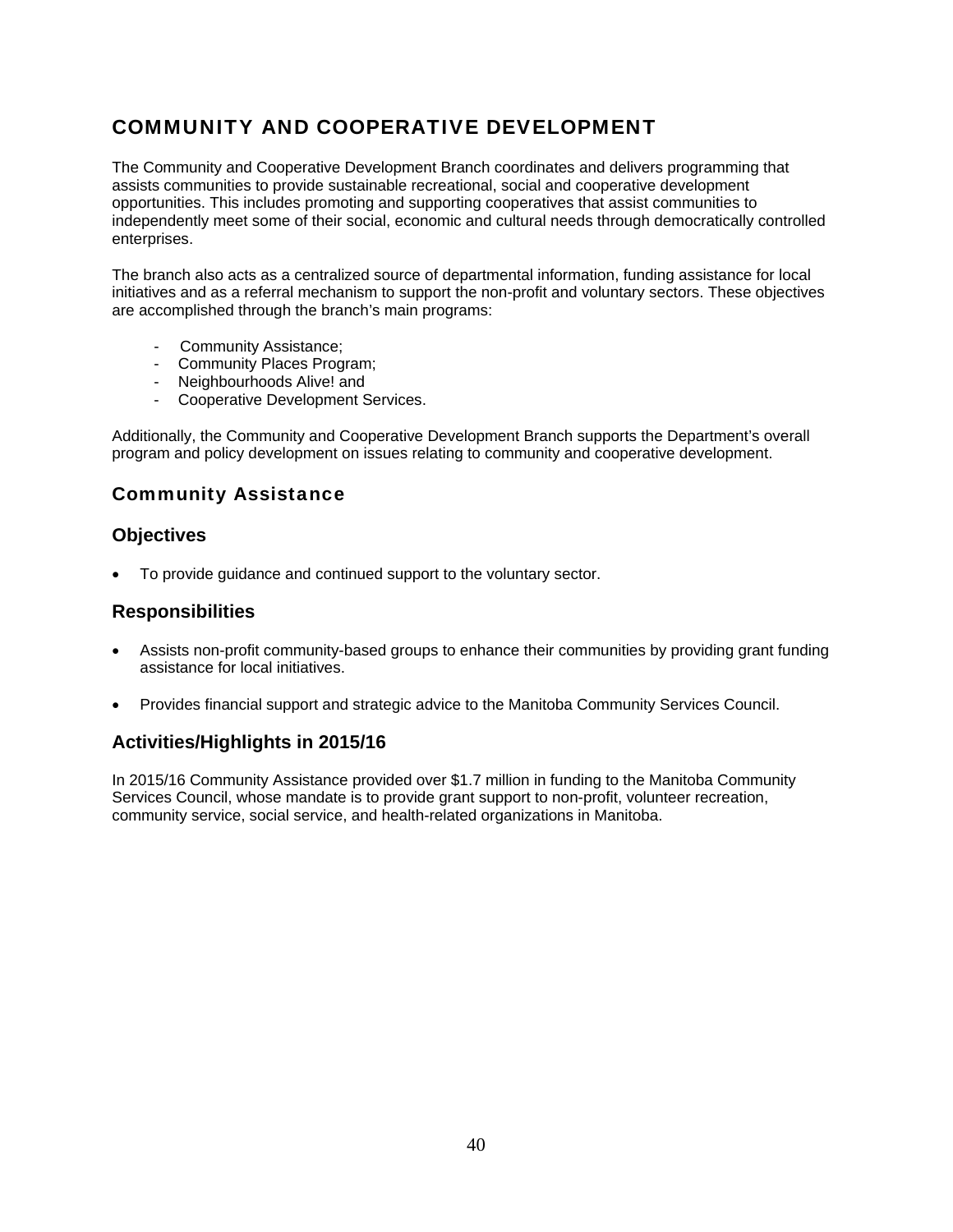# COMMUNITY AND COOPERATIVE DEVELOPMENT

The Community and Cooperative Development Branch coordinates and delivers programming that assists communities to provide sustainable recreational, social and cooperative development opportunities. This includes promoting and supporting cooperatives that assist communities to independently meet some of their social, economic and cultural needs through democratically controlled enterprises.

The branch also acts as a centralized source of departmental information, funding assistance for local initiatives and as a referral mechanism to support the non-profit and voluntary sectors. These objectives are accomplished through the branch's main programs:

- Community Assistance;
- Community Places Program;
- Neighbourhoods Alive! and
- Cooperative Development Services.

Additionally, the Community and Cooperative Development Branch supports the Department's overall program and policy development on issues relating to community and cooperative development.

## Community Assistance

### Objectives

- To provide guidance and continued support to the voluntary sector.

### Responsibilities

- Assists non-profit community-based groups to enhance their communities by providing grant funding assistance for local initiatives.
- Provides financial support and strategic advice to the Manitoba Community Services Council.

### Activities/Highlights in 2015/16

In 2015/16 Community Assistance provided over $1.7 million in funding to the Manitoba Community Services Council, whose mandate is to provide grant support to non-profit, volunteer recreation, community service, social service, and health-related organizations in Manitoba.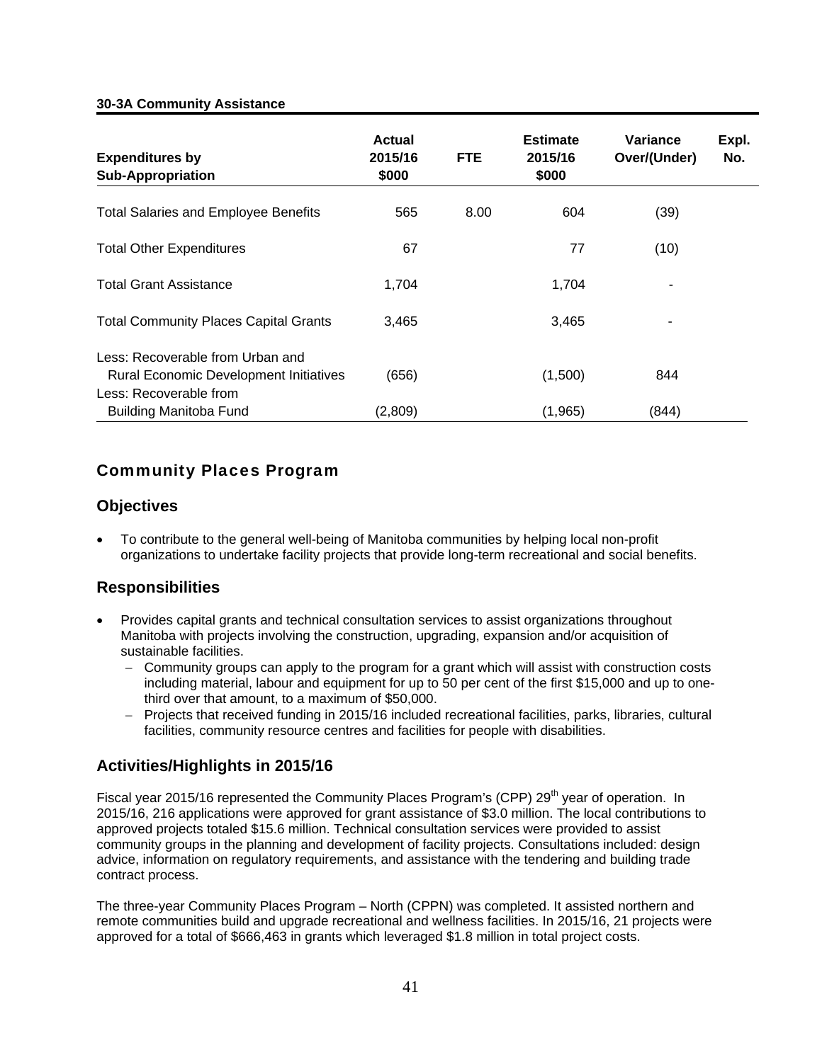**30-3A Community Assistance**

| Expenditures by Sub-Appropriation | Actual 2015/16 $000 | FTE | Estimate 2015/16 $000 | Variance Over/(Under) | Expl. No. |
|---|---|---|---|---|---|
| Total Salaries and Employee Benefits | 565 | 8.00 | 604 | (39) | |
| Total Other Expenditures | 67 | | 77 | (10) | |
| Total Grant Assistance | 1,704 | | 1,704 | - | |
| Total Community Places Capital Grants | 3,465 | | 3,465 | - | |
| Less: Recoverable from Urban and Rural Economic Development Initiatives | (656) | | (1,500) | 844 | |
| Less: Recoverable from Building Manitoba Fund | (2,809) | | (1,965) | (844) | |

## Community Places Program

### Objectives

- To contribute to the general well-being of Manitoba communities by helping local non-profit organizations to undertake facility projects that provide long-term recreational and social benefits.

### Responsibilities

- Provides capital grants and technical consultation services to assist organizations throughout Manitoba with projects involving the construction, upgrading, expansion and/or acquisition of sustainable facilities.
  - Community groups can apply to the program for a grant which will assist with construction costs including material, labour and equipment for up to 50 per cent of the first $15,000 and up to one-third over that amount, to a maximum of $50,000.
  - Projects that received funding in 2015/16 included recreational facilities, parks, libraries, cultural facilities, community resource centres and facilities for people with disabilities.

### Activities/Highlights in 2015/16

Fiscal year 2015/16 represented the Community Places Program's (CPP) 29th year of operation. In 2015/16, 216 applications were approved for grant assistance of $3.0 million. The local contributions to approved projects totaled $15.6 million. Technical consultation services were provided to assist community groups in the planning and development of facility projects. Consultations included: design advice, information on regulatory requirements, and assistance with the tendering and building trade contract process.

The three-year Community Places Program – North (CPPN) was completed. It assisted northern and remote communities build and upgrade recreational and wellness facilities. In 2015/16, 21 projects were approved for a total of $666,463 in grants which leveraged $1.8 million in total project costs.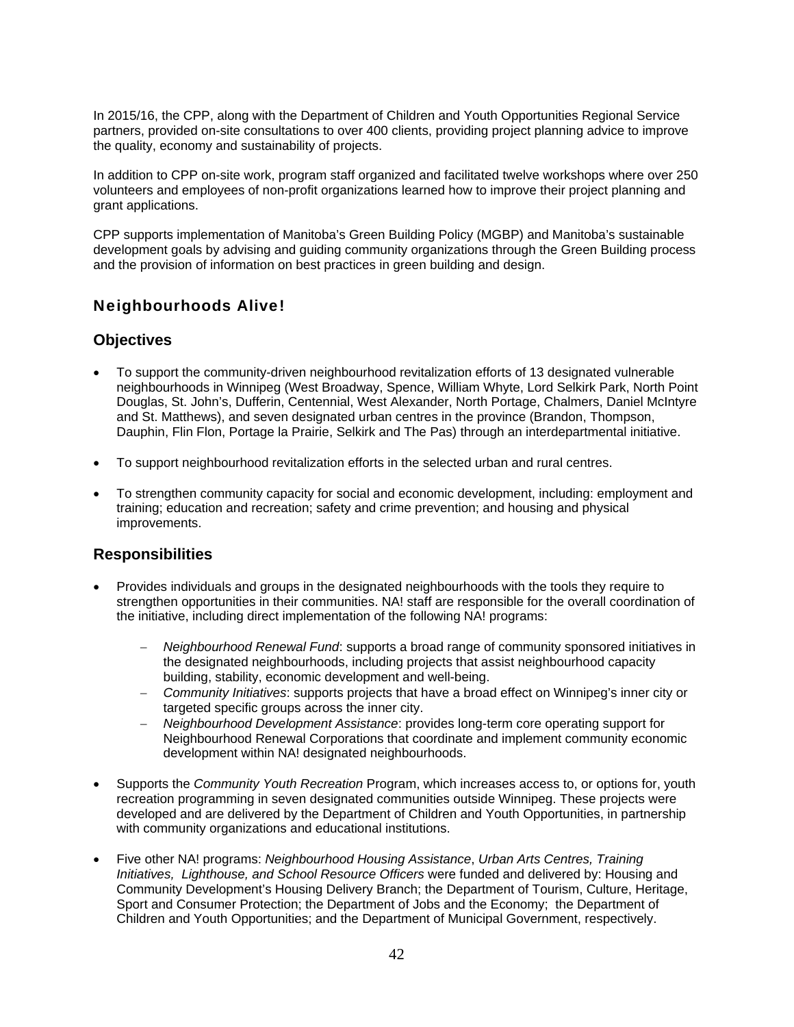In 2015/16, the CPP, along with the Department of Children and Youth Opportunities Regional Service partners, provided on-site consultations to over 400 clients, providing project planning advice to improve the quality, economy and sustainability of projects.

In addition to CPP on-site work, program staff organized and facilitated twelve workshops where over 250 volunteers and employees of non-profit organizations learned how to improve their project planning and grant applications.

CPP supports implementation of Manitoba's Green Building Policy (MGBP) and Manitoba's sustainable development goals by advising and guiding community organizations through the Green Building process and the provision of information on best practices in green building and design.

## Neighbourhoods Alive!

### Objectives

- To support the community-driven neighbourhood revitalization efforts of 13 designated vulnerable neighbourhoods in Winnipeg (West Broadway, Spence, William Whyte, Lord Selkirk Park, North Point Douglas, St. John's, Dufferin, Centennial, West Alexander, North Portage, Chalmers, Daniel McIntyre and St. Matthews), and seven designated urban centres in the province (Brandon, Thompson, Dauphin, Flin Flon, Portage la Prairie, Selkirk and The Pas) through an interdepartmental initiative.

- To support neighbourhood revitalization efforts in the selected urban and rural centres.

- To strengthen community capacity for social and economic development, including: employment and training; education and recreation; safety and crime prevention; and housing and physical improvements.

### Responsibilities

- Provides individuals and groups in the designated neighbourhoods with the tools they require to strengthen opportunities in their communities. NA! staff are responsible for the overall coordination of the initiative, including direct implementation of the following NA! programs:

  - *Neighbourhood Renewal Fund*: supports a broad range of community sponsored initiatives in the designated neighbourhoods, including projects that assist neighbourhood capacity building, stability, economic development and well-being.
  - *Community Initiatives*: supports projects that have a broad effect on Winnipeg's inner city or targeted specific groups across the inner city.
  - *Neighbourhood Development Assistance*: provides long-term core operating support for Neighbourhood Renewal Corporations that coordinate and implement community economic development within NA! designated neighbourhoods.

- Supports the *Community Youth Recreation* Program, which increases access to, or options for, youth recreation programming in seven designated communities outside Winnipeg. These projects were developed and are delivered by the Department of Children and Youth Opportunities, in partnership with community organizations and educational institutions.

- Five other NA! programs: *Neighbourhood Housing Assistance*, *Urban Arts Centres, Training Initiatives, Lighthouse, and School Resource Officers* were funded and delivered by: Housing and Community Development's Housing Delivery Branch; the Department of Tourism, Culture, Heritage, Sport and Consumer Protection; the Department of Jobs and the Economy; the Department of Children and Youth Opportunities; and the Department of Municipal Government, respectively.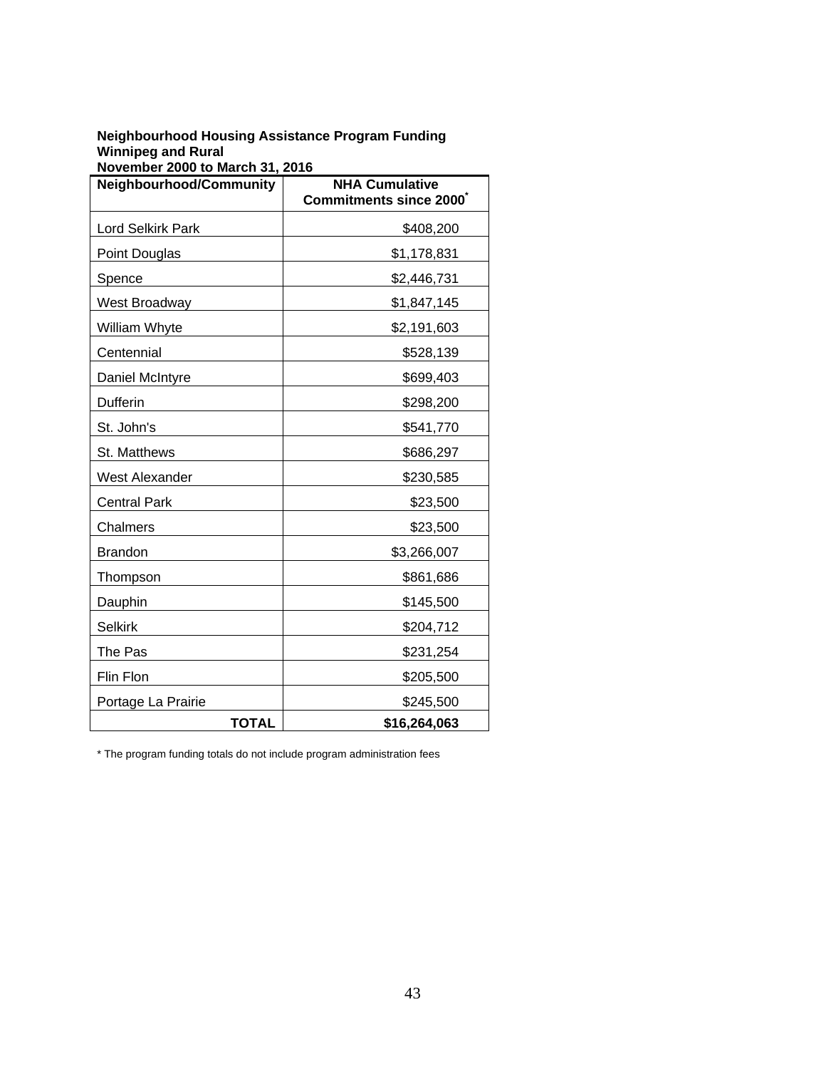**Neighbourhood Housing Assistance Program Funding**
**Winnipeg and Rural**
**November 2000 to March 31, 2016**

| Neighbourhood/Community | NHA Cumulative Commitments since 2000* |
|---|---:|
| Lord Selkirk Park | $408,200 |
| Point Douglas | $1,178,831 |
| Spence | $2,446,731 |
| West Broadway | $1,847,145 |
| William Whyte | $2,191,603 |
| Centennial | $528,139 |
| Daniel McIntyre | $699,403 |
| Dufferin | $298,200 |
| St. John's | $541,770 |
| St. Matthews | $686,297 |
| West Alexander | $230,585 |
| Central Park | $23,500 |
| Chalmers | $23,500 |
| Brandon | $3,266,007 |
| Thompson | $861,686 |
| Dauphin | $145,500 |
| Selkirk | $204,712 |
| The Pas | $231,254 |
| Flin Flon | $205,500 |
| Portage La Prairie | $245,500 |
| **TOTAL** | **$16,264,063** |

* The program funding totals do not include program administration fees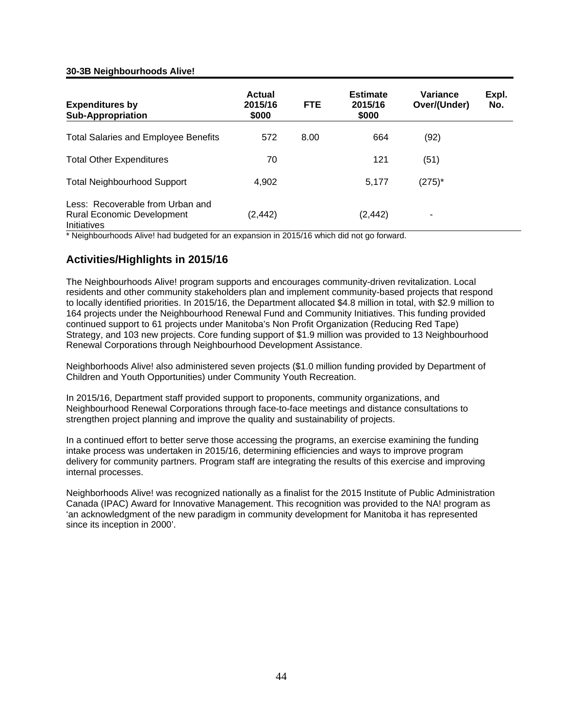**30-3B Neighbourhoods Alive!**

| Expenditures by Sub-Appropriation | Actual 2015/16 $000 | FTE | Estimate 2015/16 $000 | Variance Over/(Under) | Expl. No. |
|---|---|---|---|---|---|
| Total Salaries and Employee Benefits | 572 | 8.00 | 664 | (92) | |
| Total Other Expenditures | 70 | | 121 | (51) | |
| Total Neighbourhood Support | 4,902 | | 5,177 | (275)* | |
| Less: Recoverable from Urban and Rural Economic Development Initiatives | (2,442) | | (2,442) | - | |

\* Neighbourhoods Alive! had budgeted for an expansion in 2015/16 which did not go forward.

## Activities/Highlights in 2015/16

The Neighbourhoods Alive! program supports and encourages community-driven revitalization. Local residents and other community stakeholders plan and implement community-based projects that respond to locally identified priorities. In 2015/16, the Department allocated $4.8 million in total, with $2.9 million to 164 projects under the Neighbourhood Renewal Fund and Community Initiatives. This funding provided continued support to 61 projects under Manitoba's Non Profit Organization (Reducing Red Tape) Strategy, and 103 new projects. Core funding support of $1.9 million was provided to 13 Neighbourhood Renewal Corporations through Neighbourhood Development Assistance.

Neighborhoods Alive! also administered seven projects ($1.0 million funding provided by Department of Children and Youth Opportunities) under Community Youth Recreation.

In 2015/16, Department staff provided support to proponents, community organizations, and Neighbourhood Renewal Corporations through face-to-face meetings and distance consultations to strengthen project planning and improve the quality and sustainability of projects.

In a continued effort to better serve those accessing the programs, an exercise examining the funding intake process was undertaken in 2015/16, determining efficiencies and ways to improve program delivery for community partners. Program staff are integrating the results of this exercise and improving internal processes.

Neighborhoods Alive! was recognized nationally as a finalist for the 2015 Institute of Public Administration Canada (IPAC) Award for Innovative Management. This recognition was provided to the NA! program as 'an acknowledgment of the new paradigm in community development for Manitoba it has represented since its inception in 2000'.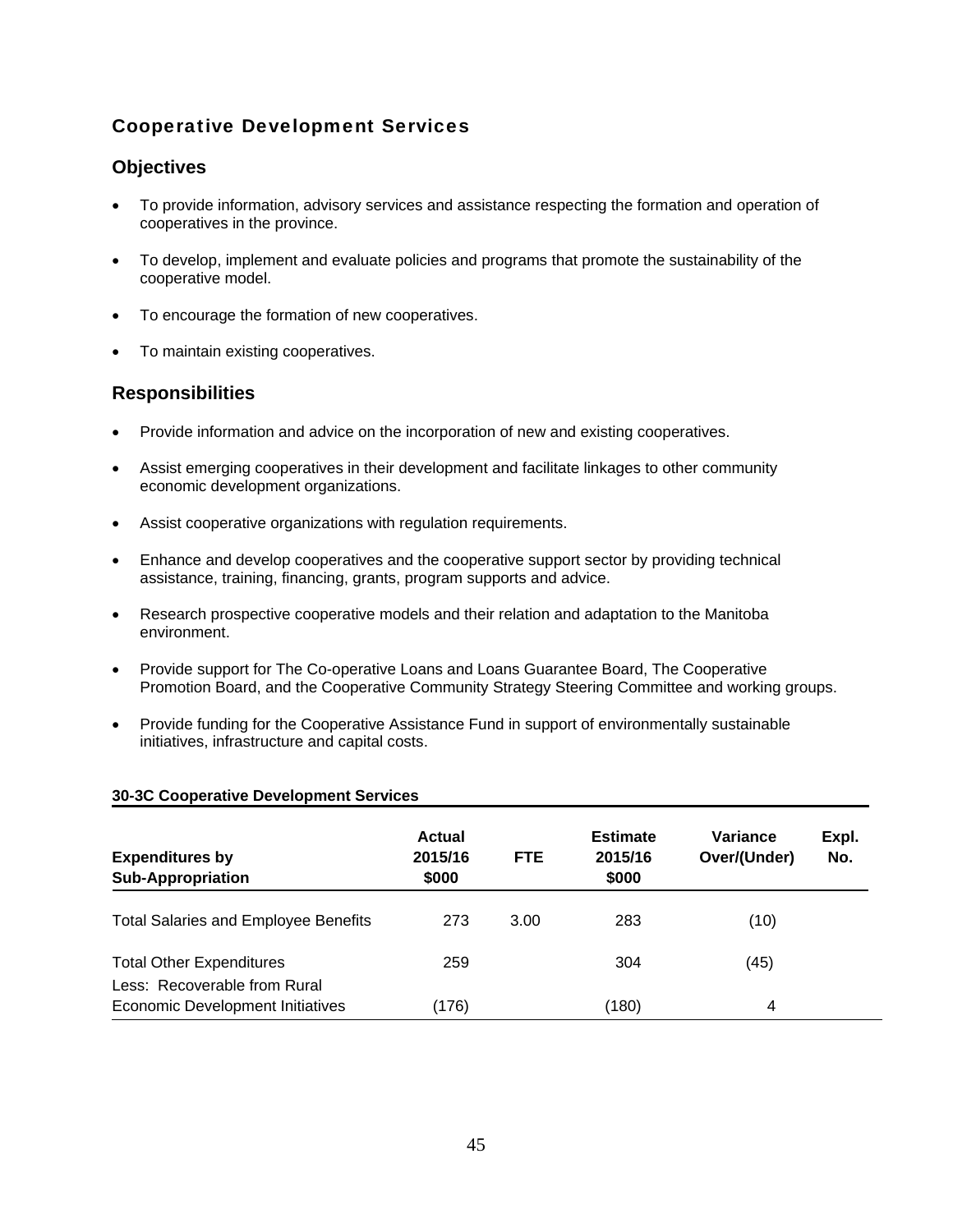## Cooperative Development Services

### Objectives

- To provide information, advisory services and assistance respecting the formation and operation of cooperatives in the province.
- To develop, implement and evaluate policies and programs that promote the sustainability of the cooperative model.
- To encourage the formation of new cooperatives.
- To maintain existing cooperatives.

### Responsibilities

- Provide information and advice on the incorporation of new and existing cooperatives.
- Assist emerging cooperatives in their development and facilitate linkages to other community economic development organizations.
- Assist cooperative organizations with regulation requirements.
- Enhance and develop cooperatives and the cooperative support sector by providing technical assistance, training, financing, grants, program supports and advice.
- Research prospective cooperative models and their relation and adaptation to the Manitoba environment.
- Provide support for The Co-operative Loans and Loans Guarantee Board, The Cooperative Promotion Board, and the Cooperative Community Strategy Steering Committee and working groups.
- Provide funding for the Cooperative Assistance Fund in support of environmentally sustainable initiatives, infrastructure and capital costs.

**30-3C Cooperative Development Services**

| Expenditures by Sub-Appropriation | Actual 2015/16 $000 | FTE | Estimate 2015/16 $000 | Variance Over/(Under) | Expl. No. |
|---|---|---|---|---|---|
| Total Salaries and Employee Benefits | 273 | 3.00 | 283 | (10) | |
| Total Other Expenditures | 259 | | 304 | (45) | |
| Less: Recoverable from Rural Economic Development Initiatives | (176) | | (180) | 4 | |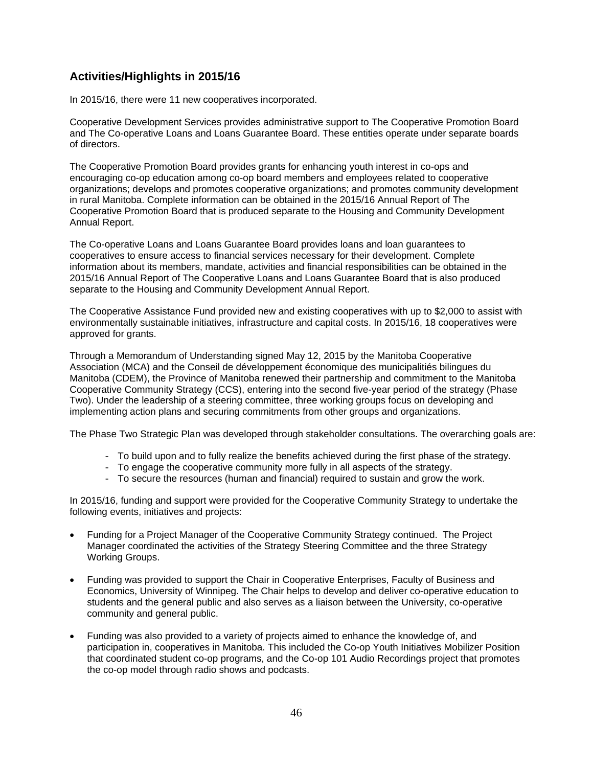## Activities/Highlights in 2015/16

In 2015/16, there were 11 new cooperatives incorporated.

Cooperative Development Services provides administrative support to The Cooperative Promotion Board and The Co-operative Loans and Loans Guarantee Board. These entities operate under separate boards of directors.

The Cooperative Promotion Board provides grants for enhancing youth interest in co-ops and encouraging co-op education among co-op board members and employees related to cooperative organizations; develops and promotes cooperative organizations; and promotes community development in rural Manitoba. Complete information can be obtained in the 2015/16 Annual Report of The Cooperative Promotion Board that is produced separate to the Housing and Community Development Annual Report.

The Co-operative Loans and Loans Guarantee Board provides loans and loan guarantees to cooperatives to ensure access to financial services necessary for their development. Complete information about its members, mandate, activities and financial responsibilities can be obtained in the 2015/16 Annual Report of The Cooperative Loans and Loans Guarantee Board that is also produced separate to the Housing and Community Development Annual Report.

The Cooperative Assistance Fund provided new and existing cooperatives with up to $2,000 to assist with environmentally sustainable initiatives, infrastructure and capital costs. In 2015/16, 18 cooperatives were approved for grants.

Through a Memorandum of Understanding signed May 12, 2015 by the Manitoba Cooperative Association (MCA) and the Conseil de développement économique des municipalitiés bilingues du Manitoba (CDEM), the Province of Manitoba renewed their partnership and commitment to the Manitoba Cooperative Community Strategy (CCS), entering into the second five-year period of the strategy (Phase Two). Under the leadership of a steering committee, three working groups focus on developing and implementing action plans and securing commitments from other groups and organizations.

The Phase Two Strategic Plan was developed through stakeholder consultations. The overarching goals are:

- To build upon and to fully realize the benefits achieved during the first phase of the strategy.
- To engage the cooperative community more fully in all aspects of the strategy.
- To secure the resources (human and financial) required to sustain and grow the work.

In 2015/16, funding and support were provided for the Cooperative Community Strategy to undertake the following events, initiatives and projects:

- Funding for a Project Manager of the Cooperative Community Strategy continued. The Project Manager coordinated the activities of the Strategy Steering Committee and the three Strategy Working Groups.
- Funding was provided to support the Chair in Cooperative Enterprises, Faculty of Business and Economics, University of Winnipeg. The Chair helps to develop and deliver co-operative education to students and the general public and also serves as a liaison between the University, co-operative community and general public.
- Funding was also provided to a variety of projects aimed to enhance the knowledge of, and participation in, cooperatives in Manitoba. This included the Co-op Youth Initiatives Mobilizer Position that coordinated student co-op programs, and the Co-op 101 Audio Recordings project that promotes the co-op model through radio shows and podcasts.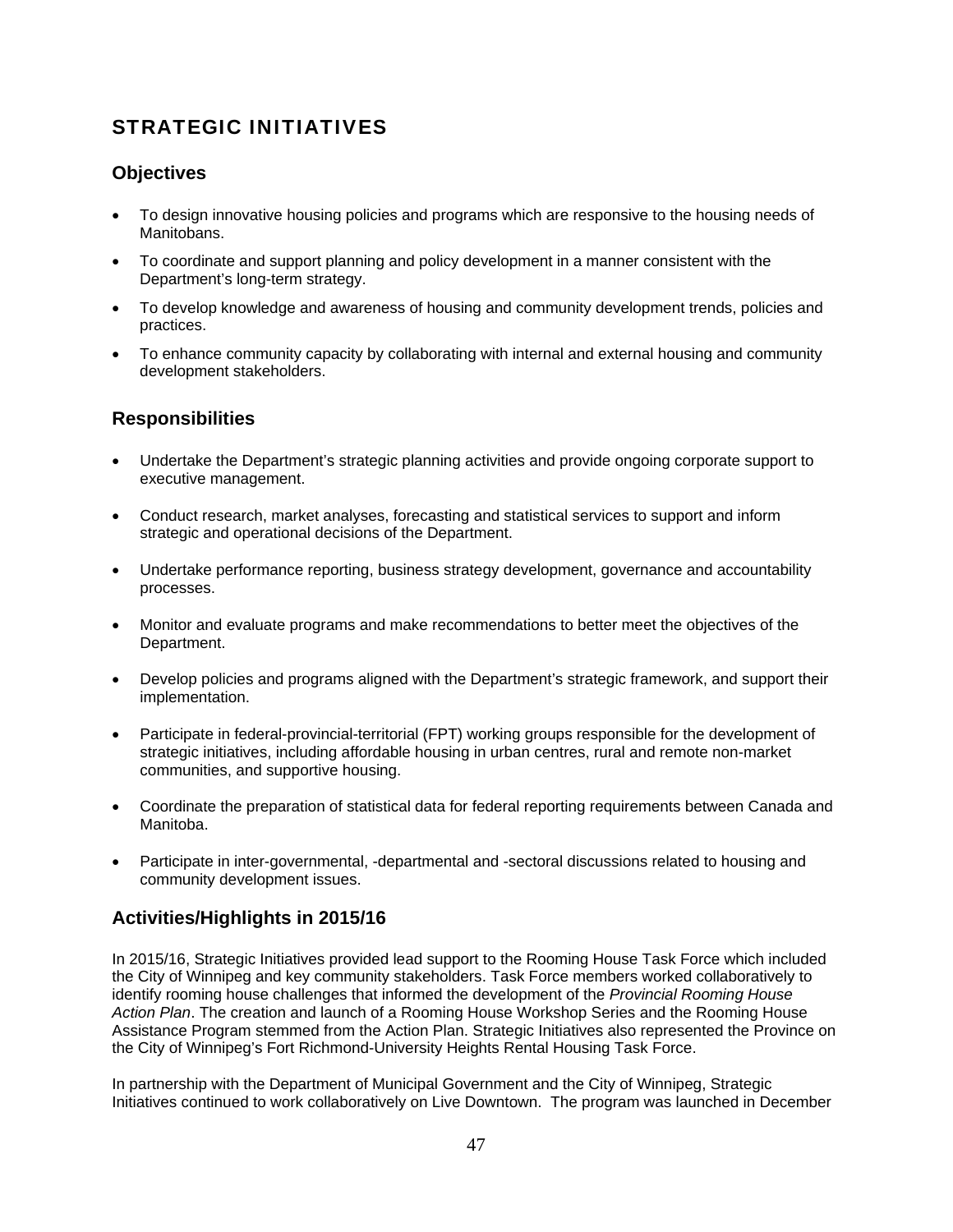# STRATEGIC INITIATIVES

## Objectives

- To design innovative housing policies and programs which are responsive to the housing needs of Manitobans.
- To coordinate and support planning and policy development in a manner consistent with the Department's long-term strategy.
- To develop knowledge and awareness of housing and community development trends, policies and practices.
- To enhance community capacity by collaborating with internal and external housing and community development stakeholders.

## Responsibilities

- Undertake the Department's strategic planning activities and provide ongoing corporate support to executive management.
- Conduct research, market analyses, forecasting and statistical services to support and inform strategic and operational decisions of the Department.
- Undertake performance reporting, business strategy development, governance and accountability processes.
- Monitor and evaluate programs and make recommendations to better meet the objectives of the Department.
- Develop policies and programs aligned with the Department's strategic framework, and support their implementation.
- Participate in federal-provincial-territorial (FPT) working groups responsible for the development of strategic initiatives, including affordable housing in urban centres, rural and remote non-market communities, and supportive housing.
- Coordinate the preparation of statistical data for federal reporting requirements between Canada and Manitoba.
- Participate in inter-governmental, -departmental and -sectoral discussions related to housing and community development issues.

## Activities/Highlights in 2015/16

In 2015/16, Strategic Initiatives provided lead support to the Rooming House Task Force which included the City of Winnipeg and key community stakeholders. Task Force members worked collaboratively to identify rooming house challenges that informed the development of the *Provincial Rooming House Action Plan*. The creation and launch of a Rooming House Workshop Series and the Rooming House Assistance Program stemmed from the Action Plan. Strategic Initiatives also represented the Province on the City of Winnipeg's Fort Richmond-University Heights Rental Housing Task Force.

In partnership with the Department of Municipal Government and the City of Winnipeg, Strategic Initiatives continued to work collaboratively on Live Downtown. The program was launched in December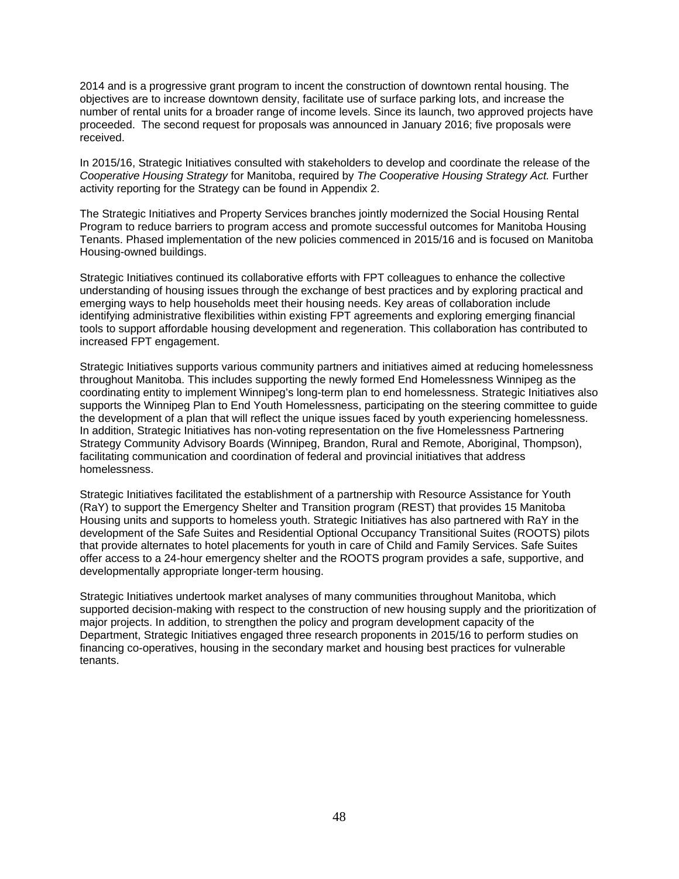2014 and is a progressive grant program to incent the construction of downtown rental housing. The objectives are to increase downtown density, facilitate use of surface parking lots, and increase the number of rental units for a broader range of income levels. Since its launch, two approved projects have proceeded. The second request for proposals was announced in January 2016; five proposals were received.

In 2015/16, Strategic Initiatives consulted with stakeholders to develop and coordinate the release of the *Cooperative Housing Strategy* for Manitoba, required by *The Cooperative Housing Strategy Act.* Further activity reporting for the Strategy can be found in Appendix 2.

The Strategic Initiatives and Property Services branches jointly modernized the Social Housing Rental Program to reduce barriers to program access and promote successful outcomes for Manitoba Housing Tenants. Phased implementation of the new policies commenced in 2015/16 and is focused on Manitoba Housing-owned buildings.

Strategic Initiatives continued its collaborative efforts with FPT colleagues to enhance the collective understanding of housing issues through the exchange of best practices and by exploring practical and emerging ways to help households meet their housing needs. Key areas of collaboration include identifying administrative flexibilities within existing FPT agreements and exploring emerging financial tools to support affordable housing development and regeneration. This collaboration has contributed to increased FPT engagement.

Strategic Initiatives supports various community partners and initiatives aimed at reducing homelessness throughout Manitoba. This includes supporting the newly formed End Homelessness Winnipeg as the coordinating entity to implement Winnipeg's long-term plan to end homelessness. Strategic Initiatives also supports the Winnipeg Plan to End Youth Homelessness, participating on the steering committee to guide the development of a plan that will reflect the unique issues faced by youth experiencing homelessness. In addition, Strategic Initiatives has non-voting representation on the five Homelessness Partnering Strategy Community Advisory Boards (Winnipeg, Brandon, Rural and Remote, Aboriginal, Thompson), facilitating communication and coordination of federal and provincial initiatives that address homelessness.

Strategic Initiatives facilitated the establishment of a partnership with Resource Assistance for Youth (RaY) to support the Emergency Shelter and Transition program (REST) that provides 15 Manitoba Housing units and supports to homeless youth. Strategic Initiatives has also partnered with RaY in the development of the Safe Suites and Residential Optional Occupancy Transitional Suites (ROOTS) pilots that provide alternates to hotel placements for youth in care of Child and Family Services. Safe Suites offer access to a 24-hour emergency shelter and the ROOTS program provides a safe, supportive, and developmentally appropriate longer-term housing.

Strategic Initiatives undertook market analyses of many communities throughout Manitoba, which supported decision-making with respect to the construction of new housing supply and the prioritization of major projects. In addition, to strengthen the policy and program development capacity of the Department, Strategic Initiatives engaged three research proponents in 2015/16 to perform studies on financing co-operatives, housing in the secondary market and housing best practices for vulnerable tenants.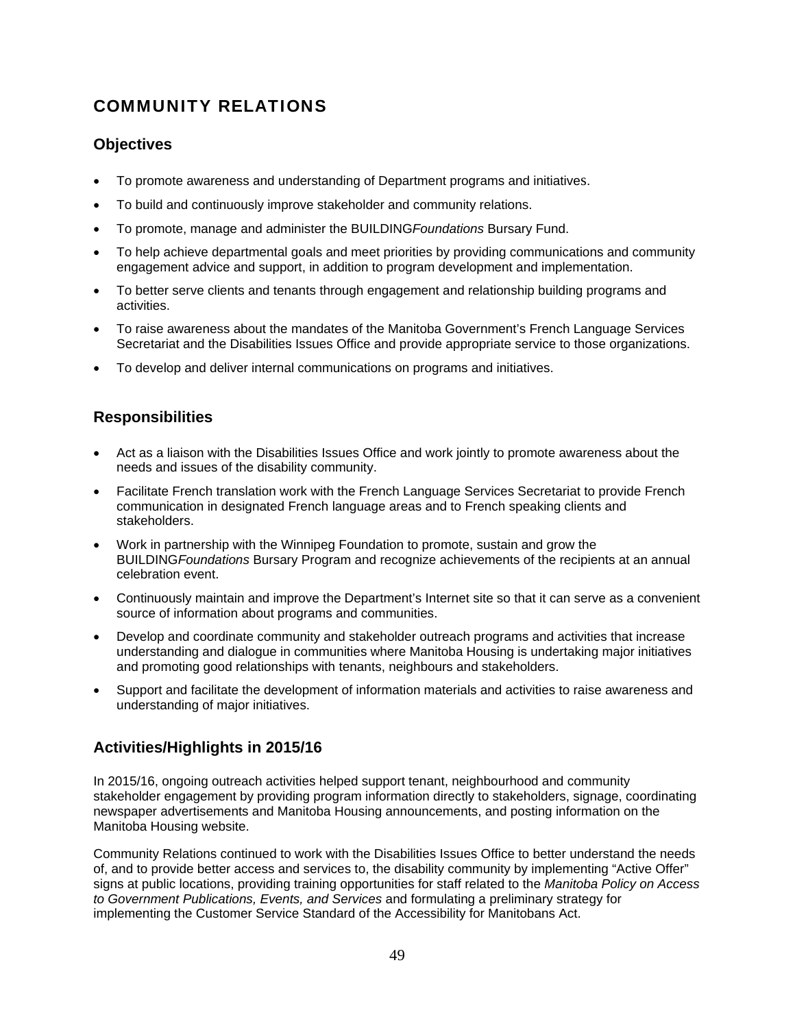# COMMUNITY RELATIONS

## Objectives

- To promote awareness and understanding of Department programs and initiatives.
- To build and continuously improve stakeholder and community relations.
- To promote, manage and administer the BUILDING*Foundations* Bursary Fund.
- To help achieve departmental goals and meet priorities by providing communications and community engagement advice and support, in addition to program development and implementation.
- To better serve clients and tenants through engagement and relationship building programs and activities.
- To raise awareness about the mandates of the Manitoba Government's French Language Services Secretariat and the Disabilities Issues Office and provide appropriate service to those organizations.
- To develop and deliver internal communications on programs and initiatives.

## Responsibilities

- Act as a liaison with the Disabilities Issues Office and work jointly to promote awareness about the needs and issues of the disability community.
- Facilitate French translation work with the French Language Services Secretariat to provide French communication in designated French language areas and to French speaking clients and stakeholders.
- Work in partnership with the Winnipeg Foundation to promote, sustain and grow the BUILDING*Foundations* Bursary Program and recognize achievements of the recipients at an annual celebration event.
- Continuously maintain and improve the Department's Internet site so that it can serve as a convenient source of information about programs and communities.
- Develop and coordinate community and stakeholder outreach programs and activities that increase understanding and dialogue in communities where Manitoba Housing is undertaking major initiatives and promoting good relationships with tenants, neighbours and stakeholders.
- Support and facilitate the development of information materials and activities to raise awareness and understanding of major initiatives.

## Activities/Highlights in 2015/16

In 2015/16, ongoing outreach activities helped support tenant, neighbourhood and community stakeholder engagement by providing program information directly to stakeholders, signage, coordinating newspaper advertisements and Manitoba Housing announcements, and posting information on the Manitoba Housing website.

Community Relations continued to work with the Disabilities Issues Office to better understand the needs of, and to provide better access and services to, the disability community by implementing "Active Offer" signs at public locations, providing training opportunities for staff related to the *Manitoba Policy on Access to Government Publications, Events, and Services* and formulating a preliminary strategy for implementing the Customer Service Standard of the Accessibility for Manitobans Act.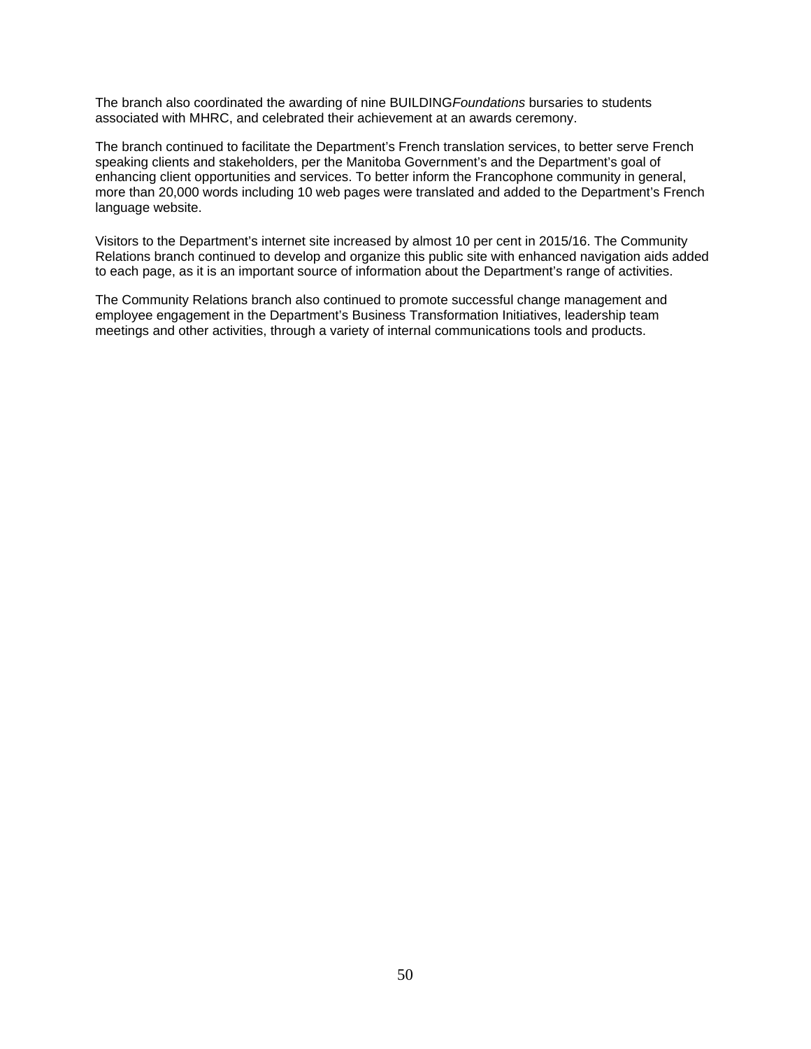The branch also coordinated the awarding of nine BUILDING*Foundations* bursaries to students associated with MHRC, and celebrated their achievement at an awards ceremony.

The branch continued to facilitate the Department's French translation services, to better serve French speaking clients and stakeholders, per the Manitoba Government's and the Department's goal of enhancing client opportunities and services. To better inform the Francophone community in general, more than 20,000 words including 10 web pages were translated and added to the Department's French language website.

Visitors to the Department's internet site increased by almost 10 per cent in 2015/16. The Community Relations branch continued to develop and organize this public site with enhanced navigation aids added to each page, as it is an important source of information about the Department's range of activities.

The Community Relations branch also continued to promote successful change management and employee engagement in the Department's Business Transformation Initiatives, leadership team meetings and other activities, through a variety of internal communications tools and products.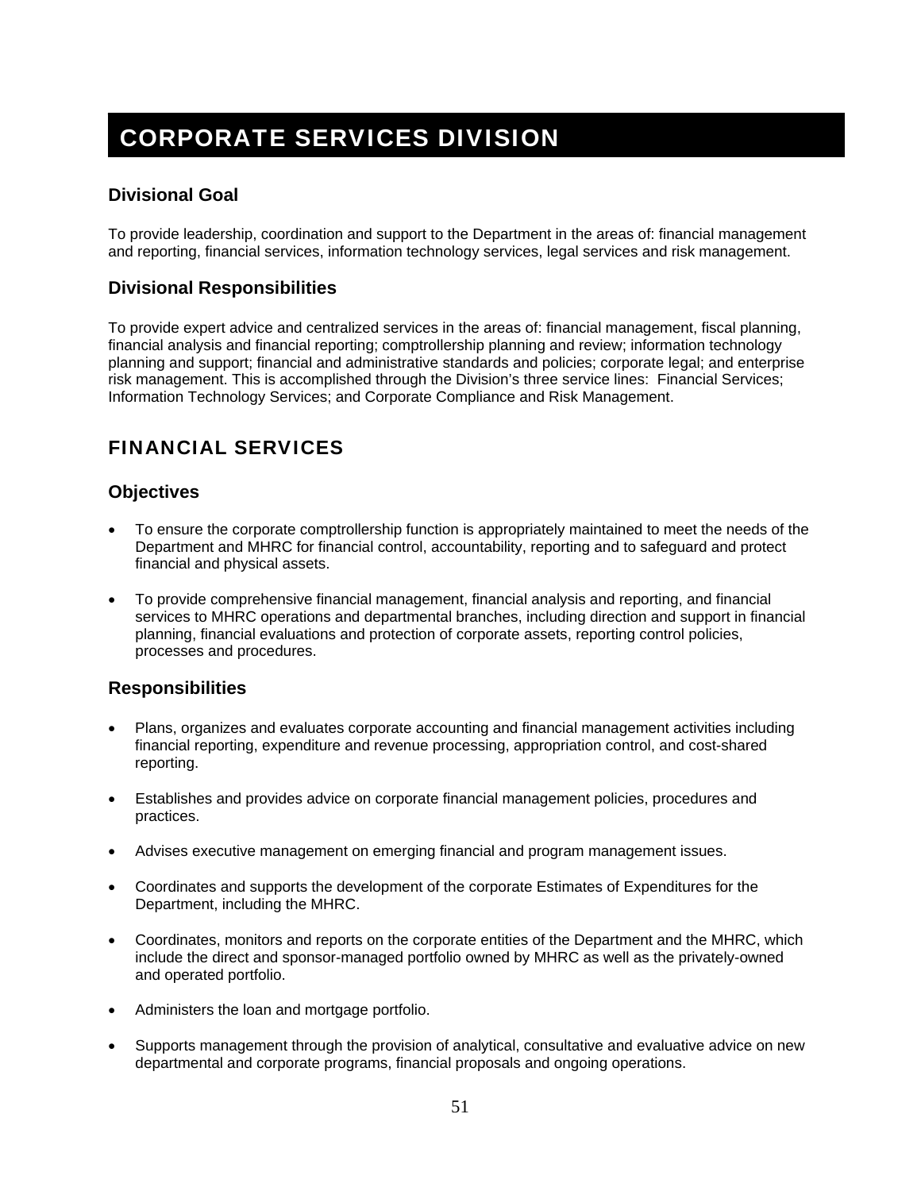# CORPORATE SERVICES DIVISION

### Divisional Goal

To provide leadership, coordination and support to the Department in the areas of: financial management and reporting, financial services, information technology services, legal services and risk management.

### Divisional Responsibilities

To provide expert advice and centralized services in the areas of: financial management, fiscal planning, financial analysis and financial reporting; comptrollership planning and review; information technology planning and support; financial and administrative standards and policies; corporate legal; and enterprise risk management. This is accomplished through the Division's three service lines: Financial Services; Information Technology Services; and Corporate Compliance and Risk Management.

## FINANCIAL SERVICES

### Objectives

- To ensure the corporate comptrollership function is appropriately maintained to meet the needs of the Department and MHRC for financial control, accountability, reporting and to safeguard and protect financial and physical assets.

- To provide comprehensive financial management, financial analysis and reporting, and financial services to MHRC operations and departmental branches, including direction and support in financial planning, financial evaluations and protection of corporate assets, reporting control policies, processes and procedures.

### Responsibilities

- Plans, organizes and evaluates corporate accounting and financial management activities including financial reporting, expenditure and revenue processing, appropriation control, and cost-shared reporting.

- Establishes and provides advice on corporate financial management policies, procedures and practices.

- Advises executive management on emerging financial and program management issues.

- Coordinates and supports the development of the corporate Estimates of Expenditures for the Department, including the MHRC.

- Coordinates, monitors and reports on the corporate entities of the Department and the MHRC, which include the direct and sponsor-managed portfolio owned by MHRC as well as the privately-owned and operated portfolio.

- Administers the loan and mortgage portfolio.

- Supports management through the provision of analytical, consultative and evaluative advice on new departmental and corporate programs, financial proposals and ongoing operations.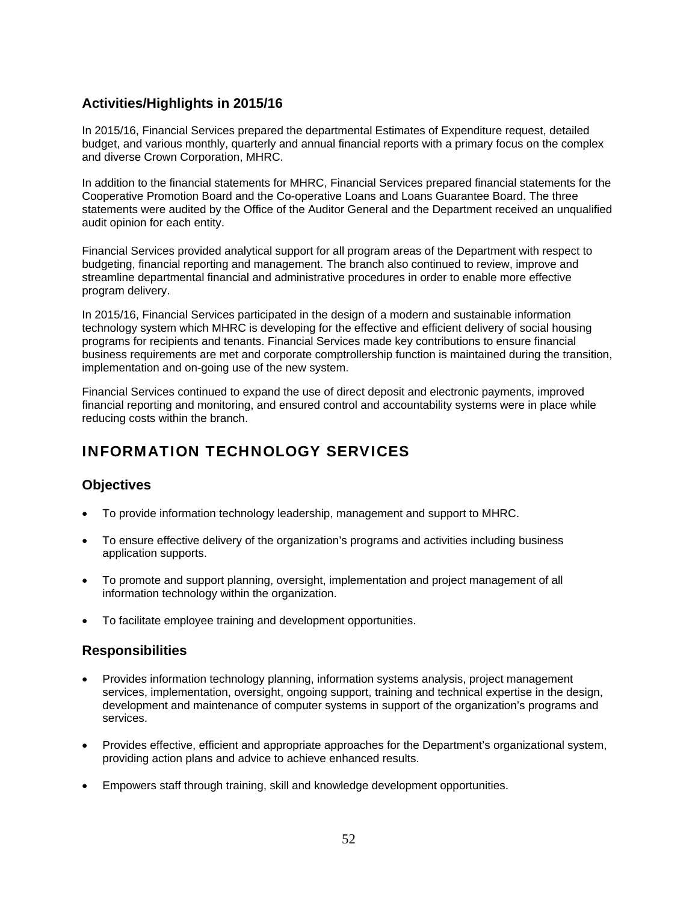### Activities/Highlights in 2015/16

In 2015/16, Financial Services prepared the departmental Estimates of Expenditure request, detailed budget, and various monthly, quarterly and annual financial reports with a primary focus on the complex and diverse Crown Corporation, MHRC.

In addition to the financial statements for MHRC, Financial Services prepared financial statements for the Cooperative Promotion Board and the Co-operative Loans and Loans Guarantee Board. The three statements were audited by the Office of the Auditor General and the Department received an unqualified audit opinion for each entity.

Financial Services provided analytical support for all program areas of the Department with respect to budgeting, financial reporting and management. The branch also continued to review, improve and streamline departmental financial and administrative procedures in order to enable more effective program delivery.

In 2015/16, Financial Services participated in the design of a modern and sustainable information technology system which MHRC is developing for the effective and efficient delivery of social housing programs for recipients and tenants. Financial Services made key contributions to ensure financial business requirements are met and corporate comptrollership function is maintained during the transition, implementation and on-going use of the new system.

Financial Services continued to expand the use of direct deposit and electronic payments, improved financial reporting and monitoring, and ensured control and accountability systems were in place while reducing costs within the branch.

## INFORMATION TECHNOLOGY SERVICES

### Objectives

- To provide information technology leadership, management and support to MHRC.
- To ensure effective delivery of the organization's programs and activities including business application supports.
- To promote and support planning, oversight, implementation and project management of all information technology within the organization.
- To facilitate employee training and development opportunities.

### Responsibilities

- Provides information technology planning, information systems analysis, project management services, implementation, oversight, ongoing support, training and technical expertise in the design, development and maintenance of computer systems in support of the organization's programs and services.
- Provides effective, efficient and appropriate approaches for the Department's organizational system, providing action plans and advice to achieve enhanced results.
- Empowers staff through training, skill and knowledge development opportunities.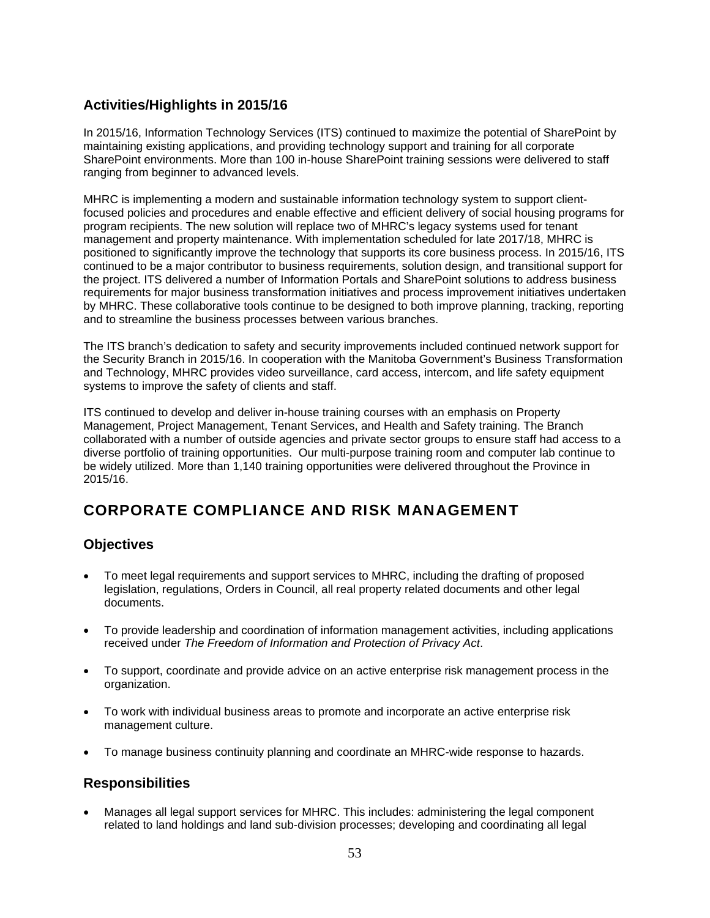### Activities/Highlights in 2015/16

In 2015/16, Information Technology Services (ITS) continued to maximize the potential of SharePoint by maintaining existing applications, and providing technology support and training for all corporate SharePoint environments. More than 100 in-house SharePoint training sessions were delivered to staff ranging from beginner to advanced levels.

MHRC is implementing a modern and sustainable information technology system to support client-focused policies and procedures and enable effective and efficient delivery of social housing programs for program recipients. The new solution will replace two of MHRC's legacy systems used for tenant management and property maintenance. With implementation scheduled for late 2017/18, MHRC is positioned to significantly improve the technology that supports its core business process. In 2015/16, ITS continued to be a major contributor to business requirements, solution design, and transitional support for the project. ITS delivered a number of Information Portals and SharePoint solutions to address business requirements for major business transformation initiatives and process improvement initiatives undertaken by MHRC. These collaborative tools continue to be designed to both improve planning, tracking, reporting and to streamline the business processes between various branches.

The ITS branch's dedication to safety and security improvements included continued network support for the Security Branch in 2015/16. In cooperation with the Manitoba Government's Business Transformation and Technology, MHRC provides video surveillance, card access, intercom, and life safety equipment systems to improve the safety of clients and staff.

ITS continued to develop and deliver in-house training courses with an emphasis on Property Management, Project Management, Tenant Services, and Health and Safety training. The Branch collaborated with a number of outside agencies and private sector groups to ensure staff had access to a diverse portfolio of training opportunities. Our multi-purpose training room and computer lab continue to be widely utilized. More than 1,140 training opportunities were delivered throughout the Province in 2015/16.

## CORPORATE COMPLIANCE AND RISK MANAGEMENT

### Objectives

- To meet legal requirements and support services to MHRC, including the drafting of proposed legislation, regulations, Orders in Council, all real property related documents and other legal documents.
- To provide leadership and coordination of information management activities, including applications received under *The Freedom of Information and Protection of Privacy Act*.
- To support, coordinate and provide advice on an active enterprise risk management process in the organization.
- To work with individual business areas to promote and incorporate an active enterprise risk management culture.
- To manage business continuity planning and coordinate an MHRC-wide response to hazards.

### Responsibilities

- Manages all legal support services for MHRC. This includes: administering the legal component related to land holdings and land sub-division processes; developing and coordinating all legal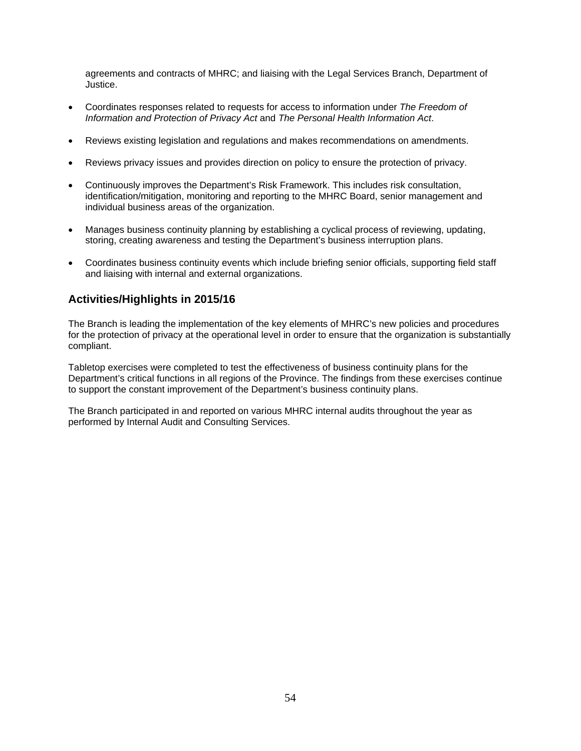agreements and contracts of MHRC; and liaising with the Legal Services Branch, Department of Justice.

- Coordinates responses related to requests for access to information under *The Freedom of Information and Protection of Privacy Act* and *The Personal Health Information Act*.
- Reviews existing legislation and regulations and makes recommendations on amendments.
- Reviews privacy issues and provides direction on policy to ensure the protection of privacy.
- Continuously improves the Department's Risk Framework. This includes risk consultation, identification/mitigation, monitoring and reporting to the MHRC Board, senior management and individual business areas of the organization.
- Manages business continuity planning by establishing a cyclical process of reviewing, updating, storing, creating awareness and testing the Department's business interruption plans.
- Coordinates business continuity events which include briefing senior officials, supporting field staff and liaising with internal and external organizations.

## Activities/Highlights in 2015/16

The Branch is leading the implementation of the key elements of MHRC's new policies and procedures for the protection of privacy at the operational level in order to ensure that the organization is substantially compliant.

Tabletop exercises were completed to test the effectiveness of business continuity plans for the Department's critical functions in all regions of the Province. The findings from these exercises continue to support the constant improvement of the Department's business continuity plans.

The Branch participated in and reported on various MHRC internal audits throughout the year as performed by Internal Audit and Consulting Services.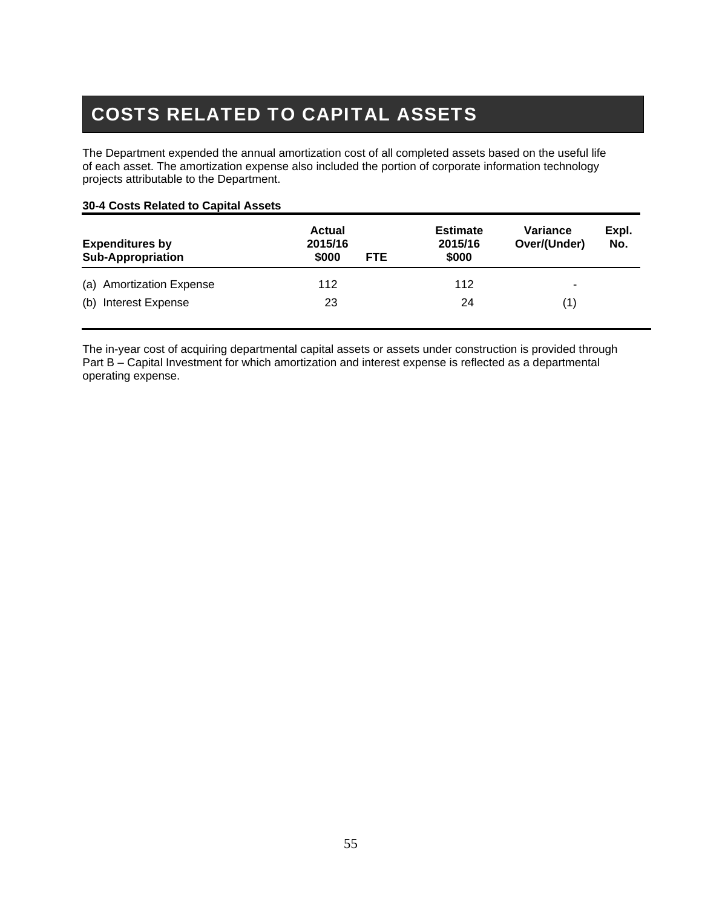# COSTS RELATED TO CAPITAL ASSETS

The Department expended the annual amortization cost of all completed assets based on the useful life of each asset. The amortization expense also included the portion of corporate information technology projects attributable to the Department.

**30-4 Costs Related to Capital Assets**

| Expenditures by Sub-Appropriation | Actual 2015/16 $000 | FTE | Estimate 2015/16 $000 | Variance Over/(Under) | Expl. No. |
|---|---|---|---|---|---|
| (a) Amortization Expense | 112 | | 112 | - | |
| (b) Interest Expense | 23 | | 24 | (1) | |

The in-year cost of acquiring departmental capital assets or assets under construction is provided through Part B – Capital Investment for which amortization and interest expense is reflected as a departmental operating expense.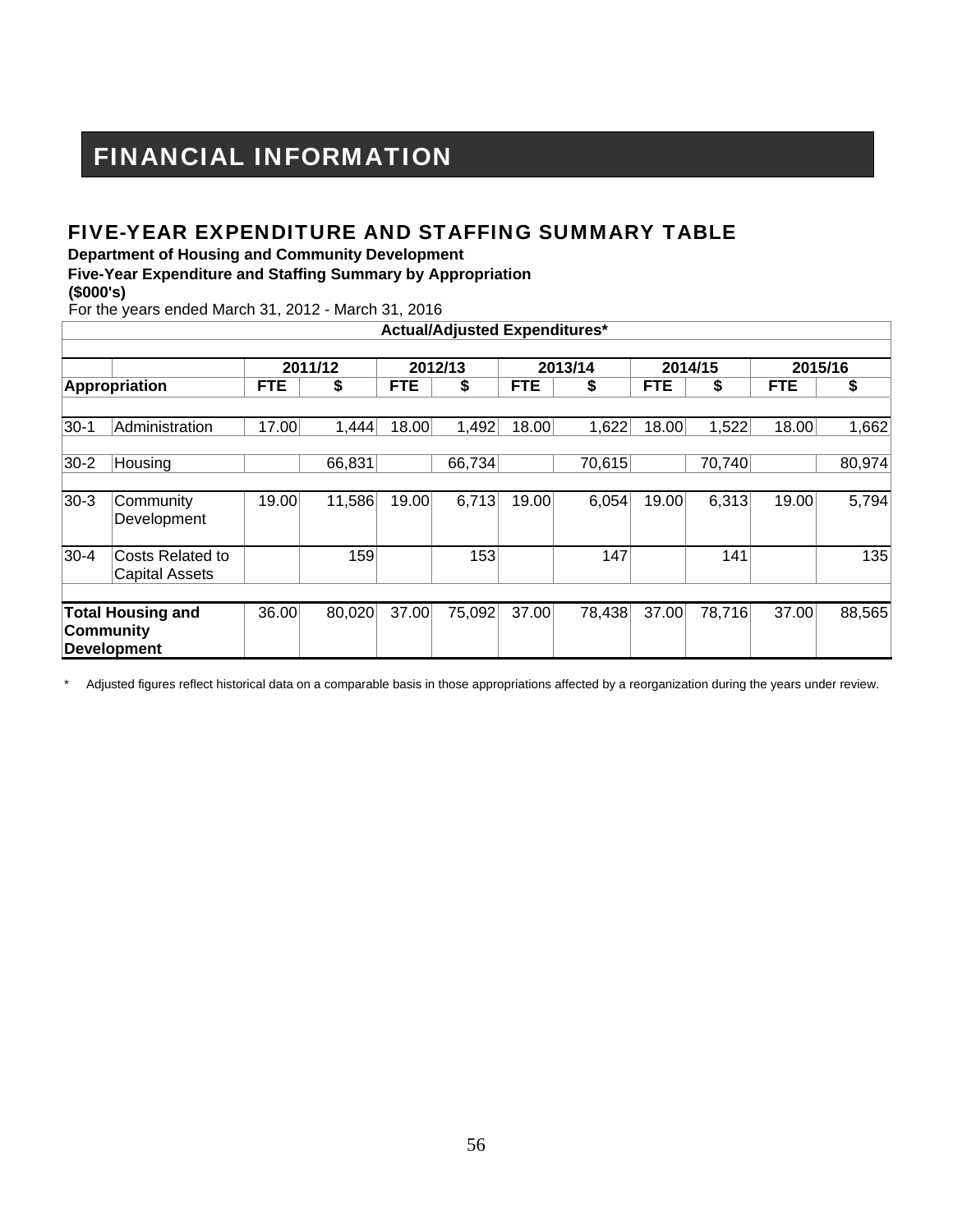# FINANCIAL INFORMATION

## FIVE-YEAR EXPENDITURE AND STAFFING SUMMARY TABLE

**Department of Housing and Community Development**

**Five-Year Expenditure and Staffing Summary by Appropriation**

**($000's)**

For the years ended March 31, 2012 - March 31, 2016

| | | Actual/Adjusted Expenditures* | | | | | | | | | |
|---|---|---|---|---|---|---|---|---|---|---|---|
| | | 2011/12 | | 2012/13 | | 2013/14 | | 2014/15 | | 2015/16 | |
| **Appropriation** | | **FTE** | **$** | **FTE** | **$** | **FTE** | **$** | **FTE** | **$** | **FTE** | **$** |
| 30-1 | Administration | 17.00 | 1,444 | 18.00 | 1,492 | 18.00 | 1,622 | 18.00 | 1,522 | 18.00 | 1,662 |
| 30-2 | Housing | | 66,831 | | 66,734 | | 70,615 | | 70,740 | | 80,974 |
| 30-3 | Community Development | 19.00 | 11,586 | 19.00 | 6,713 | 19.00 | 6,054 | 19.00 | 6,313 | 19.00 | 5,794 |
| 30-4 | Costs Related to Capital Assets | | 159 | | 153 | | 147 | | 141 | | 135 |
| **Total Housing and Community Development** | | 36.00 | 80,020 | 37.00 | 75,092 | 37.00 | 78,438 | 37.00 | 78,716 | 37.00 | 88,565 |

\* Adjusted figures reflect historical data on a comparable basis in those appropriations affected by a reorganization during the years under review.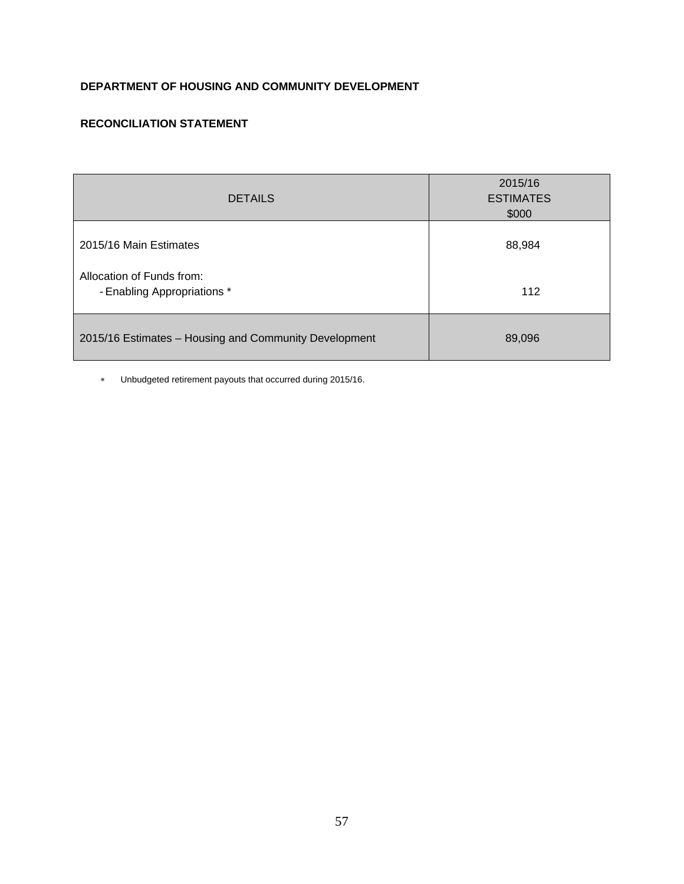**DEPARTMENT OF HOUSING AND COMMUNITY DEVELOPMENT**

**RECONCILIATION STATEMENT**

| DETAILS | 2015/16 ESTIMATES $000 |
|---|---|
| 2015/16 Main Estimates | 88,984 |
| Allocation of Funds from: | |
| - Enabling Appropriations * | 112 |
| 2015/16 Estimates – Housing and Community Development | 89,096 |

* Unbudgeted retirement payouts that occurred during 2015/16.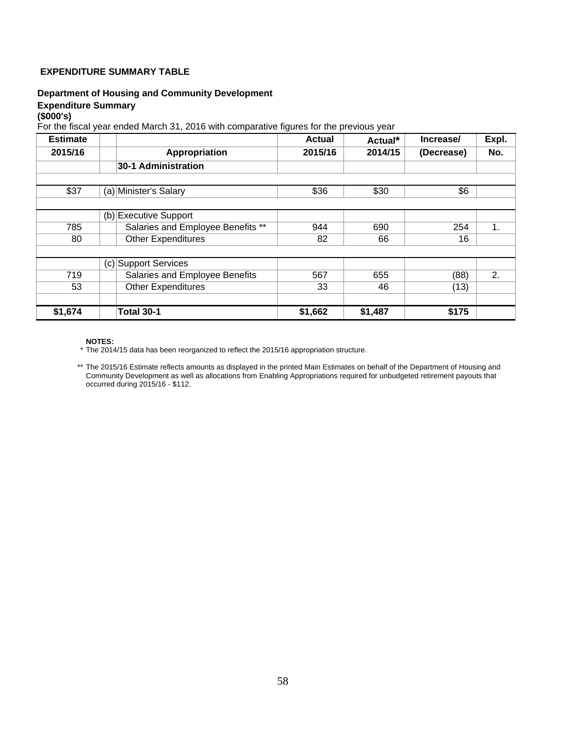**EXPENDITURE SUMMARY TABLE**

**Department of Housing and Community Development**
**Expenditure Summary**
**($000's)**
For the fiscal year ended March 31, 2016 with comparative figures for the previous year

| Estimate 2015/16 | | Appropriation | Actual 2015/16 | Actual* 2014/15 | Increase/ (Decrease) | Expl. No. |
|---|---|---|---|---|---|---|
| | | **30-1 Administration** | | | | |
| | | | | | | |
| $37 | (a) | Minister's Salary | $36 | $30 | $6 | |
| | | | | | | |
| | (b) | Executive Support | | | | |
| 785 | | Salaries and Employee Benefits ** | 944 | 690 | 254 | 1. |
| 80 | | Other Expenditures | 82 | 66 | 16 | |
| | | | | | | |
| | (c) | Support Services | | | | |
| 719 | | Salaries and Employee Benefits | 567 | 655 | (88) | 2. |
| 53 | | Other Expenditures | 33 | 46 | (13) | |
| | | | | | | |
| **$1,674** | | **Total 30-1** | **$1,662** | **$1,487** | **$175** | |

**NOTES:**

\* The 2014/15 data has been reorganized to reflect the 2015/16 appropriation structure.

** The 2015/16 Estimate reflects amounts as displayed in the printed Main Estimates on behalf of the Department of Housing and Community Development as well as allocations from Enabling Appropriations required for unbudgeted retirement payouts that occurred during 2015/16 - $112.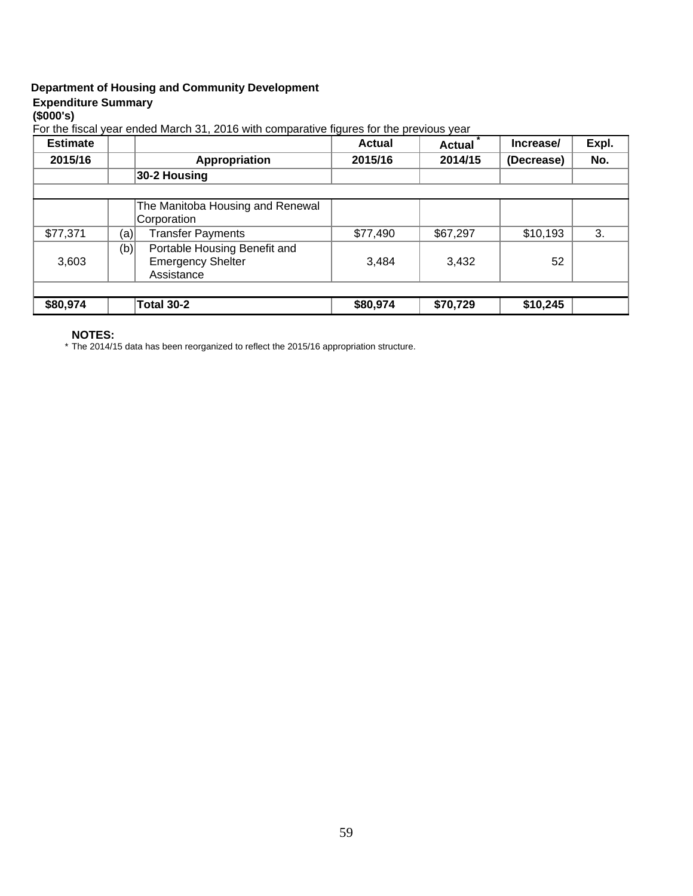**Department of Housing and Community Development**
**Expenditure Summary**
**($000's)**
For the fiscal year ended March 31, 2016 with comparative figures for the previous year

| Estimate 2015/16 | | Appropriation | Actual 2015/16 | Actual * 2014/15 | Increase/ (Decrease) | Expl. No. |
|---|---|---|---|---|---|---|
| | | **30-2 Housing** | | | | |
| | | | | | | |
| | | The Manitoba Housing and Renewal Corporation | | | | |
| $77,371 | (a) | Transfer Payments | $77,490 | $67,297 | $10,193 | 3. |
| 3,603 | (b) | Portable Housing Benefit and Emergency Shelter Assistance | 3,484 | 3,432 | 52 | |
| | | | | | | |
| **$80,974** | | **Total 30-2** | **$80,974** | **$70,729** | **$10,245** | |

**NOTES:**

\* The 2014/15 data has been reorganized to reflect the 2015/16 appropriation structure.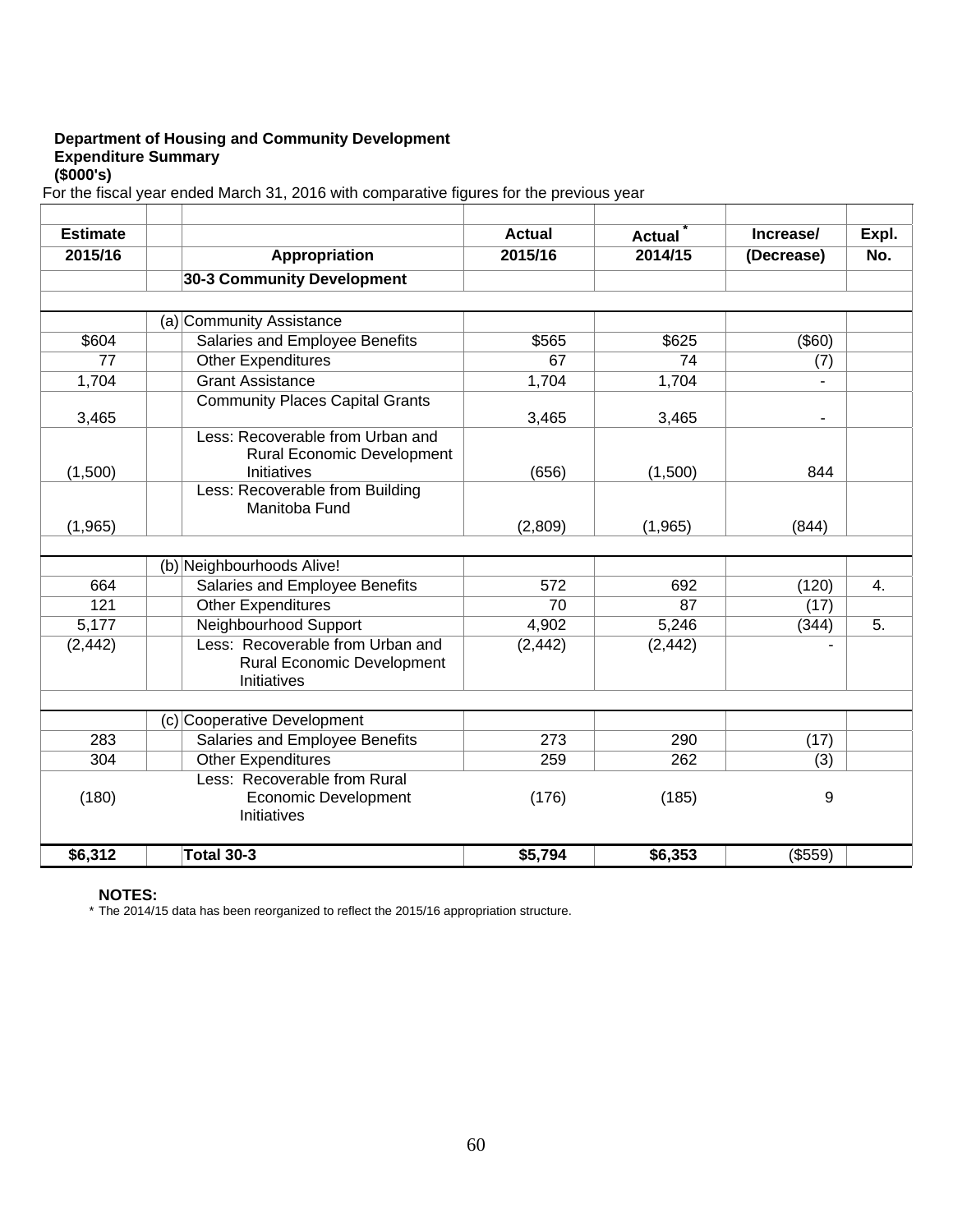**Department of Housing and Community Development**
**Expenditure Summary**
**($000's)**

For the fiscal year ended March 31, 2016 with comparative figures for the previous year

| Estimate 2015/16 | | Appropriation | Actual 2015/16 | Actual * 2014/15 | Increase/ (Decrease) | Expl. No. |
|---|---|---|---|---|---|---|
| | | **30-3 Community Development** | | | | |
| | (a) | Community Assistance | | | | |
| $604 | | Salaries and Employee Benefits | $565 | $625 | ($60) | |
| 77 | | Other Expenditures | 67 | 74 | (7) | |
| 1,704 | | Grant Assistance | 1,704 | 1,704 | - | |
| 3,465 | | Community Places Capital Grants | 3,465 | 3,465 | - | |
| (1,500) | | Less: Recoverable from Urban and Rural Economic Development Initiatives | (656) | (1,500) | 844 | |
| (1,965) | | Less: Recoverable from Building Manitoba Fund | (2,809) | (1,965) | (844) | |
| | (b) | Neighbourhoods Alive! | | | | |
| 664 | | Salaries and Employee Benefits | 572 | 692 | (120) | 4. |
| 121 | | Other Expenditures | 70 | 87 | (17) | |
| 5,177 | | Neighbourhood Support | 4,902 | 5,246 | (344) | 5. |
| (2,442) | | Less: Recoverable from Urban and Rural Economic Development Initiatives | (2,442) | (2,442) | - | |
| | (c) | Cooperative Development | | | | |
| 283 | | Salaries and Employee Benefits | 273 | 290 | (17) | |
| 304 | | Other Expenditures | 259 | 262 | (3) | |
| (180) | | Less: Recoverable from Rural Economic Development Initiatives | (176) | (185) | 9 | |
| **$6,312** | | **Total 30-3** | **$5,794** | **$6,353** | ($559) | |

**NOTES:**

\* The 2014/15 data has been reorganized to reflect the 2015/16 appropriation structure.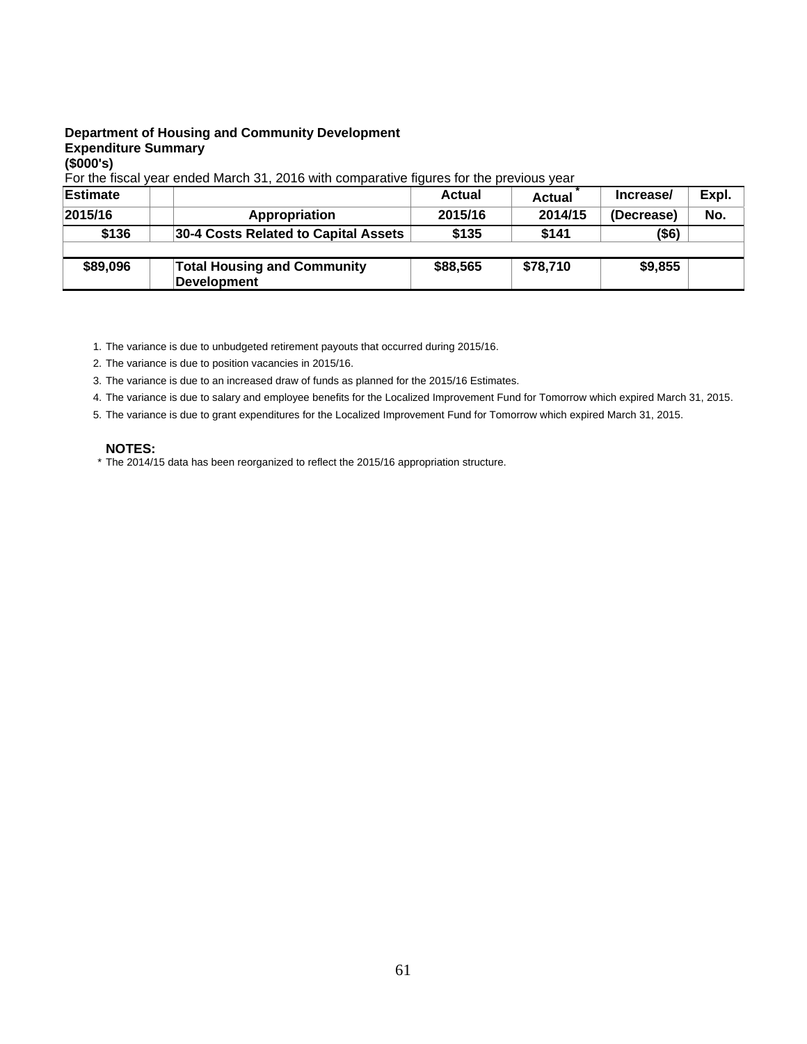**Department of Housing and Community Development**
**Expenditure Summary**
**($000's)**

For the fiscal year ended March 31, 2016 with comparative figures for the previous year

| Estimate 2015/16 | | Appropriation | Actual 2015/16 | Actual * 2014/15 | Increase/ (Decrease) | Expl. No. |
|---|---|---|---|---|---|---|
| $136 | | 30-4 Costs Related to Capital Assets | $135 | $141 | ($6) | |
| | | | | | | |
| $89,096 | | Total Housing and Community Development | $88,565 | $78,710 | $9,855 | |

1. The variance is due to unbudgeted retirement payouts that occurred during 2015/16.
2. The variance is due to position vacancies in 2015/16.
3. The variance is due to an increased draw of funds as planned for the 2015/16 Estimates.
4. The variance is due to salary and employee benefits for the Localized Improvement Fund for Tomorrow which expired March 31, 2015.
5. The variance is due to grant expenditures for the Localized Improvement Fund for Tomorrow which expired March 31, 2015.

**NOTES:**

\* The 2014/15 data has been reorganized to reflect the 2015/16 appropriation structure.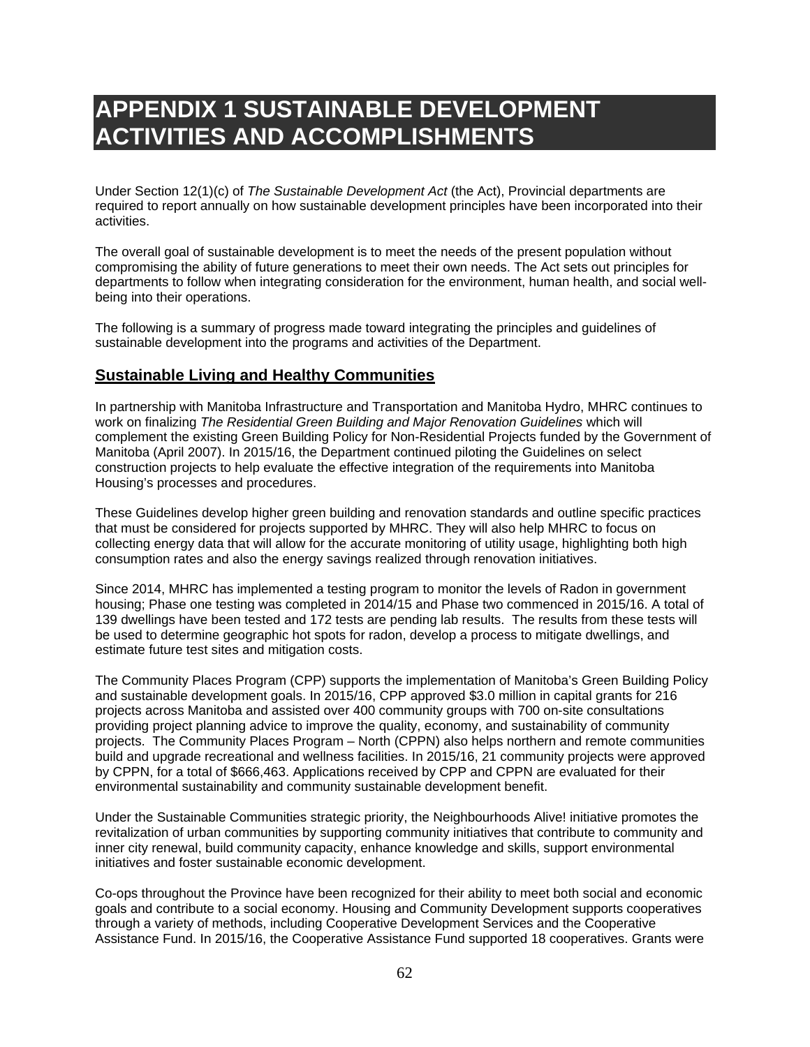# APPENDIX 1 SUSTAINABLE DEVELOPMENT ACTIVITIES AND ACCOMPLISHMENTS

Under Section 12(1)(c) of *The Sustainable Development Act* (the Act), Provincial departments are required to report annually on how sustainable development principles have been incorporated into their activities.

The overall goal of sustainable development is to meet the needs of the present population without compromising the ability of future generations to meet their own needs. The Act sets out principles for departments to follow when integrating consideration for the environment, human health, and social well-being into their operations.

The following is a summary of progress made toward integrating the principles and guidelines of sustainable development into the programs and activities of the Department.

## Sustainable Living and Healthy Communities

In partnership with Manitoba Infrastructure and Transportation and Manitoba Hydro, MHRC continues to work on finalizing *The Residential Green Building and Major Renovation Guidelines* which will complement the existing Green Building Policy for Non-Residential Projects funded by the Government of Manitoba (April 2007). In 2015/16, the Department continued piloting the Guidelines on select construction projects to help evaluate the effective integration of the requirements into Manitoba Housing's processes and procedures.

These Guidelines develop higher green building and renovation standards and outline specific practices that must be considered for projects supported by MHRC. They will also help MHRC to focus on collecting energy data that will allow for the accurate monitoring of utility usage, highlighting both high consumption rates and also the energy savings realized through renovation initiatives.

Since 2014, MHRC has implemented a testing program to monitor the levels of Radon in government housing; Phase one testing was completed in 2014/15 and Phase two commenced in 2015/16. A total of 139 dwellings have been tested and 172 tests are pending lab results. The results from these tests will be used to determine geographic hot spots for radon, develop a process to mitigate dwellings, and estimate future test sites and mitigation costs.

The Community Places Program (CPP) supports the implementation of Manitoba's Green Building Policy and sustainable development goals. In 2015/16, CPP approved $3.0 million in capital grants for 216 projects across Manitoba and assisted over 400 community groups with 700 on-site consultations providing project planning advice to improve the quality, economy, and sustainability of community projects. The Community Places Program – North (CPPN) also helps northern and remote communities build and upgrade recreational and wellness facilities. In 2015/16, 21 community projects were approved by CPPN, for a total of $666,463. Applications received by CPP and CPPN are evaluated for their environmental sustainability and community sustainable development benefit.

Under the Sustainable Communities strategic priority, the Neighbourhoods Alive! initiative promotes the revitalization of urban communities by supporting community initiatives that contribute to community and inner city renewal, build community capacity, enhance knowledge and skills, support environmental initiatives and foster sustainable economic development.

Co-ops throughout the Province have been recognized for their ability to meet both social and economic goals and contribute to a social economy. Housing and Community Development supports cooperatives through a variety of methods, including Cooperative Development Services and the Cooperative Assistance Fund. In 2015/16, the Cooperative Assistance Fund supported 18 cooperatives. Grants were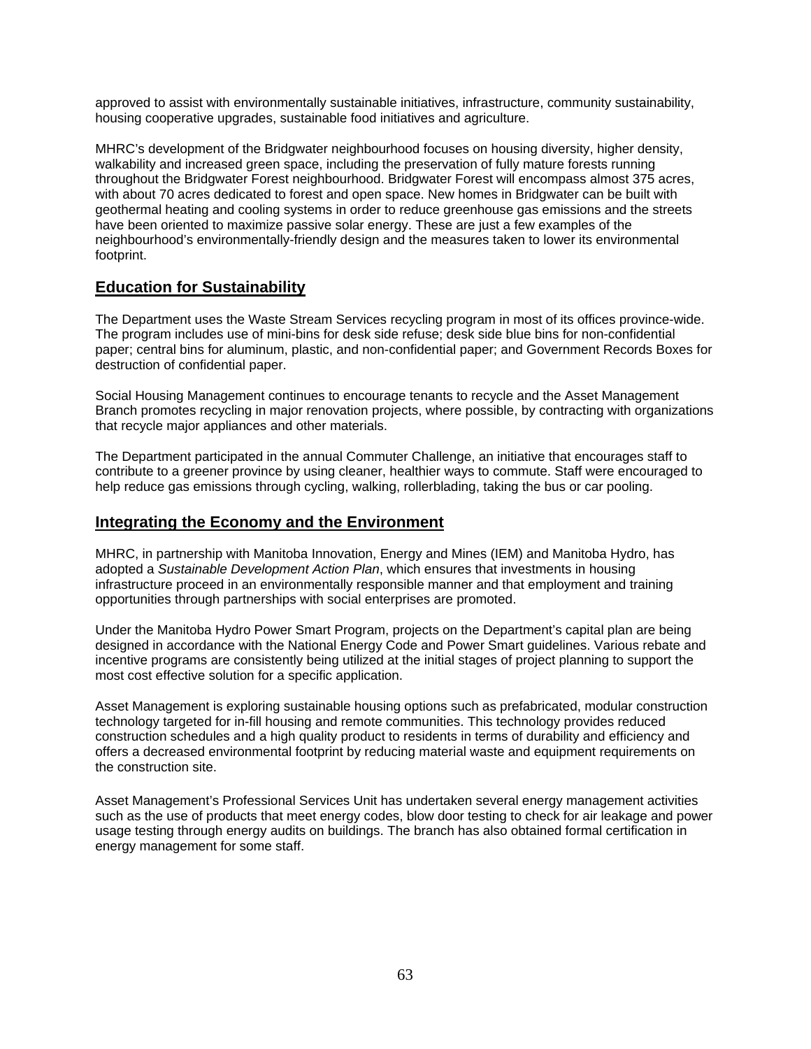approved to assist with environmentally sustainable initiatives, infrastructure, community sustainability, housing cooperative upgrades, sustainable food initiatives and agriculture.

MHRC's development of the Bridgwater neighbourhood focuses on housing diversity, higher density, walkability and increased green space, including the preservation of fully mature forests running throughout the Bridgwater Forest neighbourhood. Bridgwater Forest will encompass almost 375 acres, with about 70 acres dedicated to forest and open space. New homes in Bridgwater can be built with geothermal heating and cooling systems in order to reduce greenhouse gas emissions and the streets have been oriented to maximize passive solar energy. These are just a few examples of the neighbourhood's environmentally-friendly design and the measures taken to lower its environmental footprint.

## Education for Sustainability

The Department uses the Waste Stream Services recycling program in most of its offices province-wide. The program includes use of mini-bins for desk side refuse; desk side blue bins for non-confidential paper; central bins for aluminum, plastic, and non-confidential paper; and Government Records Boxes for destruction of confidential paper.

Social Housing Management continues to encourage tenants to recycle and the Asset Management Branch promotes recycling in major renovation projects, where possible, by contracting with organizations that recycle major appliances and other materials.

The Department participated in the annual Commuter Challenge, an initiative that encourages staff to contribute to a greener province by using cleaner, healthier ways to commute. Staff were encouraged to help reduce gas emissions through cycling, walking, rollerblading, taking the bus or car pooling.

## Integrating the Economy and the Environment

MHRC, in partnership with Manitoba Innovation, Energy and Mines (IEM) and Manitoba Hydro, has adopted a *Sustainable Development Action Plan*, which ensures that investments in housing infrastructure proceed in an environmentally responsible manner and that employment and training opportunities through partnerships with social enterprises are promoted.

Under the Manitoba Hydro Power Smart Program, projects on the Department's capital plan are being designed in accordance with the National Energy Code and Power Smart guidelines. Various rebate and incentive programs are consistently being utilized at the initial stages of project planning to support the most cost effective solution for a specific application.

Asset Management is exploring sustainable housing options such as prefabricated, modular construction technology targeted for in-fill housing and remote communities. This technology provides reduced construction schedules and a high quality product to residents in terms of durability and efficiency and offers a decreased environmental footprint by reducing material waste and equipment requirements on the construction site.

Asset Management's Professional Services Unit has undertaken several energy management activities such as the use of products that meet energy codes, blow door testing to check for air leakage and power usage testing through energy audits on buildings. The branch has also obtained formal certification in energy management for some staff.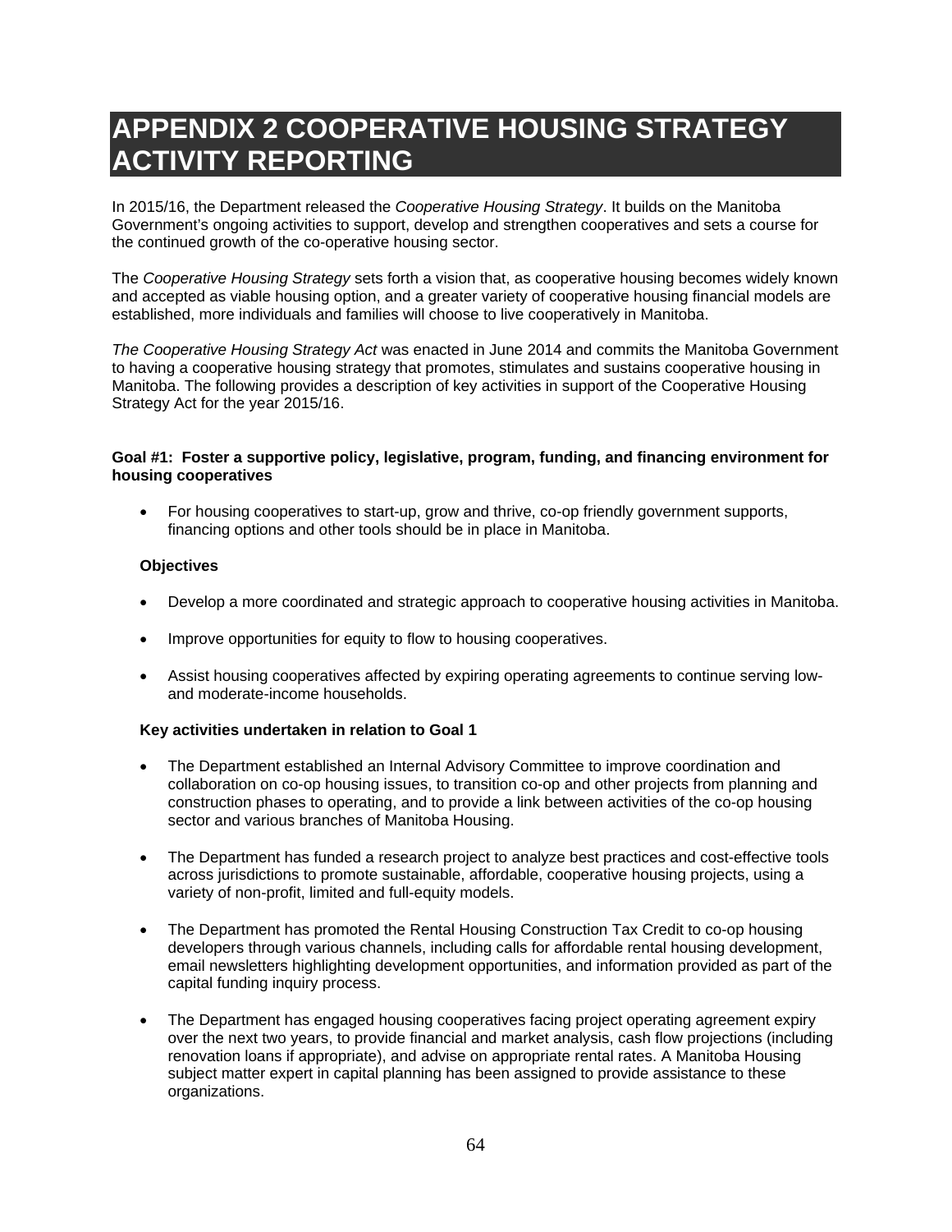# APPENDIX 2 COOPERATIVE HOUSING STRATEGY ACTIVITY REPORTING

In 2015/16, the Department released the *Cooperative Housing Strategy*. It builds on the Manitoba Government's ongoing activities to support, develop and strengthen cooperatives and sets a course for the continued growth of the co-operative housing sector.

The *Cooperative Housing Strategy* sets forth a vision that, as cooperative housing becomes widely known and accepted as viable housing option, and a greater variety of cooperative housing financial models are established, more individuals and families will choose to live cooperatively in Manitoba.

*The Cooperative Housing Strategy Act* was enacted in June 2014 and commits the Manitoba Government to having a cooperative housing strategy that promotes, stimulates and sustains cooperative housing in Manitoba. The following provides a description of key activities in support of the Cooperative Housing Strategy Act for the year 2015/16.

**Goal #1: Foster a supportive policy, legislative, program, funding, and financing environment for housing cooperatives**

- For housing cooperatives to start-up, grow and thrive, co-op friendly government supports, financing options and other tools should be in place in Manitoba.

**Objectives**

- Develop a more coordinated and strategic approach to cooperative housing activities in Manitoba.
- Improve opportunities for equity to flow to housing cooperatives.
- Assist housing cooperatives affected by expiring operating agreements to continue serving low- and moderate-income households.

**Key activities undertaken in relation to Goal 1**

- The Department established an Internal Advisory Committee to improve coordination and collaboration on co-op housing issues, to transition co-op and other projects from planning and construction phases to operating, and to provide a link between activities of the co-op housing sector and various branches of Manitoba Housing.
- The Department has funded a research project to analyze best practices and cost-effective tools across jurisdictions to promote sustainable, affordable, cooperative housing projects, using a variety of non-profit, limited and full-equity models.
- The Department has promoted the Rental Housing Construction Tax Credit to co-op housing developers through various channels, including calls for affordable rental housing development, email newsletters highlighting development opportunities, and information provided as part of the capital funding inquiry process.
- The Department has engaged housing cooperatives facing project operating agreement expiry over the next two years, to provide financial and market analysis, cash flow projections (including renovation loans if appropriate), and advise on appropriate rental rates. A Manitoba Housing subject matter expert in capital planning has been assigned to provide assistance to these organizations.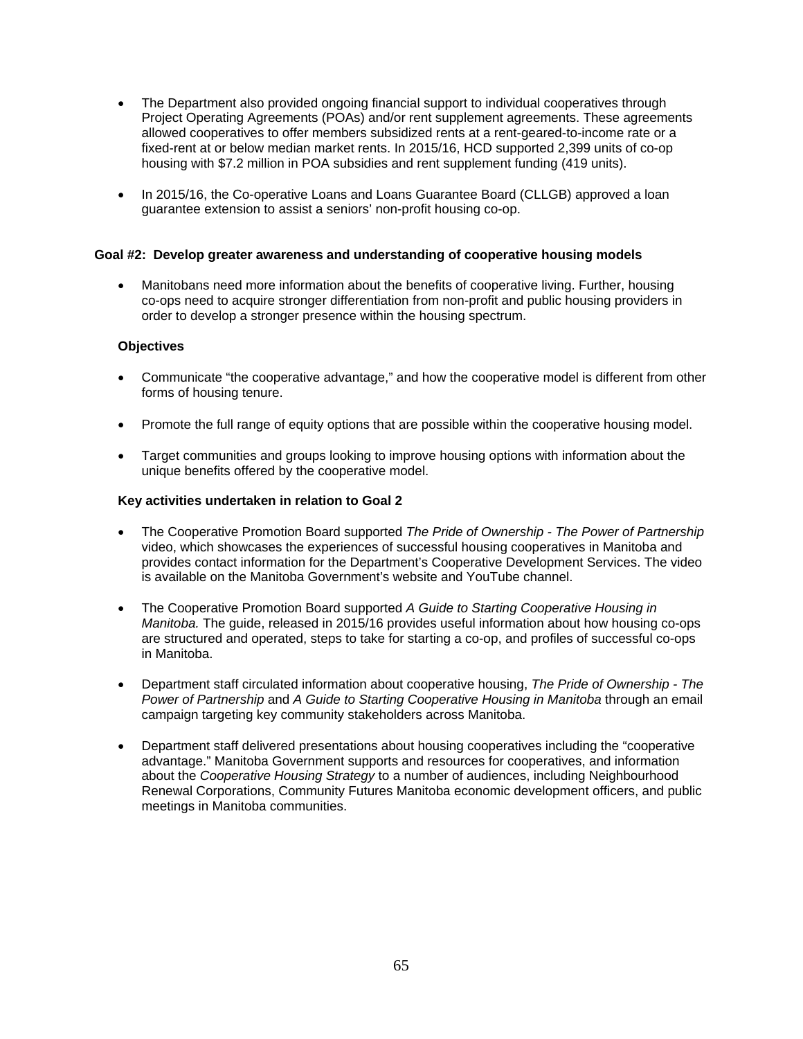- The Department also provided ongoing financial support to individual cooperatives through Project Operating Agreements (POAs) and/or rent supplement agreements. These agreements allowed cooperatives to offer members subsidized rents at a rent-geared-to-income rate or a fixed-rent at or below median market rents. In 2015/16, HCD supported 2,399 units of co-op housing with $7.2 million in POA subsidies and rent supplement funding (419 units).

- In 2015/16, the Co-operative Loans and Loans Guarantee Board (CLLGB) approved a loan guarantee extension to assist a seniors' non-profit housing co-op.

**Goal #2: Develop greater awareness and understanding of cooperative housing models**

- Manitobans need more information about the benefits of cooperative living. Further, housing co-ops need to acquire stronger differentiation from non-profit and public housing providers in order to develop a stronger presence within the housing spectrum.

**Objectives**

- Communicate "the cooperative advantage," and how the cooperative model is different from other forms of housing tenure.

- Promote the full range of equity options that are possible within the cooperative housing model.

- Target communities and groups looking to improve housing options with information about the unique benefits offered by the cooperative model.

**Key activities undertaken in relation to Goal 2**

- The Cooperative Promotion Board supported *The Pride of Ownership - The Power of Partnership* video, which showcases the experiences of successful housing cooperatives in Manitoba and provides contact information for the Department's Cooperative Development Services. The video is available on the Manitoba Government's website and YouTube channel.

- The Cooperative Promotion Board supported *A Guide to Starting Cooperative Housing in Manitoba.* The guide, released in 2015/16 provides useful information about how housing co-ops are structured and operated, steps to take for starting a co-op, and profiles of successful co-ops in Manitoba.

- Department staff circulated information about cooperative housing, *The Pride of Ownership - The Power of Partnership* and *A Guide to Starting Cooperative Housing in Manitoba* through an email campaign targeting key community stakeholders across Manitoba.

- Department staff delivered presentations about housing cooperatives including the "cooperative advantage." Manitoba Government supports and resources for cooperatives, and information about the *Cooperative Housing Strategy* to a number of audiences, including Neighbourhood Renewal Corporations, Community Futures Manitoba economic development officers, and public meetings in Manitoba communities.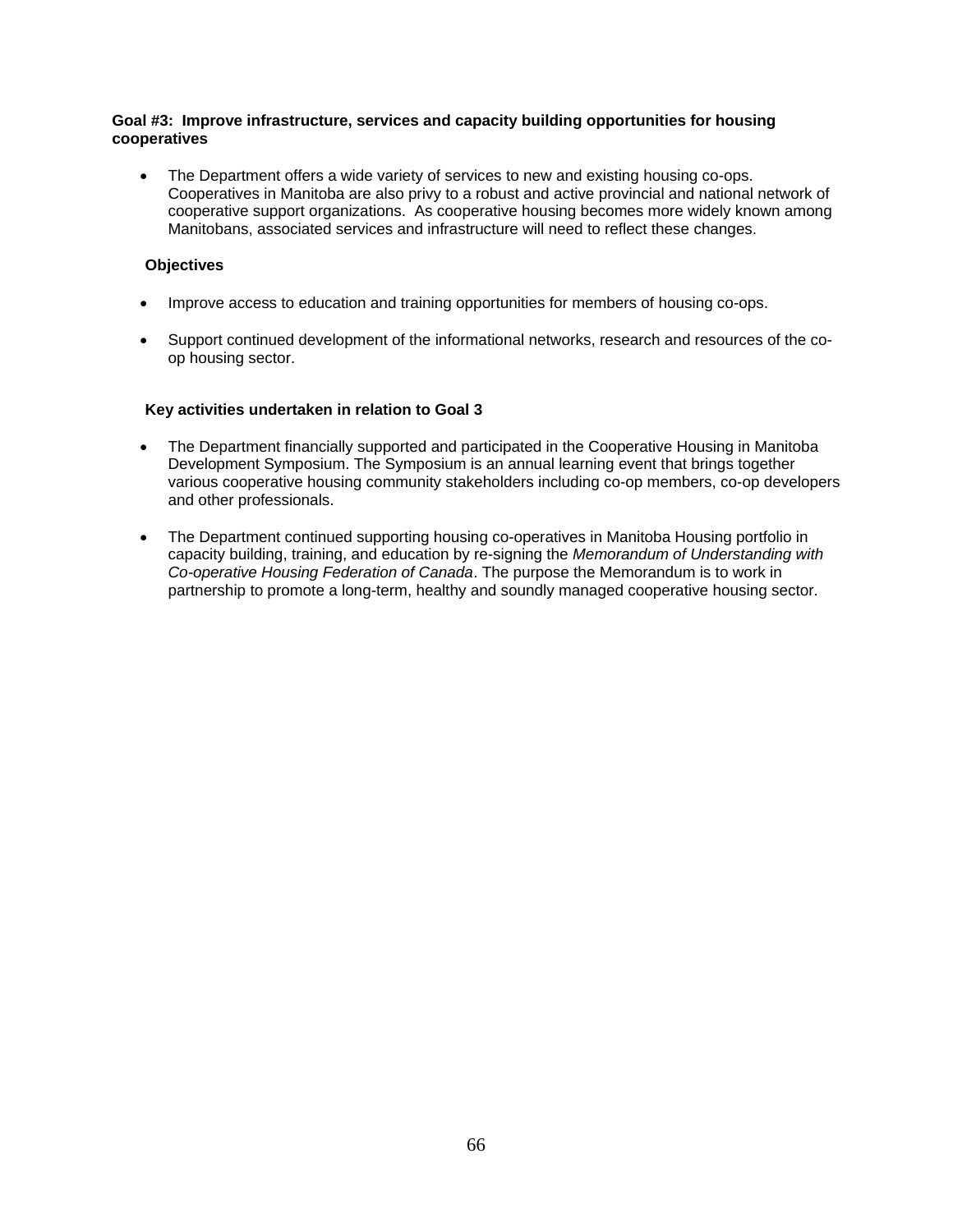**Goal #3: Improve infrastructure, services and capacity building opportunities for housing cooperatives**

- The Department offers a wide variety of services to new and existing housing co-ops. Cooperatives in Manitoba are also privy to a robust and active provincial and national network of cooperative support organizations. As cooperative housing becomes more widely known among Manitobans, associated services and infrastructure will need to reflect these changes.

**Objectives**

- Improve access to education and training opportunities for members of housing co-ops.
- Support continued development of the informational networks, research and resources of the co-op housing sector.

**Key activities undertaken in relation to Goal 3**

- The Department financially supported and participated in the Cooperative Housing in Manitoba Development Symposium. The Symposium is an annual learning event that brings together various cooperative housing community stakeholders including co-op members, co-op developers and other professionals.
- The Department continued supporting housing co-operatives in Manitoba Housing portfolio in capacity building, training, and education by re-signing the *Memorandum of Understanding with Co-operative Housing Federation of Canada*. The purpose the Memorandum is to work in partnership to promote a long-term, healthy and soundly managed cooperative housing sector.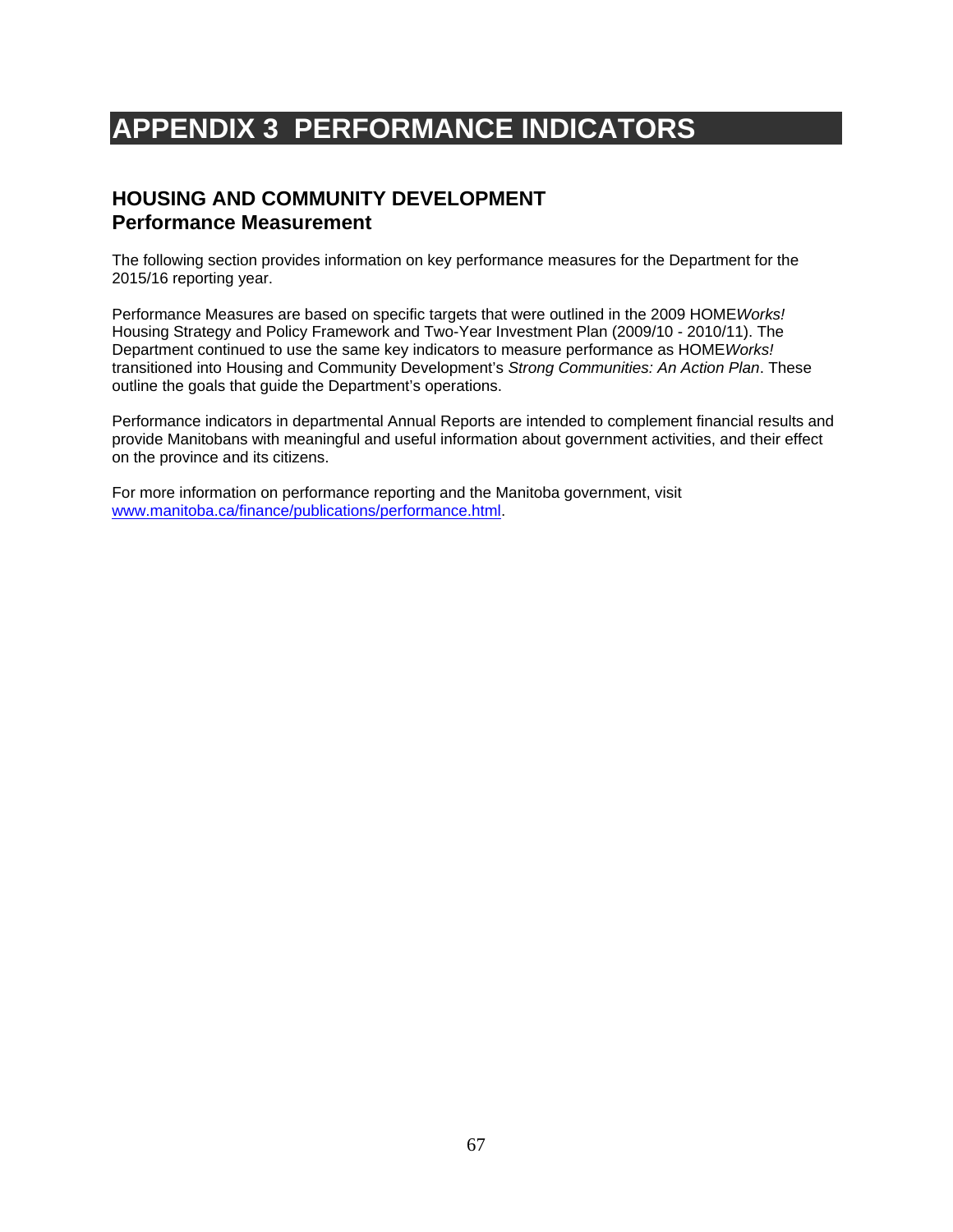# APPENDIX 3 PERFORMANCE INDICATORS

## HOUSING AND COMMUNITY DEVELOPMENT
## Performance Measurement

The following section provides information on key performance measures for the Department for the 2015/16 reporting year.

Performance Measures are based on specific targets that were outlined in the 2009 HOME*Works!* Housing Strategy and Policy Framework and Two-Year Investment Plan (2009/10 - 2010/11). The Department continued to use the same key indicators to measure performance as HOME*Works!* transitioned into Housing and Community Development's *Strong Communities: An Action Plan*. These outline the goals that guide the Department's operations.

Performance indicators in departmental Annual Reports are intended to complement financial results and provide Manitobans with meaningful and useful information about government activities, and their effect on the province and its citizens.

For more information on performance reporting and the Manitoba government, visit [www.manitoba.ca/finance/publications/performance.html](http://www.manitoba.ca/finance/publications/performance.html).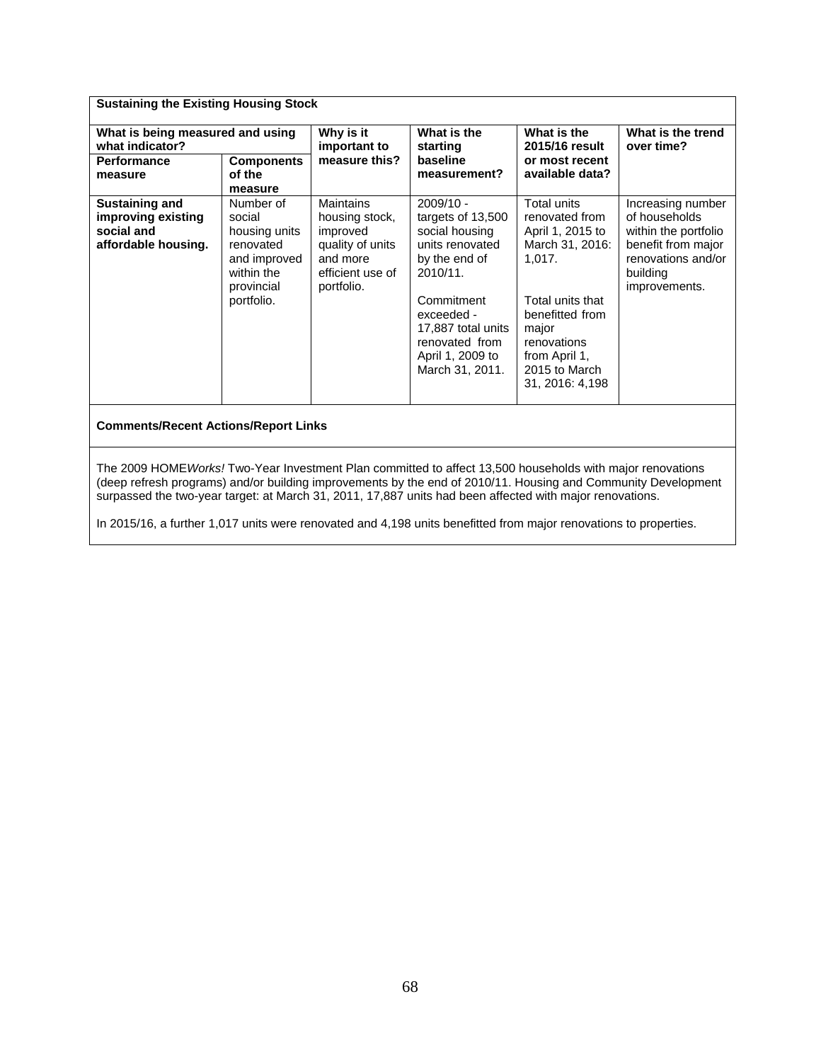**Sustaining the Existing Housing Stock**

| What is being measured and using what indicator? | | Why is it important to measure this? | What is the starting baseline measurement? | What is the 2015/16 result or most recent available data? | What is the trend over time? |
|---|---|---|---|---|---|
| **Performance measure** | **Components of the measure** | | | | |
| **Sustaining and improving existing social and affordable housing.** | Number of social housing units renovated and improved within the provincial portfolio. | Maintains housing stock, improved quality of units and more efficient use of portfolio. | 2009/10 - targets of 13,500 social housing units renovated by the end of 2010/11.<br><br>Commitment exceeded - 17,887 total units renovated from April 1, 2009 to March 31, 2011. | Total units renovated from April 1, 2015 to March 31, 2016: 1,017.<br><br>Total units that benefitted from major renovations from April 1, 2015 to March 31, 2016: 4,198 | Increasing number of households within the portfolio benefit from major renovations and/or building improvements. |

**Comments/Recent Actions/Report Links**

The 2009 HOME*Works!* Two-Year Investment Plan committed to affect 13,500 households with major renovations (deep refresh programs) and/or building improvements by the end of 2010/11. Housing and Community Development surpassed the two-year target: at March 31, 2011, 17,887 units had been affected with major renovations.

In 2015/16, a further 1,017 units were renovated and 4,198 units benefitted from major renovations to properties.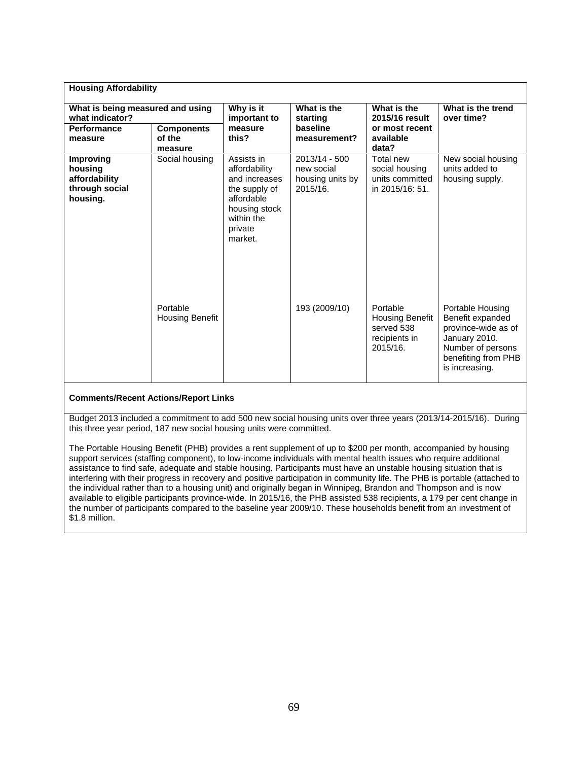**Housing Affordability**

| What is being measured and using what indicator? | | Why is it important to measure this? | What is the starting baseline measurement? | What is the 2015/16 result or most recent available data? | What is the trend over time? |
|---|---|---|---|---|---|
| **Performance measure** | **Components of the measure** | | | | |
| **Improving housing affordability through social housing.** | Social housing | Assists in affordability and increases the supply of affordable housing stock within the private market. | 2013/14 - 500 new social housing units by 2015/16. | Total new social housing units committed in 2015/16: 51. | New social housing units added to housing supply. |
| | Portable Housing Benefit | | 193 (2009/10) | Portable Housing Benefit served 538 recipients in 2015/16. | Portable Housing Benefit expanded province-wide as of January 2010. Number of persons benefiting from PHB is increasing. |

**Comments/Recent Actions/Report Links**

Budget 2013 included a commitment to add 500 new social housing units over three years (2013/14-2015/16). During this three year period, 187 new social housing units were committed.

The Portable Housing Benefit (PHB) provides a rent supplement of up to $200 per month, accompanied by housing support services (staffing component), to low-income individuals with mental health issues who require additional assistance to find safe, adequate and stable housing. Participants must have an unstable housing situation that is interfering with their progress in recovery and positive participation in community life. The PHB is portable (attached to the individual rather than to a housing unit) and originally began in Winnipeg, Brandon and Thompson and is now available to eligible participants province-wide. In 2015/16, the PHB assisted 538 recipients, a 179 per cent change in the number of participants compared to the baseline year 2009/10. These households benefit from an investment of $1.8 million.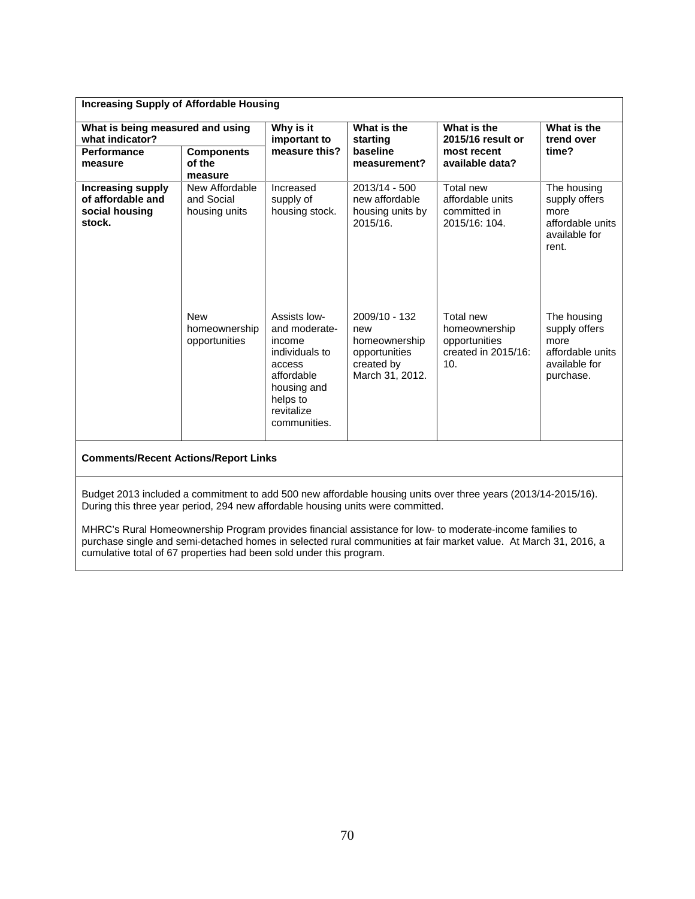**Increasing Supply of Affordable Housing**

| What is being measured and using what indicator? | | Why is it important to measure this? | What is the starting baseline measurement? | What is the 2015/16 result or most recent available data? | What is the trend over time? |
|---|---|---|---|---|---|
| **Performance measure** | **Components of the measure** | | | | |
| **Increasing supply of affordable and social housing stock.** | New Affordable and Social housing units | Increased supply of housing stock. | 2013/14 - 500 new affordable housing units by 2015/16. | Total new affordable units committed in 2015/16: 104. | The housing supply offers more affordable units available for rent. |
| | New homeownership opportunities | Assists low- and moderate-income individuals to access affordable housing and helps to revitalize communities. | 2009/10 - 132 new homeownership opportunities created by March 31, 2012. | Total new homeownership opportunities created in 2015/16: 10. | The housing supply offers more affordable units available for purchase. |

**Comments/Recent Actions/Report Links**

Budget 2013 included a commitment to add 500 new affordable housing units over three years (2013/14-2015/16). During this three year period, 294 new affordable housing units were committed.

MHRC's Rural Homeownership Program provides financial assistance for low- to moderate-income families to purchase single and semi-detached homes in selected rural communities at fair market value. At March 31, 2016, a cumulative total of 67 properties had been sold under this program.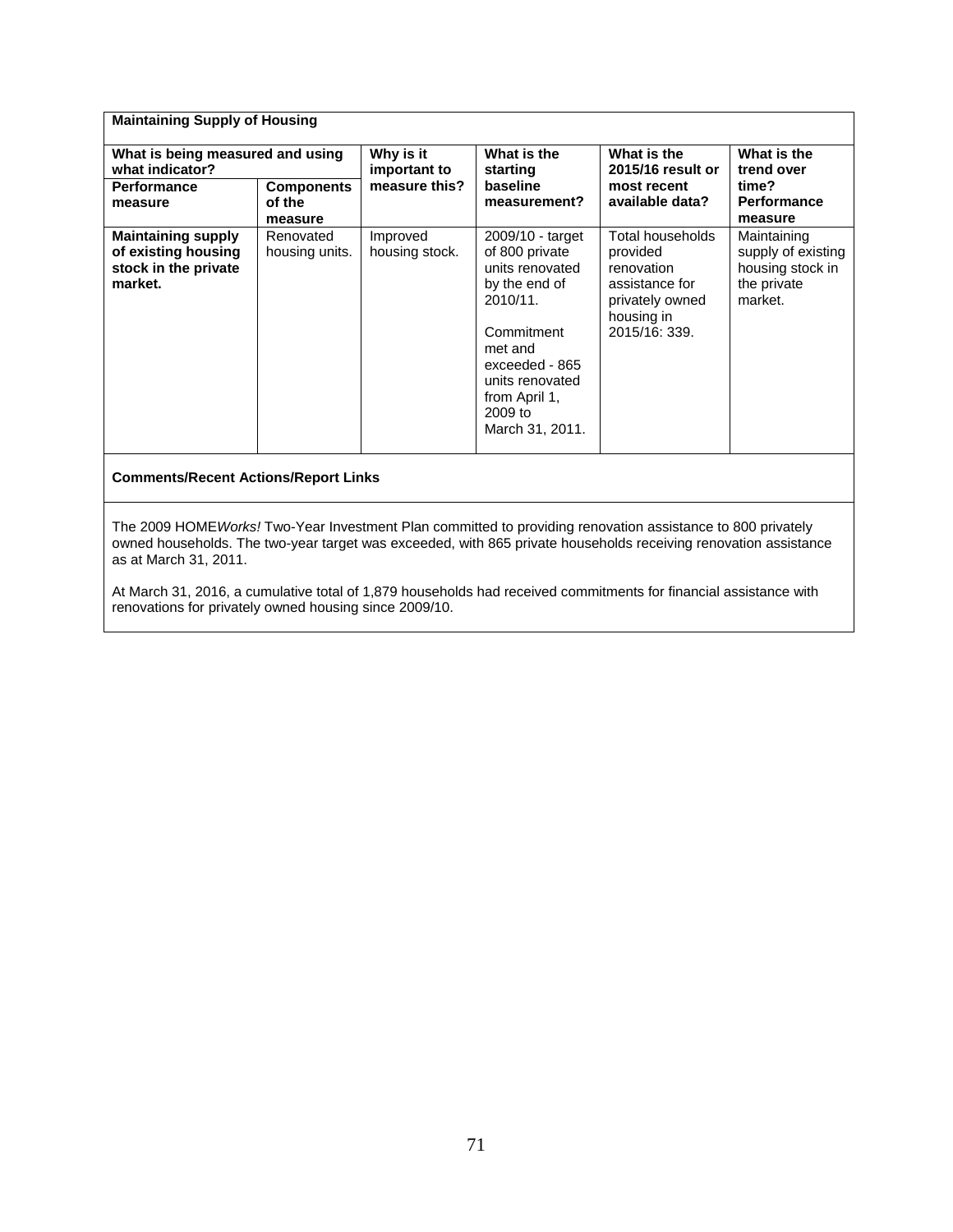| Maintaining Supply of Housing | | | | | |
|---|---|---|---|---|---|
| **What is being measured and using what indicator?** | | **Why is it important to measure this?** | **What is the starting baseline measurement?** | **What is the 2015/16 result or most recent available data?** | **What is the trend over time? Performance measure** |
| **Performance measure** | **Components of the measure** | | | | |
| **Maintaining supply of existing housing stock in the private market.** | Renovated housing units. | Improved housing stock. | 2009/10 - target of 800 private units renovated by the end of 2010/11.<br><br>Commitment met and exceeded - 865 units renovated from April 1, 2009 to March 31, 2011. | Total households provided renovation assistance for privately owned housing in 2015/16: 339. | Maintaining supply of existing housing stock in the private market. |

**Comments/Recent Actions/Report Links**

The 2009 HOME*Works!* Two-Year Investment Plan committed to providing renovation assistance to 800 privately owned households. The two-year target was exceeded, with 865 private households receiving renovation assistance as at March 31, 2011.

At March 31, 2016, a cumulative total of 1,879 households had received commitments for financial assistance with renovations for privately owned housing since 2009/10.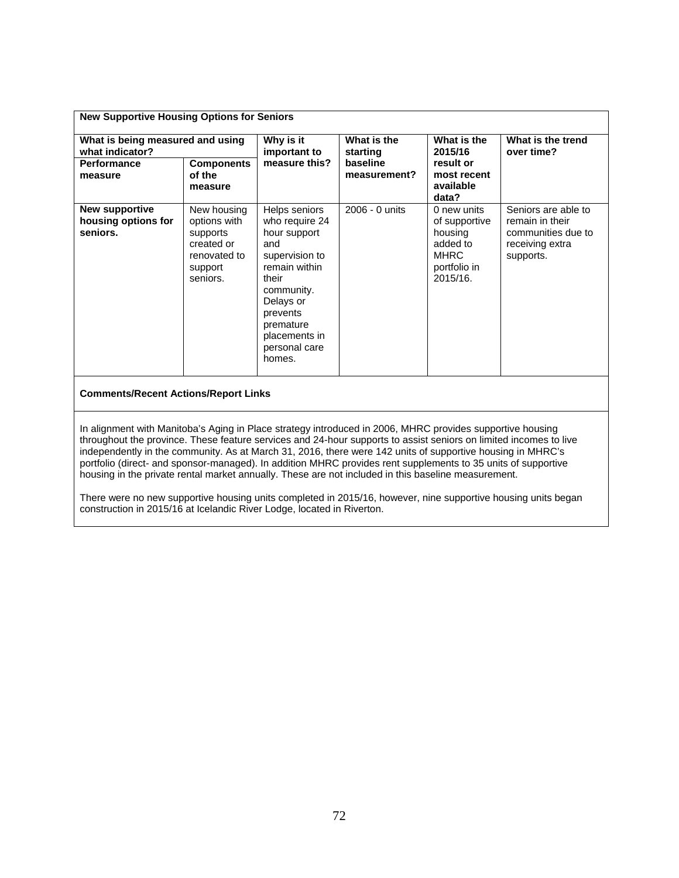| New Supportive Housing Options for Seniors | | | | | |
|---|---|---|---|---|---|
| **What is being measured and using what indicator?** | | **Why is it important to measure this?** | **What is the starting baseline measurement?** | **What is the 2015/16 result or most recent available data?** | **What is the trend over time?** |
| **Performance measure** | **Components of the measure** | | | | |
| **New supportive housing options for seniors.** | New housing options with supports created or renovated to support seniors. | Helps seniors who require 24 hour support and supervision to remain within their community. Delays or prevents premature placements in personal care homes. | 2006 - 0 units | 0 new units of supportive housing added to MHRC portfolio in 2015/16. | Seniors are able to remain in their communities due to receiving extra supports. |

**Comments/Recent Actions/Report Links**

In alignment with Manitoba's Aging in Place strategy introduced in 2006, MHRC provides supportive housing throughout the province. These feature services and 24-hour supports to assist seniors on limited incomes to live independently in the community. As at March 31, 2016, there were 142 units of supportive housing in MHRC's portfolio (direct- and sponsor-managed). In addition MHRC provides rent supplements to 35 units of supportive housing in the private rental market annually. These are not included in this baseline measurement.

There were no new supportive housing units completed in 2015/16, however, nine supportive housing units began construction in 2015/16 at Icelandic River Lodge, located in Riverton.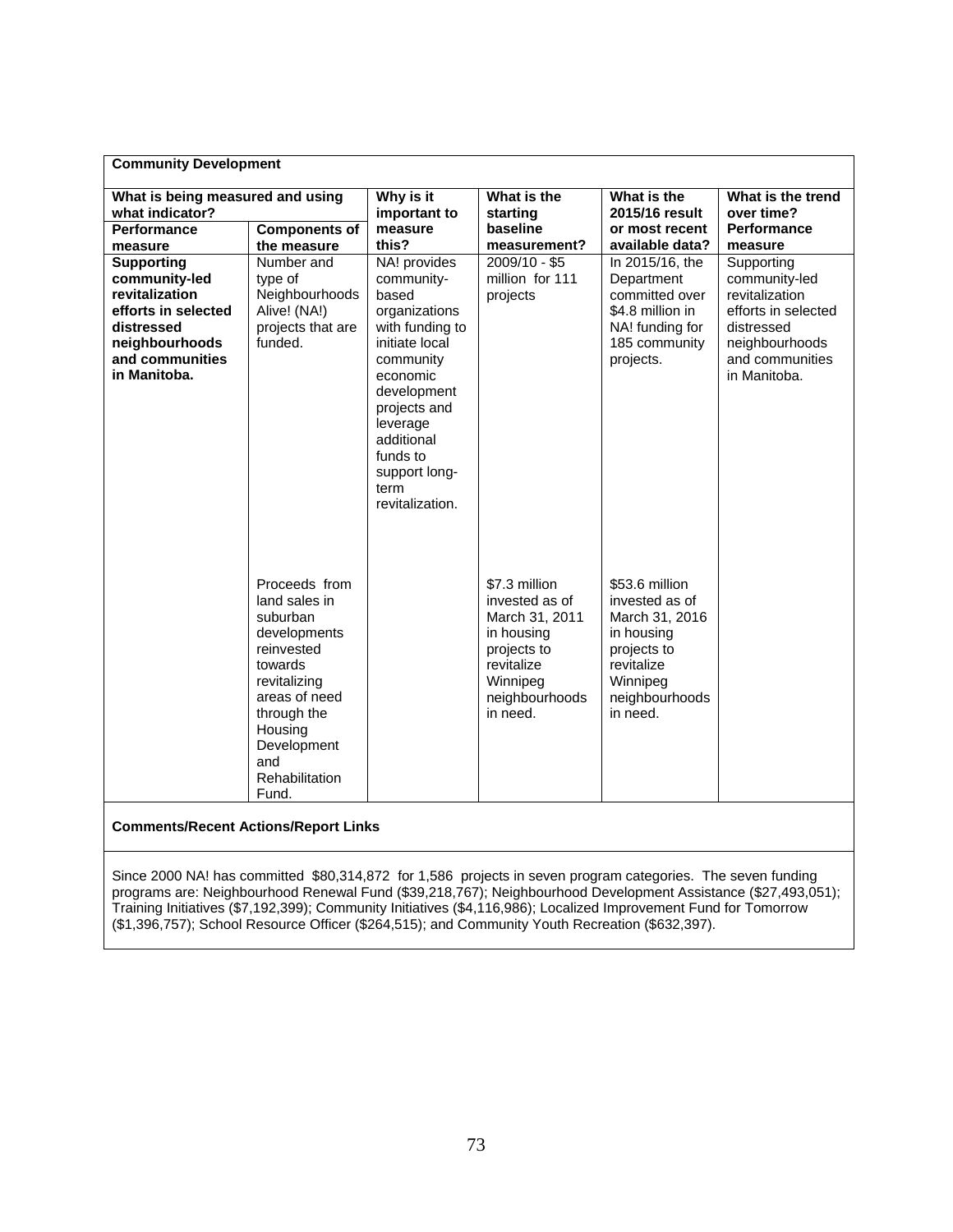| **Community Development** | | | | | |
|---|---|---|---|---|---|
| **What is being measured and using what indicator?** | | **Why is it important to measure this?** | **What is the starting baseline measurement?** | **What is the 2015/16 result or most recent available data?** | **What is the trend over time? Performance measure** |
| **Performance measure** | **Components of the measure** | | | | |
| **Supporting community-led revitalization efforts in selected distressed neighbourhoods and communities in Manitoba.** | Number and type of Neighbourhoods Alive! (NA!) projects that are funded. | NA! provides community-based organizations with funding to initiate local community economic development projects and leverage additional funds to support long-term revitalization. | 2009/10 - $5 million for 111 projects | In 2015/16, the Department committed over $4.8 million in NA! funding for 185 community projects. | Supporting community-led revitalization efforts in selected distressed neighbourhoods and communities in Manitoba. |
| | Proceeds from land sales in suburban developments reinvested towards revitalizing areas of need through the Housing Development and Rehabilitation Fund. | | $7.3 million invested as of March 31, 2011 in housing projects to revitalize Winnipeg neighbourhoods in need. | $53.6 million invested as of March 31, 2016 in housing projects to revitalize Winnipeg neighbourhoods in need. | |

**Comments/Recent Actions/Report Links**

Since 2000 NA! has committed $80,314,872 for 1,586 projects in seven program categories. The seven funding programs are: Neighbourhood Renewal Fund ($39,218,767); Neighbourhood Development Assistance ($27,493,051); Training Initiatives ($7,192,399); Community Initiatives ($4,116,986); Localized Improvement Fund for Tomorrow ($1,396,757); School Resource Officer ($264,515); and Community Youth Recreation ($632,397).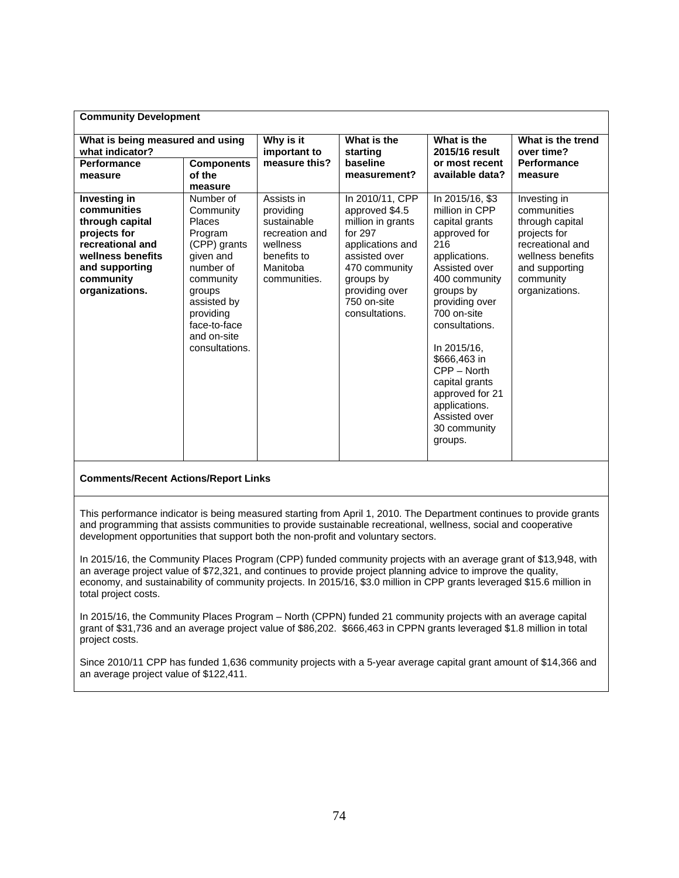| Community Development | | | | | |
|---|---|---|---|---|---|
| What is being measured and using what indicator? | | Why is it important to measure this? | What is the starting baseline measurement? | What is the 2015/16 result or most recent available data? | What is the trend over time? |
| **Performance measure** | **Components of the measure** | | | | **Performance measure** |
| **Investing in communities through capital projects for recreational and wellness benefits and supporting community organizations.** | Number of Community Places Program (CPP) grants given and number of community groups assisted by providing face-to-face and on-site consultations. | Assists in providing sustainable recreation and wellness benefits to Manitoba communities. | In 2010/11, CPP approved $4.5 million in grants for 297 applications and assisted over 470 community groups by providing over 750 on-site consultations. | In 2015/16, $3 million in CPP capital grants approved for 216 applications. Assisted over 400 community groups by providing over 700 on-site consultations.<br><br>In 2015/16, $666,463 in CPP – North capital grants approved for 21 applications. Assisted over 30 community groups. | Investing in communities through capital projects for recreational and wellness benefits and supporting community organizations. |

**Comments/Recent Actions/Report Links**

This performance indicator is being measured starting from April 1, 2010. The Department continues to provide grants and programming that assists communities to provide sustainable recreational, wellness, social and cooperative development opportunities that support both the non-profit and voluntary sectors.

In 2015/16, the Community Places Program (CPP) funded community projects with an average grant of $13,948, with an average project value of $72,321, and continues to provide project planning advice to improve the quality, economy, and sustainability of community projects. In 2015/16, $3.0 million in CPP grants leveraged $15.6 million in total project costs.

In 2015/16, the Community Places Program – North (CPPN) funded 21 community projects with an average capital grant of $31,736 and an average project value of $86,202. $666,463 in CPPN grants leveraged $1.8 million in total project costs.

Since 2010/11 CPP has funded 1,636 community projects with a 5-year average capital grant amount of $14,366 and an average project value of $122,411.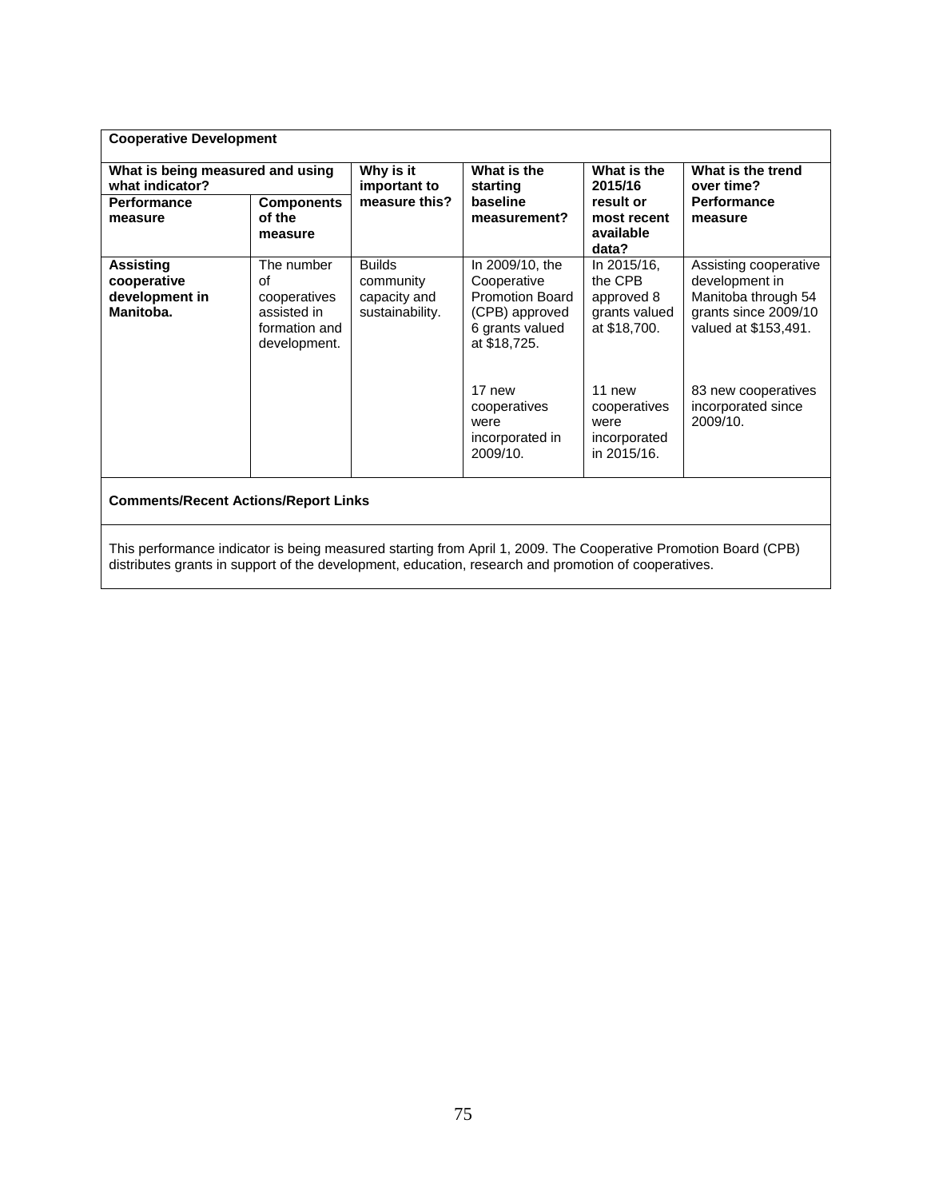| Cooperative Development | | | | | |
|---|---|---|---|---|---|
| What is being measured and using what indicator? | | Why is it important to measure this? | What is the starting baseline measurement? | What is the 2015/16 result or most recent available data? | What is the trend over time? |
| **Performance measure** | **Components of the measure** | | | | **Performance measure** |
| **Assisting cooperative development in Manitoba.** | The number of cooperatives assisted in formation and development. | Builds community capacity and sustainability. | In 2009/10, the Cooperative Promotion Board (CPB) approved 6 grants valued at $18,725.<br><br>17 new cooperatives were incorporated in 2009/10. | In 2015/16, the CPB approved 8 grants valued at $18,700.<br><br>11 new cooperatives were incorporated in 2015/16. | Assisting cooperative development in Manitoba through 54 grants since 2009/10 valued at $153,491.<br><br>83 new cooperatives incorporated since 2009/10. |

**Comments/Recent Actions/Report Links**

This performance indicator is being measured starting from April 1, 2009. The Cooperative Promotion Board (CPB) distributes grants in support of the development, education, research and promotion of cooperatives.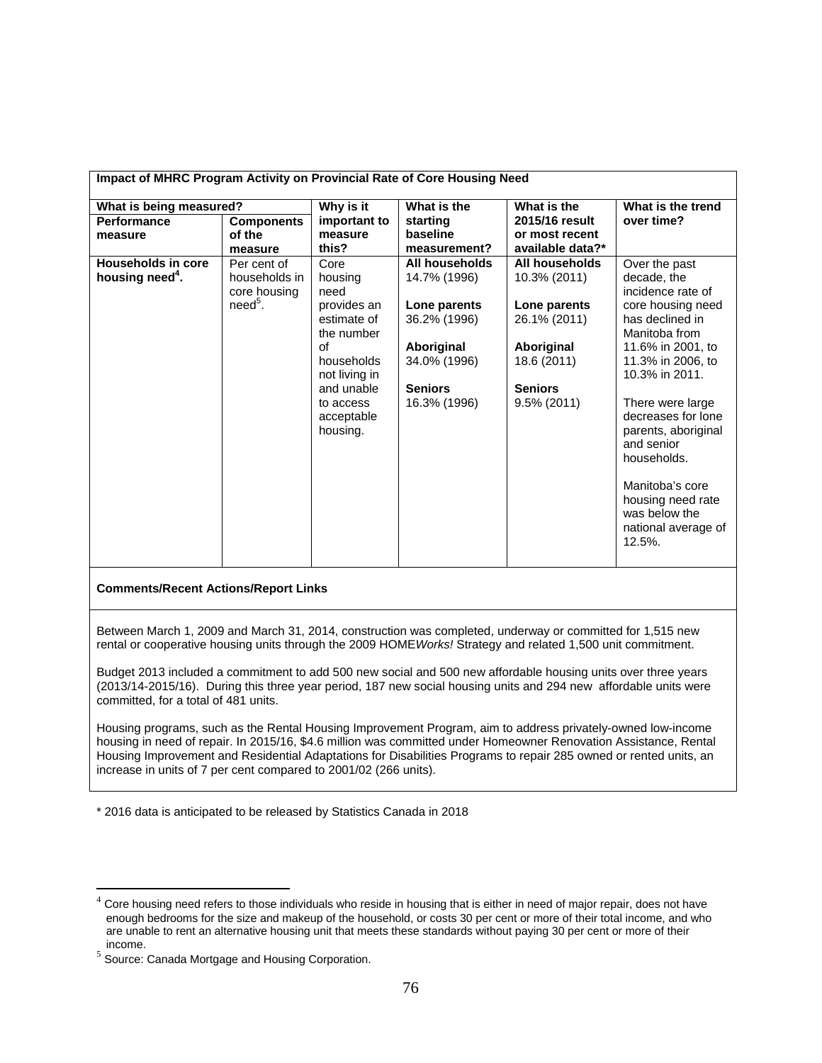**Impact of MHRC Program Activity on Provincial Rate of Core Housing Need**

| What is being measured? | | Why is it important to measure this? | What is the starting baseline measurement? | What is the 2015/16 result or most recent available data?* | What is the trend over time? |
|---|---|---|---|---|---|
| **Performance measure** | **Components of the measure** | | | | |
| **Households in core housing need[4].** | Per cent of households in core housing need[5]. | Core housing need provides an estimate of the number of households not living in and unable to access acceptable housing. | **All households** 14.7% (1996)<br><br>**Lone parents** 36.2% (1996)<br><br>**Aboriginal** 34.0% (1996)<br><br>**Seniors** 16.3% (1996) | **All households** 10.3% (2011)<br><br>**Lone parents** 26.1% (2011)<br><br>**Aboriginal** 18.6 (2011)<br><br>**Seniors** 9.5% (2011) | Over the past decade, the incidence rate of core housing need has declined in Manitoba from 11.6% in 2001, to 11.3% in 2006, to 10.3% in 2011.<br><br>There were large decreases for lone parents, aboriginal and senior households.<br><br>Manitoba's core housing need rate was below the national average of 12.5%. |

**Comments/Recent Actions/Report Links**

Between March 1, 2009 and March 31, 2014, construction was completed, underway or committed for 1,515 new rental or cooperative housing units through the 2009 HOME*Works!* Strategy and related 1,500 unit commitment.

Budget 2013 included a commitment to add 500 new social and 500 new affordable housing units over three years (2013/14-2015/16). During this three year period, 187 new social housing units and 294 new affordable units were committed, for a total of 481 units.

Housing programs, such as the Rental Housing Improvement Program, aim to address privately-owned low-income housing in need of repair. In 2015/16, $4.6 million was committed under Homeowner Renovation Assistance, Rental Housing Improvement and Residential Adaptations for Disabilities Programs to repair 285 owned or rented units, an increase in units of 7 per cent compared to 2001/02 (266 units).

* 2016 data is anticipated to be released by Statistics Canada in 2018

[4] Core housing need refers to those individuals who reside in housing that is either in need of major repair, does not have enough bedrooms for the size and makeup of the household, or costs 30 per cent or more of their total income, and who are unable to rent an alternative housing unit that meets these standards without paying 30 per cent or more of their income.

[5] Source: Canada Mortgage and Housing Corporation.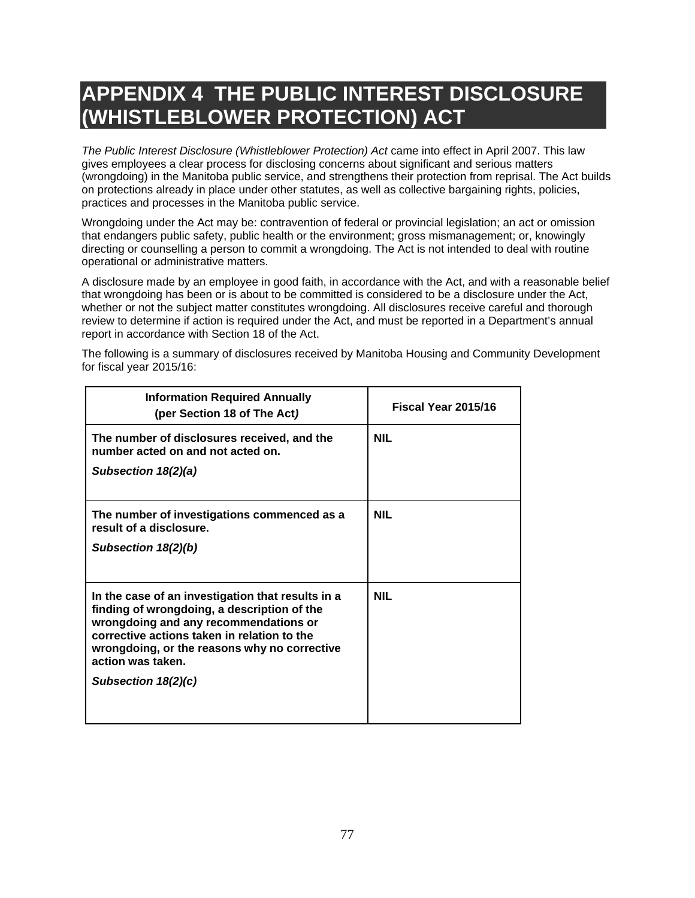# APPENDIX 4 THE PUBLIC INTEREST DISCLOSURE (WHISTLEBLOWER PROTECTION) ACT

*The Public Interest Disclosure (Whistleblower Protection) Act* came into effect in April 2007. This law gives employees a clear process for disclosing concerns about significant and serious matters (wrongdoing) in the Manitoba public service, and strengthens their protection from reprisal. The Act builds on protections already in place under other statutes, as well as collective bargaining rights, policies, practices and processes in the Manitoba public service.

Wrongdoing under the Act may be: contravention of federal or provincial legislation; an act or omission that endangers public safety, public health or the environment; gross mismanagement; or, knowingly directing or counselling a person to commit a wrongdoing. The Act is not intended to deal with routine operational or administrative matters.

A disclosure made by an employee in good faith, in accordance with the Act, and with a reasonable belief that wrongdoing has been or is about to be committed is considered to be a disclosure under the Act, whether or not the subject matter constitutes wrongdoing. All disclosures receive careful and thorough review to determine if action is required under the Act, and must be reported in a Department's annual report in accordance with Section 18 of the Act.

The following is a summary of disclosures received by Manitoba Housing and Community Development for fiscal year 2015/16:

| Information Required Annually (per Section 18 of The Act*)* | Fiscal Year 2015/16 |
|---|---|
| **The number of disclosures received, and the number acted on and not acted on.** ***Subsection 18(2)(a)*** | **NIL** |
| **The number of investigations commenced as a result of a disclosure.** ***Subsection 18(2)(b)*** | **NIL** |
| **In the case of an investigation that results in a finding of wrongdoing, a description of the wrongdoing and any recommendations or corrective actions taken in relation to the wrongdoing, or the reasons why no corrective action was taken.** ***Subsection 18(2)(c)*** | **NIL** |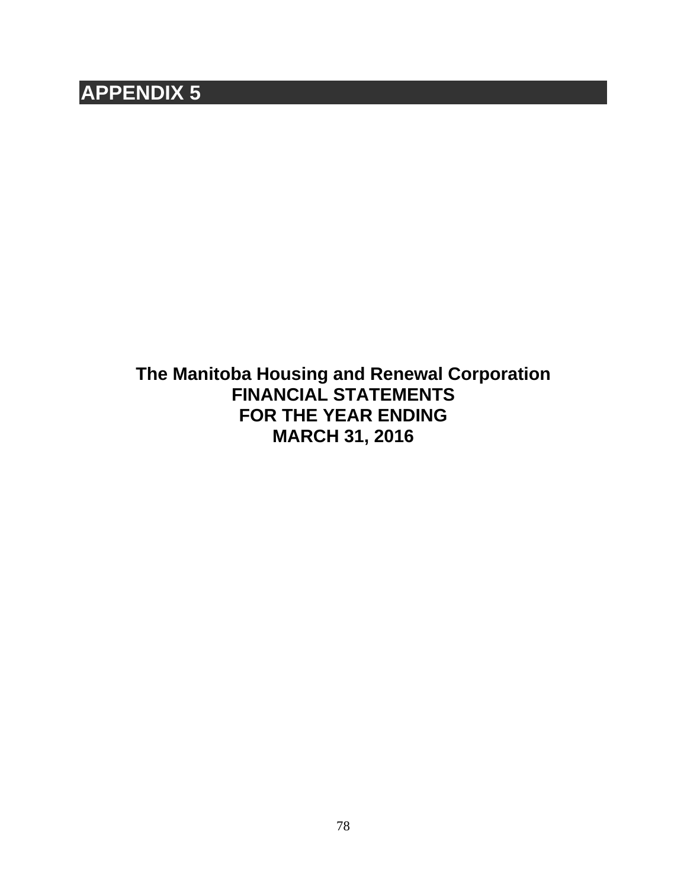# APPENDIX 5

**The Manitoba Housing and Renewal Corporation**
**FINANCIAL STATEMENTS**
**FOR THE YEAR ENDING**
**MARCH 31, 2016**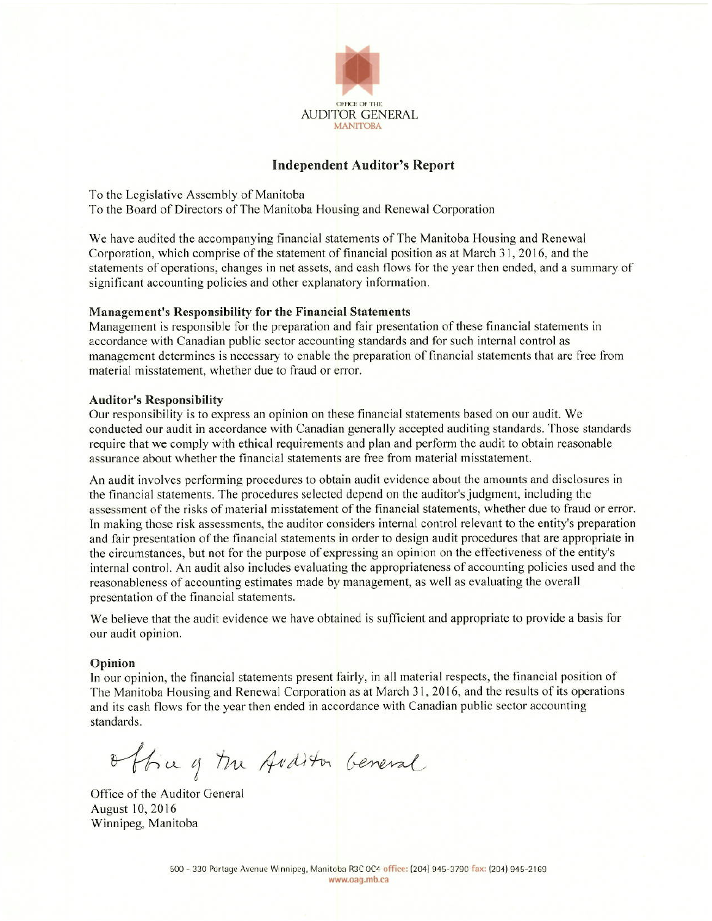OFFICE OF THE
AUDITOR GENERAL
MANITOBA

## Independent Auditor's Report

To the Legislative Assembly of Manitoba
To the Board of Directors of The Manitoba Housing and Renewal Corporation

We have audited the accompanying financial statements of The Manitoba Housing and Renewal Corporation, which comprise of the statement of financial position as at March 31, 2016, and the statements of operations, changes in net assets, and cash flows for the year then ended, and a summary of significant accounting policies and other explanatory information.

### Management's Responsibility for the Financial Statements

Management is responsible for the preparation and fair presentation of these financial statements in accordance with Canadian public sector accounting standards and for such internal control as management determines is necessary to enable the preparation of financial statements that are free from material misstatement, whether due to fraud or error.

### Auditor's Responsibility

Our responsibility is to express an opinion on these financial statements based on our audit. We conducted our audit in accordance with Canadian generally accepted auditing standards. Those standards require that we comply with ethical requirements and plan and perform the audit to obtain reasonable assurance about whether the financial statements are free from material misstatement.

An audit involves performing procedures to obtain audit evidence about the amounts and disclosures in the financial statements. The procedures selected depend on the auditor's judgment, including the assessment of the risks of material misstatement of the financial statements, whether due to fraud or error. In making those risk assessments, the auditor considers internal control relevant to the entity's preparation and fair presentation of the financial statements in order to design audit procedures that are appropriate in the circumstances, but not for the purpose of expressing an opinion on the effectiveness of the entity's internal control. An audit also includes evaluating the appropriateness of accounting policies used and the reasonableness of accounting estimates made by management, as well as evaluating the overall presentation of the financial statements.

We believe that the audit evidence we have obtained is sufficient and appropriate to provide a basis for our audit opinion.

### Opinion

In our opinion, the financial statements present fairly, in all material respects, the financial position of The Manitoba Housing and Renewal Corporation as at March 31, 2016, and the results of its operations and its cash flows for the year then ended in accordance with Canadian public sector accounting standards.

*Office of the Auditor General*

Office of the Auditor General
August 10, 2016
Winnipeg, Manitoba

500 - 330 Portage Avenue Winnipeg, Manitoba R3C 0C4 office: (204) 945-3790 fax: (204) 945-2169
www.oag.mb.ca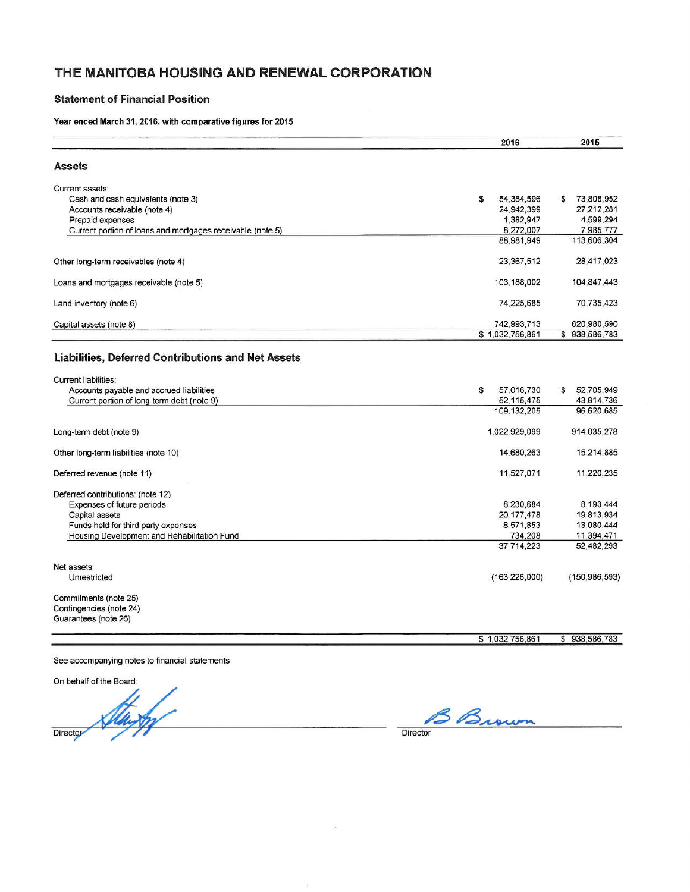# THE MANITOBA HOUSING AND RENEWAL CORPORATION

## Statement of Financial Position

**Year ended March 31, 2016, with comparative figures for 2015**

| | 2016 | 2015 |
|---|---|---|
| **Assets** | | |
| Current assets: | | |
| Cash and cash equivalents (note 3) | $ 54,384,596 | $ 73,808,952 |
| Accounts receivable (note 4) | 24,942,399 | 27,212,281 |
| Prepaid expenses | 1,382,947 | 4,599,294 |
| Current portion of loans and mortgages receivable (note 5) | 8,272,007 | 7,985,777 |
| | 88,981,949 | 113,606,304 |
| Other long-term receivables (note 4) | 23,367,512 | 28,417,023 |
| Loans and mortgages receivable (note 5) | 103,188,002 | 104,847,443 |
| Land inventory (note 6) | 74,225,685 | 70,735,423 |
| Capital assets (note 8) | 742,993,713 | 620,980,590 |
| | $ 1,032,756,861 | $ 938,586,783 |
| **Liabilities, Deferred Contributions and Net Assets** | | |
| Current liabilities: | | |
| Accounts payable and accrued liabilities | $ 57,016,730 | $ 52,705,949 |
| Current portion of long-term debt (note 9) | 52,115,475 | 43,914,736 |
| | 109,132,205 | 96,620,685 |
| Long-term debt (note 9) | 1,022,929,099 | 914,035,278 |
| Other long-term liabilities (note 10) | 14,680,263 | 15,214,885 |
| Deferred revenue (note 11) | 11,527,071 | 11,220,235 |
| Deferred contributions: (note 12) | | |
| Expenses of future periods | 8,230,684 | 8,193,444 |
| Capital assets | 20,177,478 | 19,813,934 |
| Funds held for third party expenses | 8,571,853 | 13,080,444 |
| Housing Development and Rehabilitation Fund | 734,208 | 11,394,471 |
| | 37,714,223 | 52,482,293 |
| Net assets: | | |
| Unrestricted | (163,226,000) | (150,986,593) |
| Commitments (note 25) | | |
| Contingencies (note 24) | | |
| Guarantees (note 26) | | |
| | $ 1,032,756,861 | $ 938,586,783 |

See accompanying notes to financial statements

On behalf of the Board:

Director

B Brown
Director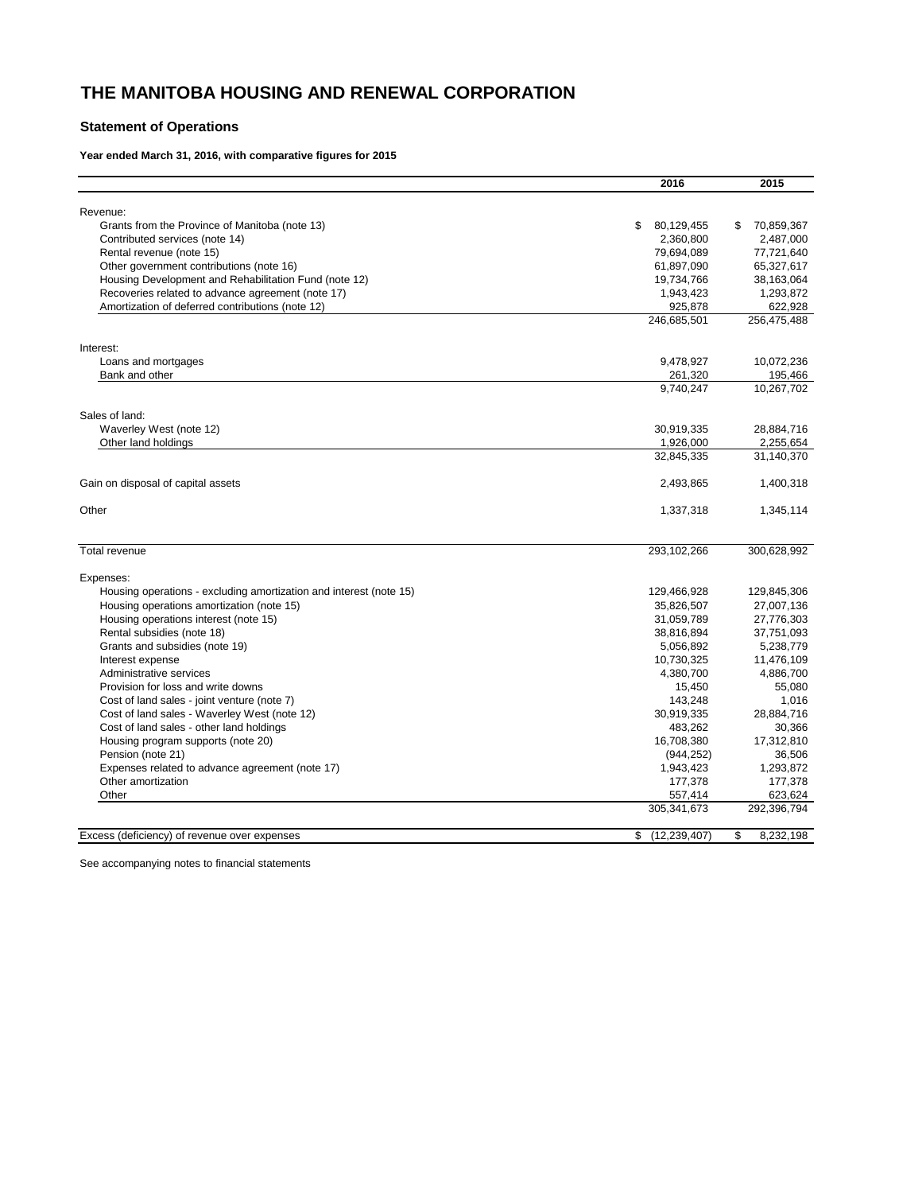# THE MANITOBA HOUSING AND RENEWAL CORPORATION

## Statement of Operations

**Year ended March 31, 2016, with comparative figures for 2015**

| | 2016 | 2015 |
|---|---|---|
| Revenue: | | |
| Grants from the Province of Manitoba (note 13) | $ 80,129,455 | $ 70,859,367 |
| Contributed services (note 14) | 2,360,800 | 2,487,000 |
| Rental revenue (note 15) | 79,694,089 | 77,721,640 |
| Other government contributions (note 16) | 61,897,090 | 65,327,617 |
| Housing Development and Rehabilitation Fund (note 12) | 19,734,766 | 38,163,064 |
| Recoveries related to advance agreement (note 17) | 1,943,423 | 1,293,872 |
| Amortization of deferred contributions (note 12) | 925,878 | 622,928 |
| | 246,685,501 | 256,475,488 |
| Interest: | | |
| Loans and mortgages | 9,478,927 | 10,072,236 |
| Bank and other | 261,320 | 195,466 |
| | 9,740,247 | 10,267,702 |
| Sales of land: | | |
| Waverley West (note 12) | 30,919,335 | 28,884,716 |
| Other land holdings | 1,926,000 | 2,255,654 |
| | 32,845,335 | 31,140,370 |
| Gain on disposal of capital assets | 2,493,865 | 1,400,318 |
| Other | 1,337,318 | 1,345,114 |
| Total revenue | 293,102,266 | 300,628,992 |
| Expenses: | | |
| Housing operations - excluding amortization and interest (note 15) | 129,466,928 | 129,845,306 |
| Housing operations amortization (note 15) | 35,826,507 | 27,007,136 |
| Housing operations interest (note 15) | 31,059,789 | 27,776,303 |
| Rental subsidies (note 18) | 38,816,894 | 37,751,093 |
| Grants and subsidies (note 19) | 5,056,892 | 5,238,779 |
| Interest expense | 10,730,325 | 11,476,109 |
| Administrative services | 4,380,700 | 4,886,700 |
| Provision for loss and write downs | 15,450 | 55,080 |
| Cost of land sales - joint venture (note 7) | 143,248 | 1,016 |
| Cost of land sales - Waverley West (note 12) | 30,919,335 | 28,884,716 |
| Cost of land sales - other land holdings | 483,262 | 30,366 |
| Housing program supports (note 20) | 16,708,380 | 17,312,810 |
| Pension (note 21) | (944,252) | 36,506 |
| Expenses related to advance agreement (note 17) | 1,943,423 | 1,293,872 |
| Other amortization | 177,378 | 177,378 |
| Other | 557,414 | 623,624 |
| | 305,341,673 | 292,396,794 |
| Excess (deficiency) of revenue over expenses | $ (12,239,407) | $ 8,232,198 |

See accompanying notes to financial statements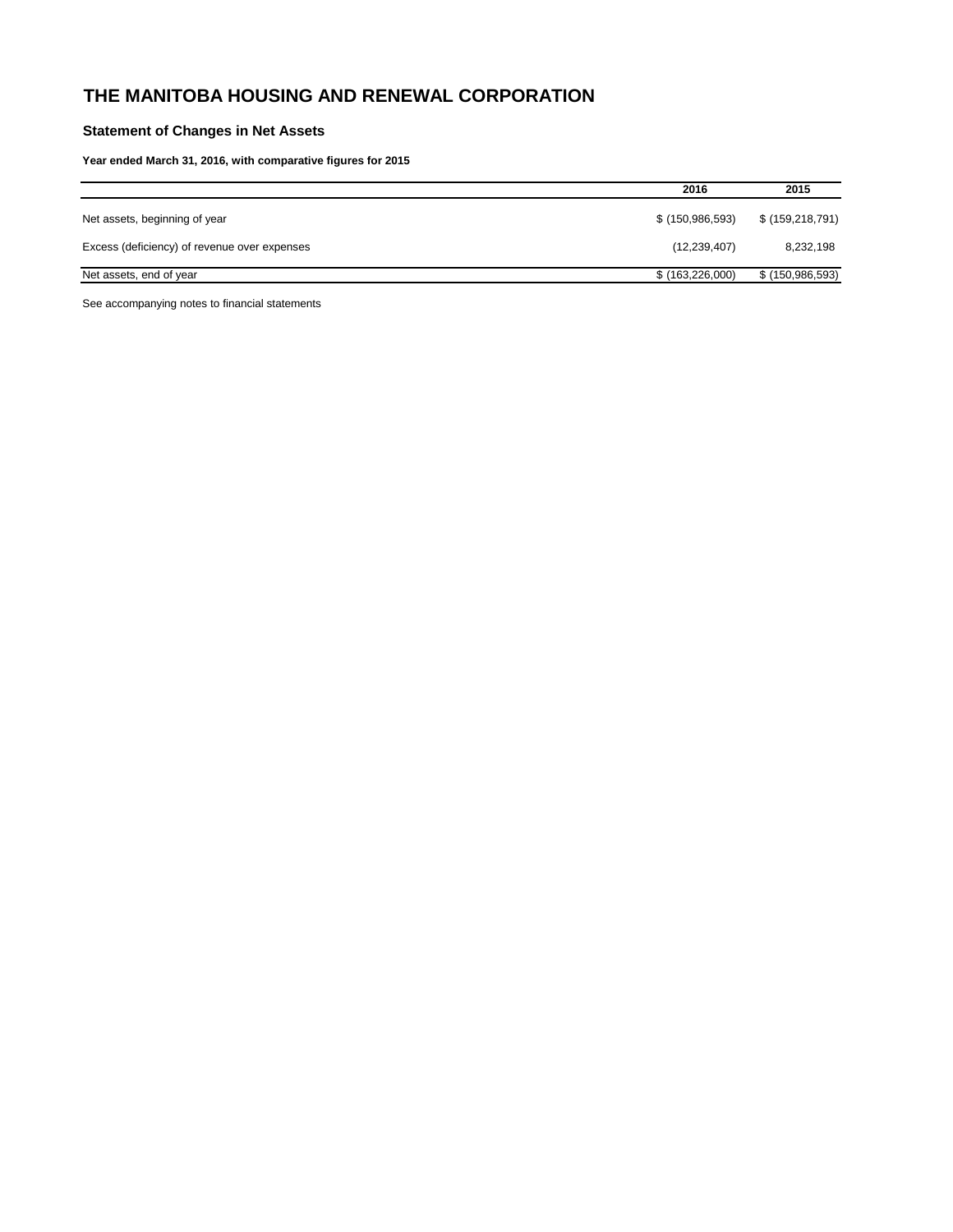# THE MANITOBA HOUSING AND RENEWAL CORPORATION

## Statement of Changes in Net Assets

**Year ended March 31, 2016, with comparative figures for 2015**

| | 2016 | 2015 |
|---|---|---|
| Net assets, beginning of year | $ (150,986,593) | $ (159,218,791) |
| Excess (deficiency) of revenue over expenses | (12,239,407) | 8,232,198 |
| Net assets, end of year | $ (163,226,000) | $ (150,986,593) |

See accompanying notes to financial statements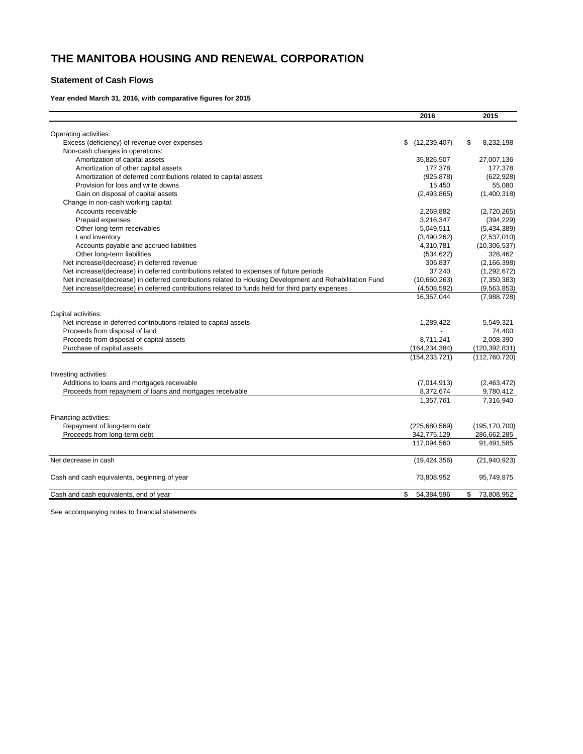# THE MANITOBA HOUSING AND RENEWAL CORPORATION

### Statement of Cash Flows

**Year ended March 31, 2016, with comparative figures for 2015**

| | 2016 | 2015 |
|---|---|---|
| Operating activities: | | |
| Excess (deficiency) of revenue over expenses | $ (12,239,407) | $ 8,232,198 |
| Non-cash changes in operations: | | |
| Amortization of capital assets | 35,826,507 | 27,007,136 |
| Amortization of other capital assets | 177,378 | 177,378 |
| Amortization of deferred contributions related to capital assets | (925,878) | (622,928) |
| Provision for loss and write downs | 15,450 | 55,080 |
| Gain on disposal of capital assets | (2,493,865) | (1,400,318) |
| Change in non-cash working capital: | | |
| Accounts receivable | 2,269,882 | (2,720,265) |
| Prepaid expenses | 3,216,347 | (394,229) |
| Other long-term receivables | 5,049,511 | (5,434,389) |
| Land inventory | (3,490,262) | (2,537,010) |
| Accounts payable and accrued liabilities | 4,310,781 | (10,306,537) |
| Other long-term liabilities | (534,622) | 328,462 |
| Net increase/(decrease) in deferred revenue | 306,837 | (2,166,398) |
| Net increase/(decrease) in deferred contributions related to expenses of future periods | 37,240 | (1,292,672) |
| Net increase/(decrease) in deferred contributions related to Housing Development and Rehabilitation Fund | (10,660,263) | (7,350,383) |
| Net increase/(decrease) in deferred contributions related to funds held for third party expenses | (4,508,592) | (9,563,853) |
| | 16,357,044 | (7,988,728) |
| Capital activities: | | |
| Net increase in deferred contributions related to capital assets | 1,289,422 | 5,549,321 |
| Proceeds from disposal of land | - | 74,400 |
| Proceeds from disposal of capital assets | 8,711,241 | 2,008,390 |
| Purchase of capital assets | (164,234,384) | (120,392,831) |
| | (154,233,721) | (112,760,720) |
| Investing activities: | | |
| Additions to loans and mortgages receivable | (7,014,913) | (2,463,472) |
| Proceeds from repayment of loans and mortgages receivable | 8,372,674 | 9,780,412 |
| | 1,357,761 | 7,316,940 |
| Financing activities: | | |
| Repayment of long-term debt | (225,680,569) | (195,170,700) |
| Proceeds from long-term debt | 342,775,129 | 286,662,285 |
| | 117,094,560 | 91,491,585 |
| Net decrease in cash | (19,424,356) | (21,940,923) |
| Cash and cash equivalents, beginning of year | 73,808,952 | 95,749,875 |
| Cash and cash equivalents, end of year | $ 54,384,596 | $ 73,808,952 |

See accompanying notes to financial statements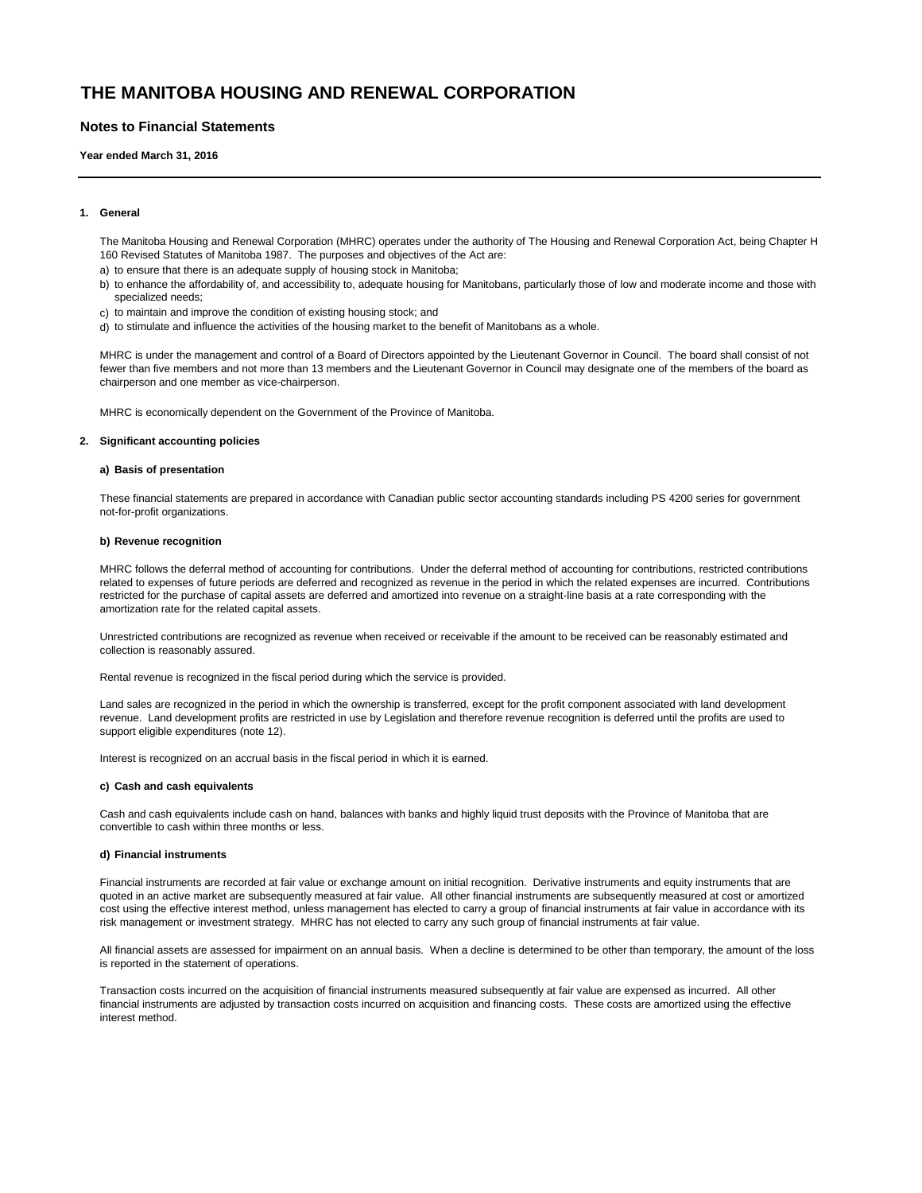# THE MANITOBA HOUSING AND RENEWAL CORPORATION

## Notes to Financial Statements

**Year ended March 31, 2016**

### 1. General

The Manitoba Housing and Renewal Corporation (MHRC) operates under the authority of The Housing and Renewal Corporation Act, being Chapter H 160 Revised Statutes of Manitoba 1987. The purposes and objectives of the Act are:

a) to ensure that there is an adequate supply of housing stock in Manitoba;
b) to enhance the affordability of, and accessibility to, adequate housing for Manitobans, particularly those of low and moderate income and those with specialized needs;
c) to maintain and improve the condition of existing housing stock; and
d) to stimulate and influence the activities of the housing market to the benefit of Manitobans as a whole.

MHRC is under the management and control of a Board of Directors appointed by the Lieutenant Governor in Council. The board shall consist of not fewer than five members and not more than 13 members and the Lieutenant Governor in Council may designate one of the members of the board as chairperson and one member as vice-chairperson.

MHRC is economically dependent on the Government of the Province of Manitoba.

### 2. Significant accounting policies

#### a) Basis of presentation

These financial statements are prepared in accordance with Canadian public sector accounting standards including PS 4200 series for government not-for-profit organizations.

#### b) Revenue recognition

MHRC follows the deferral method of accounting for contributions. Under the deferral method of accounting for contributions, restricted contributions related to expenses of future periods are deferred and recognized as revenue in the period in which the related expenses are incurred. Contributions restricted for the purchase of capital assets are deferred and amortized into revenue on a straight-line basis at a rate corresponding with the amortization rate for the related capital assets.

Unrestricted contributions are recognized as revenue when received or receivable if the amount to be received can be reasonably estimated and collection is reasonably assured.

Rental revenue is recognized in the fiscal period during which the service is provided.

Land sales are recognized in the period in which the ownership is transferred, except for the profit component associated with land development revenue. Land development profits are restricted in use by Legislation and therefore revenue recognition is deferred until the profits are used to support eligible expenditures (note 12).

Interest is recognized on an accrual basis in the fiscal period in which it is earned.

#### c) Cash and cash equivalents

Cash and cash equivalents include cash on hand, balances with banks and highly liquid trust deposits with the Province of Manitoba that are convertible to cash within three months or less.

#### d) Financial instruments

Financial instruments are recorded at fair value or exchange amount on initial recognition. Derivative instruments and equity instruments that are quoted in an active market are subsequently measured at fair value. All other financial instruments are subsequently measured at cost or amortized cost using the effective interest method, unless management has elected to carry a group of financial instruments at fair value in accordance with its risk management or investment strategy. MHRC has not elected to carry any such group of financial instruments at fair value.

All financial assets are assessed for impairment on an annual basis. When a decline is determined to be other than temporary, the amount of the loss is reported in the statement of operations.

Transaction costs incurred on the acquisition of financial instruments measured subsequently at fair value are expensed as incurred. All other financial instruments are adjusted by transaction costs incurred on acquisition and financing costs. These costs are amortized using the effective interest method.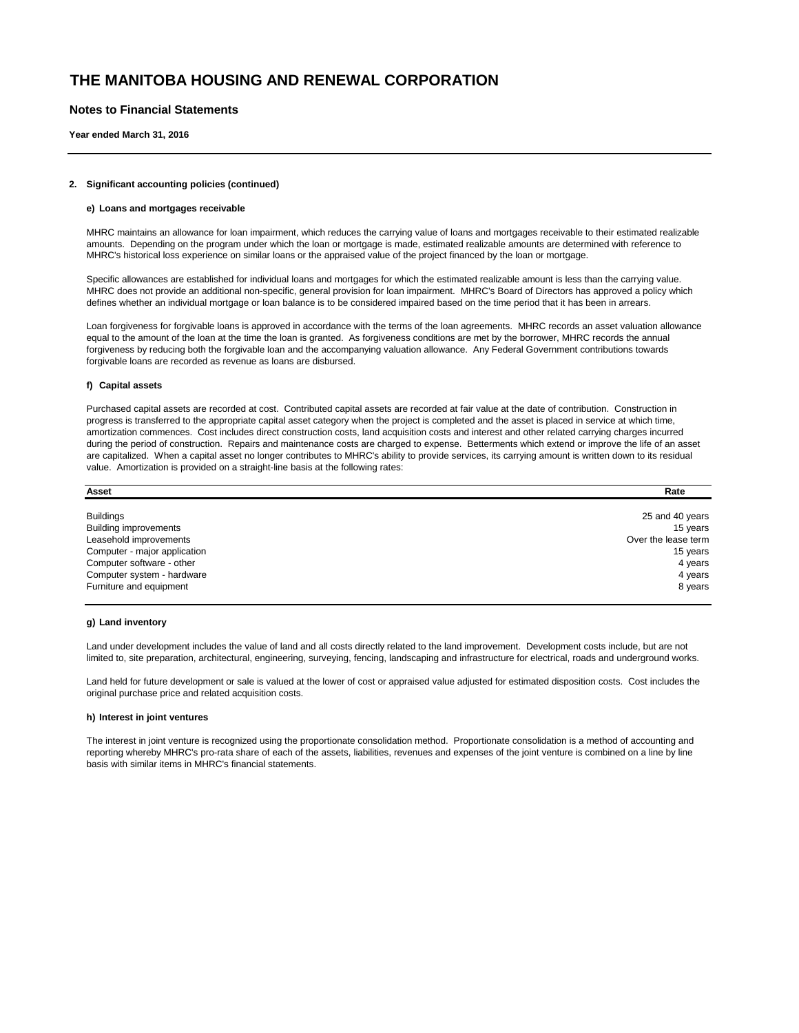# THE MANITOBA HOUSING AND RENEWAL CORPORATION

## Notes to Financial Statements

**Year ended March 31, 2016**

**2. Significant accounting policies (continued)**

**e) Loans and mortgages receivable**

MHRC maintains an allowance for loan impairment, which reduces the carrying value of loans and mortgages receivable to their estimated realizable amounts. Depending on the program under which the loan or mortgage is made, estimated realizable amounts are determined with reference to MHRC's historical loss experience on similar loans or the appraised value of the project financed by the loan or mortgage.

Specific allowances are established for individual loans and mortgages for which the estimated realizable amount is less than the carrying value. MHRC does not provide an additional non-specific, general provision for loan impairment. MHRC's Board of Directors has approved a policy which defines whether an individual mortgage or loan balance is to be considered impaired based on the time period that it has been in arrears.

Loan forgiveness for forgivable loans is approved in accordance with the terms of the loan agreements. MHRC records an asset valuation allowance equal to the amount of the loan at the time the loan is granted. As forgiveness conditions are met by the borrower, MHRC records the annual forgiveness by reducing both the forgivable loan and the accompanying valuation allowance. Any Federal Government contributions towards forgivable loans are recorded as revenue as loans are disbursed.

**f) Capital assets**

Purchased capital assets are recorded at cost. Contributed capital assets are recorded at fair value at the date of contribution. Construction in progress is transferred to the appropriate capital asset category when the project is completed and the asset is placed in service at which time, amortization commences. Cost includes direct construction costs, land acquisition costs and interest and other related carrying charges incurred during the period of construction. Repairs and maintenance costs are charged to expense. Betterments which extend or improve the life of an asset are capitalized. When a capital asset no longer contributes to MHRC's ability to provide services, its carrying amount is written down to its residual value. Amortization is provided on a straight-line basis at the following rates:

| Asset | Rate |
|---|---|
| Buildings | 25 and 40 years |
| Building improvements | 15 years |
| Leasehold improvements | Over the lease term |
| Computer - major application | 15 years |
| Computer software - other | 4 years |
| Computer system - hardware | 4 years |
| Furniture and equipment | 8 years |

**g) Land inventory**

Land under development includes the value of land and all costs directly related to the land improvement. Development costs include, but are not limited to, site preparation, architectural, engineering, surveying, fencing, landscaping and infrastructure for electrical, roads and underground works.

Land held for future development or sale is valued at the lower of cost or appraised value adjusted for estimated disposition costs. Cost includes the original purchase price and related acquisition costs.

**h) Interest in joint ventures**

The interest in joint venture is recognized using the proportionate consolidation method. Proportionate consolidation is a method of accounting and reporting whereby MHRC's pro-rata share of each of the assets, liabilities, revenues and expenses of the joint venture is combined on a line by line basis with similar items in MHRC's financial statements.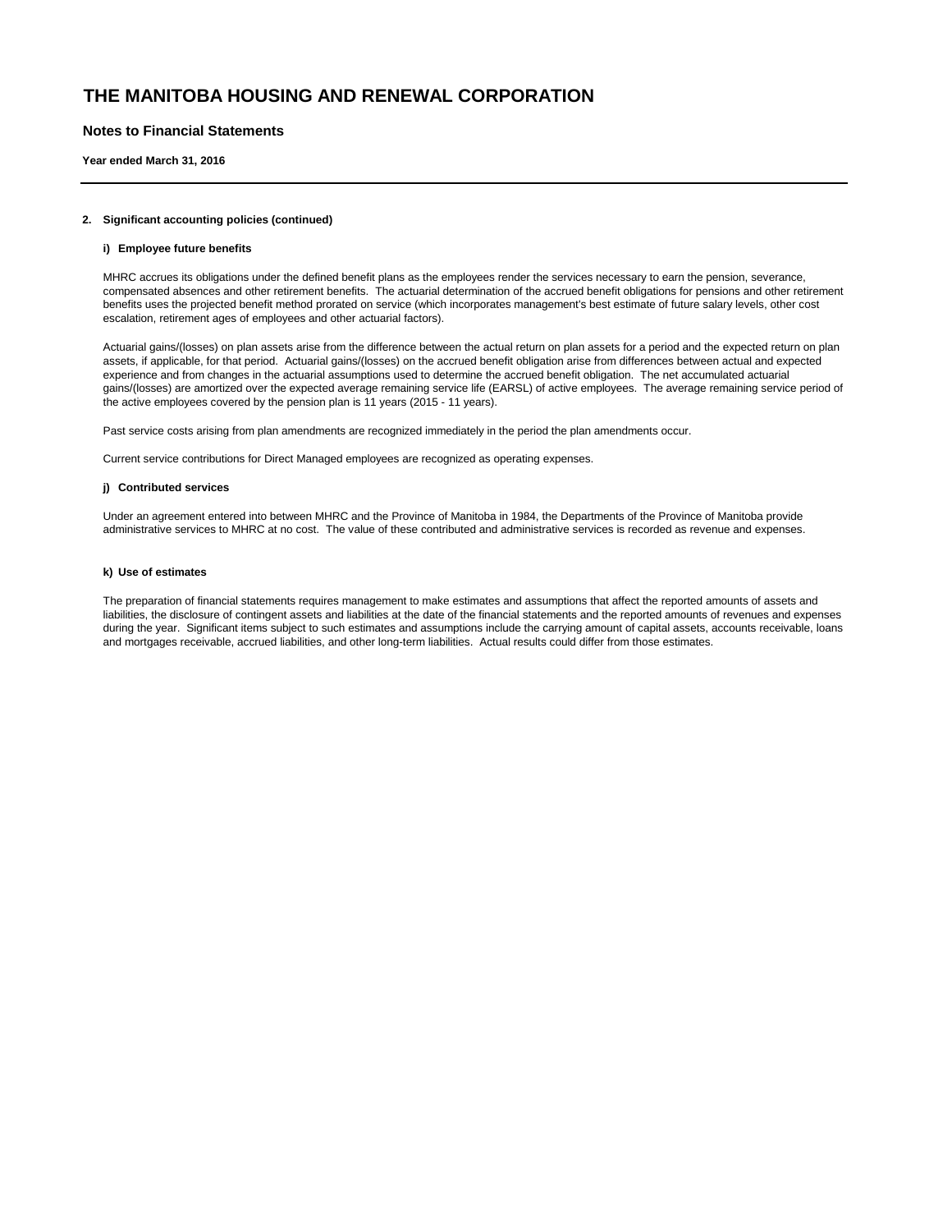# THE MANITOBA HOUSING AND RENEWAL CORPORATION

## Notes to Financial Statements

**Year ended March 31, 2016**

---

**2. Significant accounting policies (continued)**

**i) Employee future benefits**

MHRC accrues its obligations under the defined benefit plans as the employees render the services necessary to earn the pension, severance, compensated absences and other retirement benefits. The actuarial determination of the accrued benefit obligations for pensions and other retirement benefits uses the projected benefit method prorated on service (which incorporates management's best estimate of future salary levels, other cost escalation, retirement ages of employees and other actuarial factors).

Actuarial gains/(losses) on plan assets arise from the difference between the actual return on plan assets for a period and the expected return on plan assets, if applicable, for that period. Actuarial gains/(losses) on the accrued benefit obligation arise from differences between actual and expected experience and from changes in the actuarial assumptions used to determine the accrued benefit obligation. The net accumulated actuarial gains/(losses) are amortized over the expected average remaining service life (EARSL) of active employees. The average remaining service period of the active employees covered by the pension plan is 11 years (2015 - 11 years).

Past service costs arising from plan amendments are recognized immediately in the period the plan amendments occur.

Current service contributions for Direct Managed employees are recognized as operating expenses.

**j) Contributed services**

Under an agreement entered into between MHRC and the Province of Manitoba in 1984, the Departments of the Province of Manitoba provide administrative services to MHRC at no cost. The value of these contributed and administrative services is recorded as revenue and expenses.

**k) Use of estimates**

The preparation of financial statements requires management to make estimates and assumptions that affect the reported amounts of assets and liabilities, the disclosure of contingent assets and liabilities at the date of the financial statements and the reported amounts of revenues and expenses during the year. Significant items subject to such estimates and assumptions include the carrying amount of capital assets, accounts receivable, loans and mortgages receivable, accrued liabilities, and other long-term liabilities. Actual results could differ from those estimates.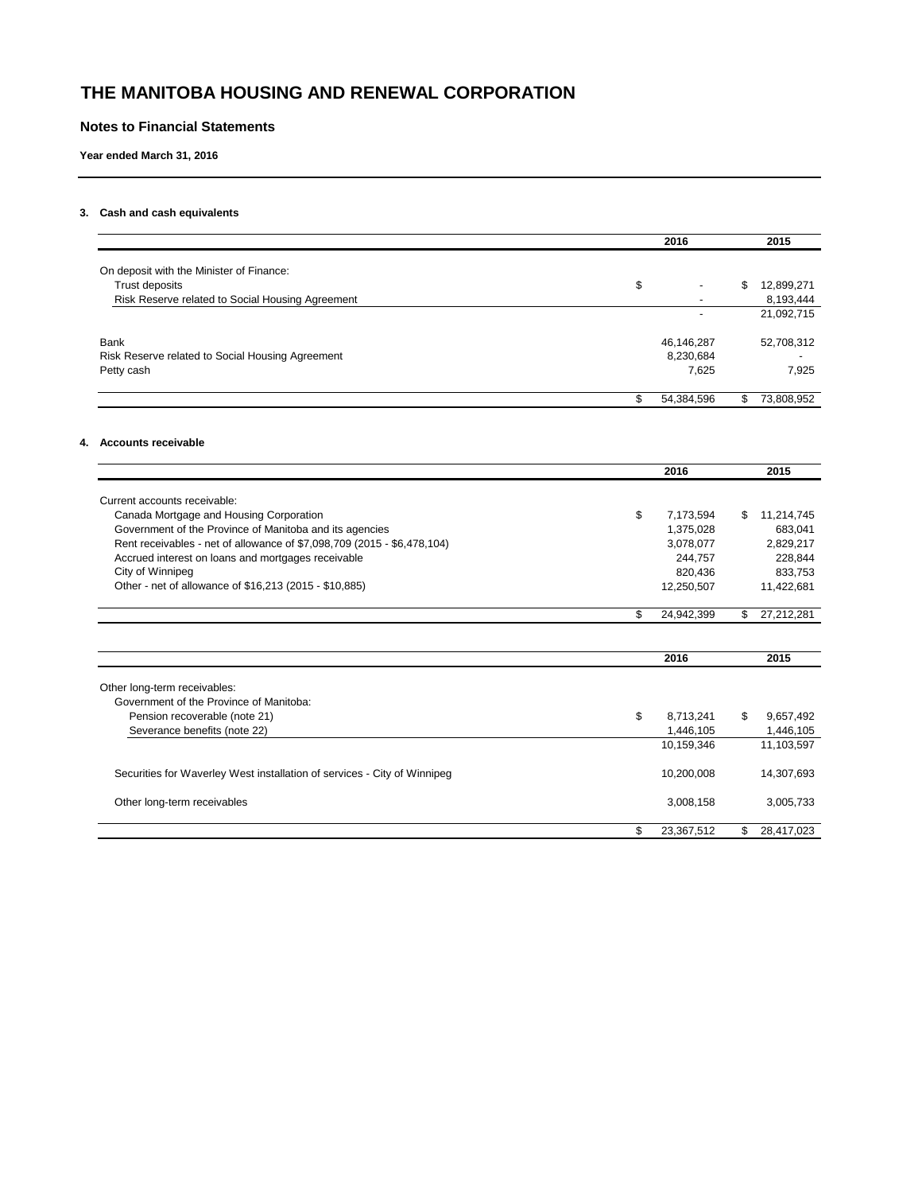# THE MANITOBA HOUSING AND RENEWAL CORPORATION

## Notes to Financial Statements

**Year ended March 31, 2016**

### 3. Cash and cash equivalents

| | 2016 | 2015 |
|---|---|---|
| On deposit with the Minister of Finance: | | |
| Trust deposits | $ - | $ 12,899,271 |
| Risk Reserve related to Social Housing Agreement | - | 8,193,444 |
| | - | 21,092,715 |
| Bank | 46,146,287 | 52,708,312 |
| Risk Reserve related to Social Housing Agreement | 8,230,684 | - |
| Petty cash | 7,625 | 7,925 |
| | $ 54,384,596 | $ 73,808,952 |

### 4. Accounts receivable

| | 2016 | 2015 |
|---|---|---|
| Current accounts receivable: | | |
| Canada Mortgage and Housing Corporation | $ 7,173,594 | $ 11,214,745 |
| Government of the Province of Manitoba and its agencies | 1,375,028 | 683,041 |
| Rent receivables - net of allowance of $7,098,709 (2015 - $6,478,104) | 3,078,077 | 2,829,217 |
| Accrued interest on loans and mortgages receivable | 244,757 | 228,844 |
| City of Winnipeg | 820,436 | 833,753 |
| Other - net of allowance of $16,213 (2015 - $10,885) | 12,250,507 | 11,422,681 |
| | $ 24,942,399 | $ 27,212,281 |

| | 2016 | 2015 |
|---|---|---|
| Other long-term receivables: | | |
| Government of the Province of Manitoba: | | |
| Pension recoverable (note 21) | $ 8,713,241 | $ 9,657,492 |
| Severance benefits (note 22) | 1,446,105 | 1,446,105 |
| | 10,159,346 | 11,103,597 |
| Securities for Waverley West installation of services - City of Winnipeg | 10,200,008 | 14,307,693 |
| Other long-term receivables | 3,008,158 | 3,005,733 |
| | $ 23,367,512 | $ 28,417,023 |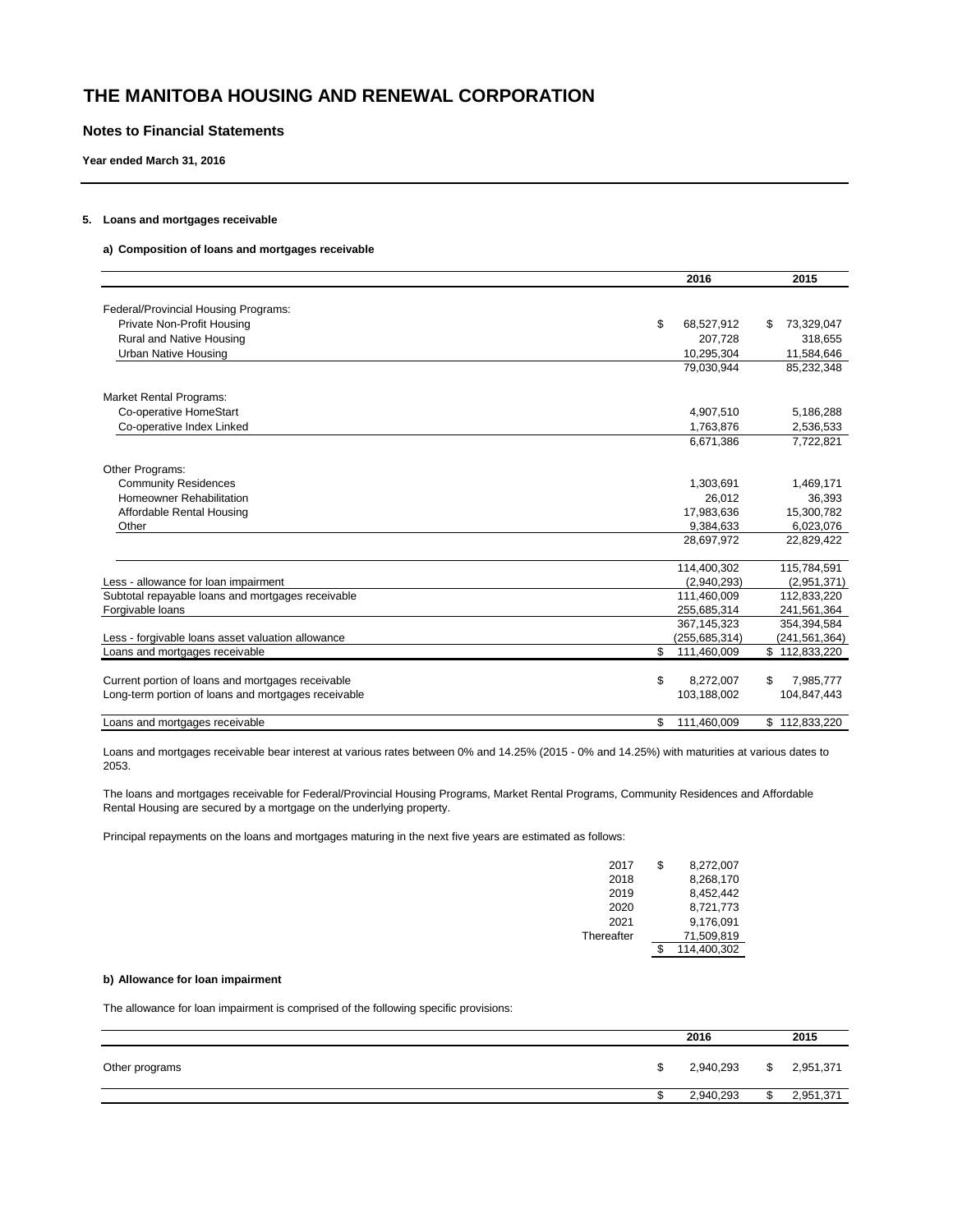# THE MANITOBA HOUSING AND RENEWAL CORPORATION

## Notes to Financial Statements

**Year ended March 31, 2016**

### 5. Loans and mortgages receivable

**a) Composition of loans and mortgages receivable**

| | 2016 | 2015 |
|---|---|---|
| Federal/Provincial Housing Programs: | | |
| Private Non-Profit Housing | $ 68,527,912 | $ 73,329,047 |
| Rural and Native Housing | 207,728 | 318,655 |
| Urban Native Housing | 10,295,304 | 11,584,646 |
| | 79,030,944 | 85,232,348 |
| Market Rental Programs: | | |
| Co-operative HomeStart | 4,907,510 | 5,186,288 |
| Co-operative Index Linked | 1,763,876 | 2,536,533 |
| | 6,671,386 | 7,722,821 |
| Other Programs: | | |
| Community Residences | 1,303,691 | 1,469,171 |
| Homeowner Rehabilitation | 26,012 | 36,393 |
| Affordable Rental Housing | 17,983,636 | 15,300,782 |
| Other | 9,384,633 | 6,023,076 |
| | 28,697,972 | 22,829,422 |
| | 114,400,302 | 115,784,591 |
| Less - allowance for loan impairment | (2,940,293) | (2,951,371) |
| Subtotal repayable loans and mortgages receivable | 111,460,009 | 112,833,220 |
| Forgivable loans | 255,685,314 | 241,561,364 |
| | 367,145,323 | 354,394,584 |
| Less - forgivable loans asset valuation allowance | (255,685,314) | (241,561,364) |
| Loans and mortgages receivable | $ 111,460,009 | $ 112,833,220 |
| Current portion of loans and mortgages receivable | $ 8,272,007 | $ 7,985,777 |
| Long-term portion of loans and mortgages receivable | 103,188,002 | 104,847,443 |
| Loans and mortgages receivable | $ 111,460,009 | $ 112,833,220 |

Loans and mortgages receivable bear interest at various rates between 0% and 14.25% (2015 - 0% and 14.25%) with maturities at various dates to 2053.

The loans and mortgages receivable for Federal/Provincial Housing Programs, Market Rental Programs, Community Residences and Affordable Rental Housing are secured by a mortgage on the underlying property.

Principal repayments on the loans and mortgages maturing in the next five years are estimated as follows:

| | |
|---|---|
| 2017 | $ 8,272,007 |
| 2018 | 8,268,170 |
| 2019 | 8,452,442 |
| 2020 | 8,721,773 |
| 2021 | 9,176,091 |
| Thereafter | 71,509,819 |
| | $ 114,400,302 |

**b) Allowance for loan impairment**

The allowance for loan impairment is comprised of the following specific provisions:

| | 2016 | 2015 |
|---|---|---|
| Other programs | $ 2,940,293 | $ 2,951,371 |
| | $ 2,940,293 | $ 2,951,371 |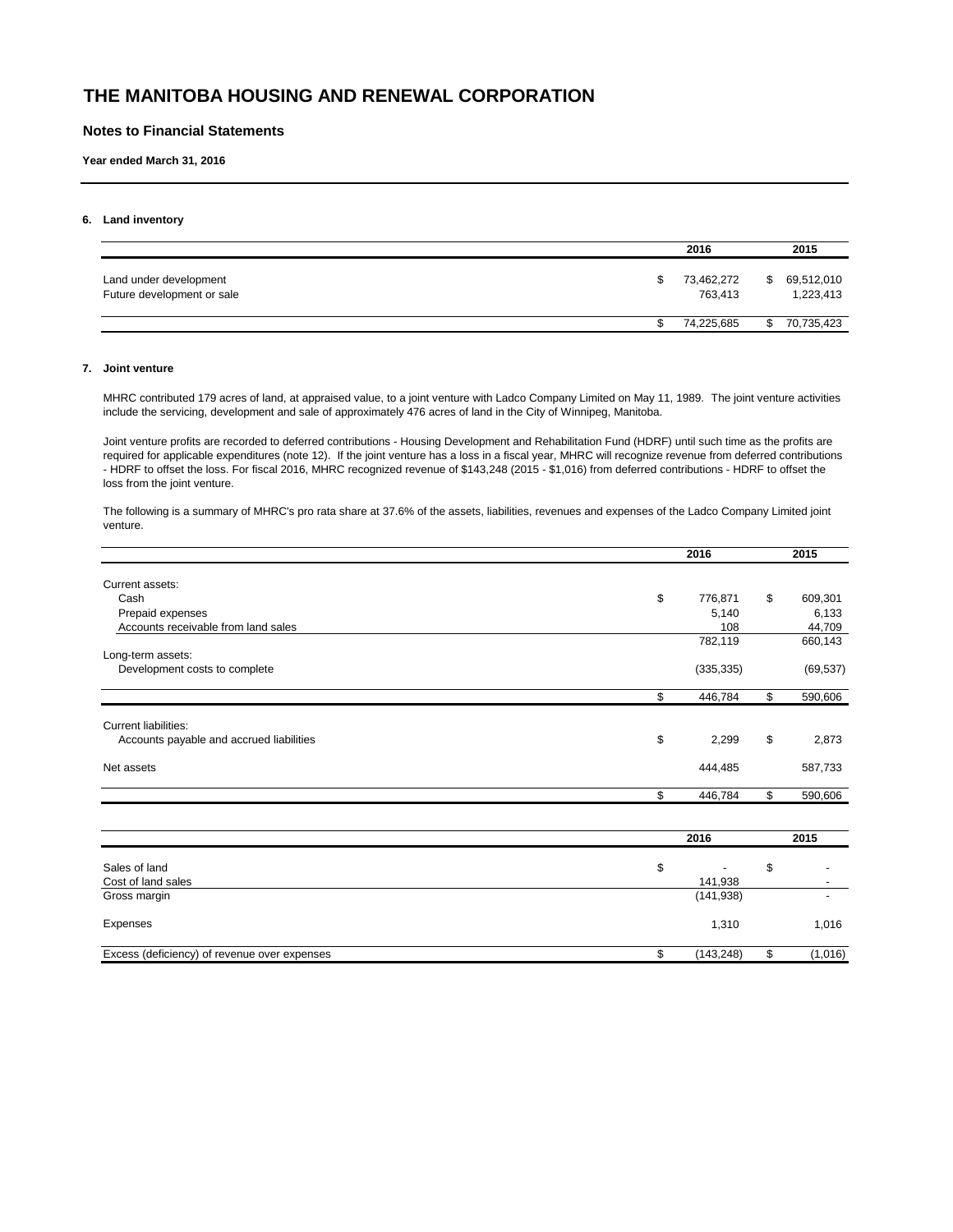# THE MANITOBA HOUSING AND RENEWAL CORPORATION

### Notes to Financial Statements

**Year ended March 31, 2016**

#### 6. Land inventory

| | 2016 | 2015 |
|---|---|---|
| Land under development | $ 73,462,272 | $ 69,512,010 |
| Future development or sale | 763,413 | 1,223,413 |
| | $ 74,225,685 | $ 70,735,423 |

#### 7. Joint venture

MHRC contributed 179 acres of land, at appraised value, to a joint venture with Ladco Company Limited on May 11, 1989. The joint venture activities include the servicing, development and sale of approximately 476 acres of land in the City of Winnipeg, Manitoba.

Joint venture profits are recorded to deferred contributions - Housing Development and Rehabilitation Fund (HDRF) until such time as the profits are required for applicable expenditures (note 12). If the joint venture has a loss in a fiscal year, MHRC will recognize revenue from deferred contributions - HDRF to offset the loss. For fiscal 2016, MHRC recognized revenue of $143,248 (2015 - $1,016) from deferred contributions - HDRF to offset the loss from the joint venture.

The following is a summary of MHRC's pro rata share at 37.6% of the assets, liabilities, revenues and expenses of the Ladco Company Limited joint venture.

| | 2016 | 2015 |
|---|---|---|
| Current assets: | | |
| Cash | $ 776,871 | $ 609,301 |
| Prepaid expenses | 5,140 | 6,133 |
| Accounts receivable from land sales | 108 | 44,709 |
| | 782,119 | 660,143 |
| Long-term assets: | | |
| Development costs to complete | (335,335) | (69,537) |
| | $ 446,784 | $ 590,606 |
| Current liabilities: | | |
| Accounts payable and accrued liabilities | $ 2,299 | $ 2,873 |
| Net assets | 444,485 | 587,733 |
| | $ 446,784 | $ 590,606 |

| | 2016 | 2015 |
|---|---|---|
| Sales of land | $ - | $ - |
| Cost of land sales | 141,938 | - |
| Gross margin | (141,938) | - |
| Expenses | 1,310 | 1,016 |
| Excess (deficiency) of revenue over expenses | $ (143,248) | $ (1,016) |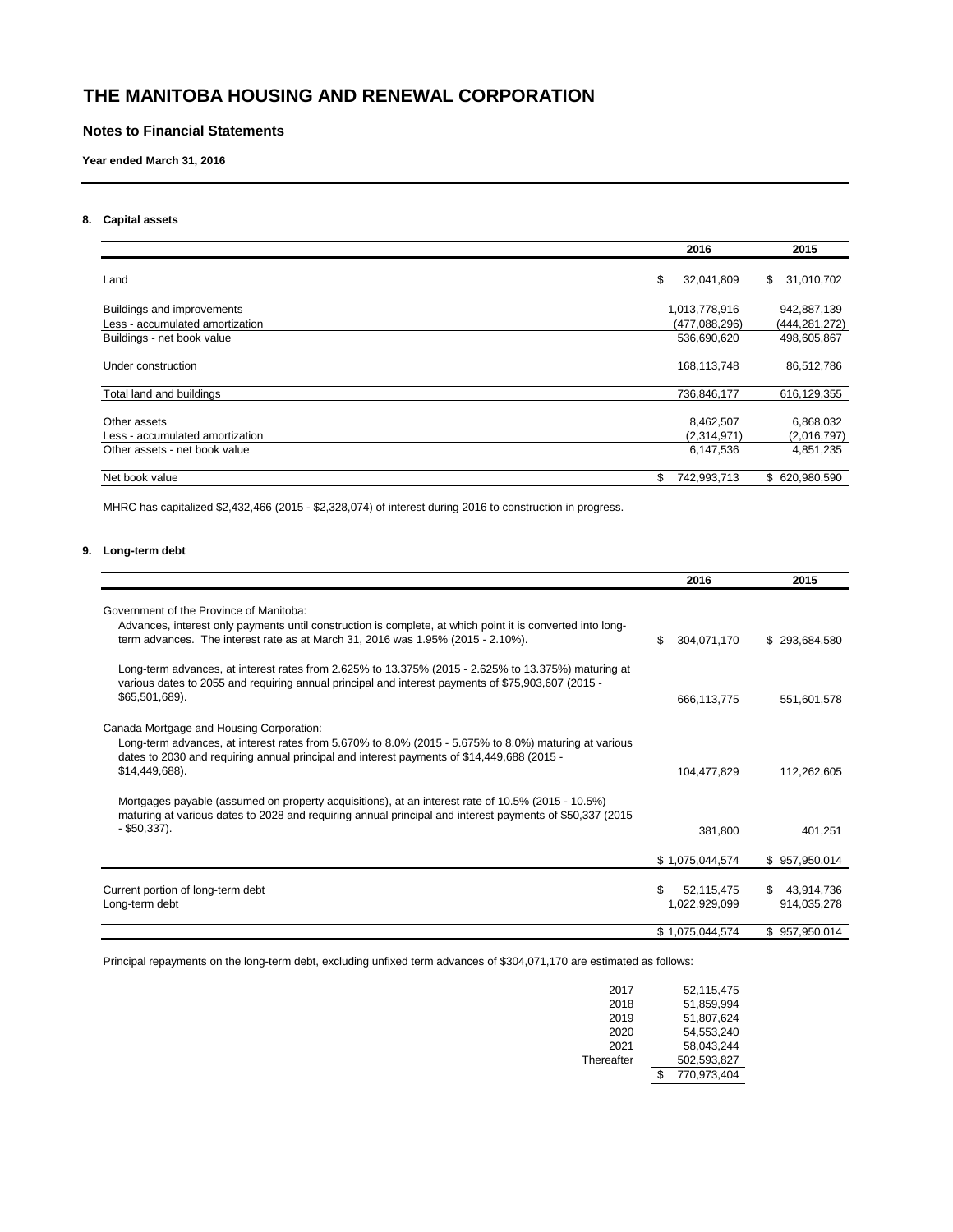# THE MANITOBA HOUSING AND RENEWAL CORPORATION

## Notes to Financial Statements

**Year ended March 31, 2016**

### 8. Capital assets

| | 2016 | 2015 |
|---|---|---|
| Land | $ 32,041,809 | $ 31,010,702 |
| Buildings and improvements | 1,013,778,916 | 942,887,139 |
| Less - accumulated amortization | (477,088,296) | (444,281,272) |
| Buildings - net book value | 536,690,620 | 498,605,867 |
| Under construction | 168,113,748 | 86,512,786 |
| Total land and buildings | 736,846,177 | 616,129,355 |
| Other assets | 8,462,507 | 6,868,032 |
| Less - accumulated amortization | (2,314,971) | (2,016,797) |
| Other assets - net book value | 6,147,536 | 4,851,235 |
| Net book value | $ 742,993,713 | $ 620,980,590 |

MHRC has capitalized $2,432,466 (2015 - $2,328,074) of interest during 2016 to construction in progress.

### 9. Long-term debt

| | 2016 | 2015 |
|---|---|---|
| Government of the Province of Manitoba: | | |
| Advances, interest only payments until construction is complete, at which point it is converted into long-term advances. The interest rate as at March 31, 2016 was 1.95% (2015 - 2.10%). | $ 304,071,170 | $ 293,684,580 |
| Long-term advances, at interest rates from 2.625% to 13.375% (2015 - 2.625% to 13.375%) maturing at various dates to 2055 and requiring annual principal and interest payments of $75,903,607 (2015 - $65,501,689). | 666,113,775 | 551,601,578 |
| Canada Mortgage and Housing Corporation: | | |
| Long-term advances, at interest rates from 5.670% to 8.0% (2015 - 5.675% to 8.0%) maturing at various dates to 2030 and requiring annual principal and interest payments of $14,449,688 (2015 - $14,449,688). | 104,477,829 | 112,262,605 |
| Mortgages payable (assumed on property acquisitions), at an interest rate of 10.5% (2015 - 10.5%) maturing at various dates to 2028 and requiring annual principal and interest payments of $50,337 (2015 - $50,337). | 381,800 | 401,251 |
| | $ 1,075,044,574 | $ 957,950,014 |
| Current portion of long-term debt | $ 52,115,475 | $ 43,914,736 |
| Long-term debt | 1,022,929,099 | 914,035,278 |
| | $ 1,075,044,574 | $ 957,950,014 |

Principal repayments on the long-term debt, excluding unfixed term advances of $304,071,170 are estimated as follows:

| | |
|---|---|
| 2017 | 52,115,475 |
| 2018 | 51,859,994 |
| 2019 | 51,807,624 |
| 2020 | 54,553,240 |
| 2021 | 58,043,244 |
| Thereafter | 502,593,827 |
| | $ 770,973,404 |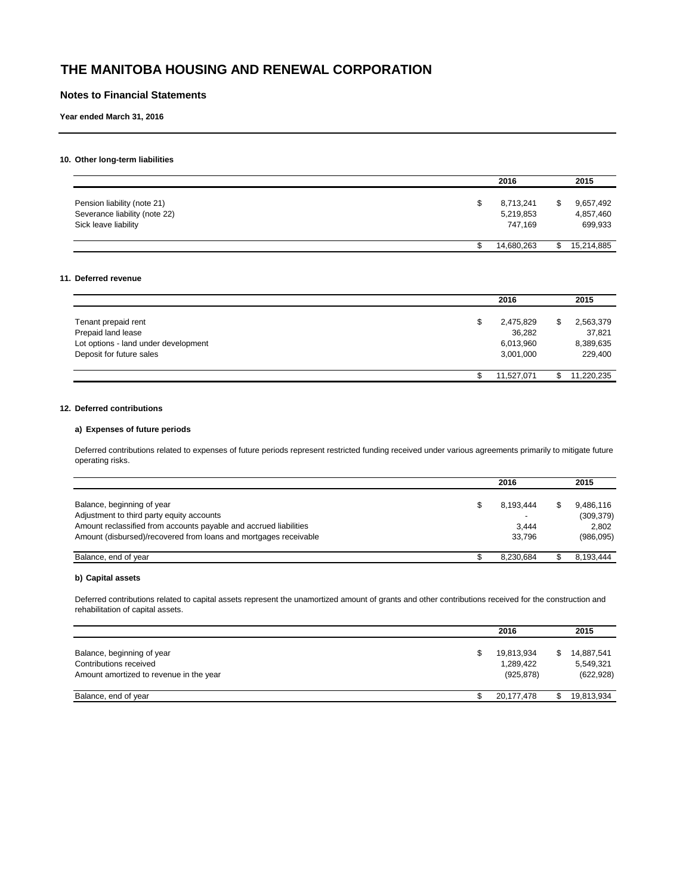# THE MANITOBA HOUSING AND RENEWAL CORPORATION

## Notes to Financial Statements

**Year ended March 31, 2016**

### 10. Other long-term liabilities

| | 2016 | 2015 |
|---|---|---|
| Pension liability (note 21) | $ 8,713,241 | $ 9,657,492 |
| Severance liability (note 22) | 5,219,853 | 4,857,460 |
| Sick leave liability | 747,169 | 699,933 |
| | $ 14,680,263 | $ 15,214,885 |

### 11. Deferred revenue

| | 2016 | 2015 |
|---|---|---|
| Tenant prepaid rent | $ 2,475,829 | $ 2,563,379 |
| Prepaid land lease | 36,282 | 37,821 |
| Lot options - land under development | 6,013,960 | 8,389,635 |
| Deposit for future sales | 3,001,000 | 229,400 |
| | $ 11,527,071 | $ 11,220,235 |

### 12. Deferred contributions

#### a) Expenses of future periods

Deferred contributions related to expenses of future periods represent restricted funding received under various agreements primarily to mitigate future operating risks.

| | 2016 | 2015 |
|---|---|---|
| Balance, beginning of year | $ 8,193,444 | $ 9,486,116 |
| Adjustment to third party equity accounts | - | (309,379) |
| Amount reclassified from accounts payable and accrued liabilities | 3,444 | 2,802 |
| Amount (disbursed)/recovered from loans and mortgages receivable | 33,796 | (986,095) |
| Balance, end of year | $ 8,230,684 | $ 8,193,444 |

#### b) Capital assets

Deferred contributions related to capital assets represent the unamortized amount of grants and other contributions received for the construction and rehabilitation of capital assets.

| | 2016 | 2015 |
|---|---|---|
| Balance, beginning of year | $ 19,813,934 | $ 14,887,541 |
| Contributions received | 1,289,422 | 5,549,321 |
| Amount amortized to revenue in the year | (925,878) | (622,928) |
| Balance, end of year | $ 20,177,478 | $ 19,813,934 |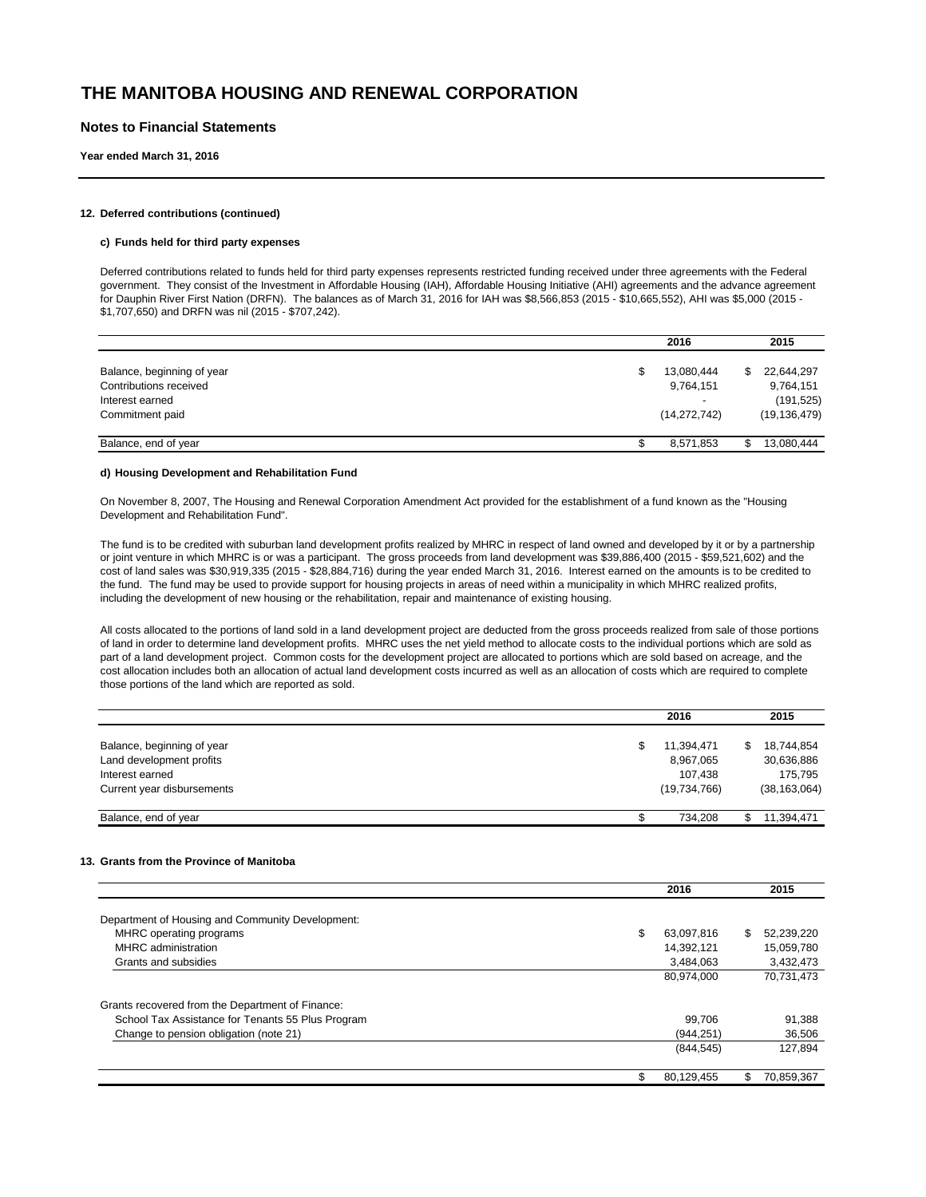# THE MANITOBA HOUSING AND RENEWAL CORPORATION

## Notes to Financial Statements

**Year ended March 31, 2016**

**12. Deferred contributions (continued)**

**c) Funds held for third party expenses**

Deferred contributions related to funds held for third party expenses represents restricted funding received under three agreements with the Federal government. They consist of the Investment in Affordable Housing (IAH), Affordable Housing Initiative (AHI) agreements and the advance agreement for Dauphin River First Nation (DRFN). The balances as of March 31, 2016 for IAH was $8,566,853 (2015 - $10,665,552), AHI was $5,000 (2015 - $1,707,650) and DRFN was nil (2015 - $707,242).

| | 2016 | 2015 |
|---|---|---|
| Balance, beginning of year | $ 13,080,444 | $ 22,644,297 |
| Contributions received | 9,764,151 | 9,764,151 |
| Interest earned | - | (191,525) |
| Commitment paid | (14,272,742) | (19,136,479) |
| Balance, end of year | $ 8,571,853 | $ 13,080,444 |

**d) Housing Development and Rehabilitation Fund**

On November 8, 2007, The Housing and Renewal Corporation Amendment Act provided for the establishment of a fund known as the "Housing Development and Rehabilitation Fund".

The fund is to be credited with suburban land development profits realized by MHRC in respect of land owned and developed by it or by a partnership or joint venture in which MHRC is or was a participant. The gross proceeds from land development was $39,886,400 (2015 - $59,521,602) and the cost of land sales was $30,919,335 (2015 - $28,884,716) during the year ended March 31, 2016. Interest earned on the amounts is to be credited to the fund. The fund may be used to provide support for housing projects in areas of need within a municipality in which MHRC realized profits, including the development of new housing or the rehabilitation, repair and maintenance of existing housing.

All costs allocated to the portions of land sold in a land development project are deducted from the gross proceeds realized from sale of those portions of land in order to determine land development profits. MHRC uses the net yield method to allocate costs to the individual portions which are sold as part of a land development project. Common costs for the development project are allocated to portions which are sold based on acreage, and the cost allocation includes both an allocation of actual land development costs incurred as well as an allocation of costs which are required to complete those portions of the land which are reported as sold.

| | 2016 | 2015 |
|---|---|---|
| Balance, beginning of year | $ 11,394,471 | $ 18,744,854 |
| Land development profits | 8,967,065 | 30,636,886 |
| Interest earned | 107,438 | 175,795 |
| Current year disbursements | (19,734,766) | (38,163,064) |
| Balance, end of year | $ 734,208 | $ 11,394,471 |

**13. Grants from the Province of Manitoba**

| | 2016 | 2015 |
|---|---|---|
| Department of Housing and Community Development: | | |
| MHRC operating programs | $ 63,097,816 | $ 52,239,220 |
| MHRC administration | 14,392,121 | 15,059,780 |
| Grants and subsidies | 3,484,063 | 3,432,473 |
| | 80,974,000 | 70,731,473 |
| Grants recovered from the Department of Finance: | | |
| School Tax Assistance for Tenants 55 Plus Program | 99,706 | 91,388 |
| Change to pension obligation (note 21) | (944,251) | 36,506 |
| | (844,545) | 127,894 |
| | $ 80,129,455 | $ 70,859,367 |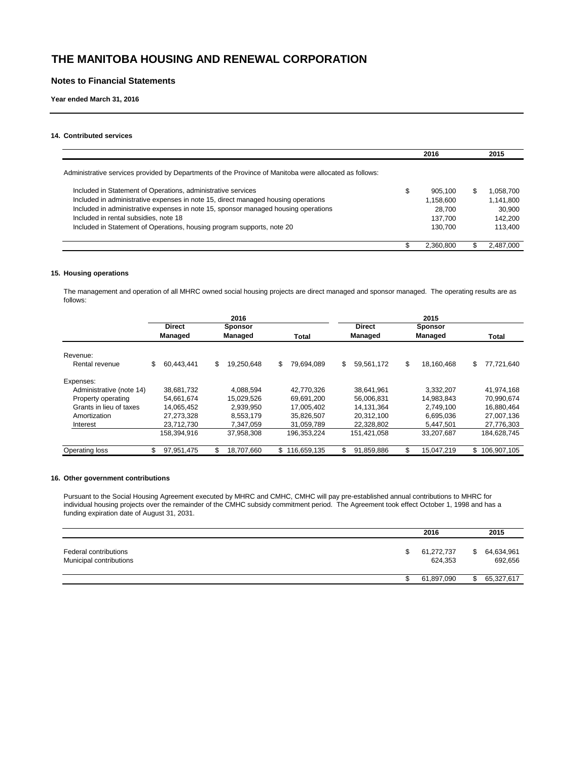# THE MANITOBA HOUSING AND RENEWAL CORPORATION

## Notes to Financial Statements

**Year ended March 31, 2016**

### 14. Contributed services

| | 2016 | 2015 |
|---|---|---|
| Administrative services provided by Departments of the Province of Manitoba were allocated as follows: | | |
| Included in Statement of Operations, administrative services | $ 905,100 | $ 1,058,700 |
| Included in administrative expenses in note 15, direct managed housing operations | 1,158,600 | 1,141,800 |
| Included in administrative expenses in note 15, sponsor managed housing operations | 28,700 | 30,900 |
| Included in rental subsidies, note 18 | 137,700 | 142,200 |
| Included in Statement of Operations, housing program supports, note 20 | 130,700 | 113,400 |
| | $ 2,360,800 | $ 2,487,000 |

### 15. Housing operations

The management and operation of all MHRC owned social housing projects are direct managed and sponsor managed. The operating results are as follows:

| | 2016 | | | 2015 | | |
|---|---|---|---|---|---|---|
| | Direct Managed | Sponsor Managed | Total | Direct Managed | Sponsor Managed | Total |
| Revenue: | | | | | | |
| Rental revenue | $ 60,443,441 | $ 19,250,648 | $ 79,694,089 | $ 59,561,172 | $ 18,160,468 | $ 77,721,640 |
| Expenses: | | | | | | |
| Administrative (note 14) | 38,681,732 | 4,088,594 | 42,770,326 | 38,641,961 | 3,332,207 | 41,974,168 |
| Property operating | 54,661,674 | 15,029,526 | 69,691,200 | 56,006,831 | 14,983,843 | 70,990,674 |
| Grants in lieu of taxes | 14,065,452 | 2,939,950 | 17,005,402 | 14,131,364 | 2,749,100 | 16,880,464 |
| Amortization | 27,273,328 | 8,553,179 | 35,826,507 | 20,312,100 | 6,695,036 | 27,007,136 |
| Interest | 23,712,730 | 7,347,059 | 31,059,789 | 22,328,802 | 5,447,501 | 27,776,303 |
| | 158,394,916 | 37,958,308 | 196,353,224 | 151,421,058 | 33,207,687 | 184,628,745 |
| Operating loss | $ 97,951,475 | $ 18,707,660 | $ 116,659,135 | $ 91,859,886 | $ 15,047,219 | $ 106,907,105 |

### 16. Other government contributions

Pursuant to the Social Housing Agreement executed by MHRC and CMHC, CMHC will pay pre-established annual contributions to MHRC for individual housing projects over the remainder of the CMHC subsidy commitment period. The Agreement took effect October 1, 1998 and has a funding expiration date of August 31, 2031.

| | 2016 | 2015 |
|---|---|---|
| Federal contributions | $ 61,272,737 | $ 64,634,961 |
| Municipal contributions | 624,353 | 692,656 |
| | $ 61,897,090 | $ 65,327,617 |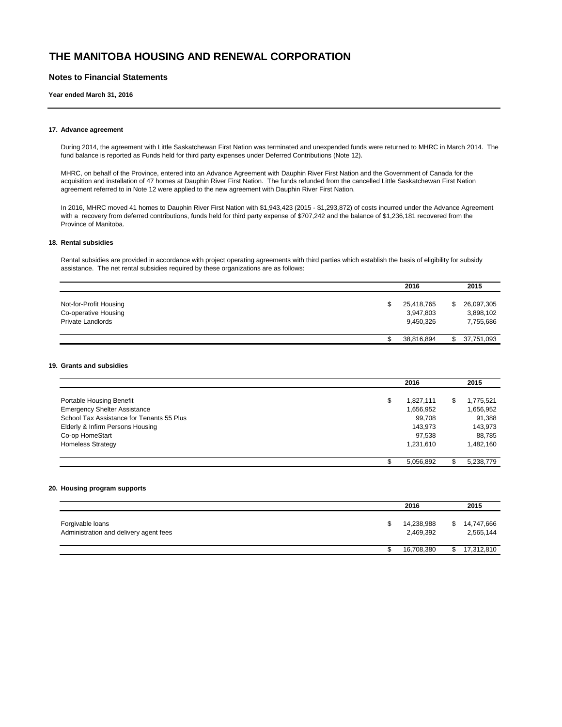# THE MANITOBA HOUSING AND RENEWAL CORPORATION

## Notes to Financial Statements

**Year ended March 31, 2016**

### 17. Advance agreement

During 2014, the agreement with Little Saskatchewan First Nation was terminated and unexpended funds were returned to MHRC in March 2014. The fund balance is reported as Funds held for third party expenses under Deferred Contributions (Note 12).

MHRC, on behalf of the Province, entered into an Advance Agreement with Dauphin River First Nation and the Government of Canada for the acquisition and installation of 47 homes at Dauphin River First Nation. The funds refunded from the cancelled Little Saskatchewan First Nation agreement referred to in Note 12 were applied to the new agreement with Dauphin River First Nation.

In 2016, MHRC moved 41 homes to Dauphin River First Nation with $1,943,423 (2015 - $1,293,872) of costs incurred under the Advance Agreement with a recovery from deferred contributions, funds held for third party expense of $707,242 and the balance of $1,236,181 recovered from the Province of Manitoba.

### 18. Rental subsidies

Rental subsidies are provided in accordance with project operating agreements with third parties which establish the basis of eligibility for subsidy assistance. The net rental subsidies required by these organizations are as follows:

| | 2016 | 2015 |
|---|---|---|
| Not-for-Profit Housing | $ 25,418,765 | $ 26,097,305 |
| Co-operative Housing | 3,947,803 | 3,898,102 |
| Private Landlords | 9,450,326 | 7,755,686 |
| | $ 38,816,894 | $ 37,751,093 |

### 19. Grants and subsidies

| | 2016 | 2015 |
|---|---|---|
| Portable Housing Benefit | $ 1,827,111 | $ 1,775,521 |
| Emergency Shelter Assistance | 1,656,952 | 1,656,952 |
| School Tax Assistance for Tenants 55 Plus | 99,708 | 91,388 |
| Elderly & Infirm Persons Housing | 143,973 | 143,973 |
| Co-op HomeStart | 97,538 | 88,785 |
| Homeless Strategy | 1,231,610 | 1,482,160 |
| | $ 5,056,892 | $ 5,238,779 |

### 20. Housing program supports

| | 2016 | 2015 |
|---|---|---|
| Forgivable loans | $ 14,238,988 | $ 14,747,666 |
| Administration and delivery agent fees | 2,469,392 | 2,565,144 |
| | $ 16,708,380 | $ 17,312,810 |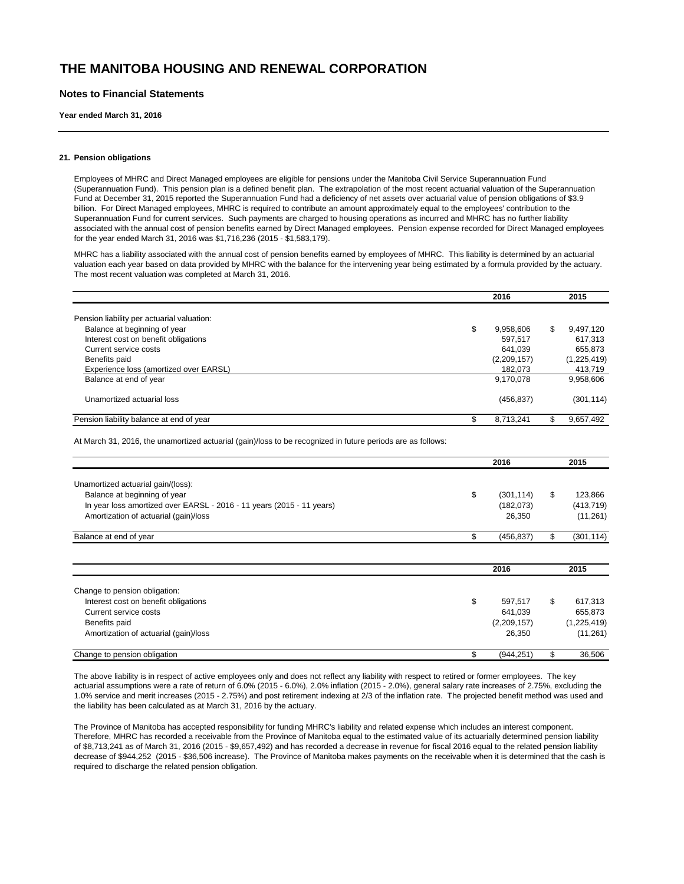# THE MANITOBA HOUSING AND RENEWAL CORPORATION

### Notes to Financial Statements

**Year ended March 31, 2016**

**21. Pension obligations**

Employees of MHRC and Direct Managed employees are eligible for pensions under the Manitoba Civil Service Superannuation Fund (Superannuation Fund). This pension plan is a defined benefit plan. The extrapolation of the most recent actuarial valuation of the Superannuation Fund at December 31, 2015 reported the Superannuation Fund had a deficiency of net assets over actuarial value of pension obligations of $3.9 billion. For Direct Managed employees, MHRC is required to contribute an amount approximately equal to the employees' contribution to the Superannuation Fund for current services. Such payments are charged to housing operations as incurred and MHRC has no further liability associated with the annual cost of pension benefits earned by Direct Managed employees. Pension expense recorded for Direct Managed employees for the year ended March 31, 2016 was $1,716,236 (2015 - $1,583,179).

MHRC has a liability associated with the annual cost of pension benefits earned by employees of MHRC. This liability is determined by an actuarial valuation each year based on data provided by MHRC with the balance for the intervening year being estimated by a formula provided by the actuary. The most recent valuation was completed at March 31, 2016.

| | 2016 | 2015 |
|---|---|---|
| Pension liability per actuarial valuation: | | |
| Balance at beginning of year | $ 9,958,606 | $ 9,497,120 |
| Interest cost on benefit obligations | 597,517 | 617,313 |
| Current service costs | 641,039 | 655,873 |
| Benefits paid | (2,209,157) | (1,225,419) |
| Experience loss (amortized over EARSL) | 182,073 | 413,719 |
| Balance at end of year | 9,170,078 | 9,958,606 |
| Unamortized actuarial loss | (456,837) | (301,114) |
| Pension liability balance at end of year | $ 8,713,241 | $ 9,657,492 |

At March 31, 2016, the unamortized actuarial (gain)/loss to be recognized in future periods are as follows:

| | 2016 | 2015 |
|---|---|---|
| Unamortized actuarial gain/(loss): | | |
| Balance at beginning of year | $ (301,114) | $ 123,866 |
| In year loss amortized over EARSL - 2016 - 11 years (2015 - 11 years) | (182,073) | (413,719) |
| Amortization of actuarial (gain)/loss | 26,350 | (11,261) |
| Balance at end of year | $ (456,837) | $ (301,114) |

| | 2016 | 2015 |
|---|---|---|
| Change to pension obligation: | | |
| Interest cost on benefit obligations | $ 597,517 | $ 617,313 |
| Current service costs | 641,039 | 655,873 |
| Benefits paid | (2,209,157) | (1,225,419) |
| Amortization of actuarial (gain)/loss | 26,350 | (11,261) |
| Change to pension obligation | $ (944,251) | $ 36,506 |

The above liability is in respect of active employees only and does not reflect any liability with respect to retired or former employees. The key actuarial assumptions were a rate of return of 6.0% (2015 - 6.0%), 2.0% inflation (2015 - 2.0%), general salary rate increases of 2.75%, excluding the 1.0% service and merit increases (2015 - 2.75%) and post retirement indexing at 2/3 of the inflation rate. The projected benefit method was used and the liability has been calculated as at March 31, 2016 by the actuary.

The Province of Manitoba has accepted responsibility for funding MHRC's liability and related expense which includes an interest component. Therefore, MHRC has recorded a receivable from the Province of Manitoba equal to the estimated value of its actuarially determined pension liability of $8,713,241 as of March 31, 2016 (2015 - $9,657,492) and has recorded a decrease in revenue for fiscal 2016 equal to the related pension liability decrease of $944,252 (2015 - $36,506 increase). The Province of Manitoba makes payments on the receivable when it is determined that the cash is required to discharge the related pension obligation.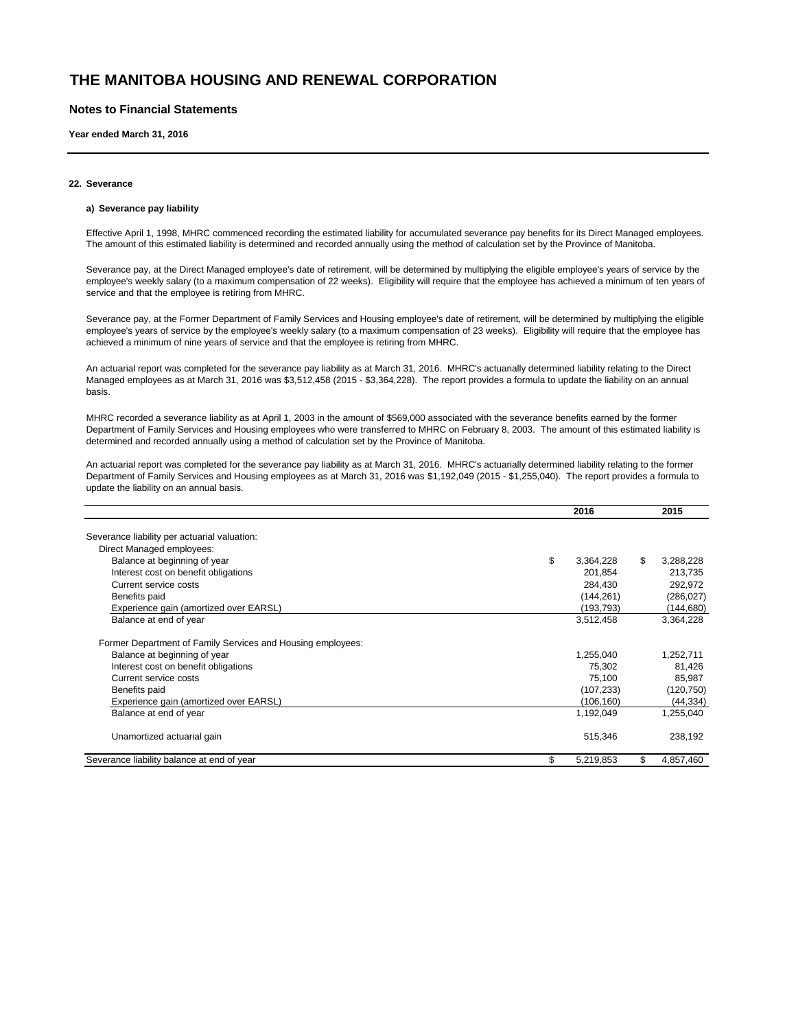# THE MANITOBA HOUSING AND RENEWAL CORPORATION

## Notes to Financial Statements

**Year ended March 31, 2016**

### 22. Severance

#### a) Severance pay liability

Effective April 1, 1998, MHRC commenced recording the estimated liability for accumulated severance pay benefits for its Direct Managed employees. The amount of this estimated liability is determined and recorded annually using the method of calculation set by the Province of Manitoba.

Severance pay, at the Direct Managed employee's date of retirement, will be determined by multiplying the eligible employee's years of service by the employee's weekly salary (to a maximum compensation of 22 weeks). Eligibility will require that the employee has achieved a minimum of ten years of service and that the employee is retiring from MHRC.

Severance pay, at the Former Department of Family Services and Housing employee's date of retirement, will be determined by multiplying the eligible employee's years of service by the employee's weekly salary (to a maximum compensation of 23 weeks). Eligibility will require that the employee has achieved a minimum of nine years of service and that the employee is retiring from MHRC.

An actuarial report was completed for the severance pay liability as at March 31, 2016. MHRC's actuarially determined liability relating to the Direct Managed employees as at March 31, 2016 was $3,512,458 (2015 - $3,364,228). The report provides a formula to update the liability on an annual basis.

MHRC recorded a severance liability as at April 1, 2003 in the amount of $569,000 associated with the severance benefits earned by the former Department of Family Services and Housing employees who were transferred to MHRC on February 8, 2003. The amount of this estimated liability is determined and recorded annually using a method of calculation set by the Province of Manitoba.

An actuarial report was completed for the severance pay liability as at March 31, 2016. MHRC's actuarially determined liability relating to the former Department of Family Services and Housing employees as at March 31, 2016 was $1,192,049 (2015 - $1,255,040). The report provides a formula to update the liability on an annual basis.

| | 2016 | 2015 |
|---|---|---|
| Severance liability per actuarial valuation: | | |
| Direct Managed employees: | | |
| Balance at beginning of year | $ 3,364,228 | $ 3,288,228 |
| Interest cost on benefit obligations | 201,854 | 213,735 |
| Current service costs | 284,430 | 292,972 |
| Benefits paid | (144,261) | (286,027) |
| Experience gain (amortized over EARSL) | (193,793) | (144,680) |
| Balance at end of year | 3,512,458 | 3,364,228 |
| Former Department of Family Services and Housing employees: | | |
| Balance at beginning of year | 1,255,040 | 1,252,711 |
| Interest cost on benefit obligations | 75,302 | 81,426 |
| Current service costs | 75,100 | 85,987 |
| Benefits paid | (107,233) | (120,750) |
| Experience gain (amortized over EARSL) | (106,160) | (44,334) |
| Balance at end of year | 1,192,049 | 1,255,040 |
| Unamortized actuarial gain | 515,346 | 238,192 |
| Severance liability balance at end of year | $ 5,219,853 | $ 4,857,460 |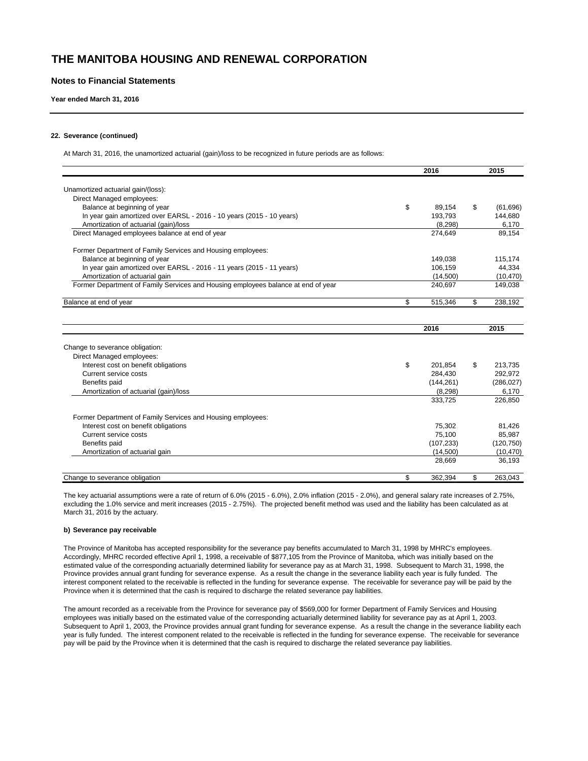# THE MANITOBA HOUSING AND RENEWAL CORPORATION

### Notes to Financial Statements

**Year ended March 31, 2016**

**22. Severance (continued)**

At March 31, 2016, the unamortized actuarial (gain)/loss to be recognized in future periods are as follows:

| | 2016 | 2015 |
|---|---|---|
| Unamortized actuarial gain/(loss): | | |
| Direct Managed employees: | | |
| Balance at beginning of year | $ 89,154 | $ (61,696) |
| In year gain amortized over EARSL - 2016 - 10 years (2015 - 10 years) | 193,793 | 144,680 |
| Amortization of actuarial (gain)/loss | (8,298) | 6,170 |
| Direct Managed employees balance at end of year | 274,649 | 89,154 |
| Former Department of Family Services and Housing employees: | | |
| Balance at beginning of year | 149,038 | 115,174 |
| In year gain amortized over EARSL - 2016 - 11 years (2015 - 11 years) | 106,159 | 44,334 |
| Amortization of actuarial gain | (14,500) | (10,470) |
| Former Department of Family Services and Housing employees balance at end of year | 240,697 | 149,038 |
| Balance at end of year | $ 515,346 | $ 238,192 |

| | 2016 | 2015 |
|---|---|---|
| Change to severance obligation: | | |
| Direct Managed employees: | | |
| Interest cost on benefit obligations | $ 201,854 | $ 213,735 |
| Current service costs | 284,430 | 292,972 |
| Benefits paid | (144,261) | (286,027) |
| Amortization of actuarial (gain)/loss | (8,298) | 6,170 |
| | 333,725 | 226,850 |
| Former Department of Family Services and Housing employees: | | |
| Interest cost on benefit obligations | 75,302 | 81,426 |
| Current service costs | 75,100 | 85,987 |
| Benefits paid | (107,233) | (120,750) |
| Amortization of actuarial gain | (14,500) | (10,470) |
| | 28,669 | 36,193 |
| Change to severance obligation | $ 362,394 | $ 263,043 |

The key actuarial assumptions were a rate of return of 6.0% (2015 - 6.0%), 2.0% inflation (2015 - 2.0%), and general salary rate increases of 2.75%, excluding the 1.0% service and merit increases (2015 - 2.75%). The projected benefit method was used and the liability has been calculated as at March 31, 2016 by the actuary.

**b) Severance pay receivable**

The Province of Manitoba has accepted responsibility for the severance pay benefits accumulated to March 31, 1998 by MHRC's employees. Accordingly, MHRC recorded effective April 1, 1998, a receivable of $877,105 from the Province of Manitoba, which was initially based on the estimated value of the corresponding actuarially determined liability for severance pay as at March 31, 1998. Subsequent to March 31, 1998, the Province provides annual grant funding for severance expense. As a result the change in the severance liability each year is fully funded. The interest component related to the receivable is reflected in the funding for severance expense. The receivable for severance pay will be paid by the Province when it is determined that the cash is required to discharge the related severance pay liabilities.

The amount recorded as a receivable from the Province for severance pay of $569,000 for former Department of Family Services and Housing employees was initially based on the estimated value of the corresponding actuarially determined liability for severance pay as at April 1, 2003. Subsequent to April 1, 2003, the Province provides annual grant funding for severance expense. As a result the change in the severance liability each year is fully funded. The interest component related to the receivable is reflected in the funding for severance expense. The receivable for severance pay will be paid by the Province when it is determined that the cash is required to discharge the related severance pay liabilities.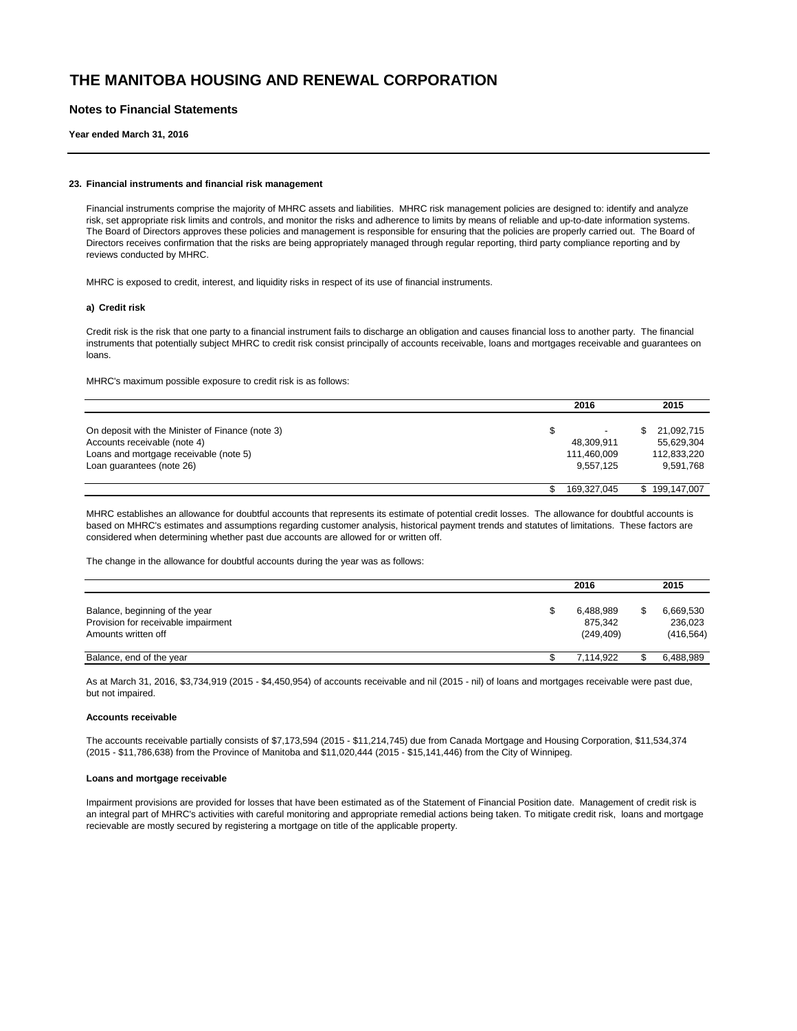# THE MANITOBA HOUSING AND RENEWAL CORPORATION

## Notes to Financial Statements

**Year ended March 31, 2016**

**23. Financial instruments and financial risk management**

Financial instruments comprise the majority of MHRC assets and liabilities. MHRC risk management policies are designed to: identify and analyze risk, set appropriate risk limits and controls, and monitor the risks and adherence to limits by means of reliable and up-to-date information systems. The Board of Directors approves these policies and management is responsible for ensuring that the policies are properly carried out. The Board of Directors receives confirmation that the risks are being appropriately managed through regular reporting, third party compliance reporting and by reviews conducted by MHRC.

MHRC is exposed to credit, interest, and liquidity risks in respect of its use of financial instruments.

**a) Credit risk**

Credit risk is the risk that one party to a financial instrument fails to discharge an obligation and causes financial loss to another party. The financial instruments that potentially subject MHRC to credit risk consist principally of accounts receivable, loans and mortgages receivable and guarantees on loans.

MHRC's maximum possible exposure to credit risk is as follows:

| | 2016 | 2015 |
|---|---|---|
| On deposit with the Minister of Finance (note 3) | $ - | $ 21,092,715 |
| Accounts receivable (note 4) | 48,309,911 | 55,629,304 |
| Loans and mortgage receivable (note 5) | 111,460,009 | 112,833,220 |
| Loan guarantees (note 26) | 9,557,125 | 9,591,768 |
| | $ 169,327,045 | $ 199,147,007 |

MHRC establishes an allowance for doubtful accounts that represents its estimate of potential credit losses. The allowance for doubtful accounts is based on MHRC's estimates and assumptions regarding customer analysis, historical payment trends and statutes of limitations. These factors are considered when determining whether past due accounts are allowed for or written off.

The change in the allowance for doubtful accounts during the year was as follows:

| | 2016 | 2015 |
|---|---|---|
| Balance, beginning of the year | $ 6,488,989 | $ 6,669,530 |
| Provision for receivable impairment | 875,342 | 236,023 |
| Amounts written off | (249,409) | (416,564) |
| Balance, end of the year | $ 7,114,922 | $ 6,488,989 |

As at March 31, 2016, $3,734,919 (2015 - $4,450,954) of accounts receivable and nil (2015 - nil) of loans and mortgages receivable were past due, but not impaired.

**Accounts receivable**

The accounts receivable partially consists of $7,173,594 (2015 - $11,214,745) due from Canada Mortgage and Housing Corporation, $11,534,374 (2015 - $11,786,638) from the Province of Manitoba and $11,020,444 (2015 - $15,141,446) from the City of Winnipeg.

**Loans and mortgage receivable**

Impairment provisions are provided for losses that have been estimated as of the Statement of Financial Position date. Management of credit risk is an integral part of MHRC's activities with careful monitoring and appropriate remedial actions being taken. To mitigate credit risk, loans and mortgage recievable are mostly secured by registering a mortgage on title of the applicable property.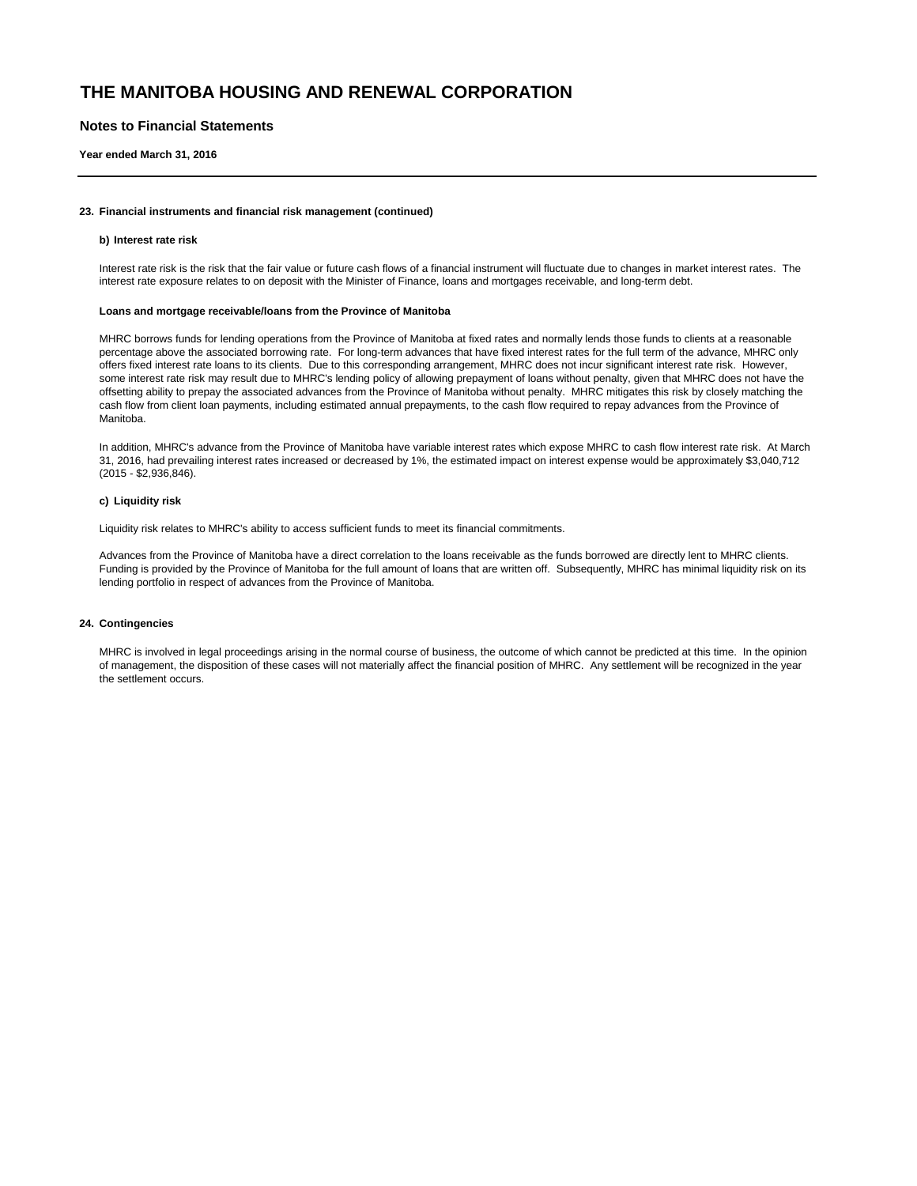# THE MANITOBA HOUSING AND RENEWAL CORPORATION

## Notes to Financial Statements

**Year ended March 31, 2016**

**23. Financial instruments and financial risk management (continued)**

**b) Interest rate risk**

Interest rate risk is the risk that the fair value or future cash flows of a financial instrument will fluctuate due to changes in market interest rates. The interest rate exposure relates to on deposit with the Minister of Finance, loans and mortgages receivable, and long-term debt.

**Loans and mortgage receivable/loans from the Province of Manitoba**

MHRC borrows funds for lending operations from the Province of Manitoba at fixed rates and normally lends those funds to clients at a reasonable percentage above the associated borrowing rate. For long-term advances that have fixed interest rates for the full term of the advance, MHRC only offers fixed interest rate loans to its clients. Due to this corresponding arrangement, MHRC does not incur significant interest rate risk. However, some interest rate risk may result due to MHRC's lending policy of allowing prepayment of loans without penalty, given that MHRC does not have the offsetting ability to prepay the associated advances from the Province of Manitoba without penalty. MHRC mitigates this risk by closely matching the cash flow from client loan payments, including estimated annual prepayments, to the cash flow required to repay advances from the Province of Manitoba.

In addition, MHRC's advance from the Province of Manitoba have variable interest rates which expose MHRC to cash flow interest rate risk. At March 31, 2016, had prevailing interest rates increased or decreased by 1%, the estimated impact on interest expense would be approximately $3,040,712 (2015 - $2,936,846).

**c) Liquidity risk**

Liquidity risk relates to MHRC's ability to access sufficient funds to meet its financial commitments.

Advances from the Province of Manitoba have a direct correlation to the loans receivable as the funds borrowed are directly lent to MHRC clients. Funding is provided by the Province of Manitoba for the full amount of loans that are written off. Subsequently, MHRC has minimal liquidity risk on its lending portfolio in respect of advances from the Province of Manitoba.

**24. Contingencies**

MHRC is involved in legal proceedings arising in the normal course of business, the outcome of which cannot be predicted at this time. In the opinion of management, the disposition of these cases will not materially affect the financial position of MHRC. Any settlement will be recognized in the year the settlement occurs.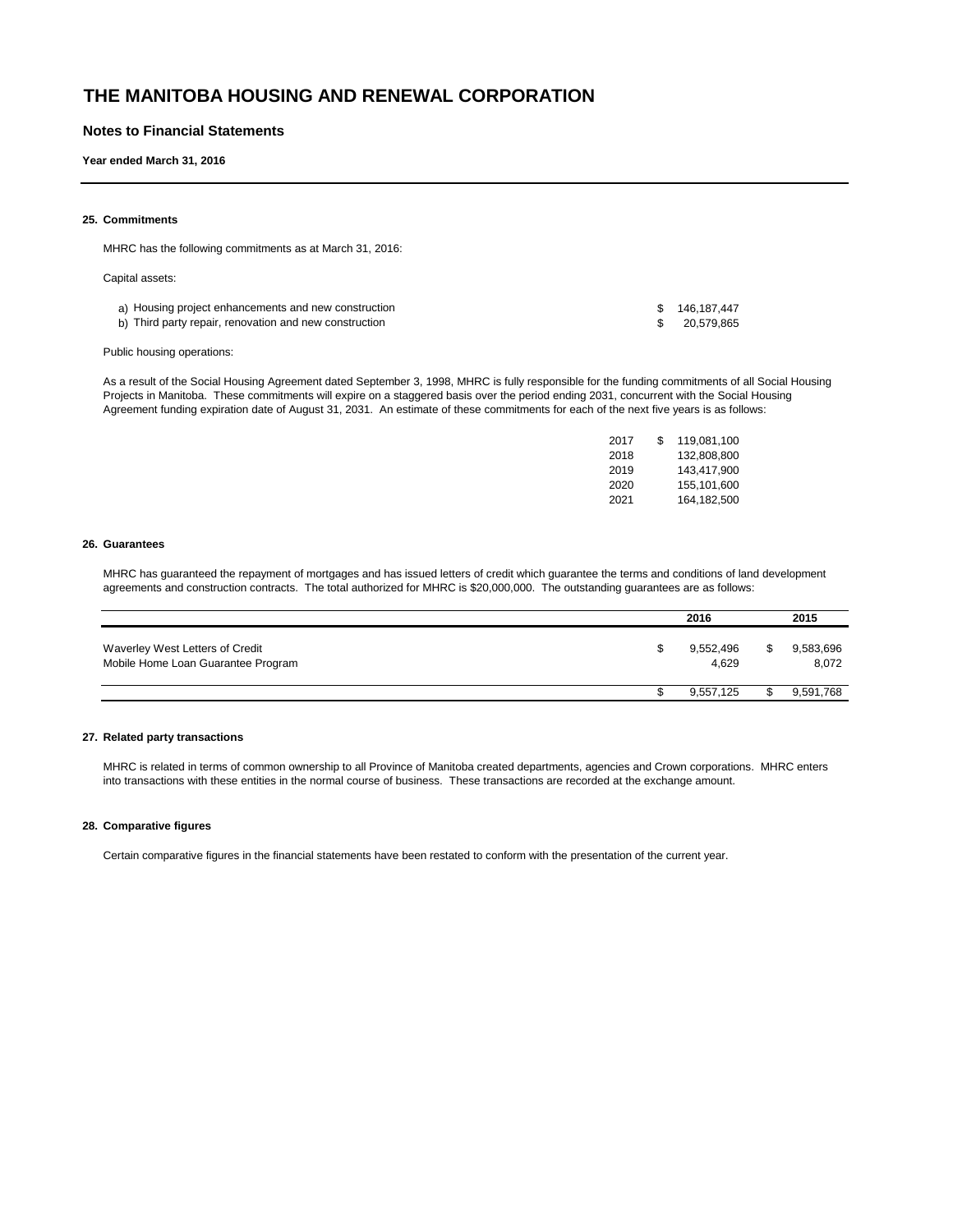# THE MANITOBA HOUSING AND RENEWAL CORPORATION

## Notes to Financial Statements

**Year ended March 31, 2016**

### 25. Commitments

MHRC has the following commitments as at March 31, 2016:

Capital assets:

| | | |
|---|---|---|
| a) Housing project enhancements and new construction | $ | 146,187,447 |
| b) Third party repair, renovation and new construction | $ | 20,579,865 |

Public housing operations:

As a result of the Social Housing Agreement dated September 3, 1998, MHRC is fully responsible for the funding commitments of all Social Housing Projects in Manitoba. These commitments will expire on a staggered basis over the period ending 2031, concurrent with the Social Housing Agreement funding expiration date of August 31, 2031. An estimate of these commitments for each of the next five years is as follows:

| | | |
|---|---|---|
| 2017 | $ | 119,081,100 |
| 2018 | | 132,808,800 |
| 2019 | | 143,417,900 |
| 2020 | | 155,101,600 |
| 2021 | | 164,182,500 |

### 26. Guarantees

MHRC has guaranteed the repayment of mortgages and has issued letters of credit which guarantee the terms and conditions of land development agreements and construction contracts. The total authorized for MHRC is $20,000,000. The outstanding guarantees are as follows:

| | 2016 | 2015 |
|---|---|---|
| Waverley West Letters of Credit | $ 9,552,496 | $ 9,583,696 |
| Mobile Home Loan Guarantee Program | 4,629 | 8,072 |
| | $ 9,557,125 | $ 9,591,768 |

### 27. Related party transactions

MHRC is related in terms of common ownership to all Province of Manitoba created departments, agencies and Crown corporations. MHRC enters into transactions with these entities in the normal course of business. These transactions are recorded at the exchange amount.

### 28. Comparative figures

Certain comparative figures in the financial statements have been restated to conform with the presentation of the current year.